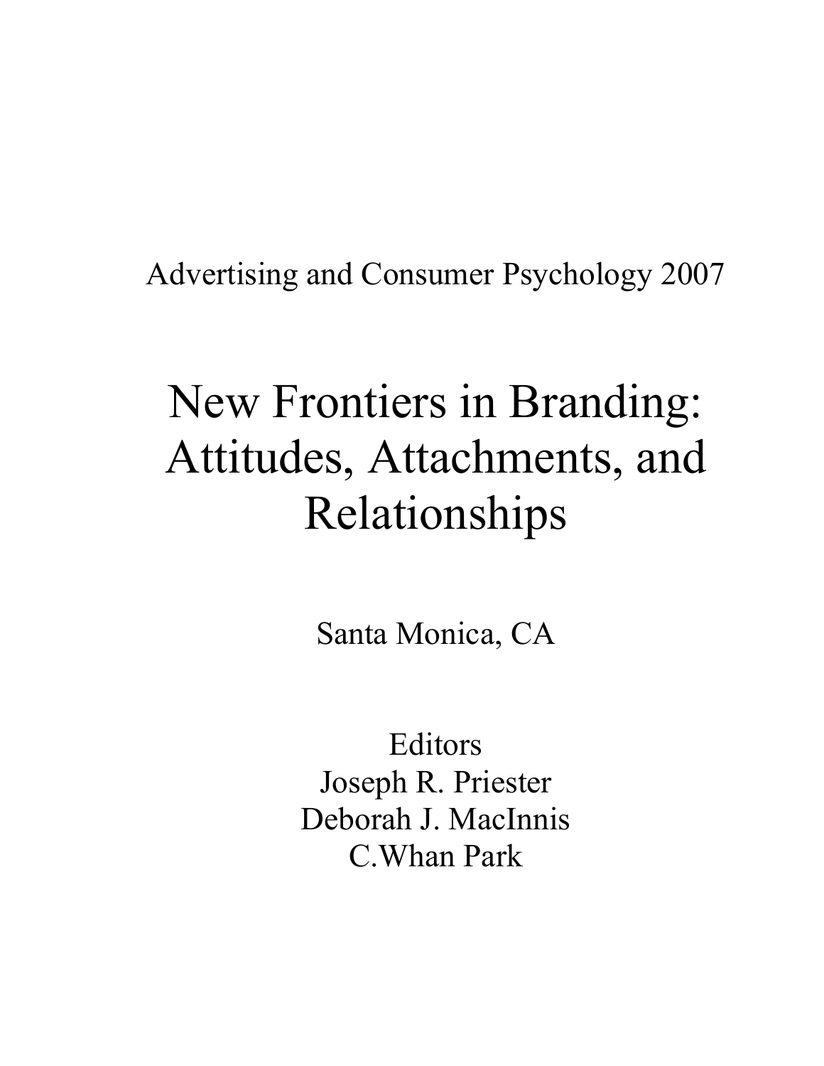Advertising and Consumer Psychology 2007

# New Frontiers in Branding: Attitudes, Attachments, and Relationships

Santa Monica, CA

Editors
Joseph R. Priester
Deborah J. MacInnis
C.Whan Park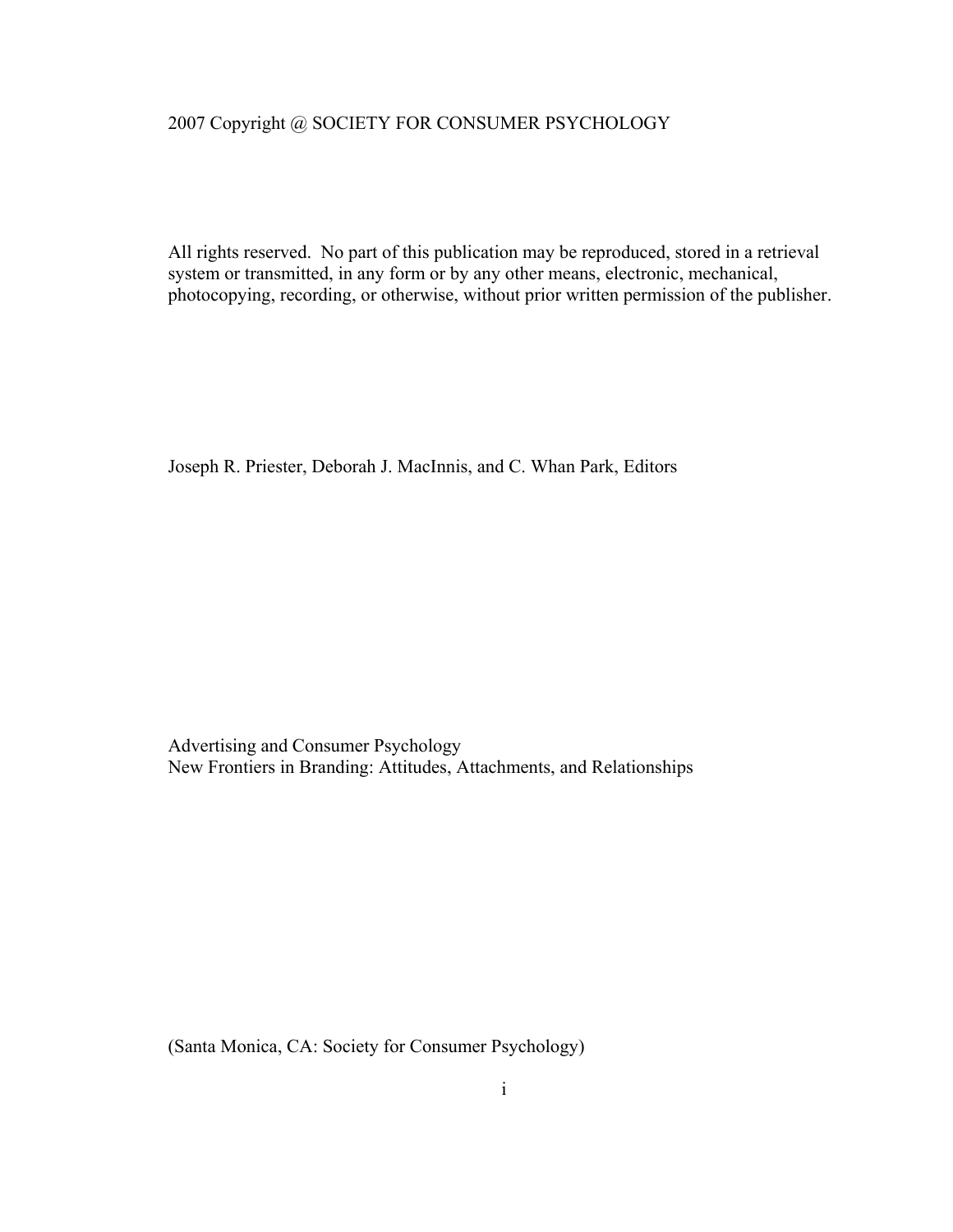2007 Copyright @ SOCIETY FOR CONSUMER PSYCHOLOGY

All rights reserved. No part of this publication may be reproduced, stored in a retrieval system or transmitted, in any form or by any other means, electronic, mechanical, photocopying, recording, or otherwise, without prior written permission of the publisher.

Joseph R. Priester, Deborah J. MacInnis, and C. Whan Park, Editors

Advertising and Consumer Psychology
New Frontiers in Branding: Attitudes, Attachments, and Relationships

(Santa Monica, CA: Society for Consumer Psychology)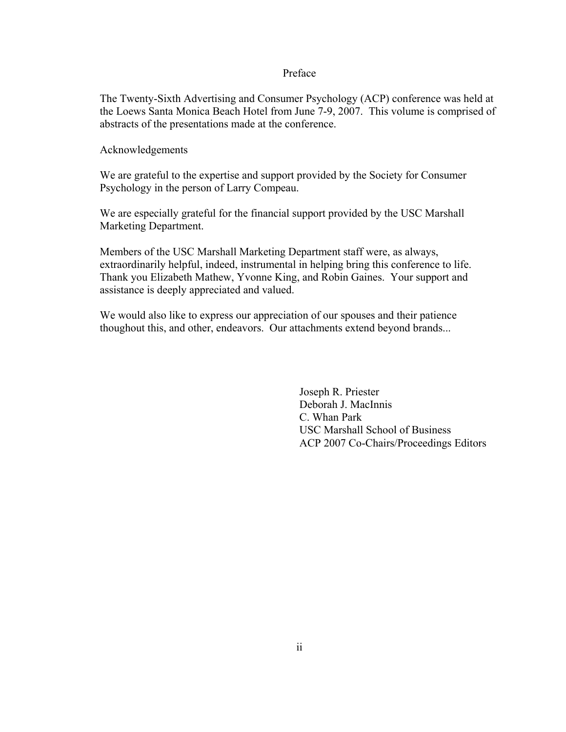# Preface

The Twenty-Sixth Advertising and Consumer Psychology (ACP) conference was held at the Loews Santa Monica Beach Hotel from June 7-9, 2007. This volume is comprised of abstracts of the presentations made at the conference.

## Acknowledgements

We are grateful to the expertise and support provided by the Society for Consumer Psychology in the person of Larry Compeau.

We are especially grateful for the financial support provided by the USC Marshall Marketing Department.

Members of the USC Marshall Marketing Department staff were, as always, extraordinarily helpful, indeed, instrumental in helping bring this conference to life. Thank you Elizabeth Mathew, Yvonne King, and Robin Gaines. Your support and assistance is deeply appreciated and valued.

We would also like to express our appreciation of our spouses and their patience thoughout this, and other, endeavors. Our attachments extend beyond brands...

Joseph R. Priester
Deborah J. MacInnis
C. Whan Park
USC Marshall School of Business
ACP 2007 Co-Chairs/Proceedings Editors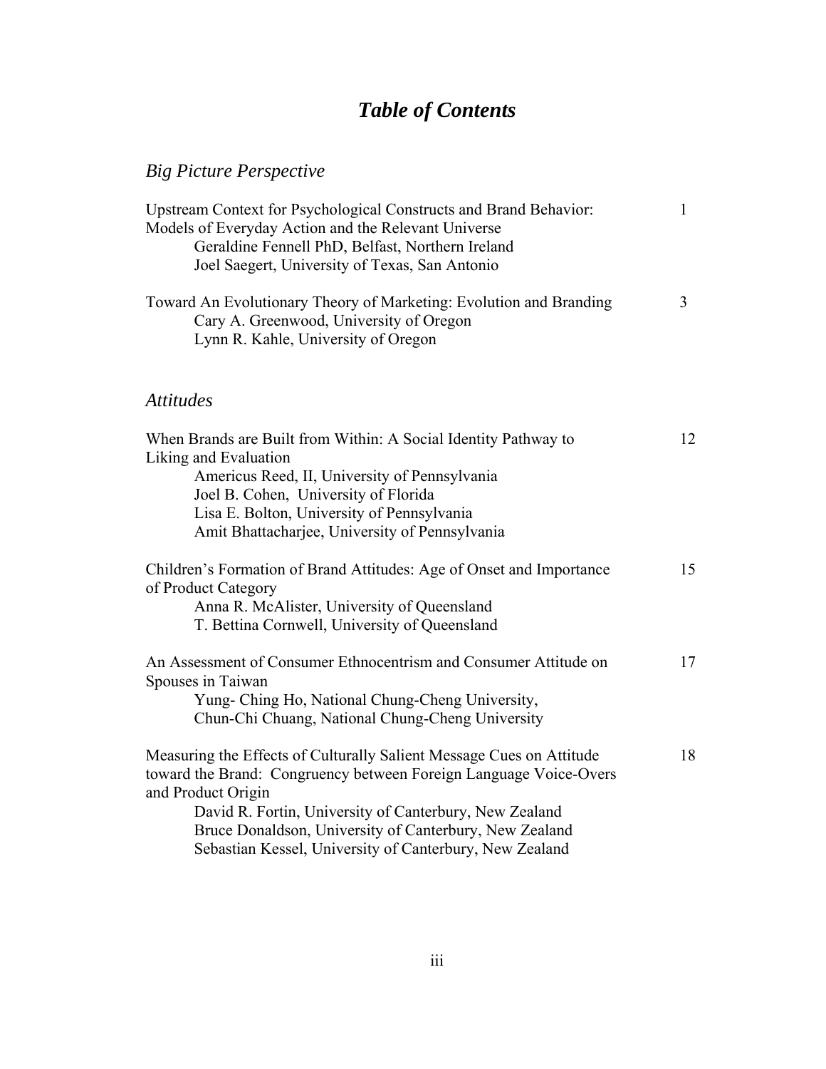# *Table of Contents*

## *Big Picture Perspective*

Upstream Context for Psychological Constructs and Brand Behavior: Models of Everyday Action and the Relevant Universe 1
Geraldine Fennell PhD, Belfast, Northern Ireland
Joel Saegert, University of Texas, San Antonio

Toward An Evolutionary Theory of Marketing: Evolution and Branding 3
Cary A. Greenwood, University of Oregon
Lynn R. Kahle, University of Oregon

## *Attitudes*

When Brands are Built from Within: A Social Identity Pathway to Liking and Evaluation 12
Americus Reed, II, University of Pennsylvania
Joel B. Cohen, University of Florida
Lisa E. Bolton, University of Pennsylvania
Amit Bhattacharjee, University of Pennsylvania

Children's Formation of Brand Attitudes: Age of Onset and Importance of Product Category 15
Anna R. McAlister, University of Queensland
T. Bettina Cornwell, University of Queensland

An Assessment of Consumer Ethnocentrism and Consumer Attitude on Spouses in Taiwan 17
Yung- Ching Ho, National Chung-Cheng University,
Chun-Chi Chuang, National Chung-Cheng University

Measuring the Effects of Culturally Salient Message Cues on Attitude toward the Brand: Congruency between Foreign Language Voice-Overs and Product Origin 18
David R. Fortin, University of Canterbury, New Zealand
Bruce Donaldson, University of Canterbury, New Zealand
Sebastian Kessel, University of Canterbury, New Zealand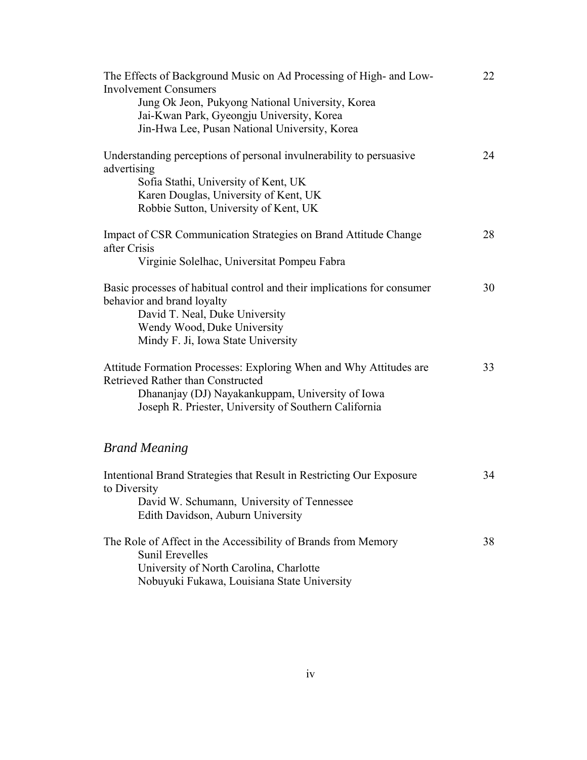The Effects of Background Music on Ad Processing of High- and Low-Involvement Consumers — 22
Jung Ok Jeon, Pukyong National University, Korea
Jai-Kwan Park, Gyeongju University, Korea
Jin-Hwa Lee, Pusan National University, Korea

Understanding perceptions of personal invulnerability to persuasive advertising — 24
Sofia Stathi, University of Kent, UK
Karen Douglas, University of Kent, UK
Robbie Sutton, University of Kent, UK

Impact of CSR Communication Strategies on Brand Attitude Change after Crisis — 28
Virginie Solelhac, Universitat Pompeu Fabra

Basic processes of habitual control and their implications for consumer behavior and brand loyalty — 30
David T. Neal, Duke University
Wendy Wood, Duke University
Mindy F. Ji, Iowa State University

Attitude Formation Processes: Exploring When and Why Attitudes are Retrieved Rather than Constructed — 33
Dhananjay (DJ) Nayakankuppam, University of Iowa
Joseph R. Priester, University of Southern California

## *Brand Meaning*

Intentional Brand Strategies that Result in Restricting Our Exposure to Diversity — 34
David W. Schumann, University of Tennessee
Edith Davidson, Auburn University

The Role of Affect in the Accessibility of Brands from Memory — 38
Sunil Erevelles
University of North Carolina, Charlotte
Nobuyuki Fukawa, Louisiana State University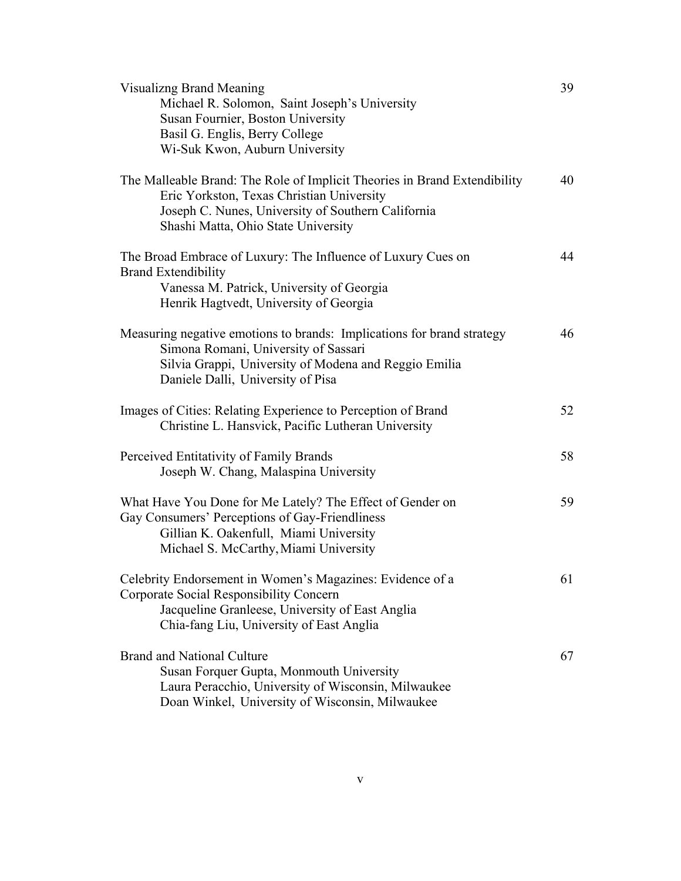Visualizng Brand Meaning — 39
Michael R. Solomon, Saint Joseph's University
Susan Fournier, Boston University
Basil G. Englis, Berry College
Wi-Suk Kwon, Auburn University

The Malleable Brand: The Role of Implicit Theories in Brand Extendibility — 40
Eric Yorkston, Texas Christian University
Joseph C. Nunes, University of Southern California
Shashi Matta, Ohio State University

The Broad Embrace of Luxury: The Influence of Luxury Cues on Brand Extendibility — 44
Vanessa M. Patrick, University of Georgia
Henrik Hagtvedt, University of Georgia

Measuring negative emotions to brands: Implications for brand strategy — 46
Simona Romani, University of Sassari
Silvia Grappi, University of Modena and Reggio Emilia
Daniele Dalli, University of Pisa

Images of Cities: Relating Experience to Perception of Brand — 52
Christine L. Hansvick, Pacific Lutheran University

Perceived Entitativity of Family Brands — 58
Joseph W. Chang, Malaspina University

What Have You Done for Me Lately? The Effect of Gender on Gay Consumers' Perceptions of Gay-Friendliness — 59
Gillian K. Oakenfull, Miami University
Michael S. McCarthy, Miami University

Celebrity Endorsement in Women's Magazines: Evidence of a Corporate Social Responsibility Concern — 61
Jacqueline Granleese, University of East Anglia
Chia-fang Liu, University of East Anglia

Brand and National Culture — 67
Susan Forquer Gupta, Monmouth University
Laura Peracchio, University of Wisconsin, Milwaukee
Doan Winkel, University of Wisconsin, Milwaukee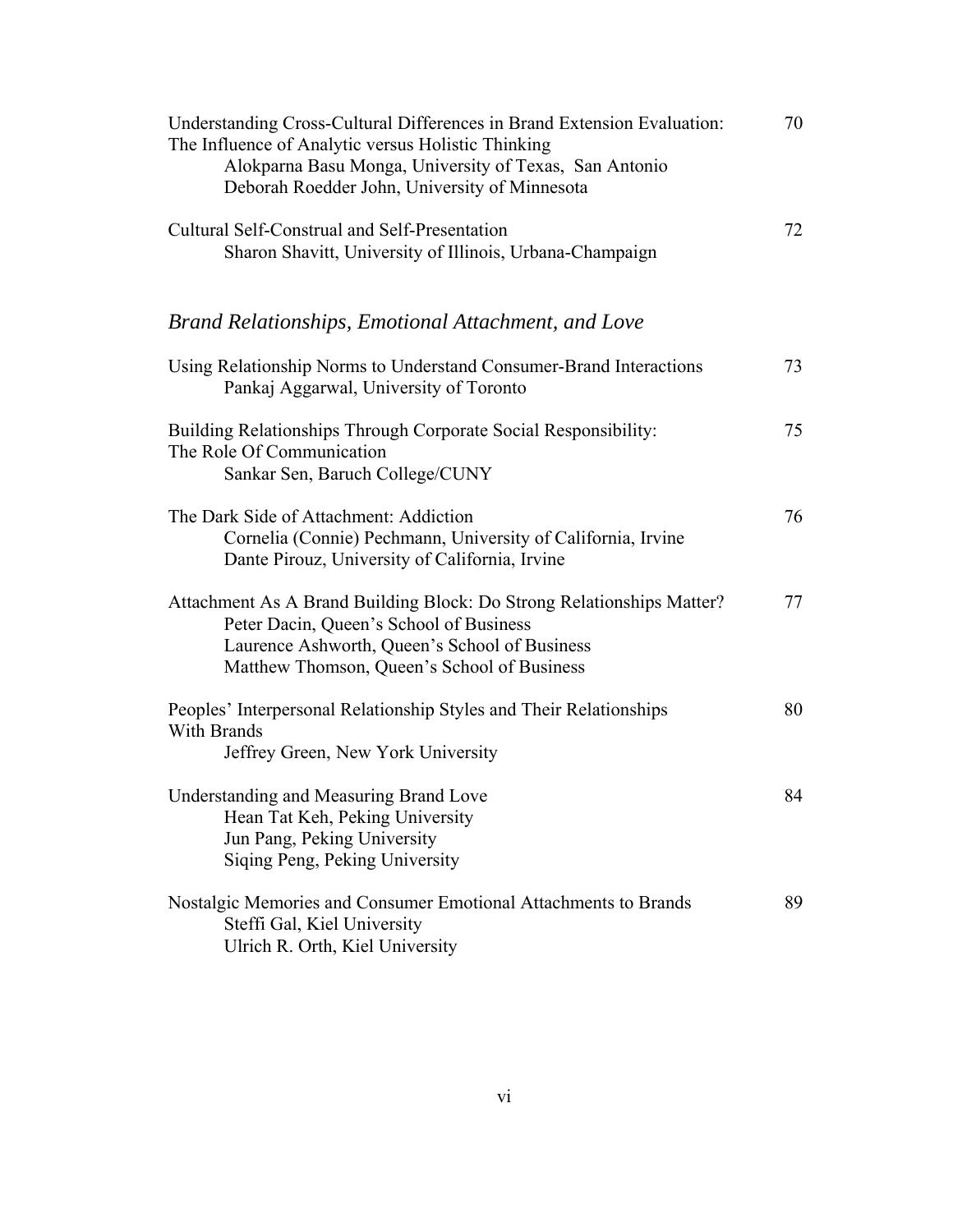Understanding Cross-Cultural Differences in Brand Extension Evaluation: The Influence of Analytic versus Holistic Thinking — 70
Alokparna Basu Monga, University of Texas, San Antonio
Deborah Roedder John, University of Minnesota

Cultural Self-Construal and Self-Presentation — 72
Sharon Shavitt, University of Illinois, Urbana-Champaign

## *Brand Relationships, Emotional Attachment, and Love*

Using Relationship Norms to Understand Consumer-Brand Interactions — 73
Pankaj Aggarwal, University of Toronto

Building Relationships Through Corporate Social Responsibility: The Role Of Communication — 75
Sankar Sen, Baruch College/CUNY

The Dark Side of Attachment: Addiction — 76
Cornelia (Connie) Pechmann, University of California, Irvine
Dante Pirouz, University of California, Irvine

Attachment As A Brand Building Block: Do Strong Relationships Matter? — 77
Peter Dacin, Queen's School of Business
Laurence Ashworth, Queen's School of Business
Matthew Thomson, Queen's School of Business

Peoples' Interpersonal Relationship Styles and Their Relationships With Brands — 80
Jeffrey Green, New York University

Understanding and Measuring Brand Love — 84
Hean Tat Keh, Peking University
Jun Pang, Peking University
Siqing Peng, Peking University

Nostalgic Memories and Consumer Emotional Attachments to Brands — 89
Steffi Gal, Kiel University
Ulrich R. Orth, Kiel University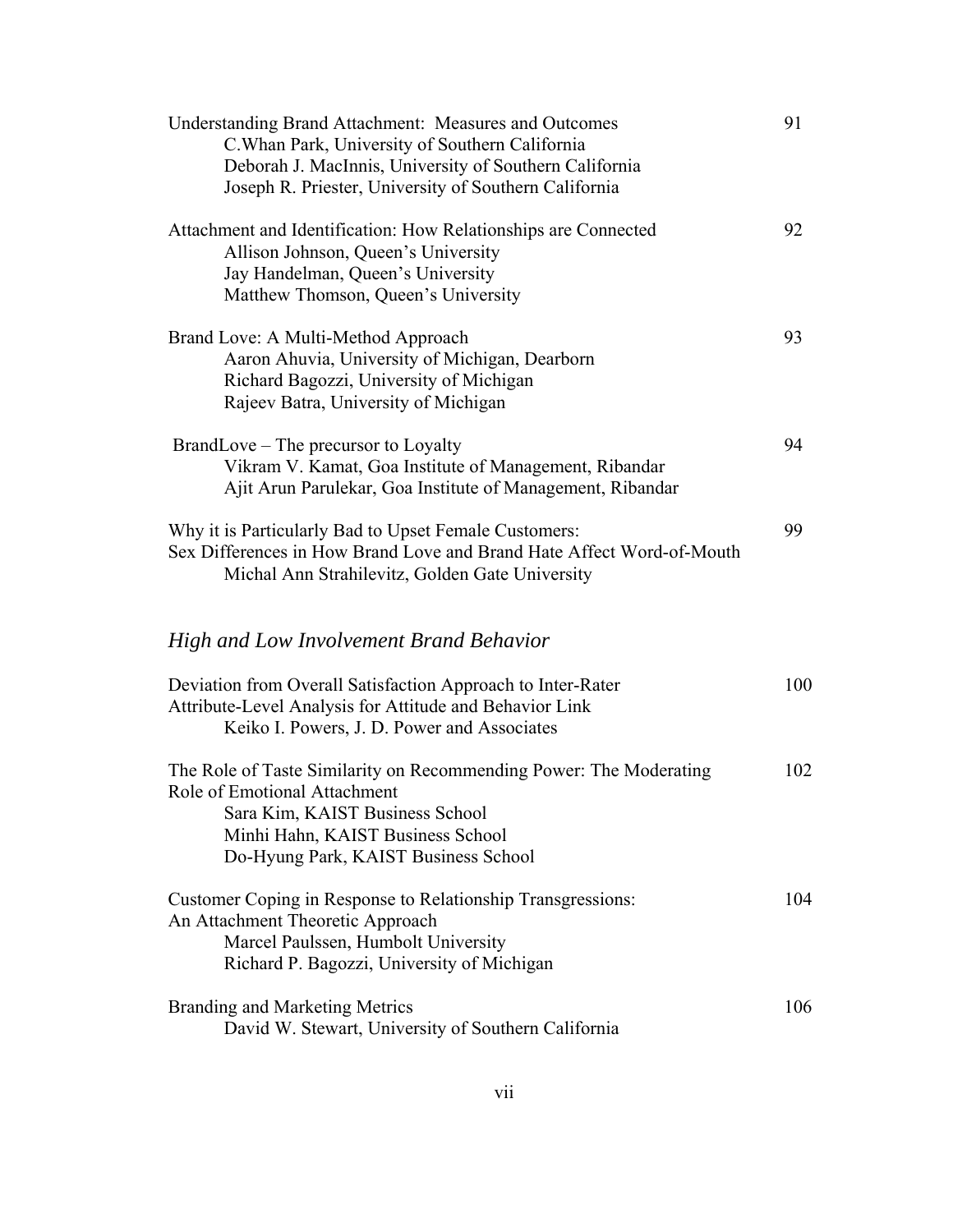Understanding Brand Attachment: Measures and Outcomes 91
C.Whan Park, University of Southern California
Deborah J. MacInnis, University of Southern California
Joseph R. Priester, University of Southern California

Attachment and Identification: How Relationships are Connected 92
Allison Johnson, Queen's University
Jay Handelman, Queen's University
Matthew Thomson, Queen's University

Brand Love: A Multi-Method Approach 93
Aaron Ahuvia, University of Michigan, Dearborn
Richard Bagozzi, University of Michigan
Rajeev Batra, University of Michigan

BrandLove – The precursor to Loyalty 94
Vikram V. Kamat, Goa Institute of Management, Ribandar
Ajit Arun Parulekar, Goa Institute of Management, Ribandar

Why it is Particularly Bad to Upset Female Customers:
Sex Differences in How Brand Love and Brand Hate Affect Word-of-Mouth 99
Michal Ann Strahilevitz, Golden Gate University

## *High and Low Involvement Brand Behavior*

Deviation from Overall Satisfaction Approach to Inter-Rater
Attribute-Level Analysis for Attitude and Behavior Link 100
Keiko I. Powers, J. D. Power and Associates

The Role of Taste Similarity on Recommending Power: The Moderating
Role of Emotional Attachment 102
Sara Kim, KAIST Business School
Minhi Hahn, KAIST Business School
Do-Hyung Park, KAIST Business School

Customer Coping in Response to Relationship Transgressions:
An Attachment Theoretic Approach 104
Marcel Paulssen, Humbolt University
Richard P. Bagozzi, University of Michigan

Branding and Marketing Metrics 106
David W. Stewart, University of Southern California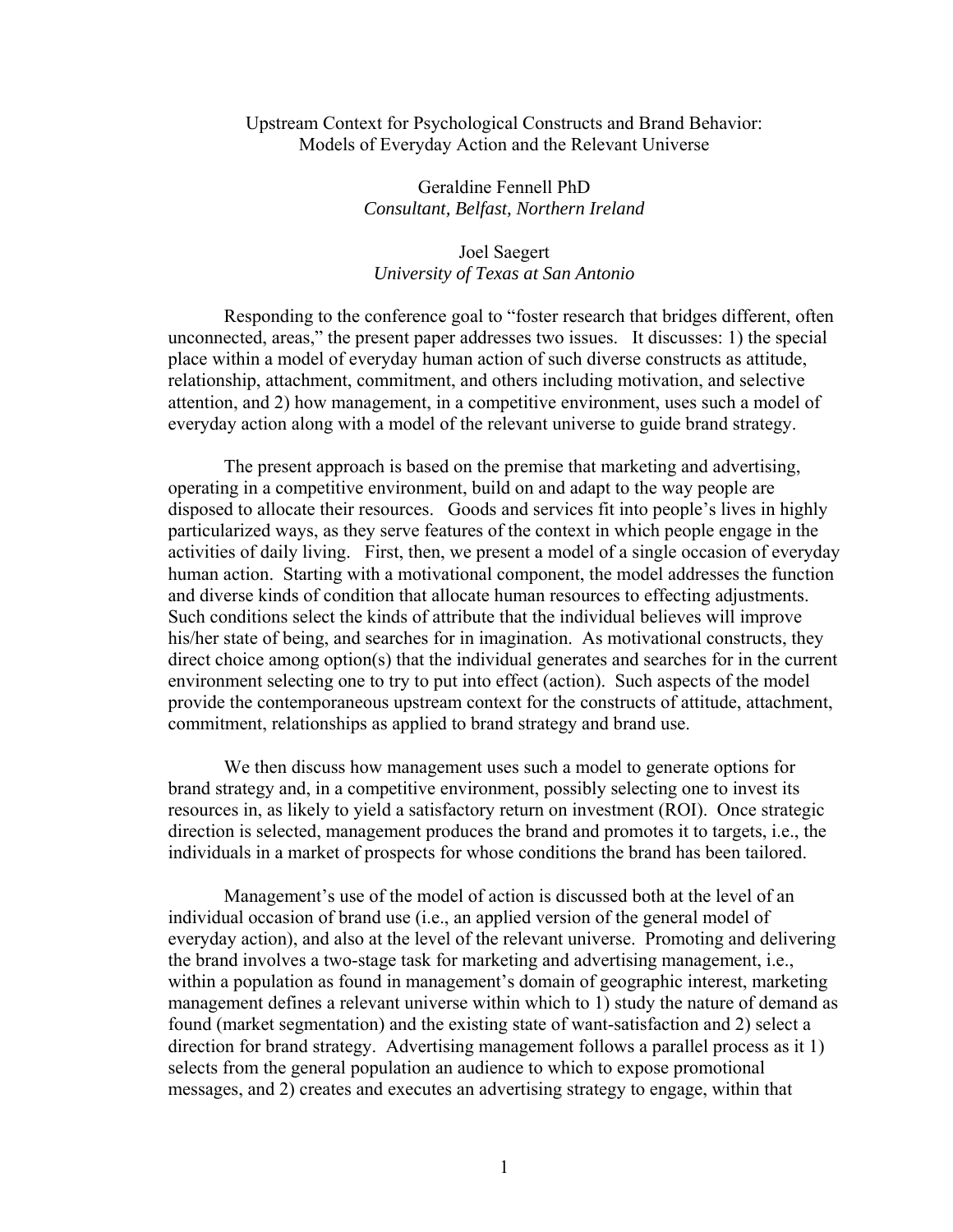# Upstream Context for Psychological Constructs and Brand Behavior: Models of Everyday Action and the Relevant Universe

Geraldine Fennell PhD
*Consultant, Belfast, Northern Ireland*

Joel Saegert
*University of Texas at San Antonio*

Responding to the conference goal to "foster research that bridges different, often unconnected, areas," the present paper addresses two issues. It discusses: 1) the special place within a model of everyday human action of such diverse constructs as attitude, relationship, attachment, commitment, and others including motivation, and selective attention, and 2) how management, in a competitive environment, uses such a model of everyday action along with a model of the relevant universe to guide brand strategy.

The present approach is based on the premise that marketing and advertising, operating in a competitive environment, build on and adapt to the way people are disposed to allocate their resources. Goods and services fit into people's lives in highly particularized ways, as they serve features of the context in which people engage in the activities of daily living. First, then, we present a model of a single occasion of everyday human action. Starting with a motivational component, the model addresses the function and diverse kinds of condition that allocate human resources to effecting adjustments. Such conditions select the kinds of attribute that the individual believes will improve his/her state of being, and searches for in imagination. As motivational constructs, they direct choice among option(s) that the individual generates and searches for in the current environment selecting one to try to put into effect (action). Such aspects of the model provide the contemporaneous upstream context for the constructs of attitude, attachment, commitment, relationships as applied to brand strategy and brand use.

We then discuss how management uses such a model to generate options for brand strategy and, in a competitive environment, possibly selecting one to invest its resources in, as likely to yield a satisfactory return on investment (ROI). Once strategic direction is selected, management produces the brand and promotes it to targets, i.e., the individuals in a market of prospects for whose conditions the brand has been tailored.

Management's use of the model of action is discussed both at the level of an individual occasion of brand use (i.e., an applied version of the general model of everyday action), and also at the level of the relevant universe. Promoting and delivering the brand involves a two-stage task for marketing and advertising management, i.e., within a population as found in management's domain of geographic interest, marketing management defines a relevant universe within which to 1) study the nature of demand as found (market segmentation) and the existing state of want-satisfaction and 2) select a direction for brand strategy. Advertising management follows a parallel process as it 1) selects from the general population an audience to which to expose promotional messages, and 2) creates and executes an advertising strategy to engage, within that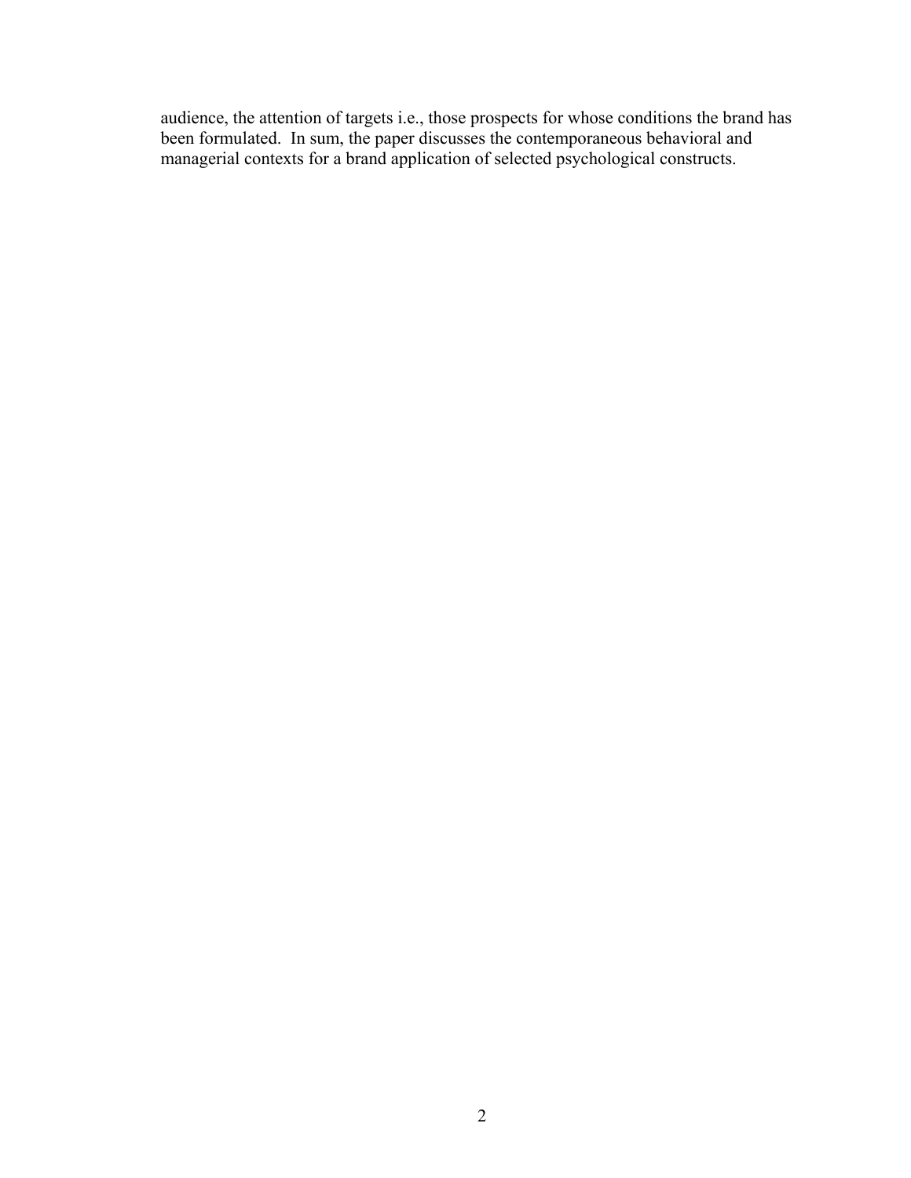audience, the attention of targets i.e., those prospects for whose conditions the brand has been formulated. In sum, the paper discusses the contemporaneous behavioral and managerial contexts for a brand application of selected psychological constructs.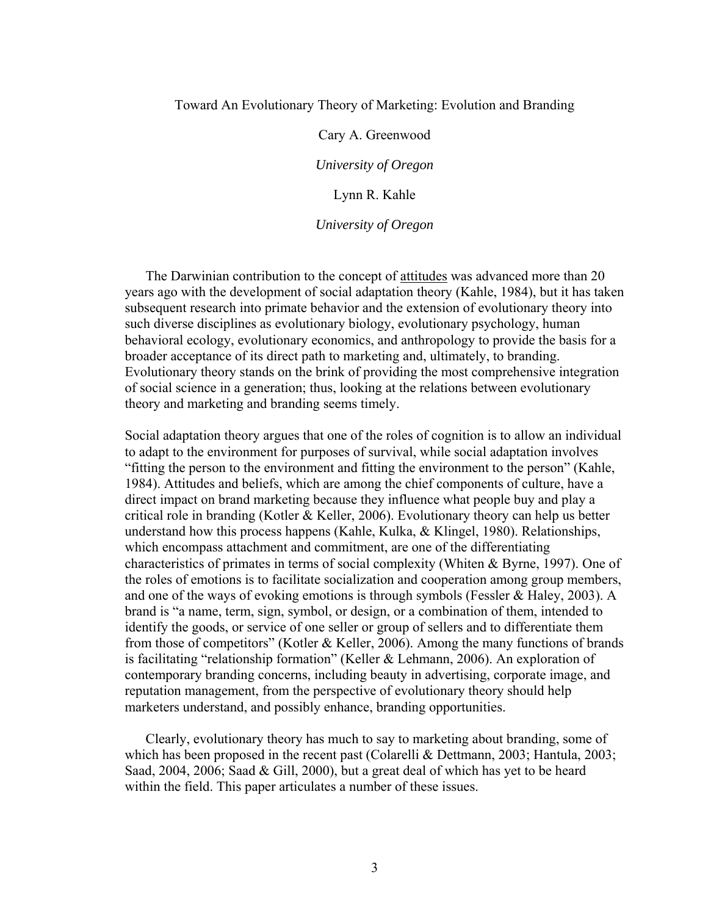# Toward An Evolutionary Theory of Marketing: Evolution and Branding

Cary A. Greenwood

*University of Oregon*

Lynn R. Kahle

*University of Oregon*

The Darwinian contribution to the concept of attitudes was advanced more than 20 years ago with the development of social adaptation theory (Kahle, 1984), but it has taken subsequent research into primate behavior and the extension of evolutionary theory into such diverse disciplines as evolutionary biology, evolutionary psychology, human behavioral ecology, evolutionary economics, and anthropology to provide the basis for a broader acceptance of its direct path to marketing and, ultimately, to branding. Evolutionary theory stands on the brink of providing the most comprehensive integration of social science in a generation; thus, looking at the relations between evolutionary theory and marketing and branding seems timely.

Social adaptation theory argues that one of the roles of cognition is to allow an individual to adapt to the environment for purposes of survival, while social adaptation involves "fitting the person to the environment and fitting the environment to the person" (Kahle, 1984). Attitudes and beliefs, which are among the chief components of culture, have a direct impact on brand marketing because they influence what people buy and play a critical role in branding (Kotler & Keller, 2006). Evolutionary theory can help us better understand how this process happens (Kahle, Kulka, & Klingel, 1980). Relationships, which encompass attachment and commitment, are one of the differentiating characteristics of primates in terms of social complexity (Whiten & Byrne, 1997). One of the roles of emotions is to facilitate socialization and cooperation among group members, and one of the ways of evoking emotions is through symbols (Fessler & Haley, 2003). A brand is "a name, term, sign, symbol, or design, or a combination of them, intended to identify the goods, or service of one seller or group of sellers and to differentiate them from those of competitors" (Kotler & Keller, 2006). Among the many functions of brands is facilitating "relationship formation" (Keller & Lehmann, 2006). An exploration of contemporary branding concerns, including beauty in advertising, corporate image, and reputation management, from the perspective of evolutionary theory should help marketers understand, and possibly enhance, branding opportunities.

Clearly, evolutionary theory has much to say to marketing about branding, some of which has been proposed in the recent past (Colarelli & Dettmann, 2003; Hantula, 2003; Saad, 2004, 2006; Saad & Gill, 2000), but a great deal of which has yet to be heard within the field. This paper articulates a number of these issues.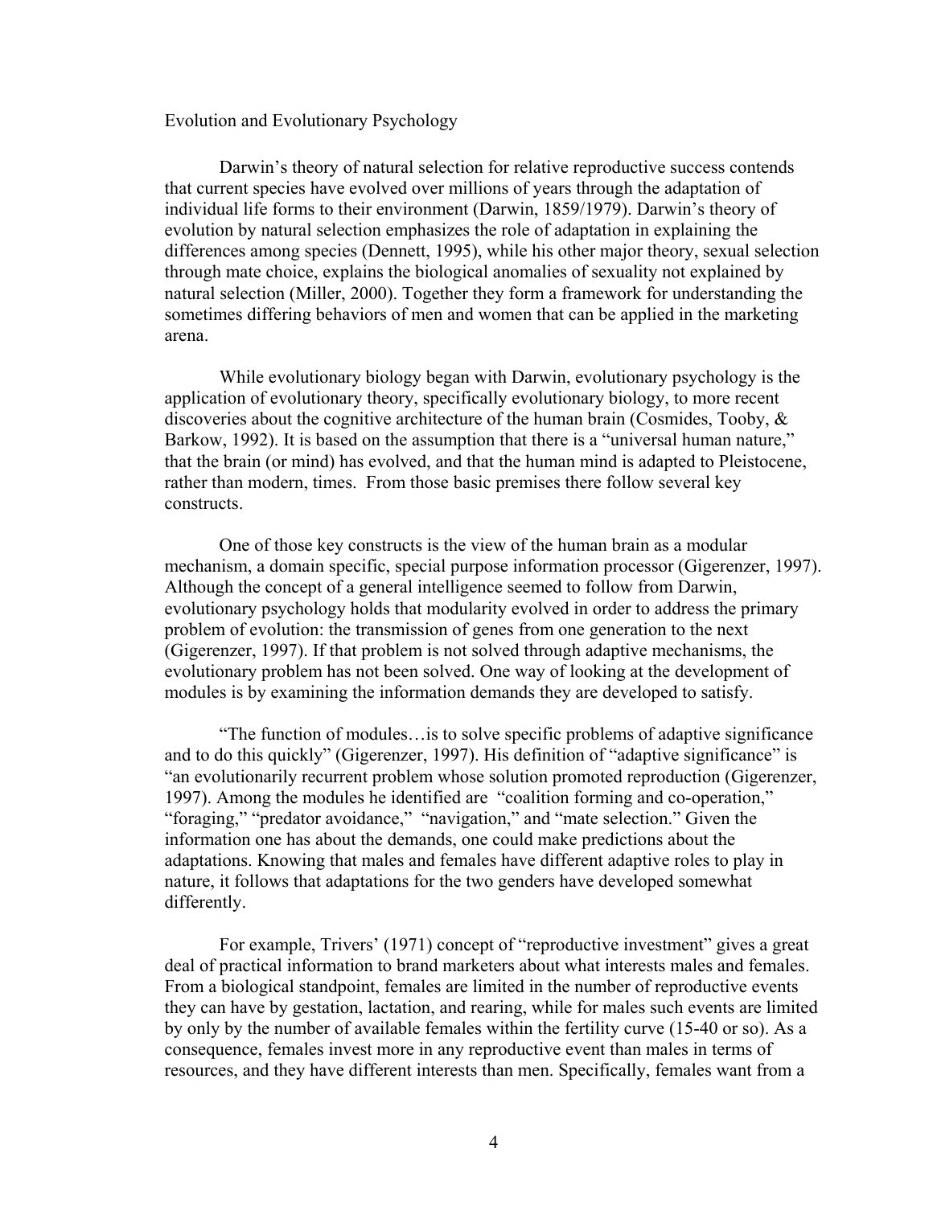## Evolution and Evolutionary Psychology

Darwin's theory of natural selection for relative reproductive success contends that current species have evolved over millions of years through the adaptation of individual life forms to their environment (Darwin, 1859/1979). Darwin's theory of evolution by natural selection emphasizes the role of adaptation in explaining the differences among species (Dennett, 1995), while his other major theory, sexual selection through mate choice, explains the biological anomalies of sexuality not explained by natural selection (Miller, 2000). Together they form a framework for understanding the sometimes differing behaviors of men and women that can be applied in the marketing arena.

While evolutionary biology began with Darwin, evolutionary psychology is the application of evolutionary theory, specifically evolutionary biology, to more recent discoveries about the cognitive architecture of the human brain (Cosmides, Tooby, & Barkow, 1992). It is based on the assumption that there is a "universal human nature," that the brain (or mind) has evolved, and that the human mind is adapted to Pleistocene, rather than modern, times. From those basic premises there follow several key constructs.

One of those key constructs is the view of the human brain as a modular mechanism, a domain specific, special purpose information processor (Gigerenzer, 1997). Although the concept of a general intelligence seemed to follow from Darwin, evolutionary psychology holds that modularity evolved in order to address the primary problem of evolution: the transmission of genes from one generation to the next (Gigerenzer, 1997). If that problem is not solved through adaptive mechanisms, the evolutionary problem has not been solved. One way of looking at the development of modules is by examining the information demands they are developed to satisfy.

"The function of modules…is to solve specific problems of adaptive significance and to do this quickly" (Gigerenzer, 1997). His definition of "adaptive significance" is "an evolutionarily recurrent problem whose solution promoted reproduction (Gigerenzer, 1997). Among the modules he identified are "coalition forming and co-operation," "foraging," "predator avoidance," "navigation," and "mate selection." Given the information one has about the demands, one could make predictions about the adaptations. Knowing that males and females have different adaptive roles to play in nature, it follows that adaptations for the two genders have developed somewhat differently.

For example, Trivers' (1971) concept of "reproductive investment" gives a great deal of practical information to brand marketers about what interests males and females. From a biological standpoint, females are limited in the number of reproductive events they can have by gestation, lactation, and rearing, while for males such events are limited by only by the number of available females within the fertility curve (15-40 or so). As a consequence, females invest more in any reproductive event than males in terms of resources, and they have different interests than men. Specifically, females want from a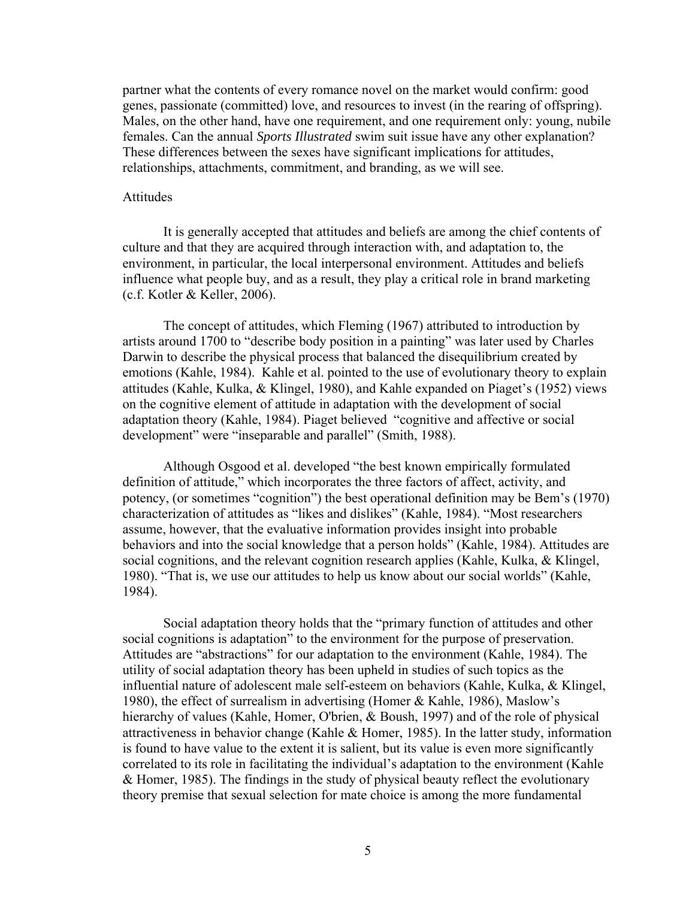partner what the contents of every romance novel on the market would confirm: good genes, passionate (committed) love, and resources to invest (in the rearing of offspring). Males, on the other hand, have one requirement, and one requirement only: young, nubile females. Can the annual *Sports Illustrated* swim suit issue have any other explanation? These differences between the sexes have significant implications for attitudes, relationships, attachments, commitment, and branding, as we will see.

## Attitudes

It is generally accepted that attitudes and beliefs are among the chief contents of culture and that they are acquired through interaction with, and adaptation to, the environment, in particular, the local interpersonal environment. Attitudes and beliefs influence what people buy, and as a result, they play a critical role in brand marketing (c.f. Kotler & Keller, 2006).

The concept of attitudes, which Fleming (1967) attributed to introduction by artists around 1700 to "describe body position in a painting" was later used by Charles Darwin to describe the physical process that balanced the disequilibrium created by emotions (Kahle, 1984). Kahle et al. pointed to the use of evolutionary theory to explain attitudes (Kahle, Kulka, & Klingel, 1980), and Kahle expanded on Piaget's (1952) views on the cognitive element of attitude in adaptation with the development of social adaptation theory (Kahle, 1984). Piaget believed "cognitive and affective or social development" were "inseparable and parallel" (Smith, 1988).

Although Osgood et al. developed "the best known empirically formulated definition of attitude," which incorporates the three factors of affect, activity, and potency, (or sometimes "cognition") the best operational definition may be Bem's (1970) characterization of attitudes as "likes and dislikes" (Kahle, 1984). "Most researchers assume, however, that the evaluative information provides insight into probable behaviors and into the social knowledge that a person holds" (Kahle, 1984). Attitudes are social cognitions, and the relevant cognition research applies (Kahle, Kulka, & Klingel, 1980). "That is, we use our attitudes to help us know about our social worlds" (Kahle, 1984).

Social adaptation theory holds that the "primary function of attitudes and other social cognitions is adaptation" to the environment for the purpose of preservation. Attitudes are "abstractions" for our adaptation to the environment (Kahle, 1984). The utility of social adaptation theory has been upheld in studies of such topics as the influential nature of adolescent male self-esteem on behaviors (Kahle, Kulka, & Klingel, 1980), the effect of surrealism in advertising (Homer & Kahle, 1986), Maslow's hierarchy of values (Kahle, Homer, O'brien, & Boush, 1997) and of the role of physical attractiveness in behavior change (Kahle & Homer, 1985). In the latter study, information is found to have value to the extent it is salient, but its value is even more significantly correlated to its role in facilitating the individual's adaptation to the environment (Kahle & Homer, 1985). The findings in the study of physical beauty reflect the evolutionary theory premise that sexual selection for mate choice is among the more fundamental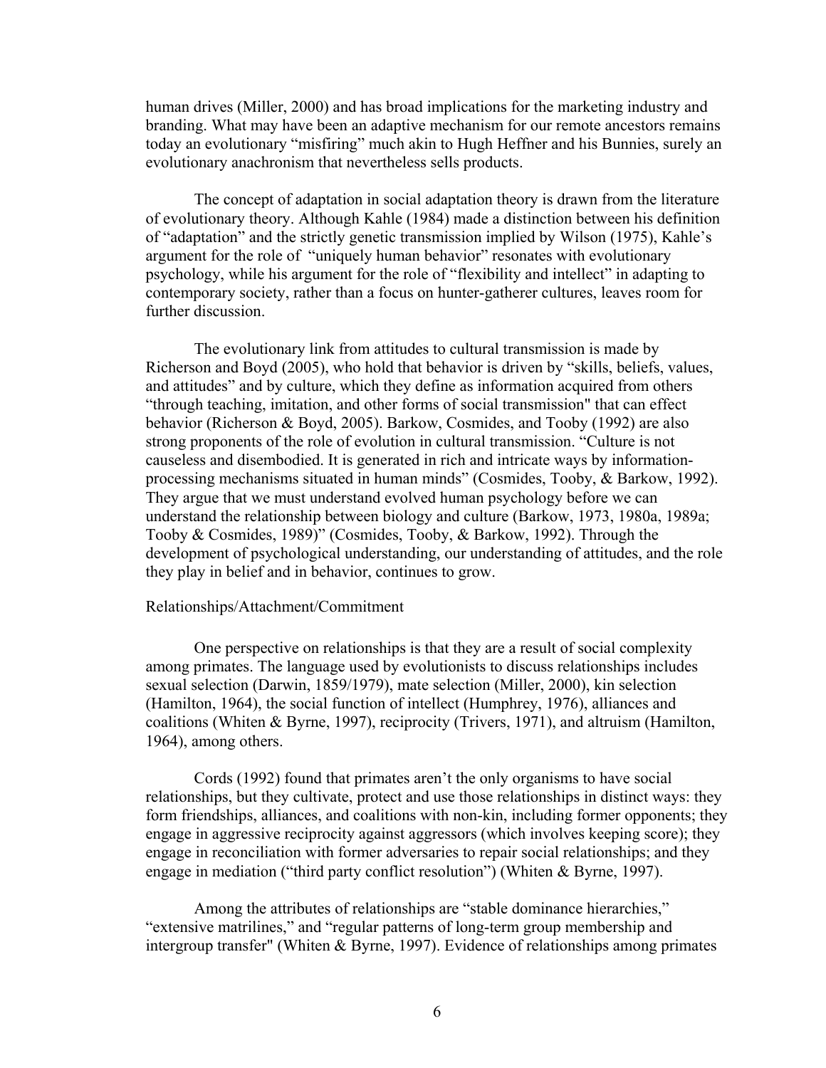human drives (Miller, 2000) and has broad implications for the marketing industry and branding. What may have been an adaptive mechanism for our remote ancestors remains today an evolutionary "misfiring" much akin to Hugh Heffner and his Bunnies, surely an evolutionary anachronism that nevertheless sells products.

The concept of adaptation in social adaptation theory is drawn from the literature of evolutionary theory. Although Kahle (1984) made a distinction between his definition of "adaptation" and the strictly genetic transmission implied by Wilson (1975), Kahle's argument for the role of "uniquely human behavior" resonates with evolutionary psychology, while his argument for the role of "flexibility and intellect" in adapting to contemporary society, rather than a focus on hunter-gatherer cultures, leaves room for further discussion.

The evolutionary link from attitudes to cultural transmission is made by Richerson and Boyd (2005), who hold that behavior is driven by "skills, beliefs, values, and attitudes" and by culture, which they define as information acquired from others "through teaching, imitation, and other forms of social transmission" that can effect behavior (Richerson & Boyd, 2005). Barkow, Cosmides, and Tooby (1992) are also strong proponents of the role of evolution in cultural transmission. "Culture is not causeless and disembodied. It is generated in rich and intricate ways by information-processing mechanisms situated in human minds" (Cosmides, Tooby, & Barkow, 1992). They argue that we must understand evolved human psychology before we can understand the relationship between biology and culture (Barkow, 1973, 1980a, 1989a; Tooby & Cosmides, 1989)" (Cosmides, Tooby, & Barkow, 1992). Through the development of psychological understanding, our understanding of attitudes, and the role they play in belief and in behavior, continues to grow.

Relationships/Attachment/Commitment

One perspective on relationships is that they are a result of social complexity among primates. The language used by evolutionists to discuss relationships includes sexual selection (Darwin, 1859/1979), mate selection (Miller, 2000), kin selection (Hamilton, 1964), the social function of intellect (Humphrey, 1976), alliances and coalitions (Whiten & Byrne, 1997), reciprocity (Trivers, 1971), and altruism (Hamilton, 1964), among others.

Cords (1992) found that primates aren't the only organisms to have social relationships, but they cultivate, protect and use those relationships in distinct ways: they form friendships, alliances, and coalitions with non-kin, including former opponents; they engage in aggressive reciprocity against aggressors (which involves keeping score); they engage in reconciliation with former adversaries to repair social relationships; and they engage in mediation ("third party conflict resolution") (Whiten & Byrne, 1997).

Among the attributes of relationships are "stable dominance hierarchies," "extensive matrilines," and "regular patterns of long-term group membership and intergroup transfer" (Whiten & Byrne, 1997). Evidence of relationships among primates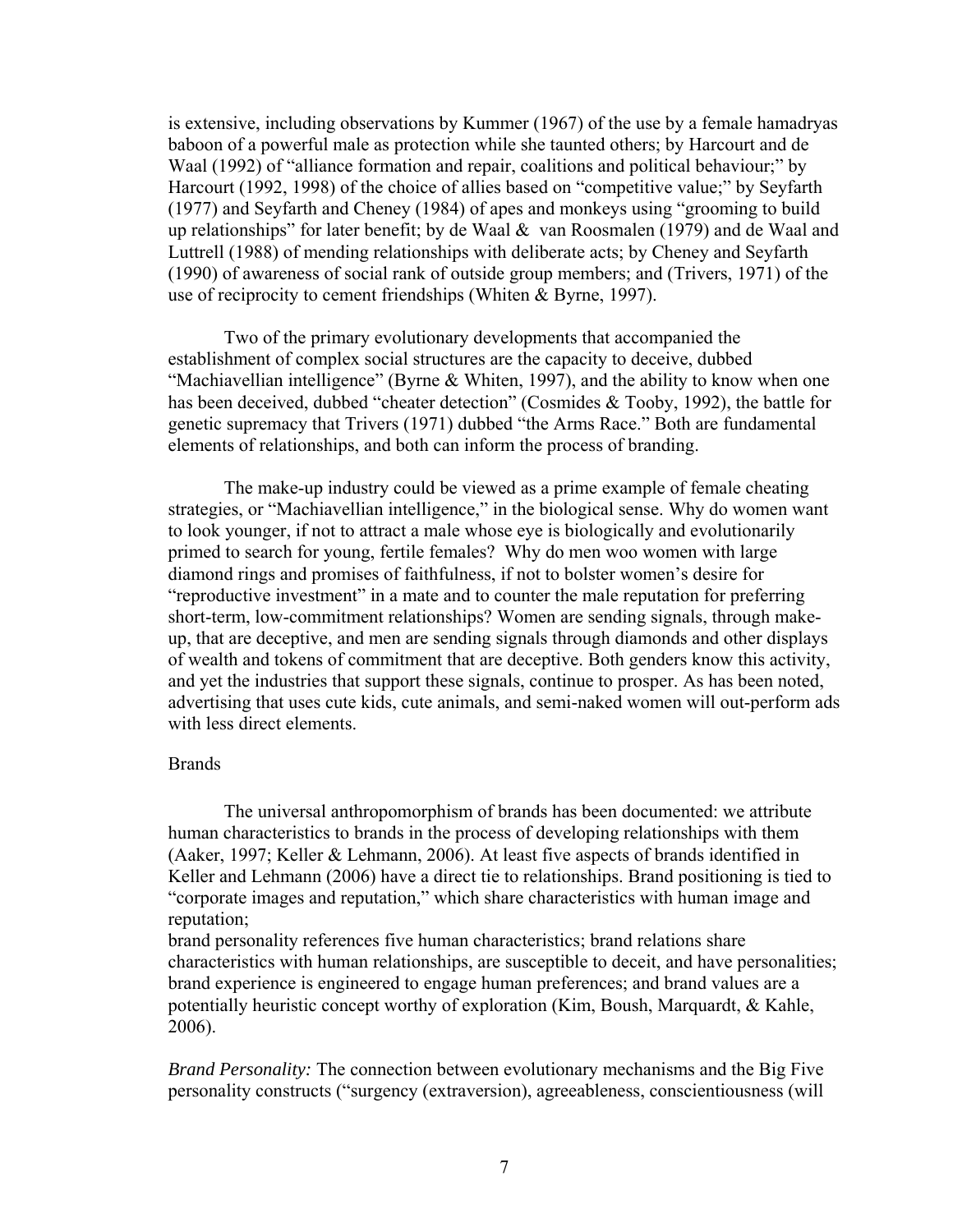is extensive, including observations by Kummer (1967) of the use by a female hamadryas baboon of a powerful male as protection while she taunted others; by Harcourt and de Waal (1992) of "alliance formation and repair, coalitions and political behaviour;" by Harcourt (1992, 1998) of the choice of allies based on "competitive value;" by Seyfarth (1977) and Seyfarth and Cheney (1984) of apes and monkeys using "grooming to build up relationships" for later benefit; by de Waal & van Roosmalen (1979) and de Waal and Luttrell (1988) of mending relationships with deliberate acts; by Cheney and Seyfarth (1990) of awareness of social rank of outside group members; and (Trivers, 1971) of the use of reciprocity to cement friendships (Whiten & Byrne, 1997).

Two of the primary evolutionary developments that accompanied the establishment of complex social structures are the capacity to deceive, dubbed "Machiavellian intelligence" (Byrne & Whiten, 1997), and the ability to know when one has been deceived, dubbed "cheater detection" (Cosmides & Tooby, 1992), the battle for genetic supremacy that Trivers (1971) dubbed "the Arms Race." Both are fundamental elements of relationships, and both can inform the process of branding.

The make-up industry could be viewed as a prime example of female cheating strategies, or "Machiavellian intelligence," in the biological sense. Why do women want to look younger, if not to attract a male whose eye is biologically and evolutionarily primed to search for young, fertile females? Why do men woo women with large diamond rings and promises of faithfulness, if not to bolster women's desire for "reproductive investment" in a mate and to counter the male reputation for preferring short-term, low-commitment relationships? Women are sending signals, through make-up, that are deceptive, and men are sending signals through diamonds and other displays of wealth and tokens of commitment that are deceptive. Both genders know this activity, and yet the industries that support these signals, continue to prosper. As has been noted, advertising that uses cute kids, cute animals, and semi-naked women will out-perform ads with less direct elements.

Brands

The universal anthropomorphism of brands has been documented: we attribute human characteristics to brands in the process of developing relationships with them (Aaker, 1997; Keller & Lehmann, 2006). At least five aspects of brands identified in Keller and Lehmann (2006) have a direct tie to relationships. Brand positioning is tied to "corporate images and reputation," which share characteristics with human image and reputation;
brand personality references five human characteristics; brand relations share characteristics with human relationships, are susceptible to deceit, and have personalities; brand experience is engineered to engage human preferences; and brand values are a potentially heuristic concept worthy of exploration (Kim, Boush, Marquardt, & Kahle, 2006).

*Brand Personality:* The connection between evolutionary mechanisms and the Big Five personality constructs ("surgency (extraversion), agreeableness, conscientiousness (will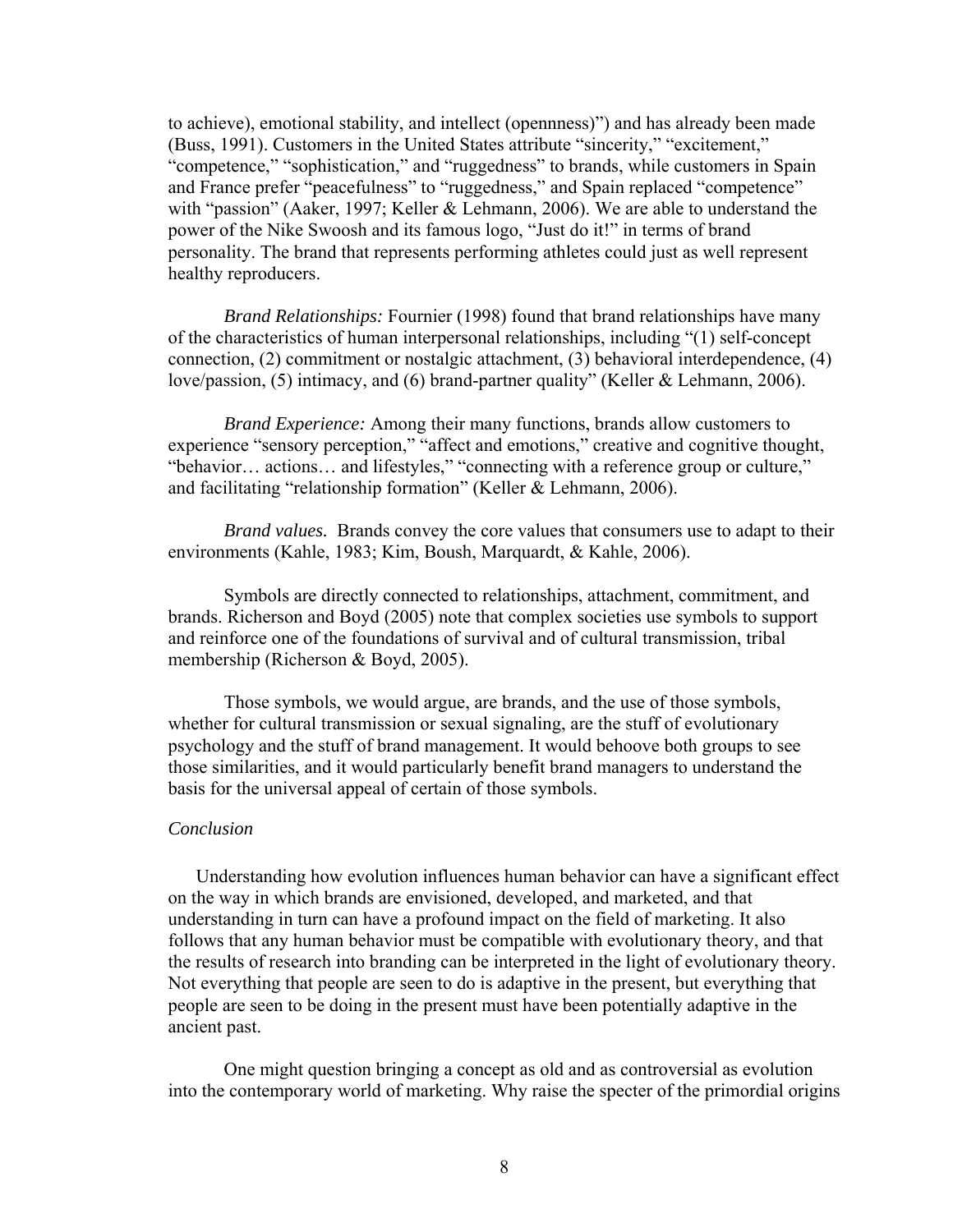to achieve), emotional stability, and intellect (opennness)") and has already been made (Buss, 1991). Customers in the United States attribute "sincerity," "excitement," "competence," "sophistication," and "ruggedness" to brands, while customers in Spain and France prefer "peacefulness" to "ruggedness," and Spain replaced "competence" with "passion" (Aaker, 1997; Keller & Lehmann, 2006). We are able to understand the power of the Nike Swoosh and its famous logo, "Just do it!" in terms of brand personality. The brand that represents performing athletes could just as well represent healthy reproducers.

*Brand Relationships:* Fournier (1998) found that brand relationships have many of the characteristics of human interpersonal relationships, including "(1) self-concept connection, (2) commitment or nostalgic attachment, (3) behavioral interdependence, (4) love/passion, (5) intimacy, and (6) brand-partner quality" (Keller & Lehmann, 2006).

*Brand Experience:* Among their many functions, brands allow customers to experience "sensory perception," "affect and emotions," creative and cognitive thought, "behavior… actions… and lifestyles," "connecting with a reference group or culture," and facilitating "relationship formation" (Keller & Lehmann, 2006).

*Brand values.* Brands convey the core values that consumers use to adapt to their environments (Kahle, 1983; Kim, Boush, Marquardt, & Kahle, 2006).

Symbols are directly connected to relationships, attachment, commitment, and brands. Richerson and Boyd (2005) note that complex societies use symbols to support and reinforce one of the foundations of survival and of cultural transmission, tribal membership (Richerson & Boyd, 2005).

Those symbols, we would argue, are brands, and the use of those symbols, whether for cultural transmission or sexual signaling, are the stuff of evolutionary psychology and the stuff of brand management. It would behoove both groups to see those similarities, and it would particularly benefit brand managers to understand the basis for the universal appeal of certain of those symbols.

*Conclusion*

Understanding how evolution influences human behavior can have a significant effect on the way in which brands are envisioned, developed, and marketed, and that understanding in turn can have a profound impact on the field of marketing. It also follows that any human behavior must be compatible with evolutionary theory, and that the results of research into branding can be interpreted in the light of evolutionary theory. Not everything that people are seen to do is adaptive in the present, but everything that people are seen to be doing in the present must have been potentially adaptive in the ancient past.

One might question bringing a concept as old and as controversial as evolution into the contemporary world of marketing. Why raise the specter of the primordial origins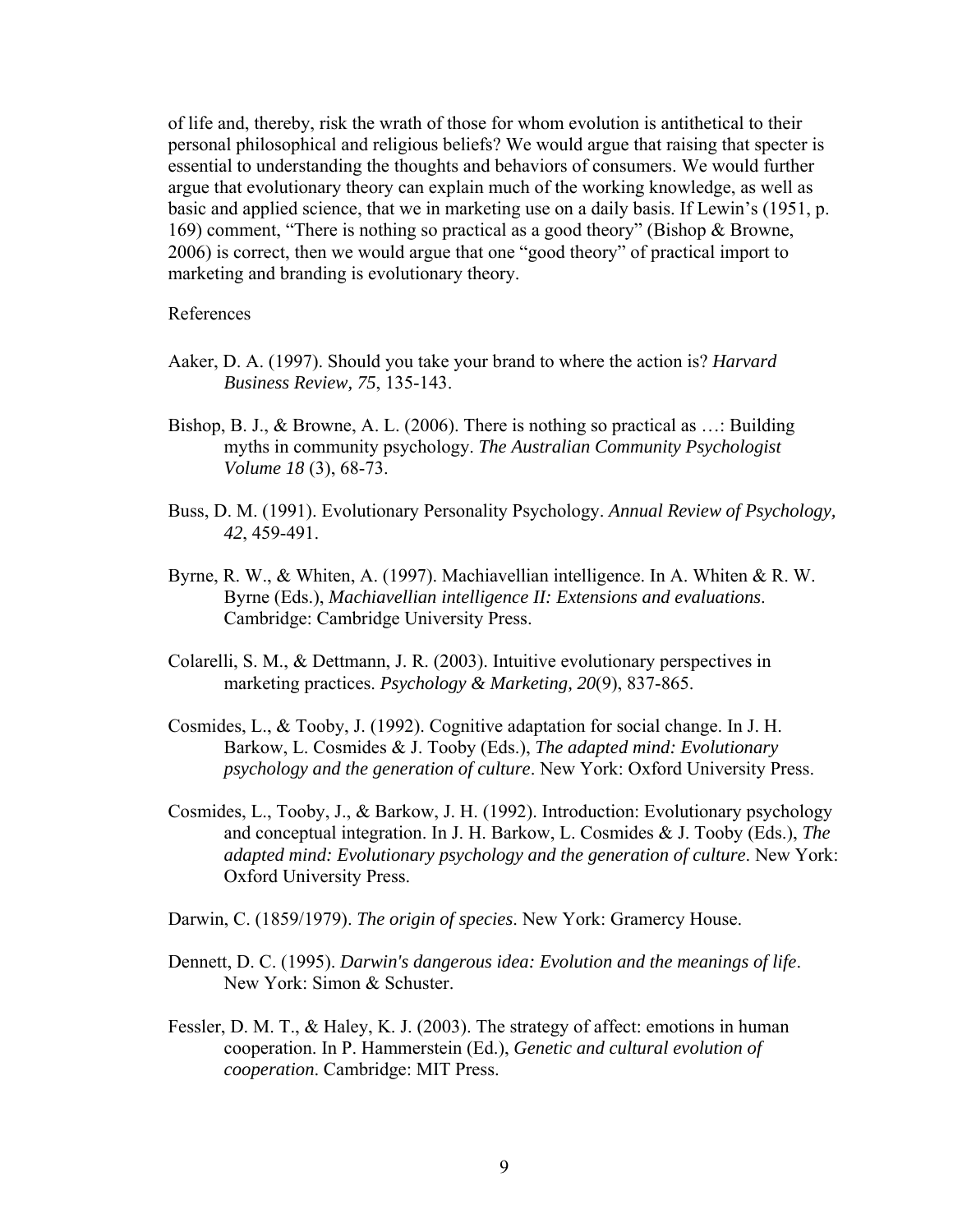of life and, thereby, risk the wrath of those for whom evolution is antithetical to their personal philosophical and religious beliefs? We would argue that raising that specter is essential to understanding the thoughts and behaviors of consumers. We would further argue that evolutionary theory can explain much of the working knowledge, as well as basic and applied science, that we in marketing use on a daily basis. If Lewin's (1951, p. 169) comment, "There is nothing so practical as a good theory" (Bishop & Browne, 2006) is correct, then we would argue that one "good theory" of practical import to marketing and branding is evolutionary theory.

References

Aaker, D. A. (1997). Should you take your brand to where the action is? *Harvard Business Review, 75*, 135-143.

Bishop, B. J., & Browne, A. L. (2006). There is nothing so practical as …: Building myths in community psychology. *The Australian Community Psychologist Volume 18* (3), 68-73.

Buss, D. M. (1991). Evolutionary Personality Psychology. *Annual Review of Psychology, 42*, 459-491.

Byrne, R. W., & Whiten, A. (1997). Machiavellian intelligence. In A. Whiten & R. W. Byrne (Eds.), *Machiavellian intelligence II: Extensions and evaluations*. Cambridge: Cambridge University Press.

Colarelli, S. M., & Dettmann, J. R. (2003). Intuitive evolutionary perspectives in marketing practices. *Psychology & Marketing, 20*(9), 837-865.

Cosmides, L., & Tooby, J. (1992). Cognitive adaptation for social change. In J. H. Barkow, L. Cosmides & J. Tooby (Eds.), *The adapted mind: Evolutionary psychology and the generation of culture*. New York: Oxford University Press.

Cosmides, L., Tooby, J., & Barkow, J. H. (1992). Introduction: Evolutionary psychology and conceptual integration. In J. H. Barkow, L. Cosmides & J. Tooby (Eds.), *The adapted mind: Evolutionary psychology and the generation of culture*. New York: Oxford University Press.

Darwin, C. (1859/1979). *The origin of species*. New York: Gramercy House.

Dennett, D. C. (1995). *Darwin's dangerous idea: Evolution and the meanings of life*. New York: Simon & Schuster.

Fessler, D. M. T., & Haley, K. J. (2003). The strategy of affect: emotions in human cooperation. In P. Hammerstein (Ed.), *Genetic and cultural evolution of cooperation*. Cambridge: MIT Press.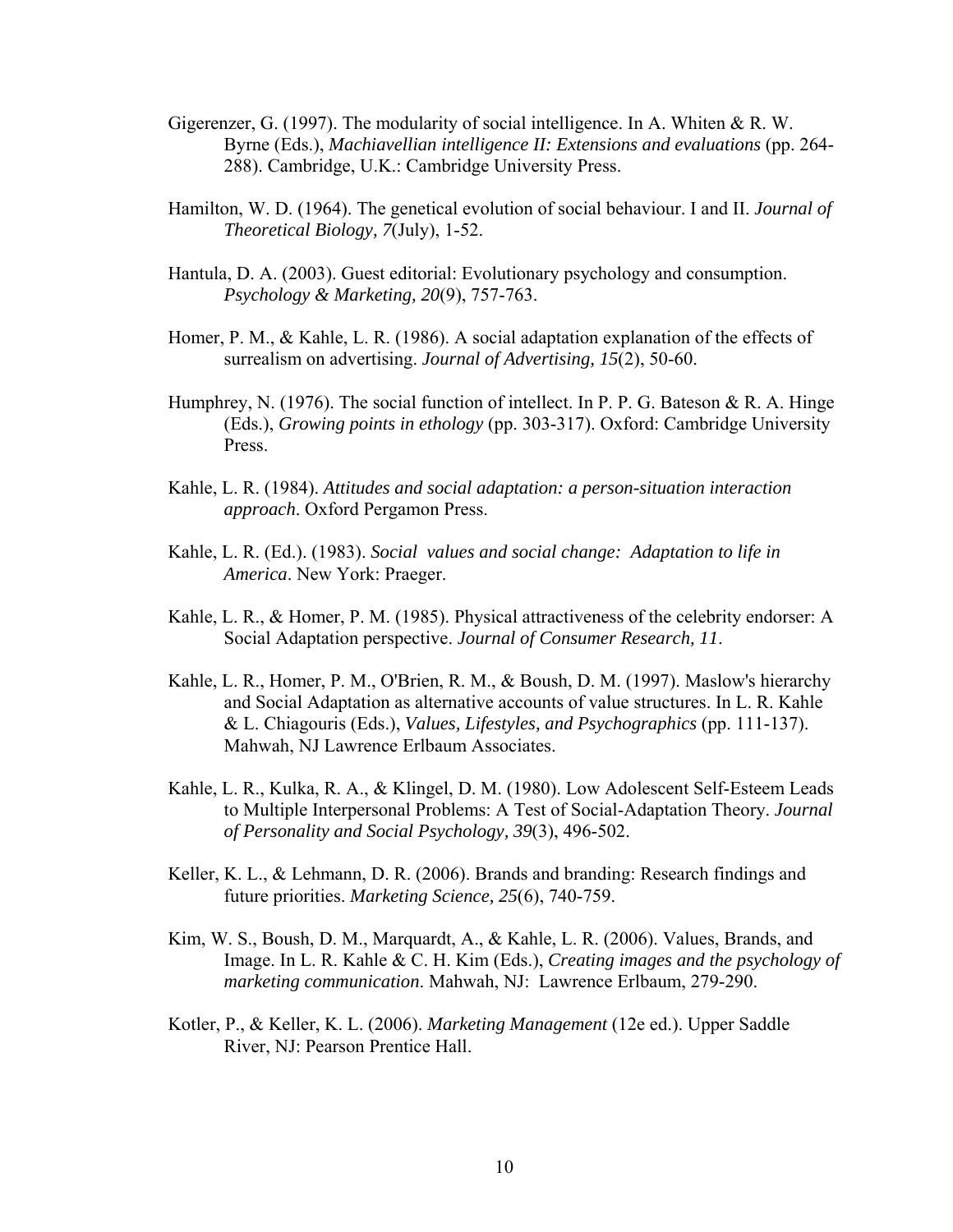Gigerenzer, G. (1997). The modularity of social intelligence. In A. Whiten & R. W. Byrne (Eds.), *Machiavellian intelligence II: Extensions and evaluations* (pp. 264-288). Cambridge, U.K.: Cambridge University Press.

Hamilton, W. D. (1964). The genetical evolution of social behaviour. I and II. *Journal of Theoretical Biology, 7*(July), 1-52.

Hantula, D. A. (2003). Guest editorial: Evolutionary psychology and consumption. *Psychology & Marketing, 20*(9), 757-763.

Homer, P. M., & Kahle, L. R. (1986). A social adaptation explanation of the effects of surrealism on advertising. *Journal of Advertising, 15*(2), 50-60.

Humphrey, N. (1976). The social function of intellect. In P. P. G. Bateson & R. A. Hinge (Eds.), *Growing points in ethology* (pp. 303-317). Oxford: Cambridge University Press.

Kahle, L. R. (1984). *Attitudes and social adaptation: a person-situation interaction approach*. Oxford Pergamon Press.

Kahle, L. R. (Ed.). (1983). *Social values and social change: Adaptation to life in America*. New York: Praeger.

Kahle, L. R., & Homer, P. M. (1985). Physical attractiveness of the celebrity endorser: A Social Adaptation perspective. *Journal of Consumer Research, 11*.

Kahle, L. R., Homer, P. M., O'Brien, R. M., & Boush, D. M. (1997). Maslow's hierarchy and Social Adaptation as alternative accounts of value structures. In L. R. Kahle & L. Chiagouris (Eds.), *Values, Lifestyles, and Psychographics* (pp. 111-137). Mahwah, NJ Lawrence Erlbaum Associates.

Kahle, L. R., Kulka, R. A., & Klingel, D. M. (1980). Low Adolescent Self-Esteem Leads to Multiple Interpersonal Problems: A Test of Social-Adaptation Theory. *Journal of Personality and Social Psychology, 39*(3), 496-502.

Keller, K. L., & Lehmann, D. R. (2006). Brands and branding: Research findings and future priorities. *Marketing Science, 25*(6), 740-759.

Kim, W. S., Boush, D. M., Marquardt, A., & Kahle, L. R. (2006). Values, Brands, and Image. In L. R. Kahle & C. H. Kim (Eds.), *Creating images and the psychology of marketing communication*. Mahwah, NJ: Lawrence Erlbaum, 279-290.

Kotler, P., & Keller, K. L. (2006). *Marketing Management* (12e ed.). Upper Saddle River, NJ: Pearson Prentice Hall.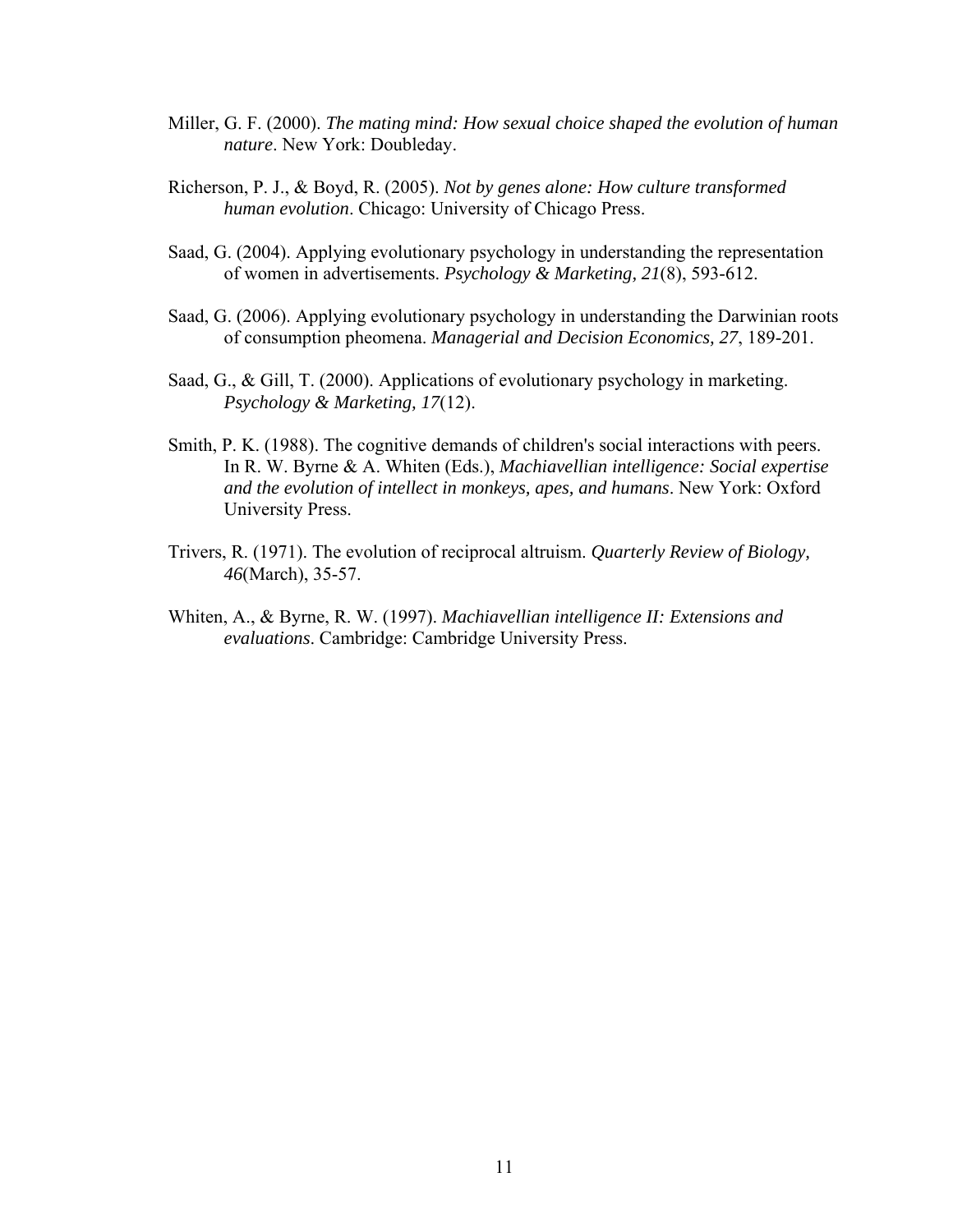Miller, G. F. (2000). *The mating mind: How sexual choice shaped the evolution of human nature*. New York: Doubleday.

Richerson, P. J., & Boyd, R. (2005). *Not by genes alone: How culture transformed human evolution*. Chicago: University of Chicago Press.

Saad, G. (2004). Applying evolutionary psychology in understanding the representation of women in advertisements. *Psychology & Marketing, 21*(8), 593-612.

Saad, G. (2006). Applying evolutionary psychology in understanding the Darwinian roots of consumption pheomena. *Managerial and Decision Economics, 27*, 189-201.

Saad, G., & Gill, T. (2000). Applications of evolutionary psychology in marketing. *Psychology & Marketing, 17*(12).

Smith, P. K. (1988). The cognitive demands of children's social interactions with peers. In R. W. Byrne & A. Whiten (Eds.), *Machiavellian intelligence: Social expertise and the evolution of intellect in monkeys, apes, and humans*. New York: Oxford University Press.

Trivers, R. (1971). The evolution of reciprocal altruism. *Quarterly Review of Biology, 46*(March), 35-57.

Whiten, A., & Byrne, R. W. (1997). *Machiavellian intelligence II: Extensions and evaluations*. Cambridge: Cambridge University Press.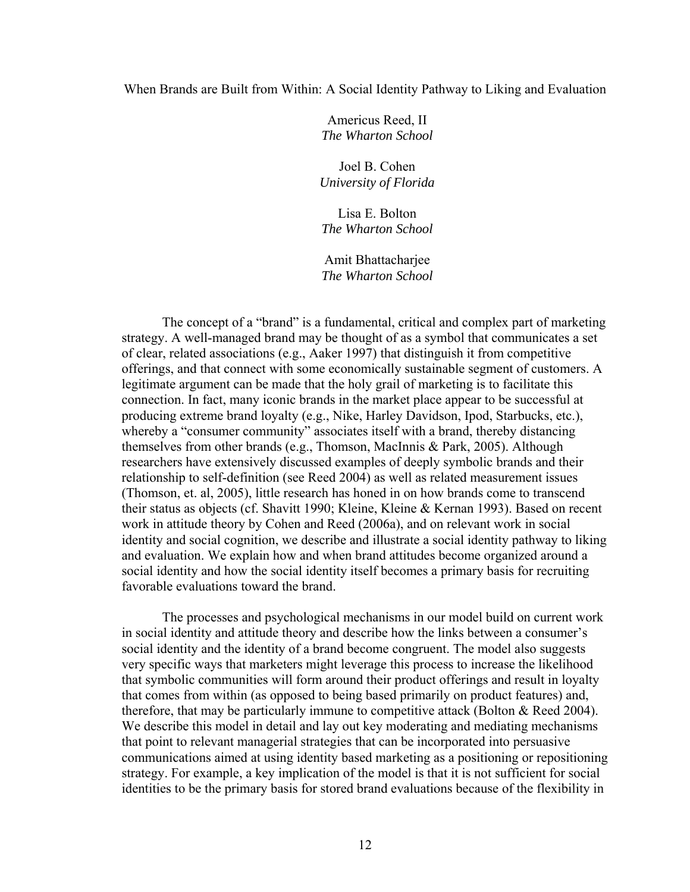# When Brands are Built from Within: A Social Identity Pathway to Liking and Evaluation

Americus Reed, II
*The Wharton School*

Joel B. Cohen
*University of Florida*

Lisa E. Bolton
*The Wharton School*

Amit Bhattacharjee
*The Wharton School*

The concept of a "brand" is a fundamental, critical and complex part of marketing strategy. A well-managed brand may be thought of as a symbol that communicates a set of clear, related associations (e.g., Aaker 1997) that distinguish it from competitive offerings, and that connect with some economically sustainable segment of customers. A legitimate argument can be made that the holy grail of marketing is to facilitate this connection. In fact, many iconic brands in the market place appear to be successful at producing extreme brand loyalty (e.g., Nike, Harley Davidson, Ipod, Starbucks, etc.), whereby a "consumer community" associates itself with a brand, thereby distancing themselves from other brands (e.g., Thomson, MacInnis & Park, 2005). Although researchers have extensively discussed examples of deeply symbolic brands and their relationship to self-definition (see Reed 2004) as well as related measurement issues (Thomson, et. al, 2005), little research has honed in on how brands come to transcend their status as objects (cf. Shavitt 1990; Kleine, Kleine & Kernan 1993). Based on recent work in attitude theory by Cohen and Reed (2006a), and on relevant work in social identity and social cognition, we describe and illustrate a social identity pathway to liking and evaluation. We explain how and when brand attitudes become organized around a social identity and how the social identity itself becomes a primary basis for recruiting favorable evaluations toward the brand.

The processes and psychological mechanisms in our model build on current work in social identity and attitude theory and describe how the links between a consumer's social identity and the identity of a brand become congruent. The model also suggests very specific ways that marketers might leverage this process to increase the likelihood that symbolic communities will form around their product offerings and result in loyalty that comes from within (as opposed to being based primarily on product features) and, therefore, that may be particularly immune to competitive attack (Bolton & Reed 2004). We describe this model in detail and lay out key moderating and mediating mechanisms that point to relevant managerial strategies that can be incorporated into persuasive communications aimed at using identity based marketing as a positioning or repositioning strategy. For example, a key implication of the model is that it is not sufficient for social identities to be the primary basis for stored brand evaluations because of the flexibility in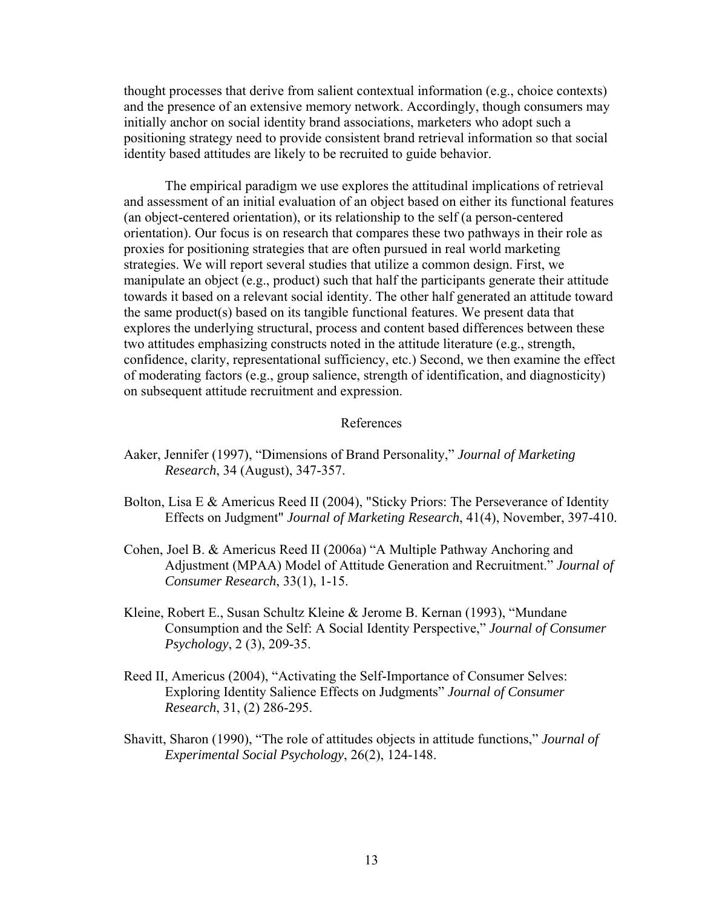thought processes that derive from salient contextual information (e.g., choice contexts) and the presence of an extensive memory network. Accordingly, though consumers may initially anchor on social identity brand associations, marketers who adopt such a positioning strategy need to provide consistent brand retrieval information so that social identity based attitudes are likely to be recruited to guide behavior.

The empirical paradigm we use explores the attitudinal implications of retrieval and assessment of an initial evaluation of an object based on either its functional features (an object-centered orientation), or its relationship to the self (a person-centered orientation). Our focus is on research that compares these two pathways in their role as proxies for positioning strategies that are often pursued in real world marketing strategies. We will report several studies that utilize a common design. First, we manipulate an object (e.g., product) such that half the participants generate their attitude towards it based on a relevant social identity. The other half generated an attitude toward the same product(s) based on its tangible functional features. We present data that explores the underlying structural, process and content based differences between these two attitudes emphasizing constructs noted in the attitude literature (e.g., strength, confidence, clarity, representational sufficiency, etc.) Second, we then examine the effect of moderating factors (e.g., group salience, strength of identification, and diagnosticity) on subsequent attitude recruitment and expression.

## References

Aaker, Jennifer (1997), "Dimensions of Brand Personality," *Journal of Marketing Research*, 34 (August), 347-357.

Bolton, Lisa E & Americus Reed II (2004), "Sticky Priors: The Perseverance of Identity Effects on Judgment" *Journal of Marketing Research*, 41(4), November, 397-410.

Cohen, Joel B. & Americus Reed II (2006a) "A Multiple Pathway Anchoring and Adjustment (MPAA) Model of Attitude Generation and Recruitment." *Journal of Consumer Research*, 33(1), 1-15.

Kleine, Robert E., Susan Schultz Kleine & Jerome B. Kernan (1993), "Mundane Consumption and the Self: A Social Identity Perspective," *Journal of Consumer Psychology*, 2 (3), 209-35.

Reed II, Americus (2004), "Activating the Self-Importance of Consumer Selves: Exploring Identity Salience Effects on Judgments" *Journal of Consumer Research*, 31, (2) 286-295.

Shavitt, Sharon (1990), "The role of attitudes objects in attitude functions," *Journal of Experimental Social Psychology*, 26(2), 124-148.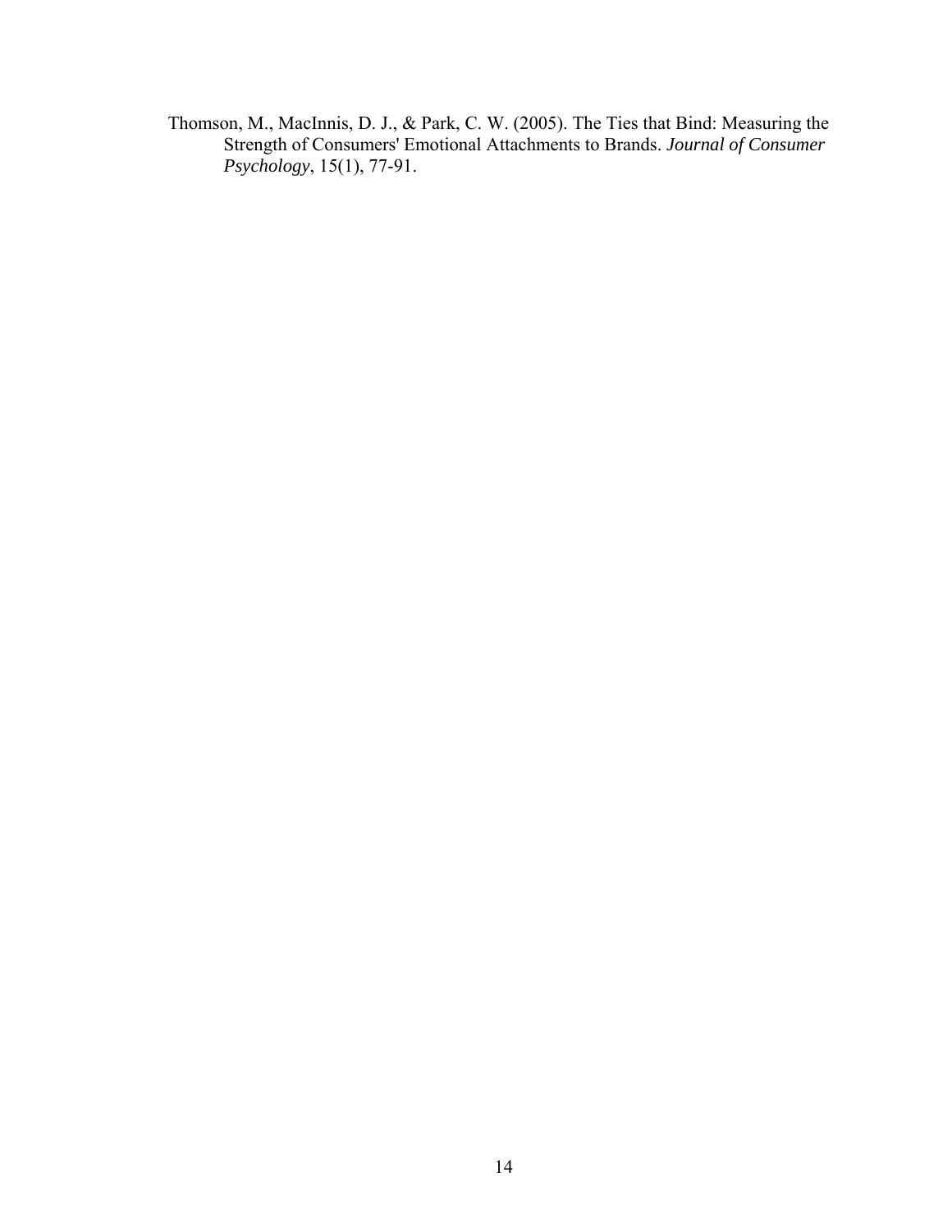Thomson, M., MacInnis, D. J., & Park, C. W. (2005). The Ties that Bind: Measuring the Strength of Consumers' Emotional Attachments to Brands. *Journal of Consumer Psychology*, 15(1), 77-91.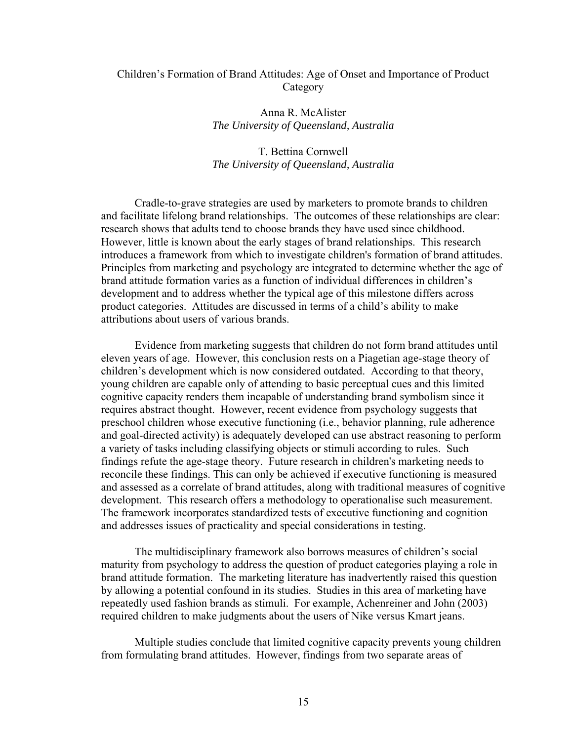# Children's Formation of Brand Attitudes: Age of Onset and Importance of Product Category

Anna R. McAlister
*The University of Queensland, Australia*

T. Bettina Cornwell
*The University of Queensland, Australia*

Cradle-to-grave strategies are used by marketers to promote brands to children and facilitate lifelong brand relationships. The outcomes of these relationships are clear: research shows that adults tend to choose brands they have used since childhood. However, little is known about the early stages of brand relationships. This research introduces a framework from which to investigate children's formation of brand attitudes. Principles from marketing and psychology are integrated to determine whether the age of brand attitude formation varies as a function of individual differences in children's development and to address whether the typical age of this milestone differs across product categories. Attitudes are discussed in terms of a child's ability to make attributions about users of various brands.

Evidence from marketing suggests that children do not form brand attitudes until eleven years of age. However, this conclusion rests on a Piagetian age-stage theory of children's development which is now considered outdated. According to that theory, young children are capable only of attending to basic perceptual cues and this limited cognitive capacity renders them incapable of understanding brand symbolism since it requires abstract thought. However, recent evidence from psychology suggests that preschool children whose executive functioning (i.e., behavior planning, rule adherence and goal-directed activity) is adequately developed can use abstract reasoning to perform a variety of tasks including classifying objects or stimuli according to rules. Such findings refute the age-stage theory. Future research in children's marketing needs to reconcile these findings. This can only be achieved if executive functioning is measured and assessed as a correlate of brand attitudes, along with traditional measures of cognitive development. This research offers a methodology to operationalise such measurement. The framework incorporates standardized tests of executive functioning and cognition and addresses issues of practicality and special considerations in testing.

The multidisciplinary framework also borrows measures of children's social maturity from psychology to address the question of product categories playing a role in brand attitude formation. The marketing literature has inadvertently raised this question by allowing a potential confound in its studies. Studies in this area of marketing have repeatedly used fashion brands as stimuli. For example, Achenreiner and John (2003) required children to make judgments about the users of Nike versus Kmart jeans.

Multiple studies conclude that limited cognitive capacity prevents young children from formulating brand attitudes. However, findings from two separate areas of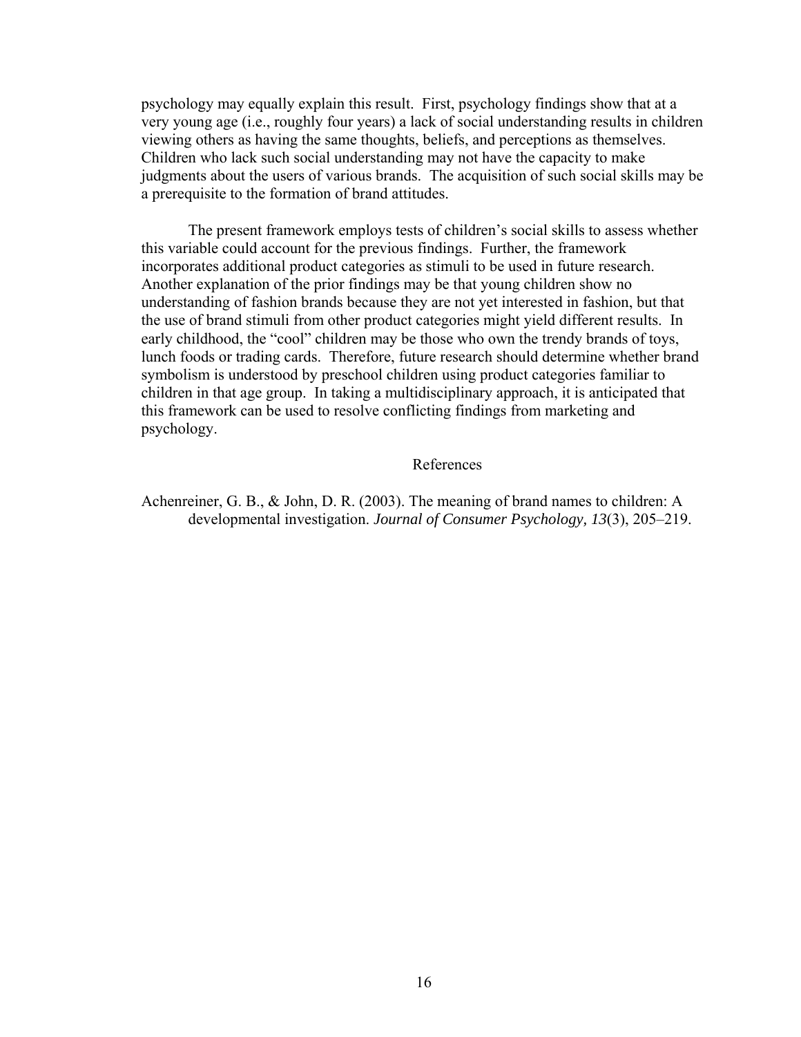psychology may equally explain this result. First, psychology findings show that at a very young age (i.e., roughly four years) a lack of social understanding results in children viewing others as having the same thoughts, beliefs, and perceptions as themselves. Children who lack such social understanding may not have the capacity to make judgments about the users of various brands. The acquisition of such social skills may be a prerequisite to the formation of brand attitudes.

The present framework employs tests of children's social skills to assess whether this variable could account for the previous findings. Further, the framework incorporates additional product categories as stimuli to be used in future research. Another explanation of the prior findings may be that young children show no understanding of fashion brands because they are not yet interested in fashion, but that the use of brand stimuli from other product categories might yield different results. In early childhood, the "cool" children may be those who own the trendy brands of toys, lunch foods or trading cards. Therefore, future research should determine whether brand symbolism is understood by preschool children using product categories familiar to children in that age group. In taking a multidisciplinary approach, it is anticipated that this framework can be used to resolve conflicting findings from marketing and psychology.

## References

Achenreiner, G. B., & John, D. R. (2003). The meaning of brand names to children: A developmental investigation. *Journal of Consumer Psychology, 13*(3), 205–219.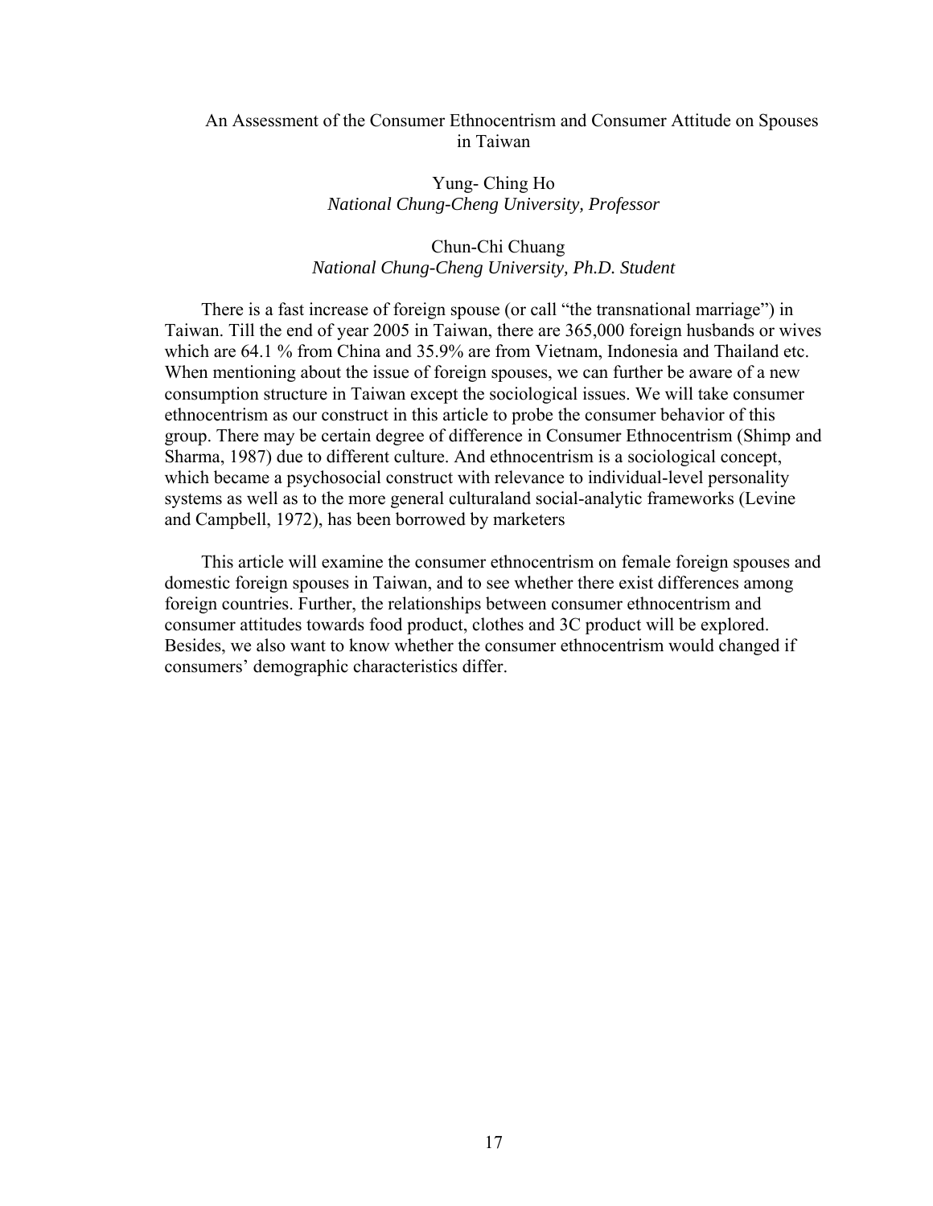# An Assessment of the Consumer Ethnocentrism and Consumer Attitude on Spouses in Taiwan

Yung- Ching Ho  
*National Chung-Cheng University, Professor*

Chun-Chi Chuang  
*National Chung-Cheng University, Ph.D. Student*

There is a fast increase of foreign spouse (or call "the transnational marriage") in Taiwan. Till the end of year 2005 in Taiwan, there are 365,000 foreign husbands or wives which are 64.1 % from China and 35.9% are from Vietnam, Indonesia and Thailand etc. When mentioning about the issue of foreign spouses, we can further be aware of a new consumption structure in Taiwan except the sociological issues. We will take consumer ethnocentrism as our construct in this article to probe the consumer behavior of this group. There may be certain degree of difference in Consumer Ethnocentrism (Shimp and Sharma, 1987) due to different culture. And ethnocentrism is a sociological concept, which became a psychosocial construct with relevance to individual-level personality systems as well as to the more general culturaland social-analytic frameworks (Levine and Campbell, 1972), has been borrowed by marketers

This article will examine the consumer ethnocentrism on female foreign spouses and domestic foreign spouses in Taiwan, and to see whether there exist differences among foreign countries. Further, the relationships between consumer ethnocentrism and consumer attitudes towards food product, clothes and 3C product will be explored. Besides, we also want to know whether the consumer ethnocentrism would changed if consumers' demographic characteristics differ.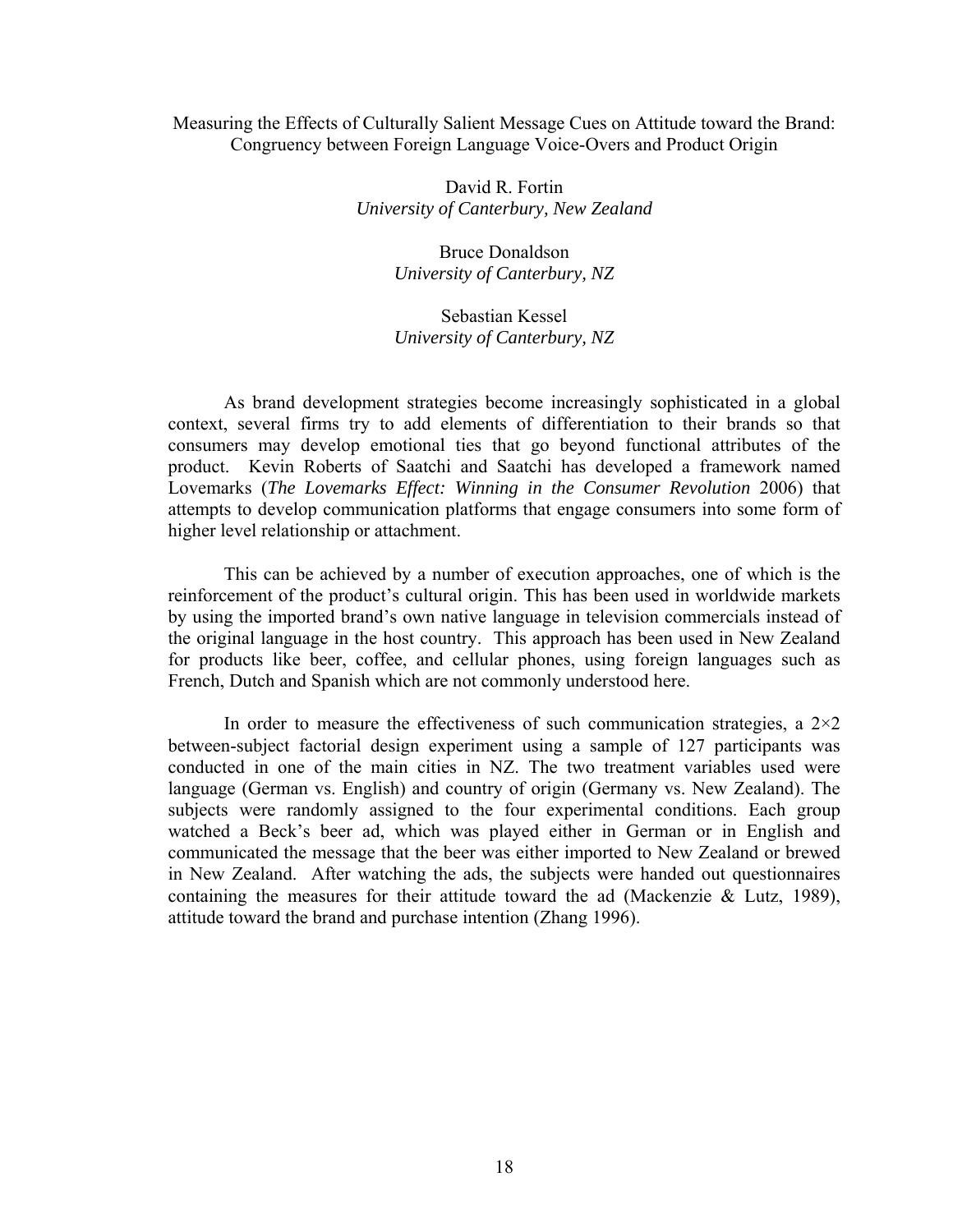# Measuring the Effects of Culturally Salient Message Cues on Attitude toward the Brand: Congruency between Foreign Language Voice-Overs and Product Origin

David R. Fortin
*University of Canterbury, New Zealand*

Bruce Donaldson
*University of Canterbury, NZ*

Sebastian Kessel
*University of Canterbury, NZ*

As brand development strategies become increasingly sophisticated in a global context, several firms try to add elements of differentiation to their brands so that consumers may develop emotional ties that go beyond functional attributes of the product. Kevin Roberts of Saatchi and Saatchi has developed a framework named Lovemarks (*The Lovemarks Effect: Winning in the Consumer Revolution* 2006) that attempts to develop communication platforms that engage consumers into some form of higher level relationship or attachment.

This can be achieved by a number of execution approaches, one of which is the reinforcement of the product's cultural origin. This has been used in worldwide markets by using the imported brand's own native language in television commercials instead of the original language in the host country. This approach has been used in New Zealand for products like beer, coffee, and cellular phones, using foreign languages such as French, Dutch and Spanish which are not commonly understood here.

In order to measure the effectiveness of such communication strategies, a 2×2 between-subject factorial design experiment using a sample of 127 participants was conducted in one of the main cities in NZ. The two treatment variables used were language (German vs. English) and country of origin (Germany vs. New Zealand). The subjects were randomly assigned to the four experimental conditions. Each group watched a Beck's beer ad, which was played either in German or in English and communicated the message that the beer was either imported to New Zealand or brewed in New Zealand. After watching the ads, the subjects were handed out questionnaires containing the measures for their attitude toward the ad (Mackenzie & Lutz, 1989), attitude toward the brand and purchase intention (Zhang 1996).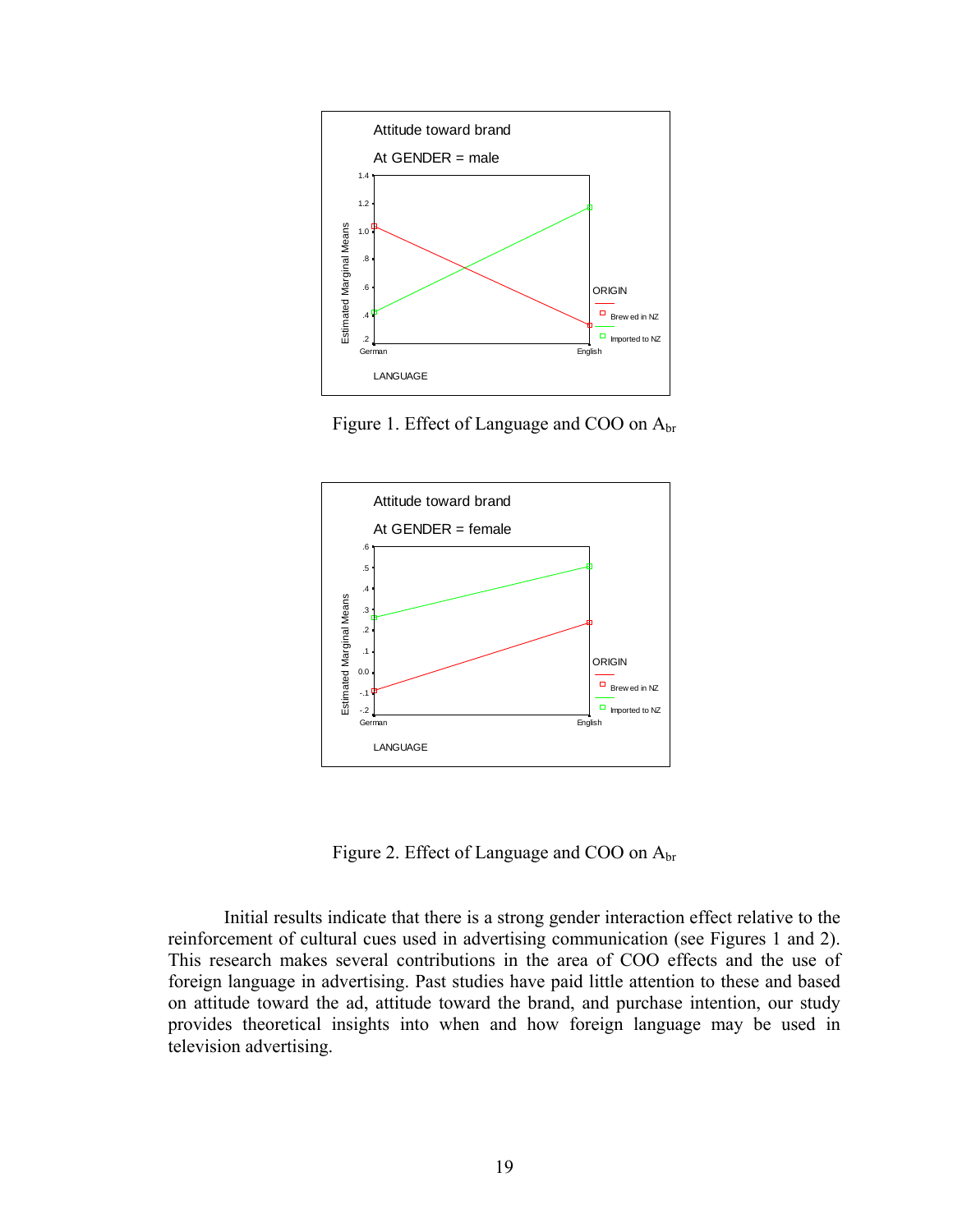Figure 1. Effect of Language and COO on $A_{br}$

Figure 2. Effect of Language and COO on $A_{br}$

Initial results indicate that there is a strong gender interaction effect relative to the reinforcement of cultural cues used in advertising communication (see Figures 1 and 2). This research makes several contributions in the area of COO effects and the use of foreign language in advertising. Past studies have paid little attention to these and based on attitude toward the ad, attitude toward the brand, and purchase intention, our study provides theoretical insights into when and how foreign language may be used in television advertising.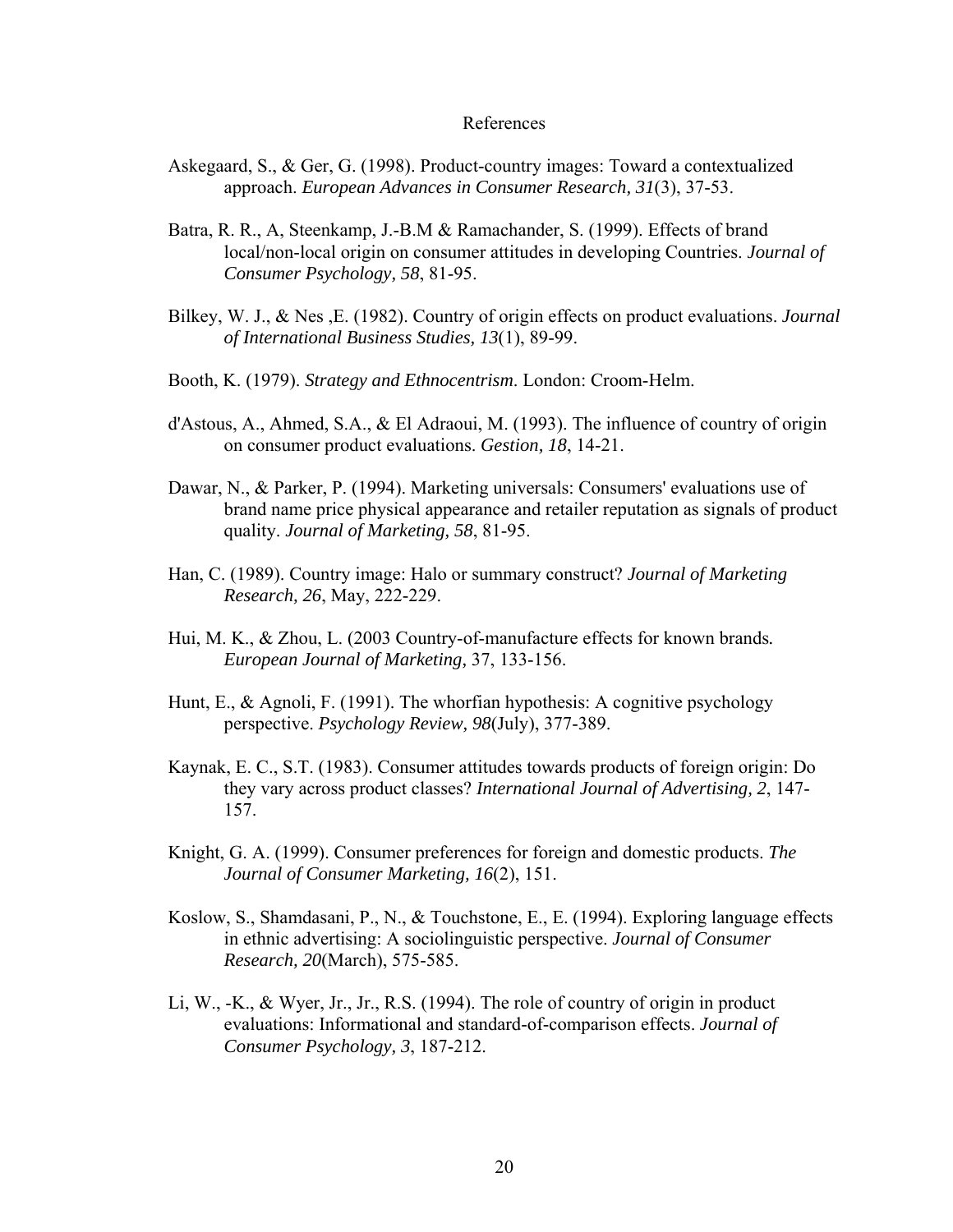# References

Askegaard, S., & Ger, G. (1998). Product-country images: Toward a contextualized approach. *European Advances in Consumer Research, 31*(3), 37-53.

Batra, R. R., A, Steenkamp, J.-B.M & Ramachander, S. (1999). Effects of brand local/non-local origin on consumer attitudes in developing Countries. *Journal of Consumer Psychology, 58*, 81-95.

Bilkey, W. J., & Nes ,E. (1982). Country of origin effects on product evaluations. *Journal of International Business Studies, 13*(1), 89-99.

Booth, K. (1979). *Strategy and Ethnocentrism*. London: Croom-Helm.

d'Astous, A., Ahmed, S.A., & El Adraoui, M. (1993). The influence of country of origin on consumer product evaluations. *Gestion, 18*, 14-21.

Dawar, N., & Parker, P. (1994). Marketing universals: Consumers' evaluations use of brand name price physical appearance and retailer reputation as signals of product quality. *Journal of Marketing, 58*, 81-95.

Han, C. (1989). Country image: Halo or summary construct? *Journal of Marketing Research, 26*, May, 222-229.

Hui, M. K., & Zhou, L. (2003 Country-of-manufacture effects for known brands*. European Journal of Marketing,* 37, 133-156.

Hunt, E., & Agnoli, F. (1991). The whorfian hypothesis: A cognitive psychology perspective. *Psychology Review, 98*(July), 377-389.

Kaynak, E. C., S.T. (1983). Consumer attitudes towards products of foreign origin: Do they vary across product classes? *International Journal of Advertising, 2*, 147-157.

Knight, G. A. (1999). Consumer preferences for foreign and domestic products. *The Journal of Consumer Marketing, 16*(2), 151.

Koslow, S., Shamdasani, P., N., & Touchstone, E., E. (1994). Exploring language effects in ethnic advertising: A sociolinguistic perspective. *Journal of Consumer Research, 20*(March), 575-585.

Li, W., -K., & Wyer, Jr., Jr., R.S. (1994). The role of country of origin in product evaluations: Informational and standard-of-comparison effects. *Journal of Consumer Psychology, 3*, 187-212.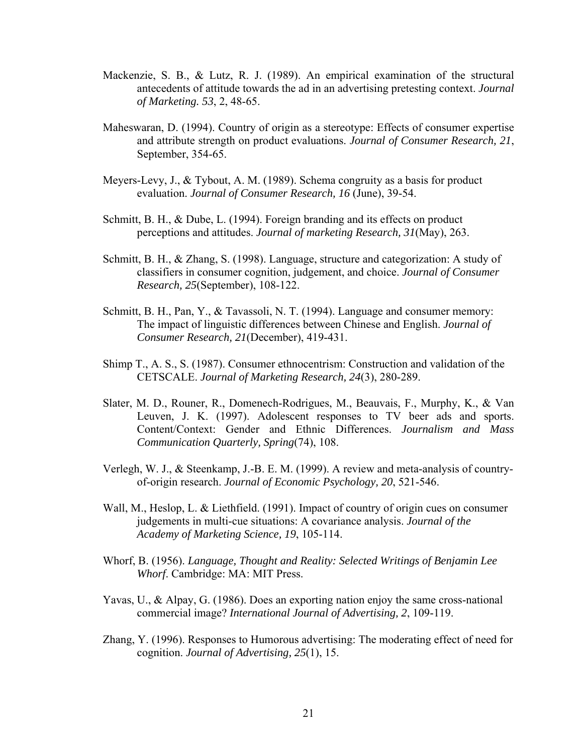Mackenzie, S. B., & Lutz, R. J. (1989). An empirical examination of the structural antecedents of attitude towards the ad in an advertising pretesting context. *Journal of Marketing. 53*, 2, 48-65.

Maheswaran, D. (1994). Country of origin as a stereotype: Effects of consumer expertise and attribute strength on product evaluations. *Journal of Consumer Research, 21*, September, 354-65.

Meyers-Levy, J., & Tybout, A. M. (1989). Schema congruity as a basis for product evaluation. *Journal of Consumer Research, 16* (June), 39-54.

Schmitt, B. H., & Dube, L. (1994). Foreign branding and its effects on product perceptions and attitudes. *Journal of marketing Research, 31*(May), 263.

Schmitt, B. H., & Zhang, S. (1998). Language, structure and categorization: A study of classifiers in consumer cognition, judgement, and choice. *Journal of Consumer Research, 25*(September), 108-122.

Schmitt, B. H., Pan, Y., & Tavassoli, N. T. (1994). Language and consumer memory: The impact of linguistic differences between Chinese and English. *Journal of Consumer Research, 21*(December), 419-431.

Shimp T., A. S., S. (1987). Consumer ethnocentrism: Construction and validation of the CETSCALE. *Journal of Marketing Research, 24*(3), 280-289.

Slater, M. D., Rouner, R., Domenech-Rodrigues, M., Beauvais, F., Murphy, K., & Van Leuven, J. K. (1997). Adolescent responses to TV beer ads and sports. Content/Context: Gender and Ethnic Differences. *Journalism and Mass Communication Quarterly, Spring*(74), 108.

Verlegh, W. J., & Steenkamp, J.-B. E. M. (1999). A review and meta-analysis of country-of-origin research. *Journal of Economic Psychology, 20*, 521-546.

Wall, M., Heslop, L. & Liethfield. (1991). Impact of country of origin cues on consumer judgements in multi-cue situations: A covariance analysis. *Journal of the Academy of Marketing Science, 19*, 105-114.

Whorf, B. (1956). *Language, Thought and Reality: Selected Writings of Benjamin Lee Whorf*. Cambridge: MA: MIT Press.

Yavas, U., & Alpay, G. (1986). Does an exporting nation enjoy the same cross-national commercial image? *International Journal of Advertising, 2*, 109-119.

Zhang, Y. (1996). Responses to Humorous advertising: The moderating effect of need for cognition. *Journal of Advertising, 25*(1), 15.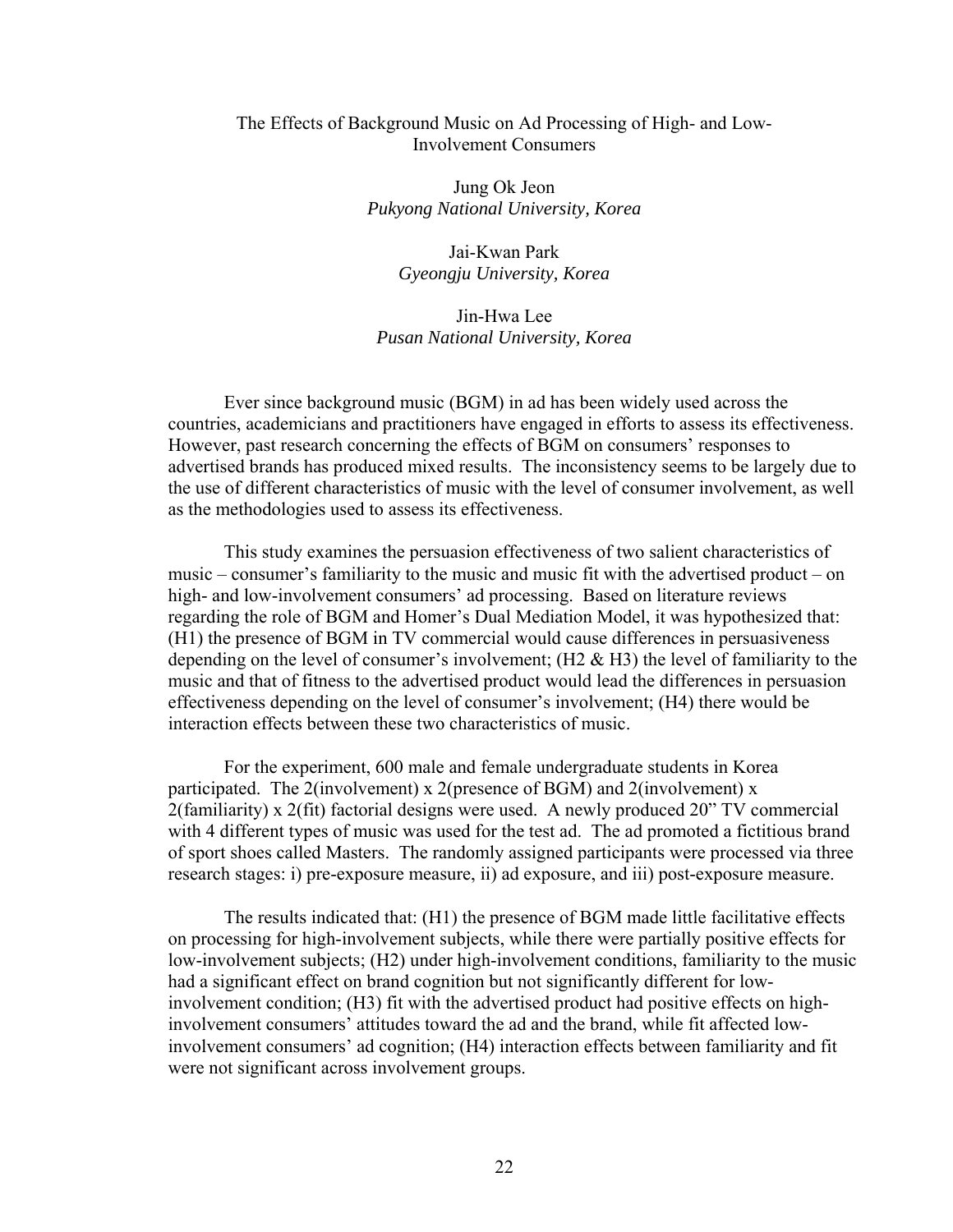# The Effects of Background Music on Ad Processing of High- and Low-Involvement Consumers

Jung Ok Jeon
*Pukyong National University, Korea*

Jai-Kwan Park
*Gyeongju University, Korea*

Jin-Hwa Lee
*Pusan National University, Korea*

Ever since background music (BGM) in ad has been widely used across the countries, academicians and practitioners have engaged in efforts to assess its effectiveness. However, past research concerning the effects of BGM on consumers' responses to advertised brands has produced mixed results. The inconsistency seems to be largely due to the use of different characteristics of music with the level of consumer involvement, as well as the methodologies used to assess its effectiveness.

This study examines the persuasion effectiveness of two salient characteristics of music – consumer's familiarity to the music and music fit with the advertised product – on high- and low-involvement consumers' ad processing. Based on literature reviews regarding the role of BGM and Homer's Dual Mediation Model, it was hypothesized that: (H1) the presence of BGM in TV commercial would cause differences in persuasiveness depending on the level of consumer's involvement; (H2 & H3) the level of familiarity to the music and that of fitness to the advertised product would lead the differences in persuasion effectiveness depending on the level of consumer's involvement; (H4) there would be interaction effects between these two characteristics of music.

For the experiment, 600 male and female undergraduate students in Korea participated. The 2(involvement) x 2(presence of BGM) and 2(involvement) x 2(familiarity) x 2(fit) factorial designs were used. A newly produced 20" TV commercial with 4 different types of music was used for the test ad. The ad promoted a fictitious brand of sport shoes called Masters. The randomly assigned participants were processed via three research stages: i) pre-exposure measure, ii) ad exposure, and iii) post-exposure measure.

The results indicated that: (H1) the presence of BGM made little facilitative effects on processing for high-involvement subjects, while there were partially positive effects for low-involvement subjects; (H2) under high-involvement conditions, familiarity to the music had a significant effect on brand cognition but not significantly different for low-involvement condition; (H3) fit with the advertised product had positive effects on high-involvement consumers' attitudes toward the ad and the brand, while fit affected low-involvement consumers' ad cognition; (H4) interaction effects between familiarity and fit were not significant across involvement groups.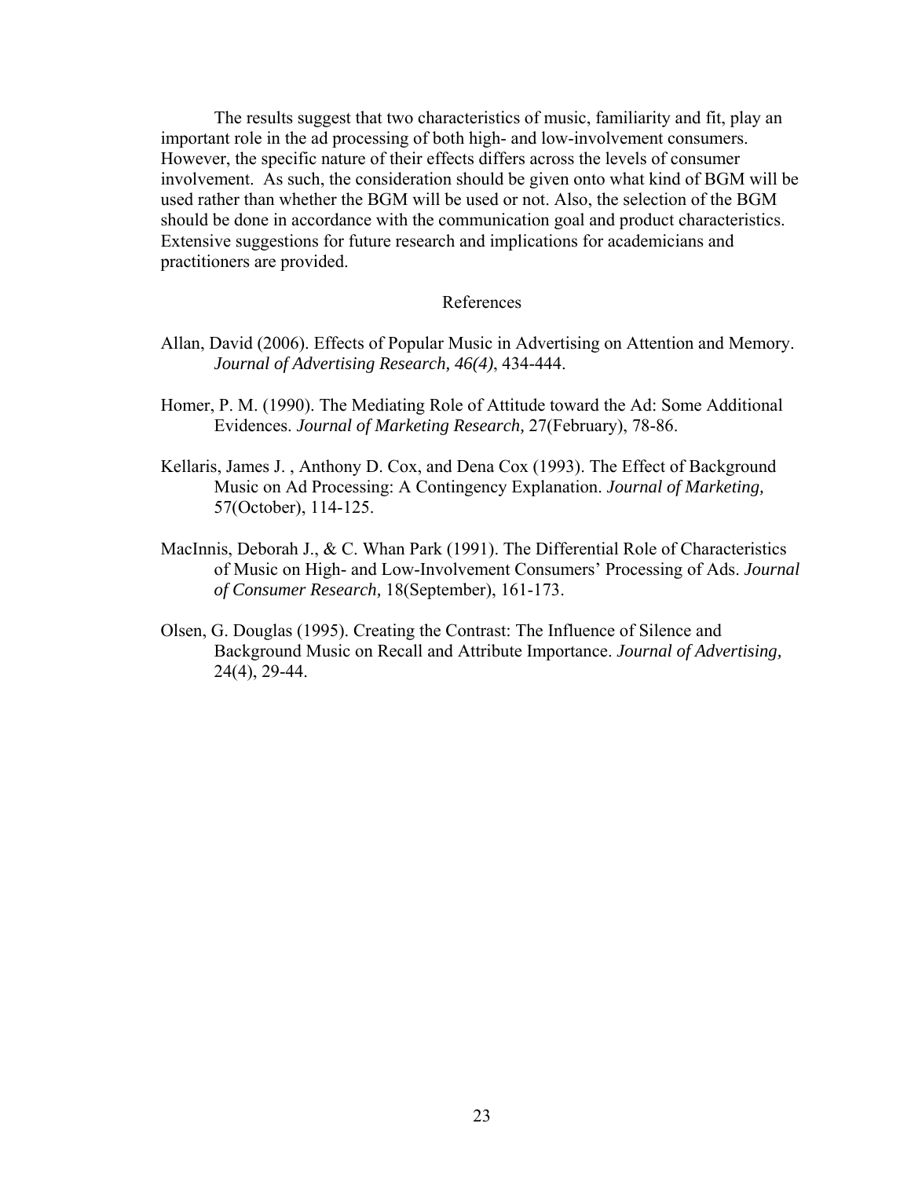The results suggest that two characteristics of music, familiarity and fit, play an important role in the ad processing of both high- and low-involvement consumers. However, the specific nature of their effects differs across the levels of consumer involvement. As such, the consideration should be given onto what kind of BGM will be used rather than whether the BGM will be used or not. Also, the selection of the BGM should be done in accordance with the communication goal and product characteristics. Extensive suggestions for future research and implications for academicians and practitioners are provided.

## References

Allan, David (2006). Effects of Popular Music in Advertising on Attention and Memory. *Journal of Advertising Research, 46(4)*, 434-444.

Homer, P. M. (1990). The Mediating Role of Attitude toward the Ad: Some Additional Evidences. *Journal of Marketing Research,* 27(February), 78-86.

Kellaris, James J. , Anthony D. Cox, and Dena Cox (1993). The Effect of Background Music on Ad Processing: A Contingency Explanation. *Journal of Marketing,* 57(October), 114-125.

MacInnis, Deborah J., & C. Whan Park (1991). The Differential Role of Characteristics of Music on High- and Low-Involvement Consumers' Processing of Ads. *Journal of Consumer Research,* 18(September), 161-173.

Olsen, G. Douglas (1995). Creating the Contrast: The Influence of Silence and Background Music on Recall and Attribute Importance. *Journal of Advertising,* 24(4), 29-44.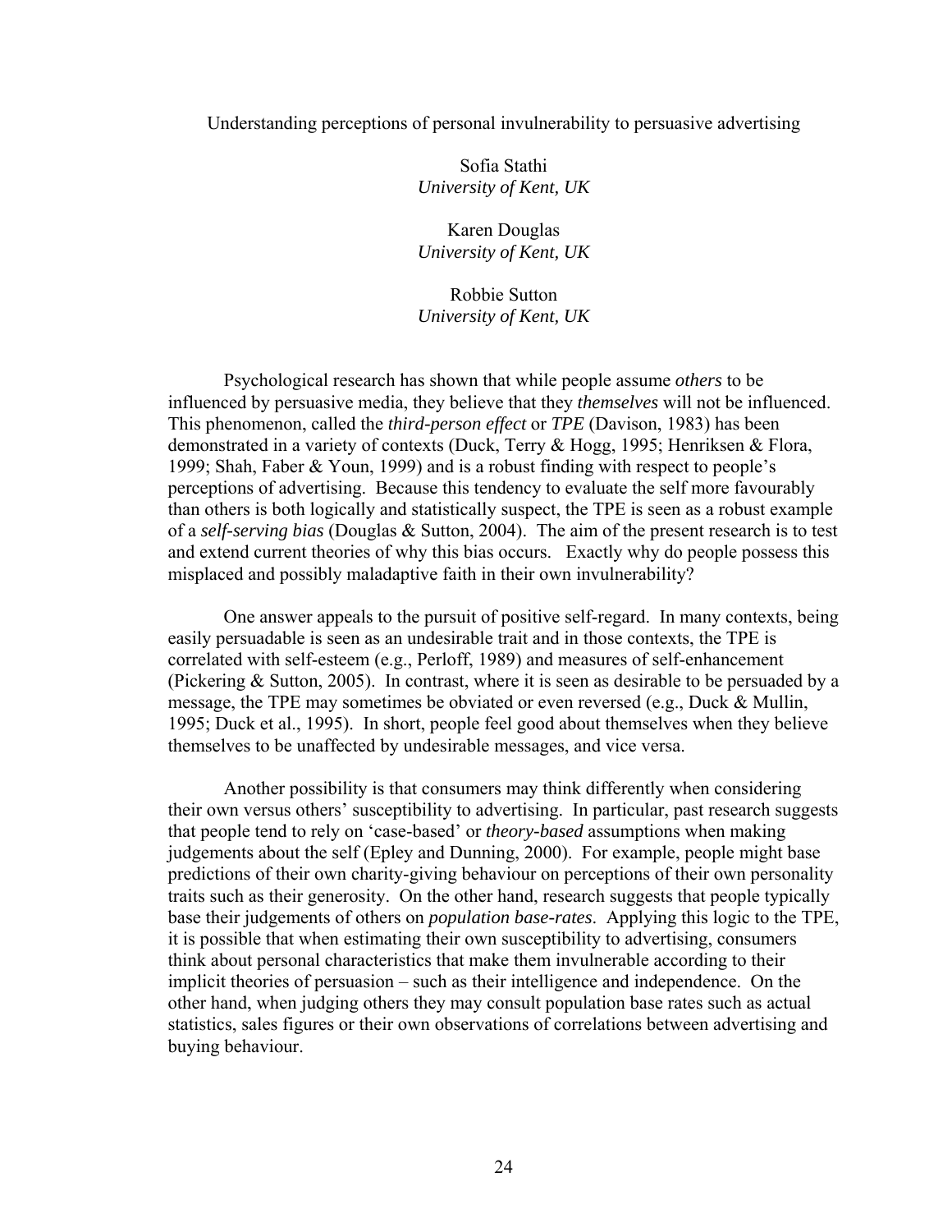# Understanding perceptions of personal invulnerability to persuasive advertising

Sofia Stathi
*University of Kent, UK*

Karen Douglas
*University of Kent, UK*

Robbie Sutton
*University of Kent, UK*

Psychological research has shown that while people assume *others* to be influenced by persuasive media, they believe that they *themselves* will not be influenced. This phenomenon, called the *third-person effect* or *TPE* (Davison, 1983) has been demonstrated in a variety of contexts (Duck, Terry & Hogg, 1995; Henriksen & Flora, 1999; Shah, Faber & Youn, 1999) and is a robust finding with respect to people's perceptions of advertising. Because this tendency to evaluate the self more favourably than others is both logically and statistically suspect, the TPE is seen as a robust example of a *self-serving bias* (Douglas & Sutton, 2004). The aim of the present research is to test and extend current theories of why this bias occurs. Exactly why do people possess this misplaced and possibly maladaptive faith in their own invulnerability?

One answer appeals to the pursuit of positive self-regard. In many contexts, being easily persuadable is seen as an undesirable trait and in those contexts, the TPE is correlated with self-esteem (e.g., Perloff, 1989) and measures of self-enhancement (Pickering & Sutton, 2005). In contrast, where it is seen as desirable to be persuaded by a message, the TPE may sometimes be obviated or even reversed (e.g., Duck & Mullin, 1995; Duck et al., 1995). In short, people feel good about themselves when they believe themselves to be unaffected by undesirable messages, and vice versa.

Another possibility is that consumers may think differently when considering their own versus others' susceptibility to advertising. In particular, past research suggests that people tend to rely on 'case-based' or *theory-based* assumptions when making judgements about the self (Epley and Dunning, 2000). For example, people might base predictions of their own charity-giving behaviour on perceptions of their own personality traits such as their generosity. On the other hand, research suggests that people typically base their judgements of others on *population base-rates*. Applying this logic to the TPE, it is possible that when estimating their own susceptibility to advertising, consumers think about personal characteristics that make them invulnerable according to their implicit theories of persuasion – such as their intelligence and independence. On the other hand, when judging others they may consult population base rates such as actual statistics, sales figures or their own observations of correlations between advertising and buying behaviour.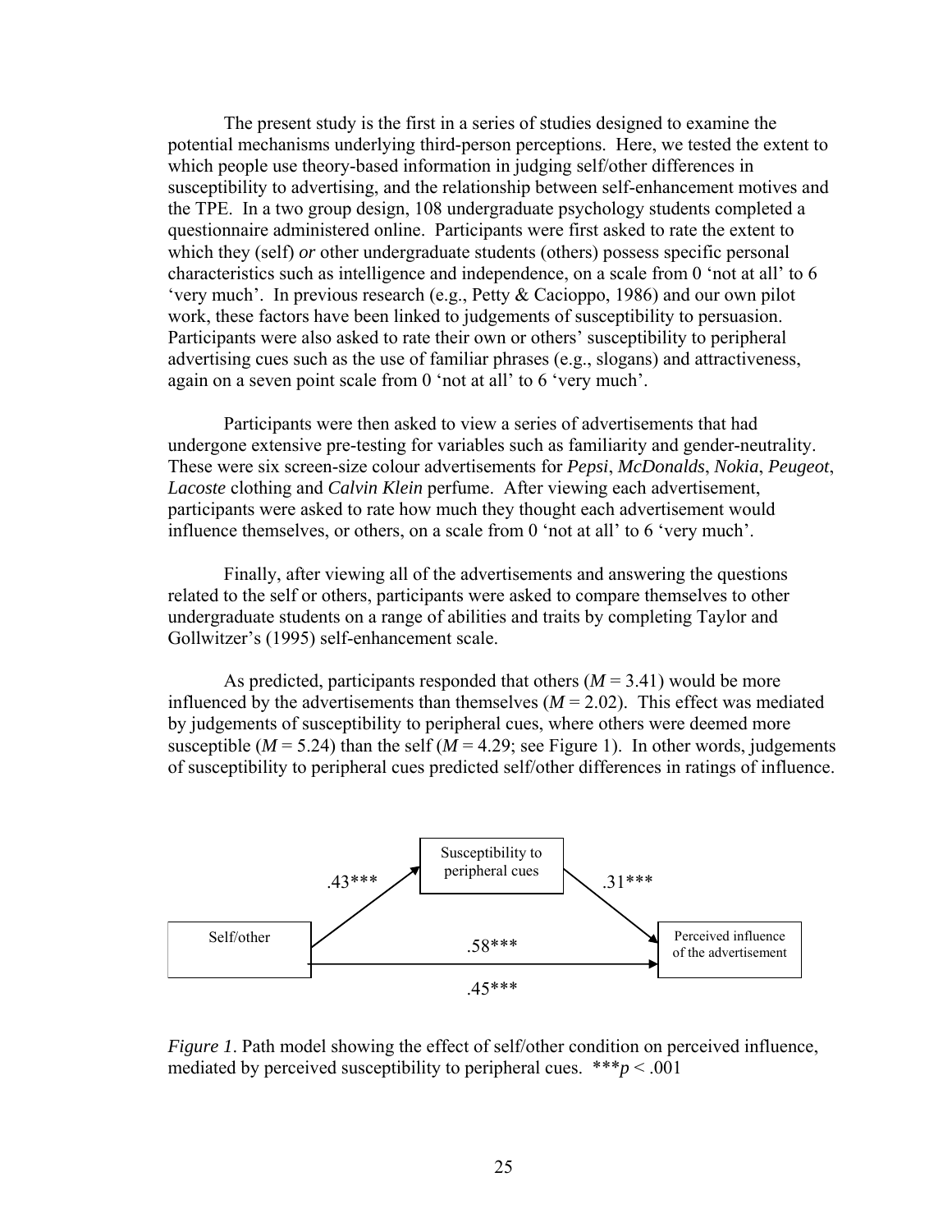The present study is the first in a series of studies designed to examine the potential mechanisms underlying third-person perceptions. Here, we tested the extent to which people use theory-based information in judging self/other differences in susceptibility to advertising, and the relationship between self-enhancement motives and the TPE. In a two group design, 108 undergraduate psychology students completed a questionnaire administered online. Participants were first asked to rate the extent to which they (self) *or* other undergraduate students (others) possess specific personal characteristics such as intelligence and independence, on a scale from 0 'not at all' to 6 'very much'. In previous research (e.g., Petty & Cacioppo, 1986) and our own pilot work, these factors have been linked to judgements of susceptibility to persuasion. Participants were also asked to rate their own or others' susceptibility to peripheral advertising cues such as the use of familiar phrases (e.g., slogans) and attractiveness, again on a seven point scale from 0 'not at all' to 6 'very much'.

Participants were then asked to view a series of advertisements that had undergone extensive pre-testing for variables such as familiarity and gender-neutrality. These were six screen-size colour advertisements for *Pepsi*, *McDonalds*, *Nokia*, *Peugeot*, *Lacoste* clothing and *Calvin Klein* perfume. After viewing each advertisement, participants were asked to rate how much they thought each advertisement would influence themselves, or others, on a scale from 0 'not at all' to 6 'very much'.

Finally, after viewing all of the advertisements and answering the questions related to the self or others, participants were asked to compare themselves to other undergraduate students on a range of abilities and traits by completing Taylor and Gollwitzer's (1995) self-enhancement scale.

As predicted, participants responded that others ($M = 3.41$) would be more influenced by the advertisements than themselves ($M = 2.02$). This effect was mediated by judgements of susceptibility to peripheral cues, where others were deemed more susceptible ($M = 5.24$) than the self ($M = 4.29$; see Figure 1). In other words, judgements of susceptibility to peripheral cues predicted self/other differences in ratings of influence.

Susceptibility to peripheral cues

.43*** .31***

Self/other .58*** Perceived influence of the advertisement

.45***

*Figure 1*. Path model showing the effect of self/other condition on perceived influence, mediated by perceived susceptibility to peripheral cues. ***$p < .001$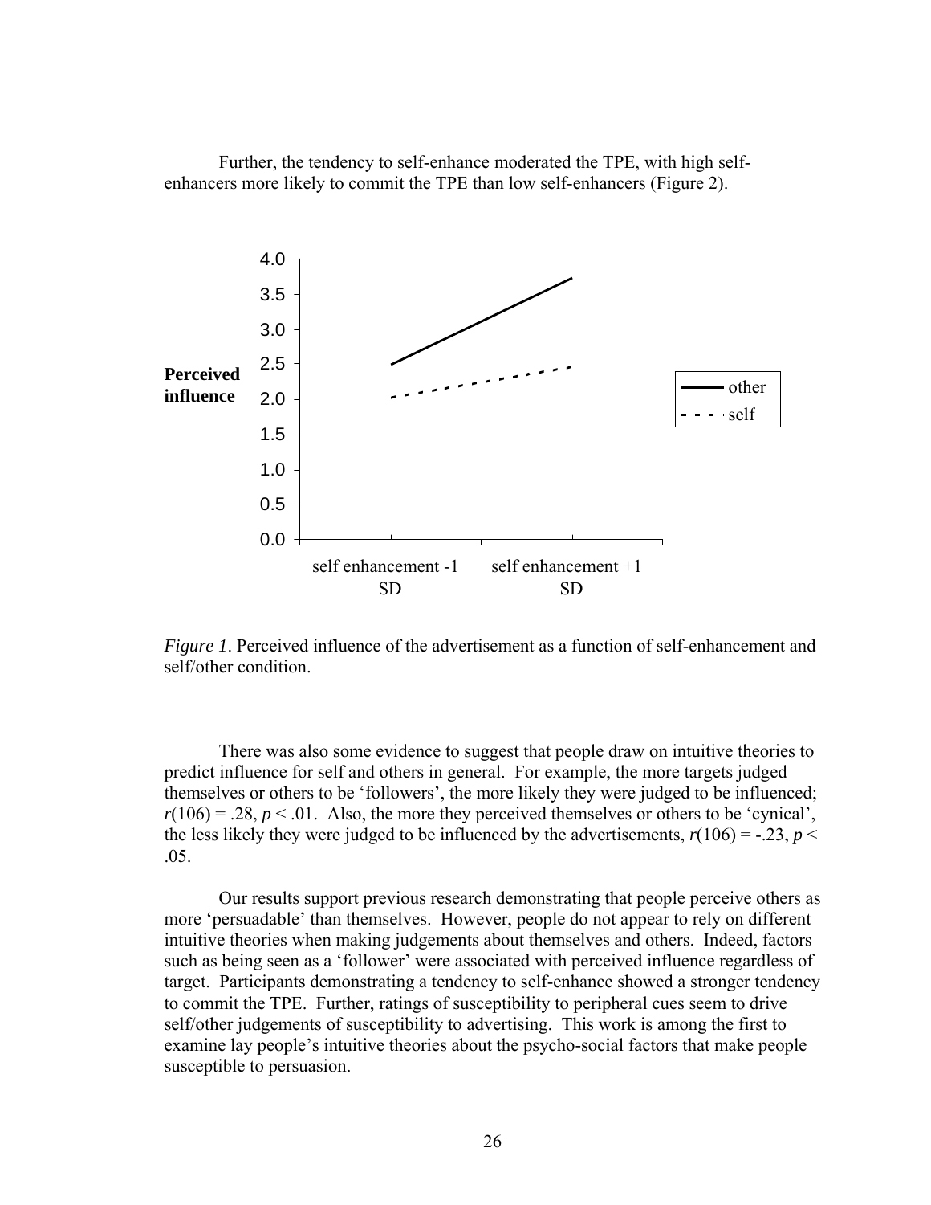Further, the tendency to self-enhance moderated the TPE, with high self-enhancers more likely to commit the TPE than low self-enhancers (Figure 2).

*Figure 1*. Perceived influence of the advertisement as a function of self-enhancement and self/other condition.

There was also some evidence to suggest that people draw on intuitive theories to predict influence for self and others in general. For example, the more targets judged themselves or others to be 'followers', the more likely they were judged to be influenced; $r(106) = .28$, $p < .01$. Also, the more they perceived themselves or others to be 'cynical', the less likely they were judged to be influenced by the advertisements, $r(106) = -.23$, $p < .05$.

Our results support previous research demonstrating that people perceive others as more 'persuadable' than themselves. However, people do not appear to rely on different intuitive theories when making judgements about themselves and others. Indeed, factors such as being seen as a 'follower' were associated with perceived influence regardless of target. Participants demonstrating a tendency to self-enhance showed a stronger tendency to commit the TPE. Further, ratings of susceptibility to peripheral cues seem to drive self/other judgements of susceptibility to advertising. This work is among the first to examine lay people's intuitive theories about the psycho-social factors that make people susceptible to persuasion.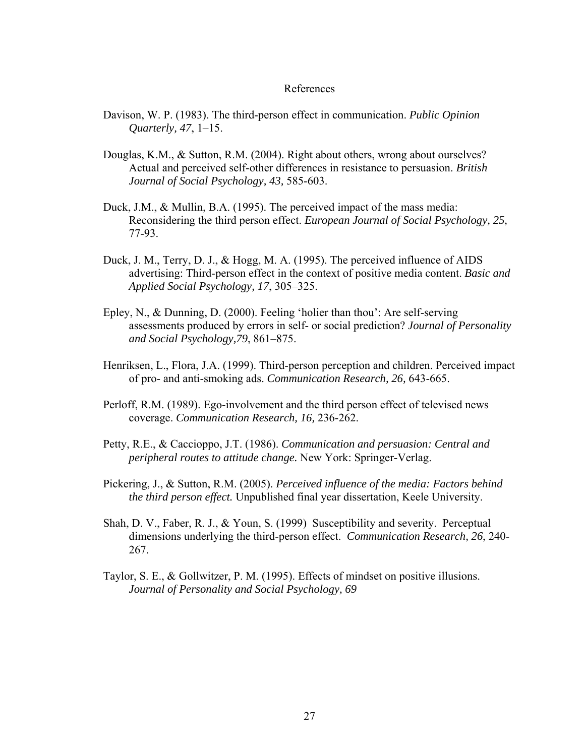# References

Davison, W. P. (1983). The third-person effect in communication. *Public Opinion Quarterly, 47*, 1–15.

Douglas, K.M., & Sutton, R.M. (2004). Right about others, wrong about ourselves? Actual and perceived self-other differences in resistance to persuasion. *British Journal of Social Psychology, 43,* 585-603.

Duck, J.M., & Mullin, B.A. (1995). The perceived impact of the mass media: Reconsidering the third person effect. *European Journal of Social Psychology, 25,* 77-93.

Duck, J. M., Terry, D. J., & Hogg, M. A. (1995). The perceived influence of AIDS advertising: Third-person effect in the context of positive media content. *Basic and Applied Social Psychology, 17*, 305–325.

Epley, N., & Dunning, D. (2000). Feeling 'holier than thou': Are self-serving assessments produced by errors in self- or social prediction? *Journal of Personality and Social Psychology,79*, 861–875.

Henriksen, L., Flora, J.A. (1999). Third-person perception and children. Perceived impact of pro- and anti-smoking ads. *Communication Research, 26,* 643-665.

Perloff, R.M. (1989). Ego-involvement and the third person effect of televised news coverage. *Communication Research, 16,* 236-262.

Petty, R.E., & Caccioppo, J.T. (1986). *Communication and persuasion: Central and peripheral routes to attitude change.* New York: Springer-Verlag.

Pickering, J., & Sutton, R.M. (2005). *Perceived influence of the media: Factors behind the third person effect.* Unpublished final year dissertation, Keele University.

Shah, D. V., Faber, R. J., & Youn, S. (1999) Susceptibility and severity. Perceptual dimensions underlying the third-person effect. *Communication Research, 26*, 240-267.

Taylor, S. E., & Gollwitzer, P. M. (1995). Effects of mindset on positive illusions. *Journal of Personality and Social Psychology, 69*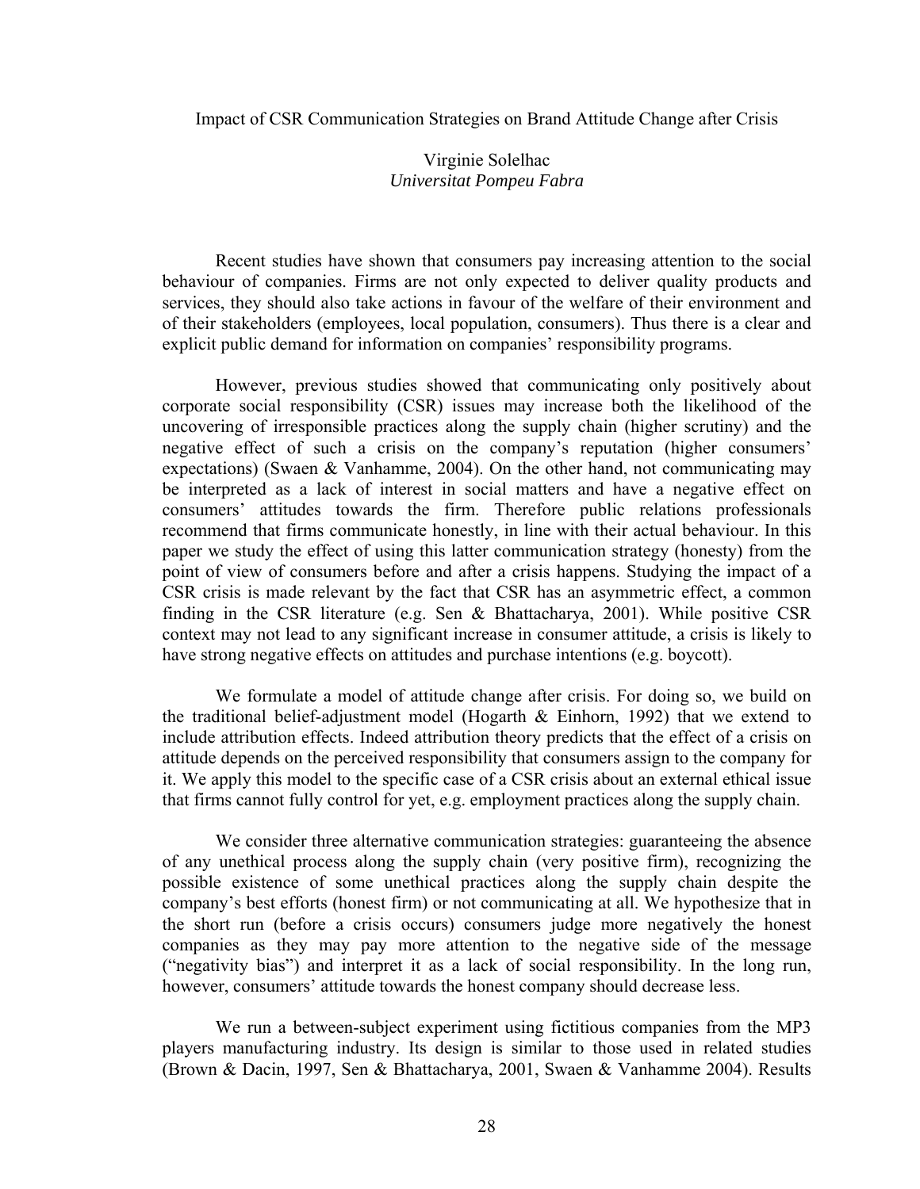# Impact of CSR Communication Strategies on Brand Attitude Change after Crisis

Virginie Solelhac
*Universitat Pompeu Fabra*

Recent studies have shown that consumers pay increasing attention to the social behaviour of companies. Firms are not only expected to deliver quality products and services, they should also take actions in favour of the welfare of their environment and of their stakeholders (employees, local population, consumers). Thus there is a clear and explicit public demand for information on companies' responsibility programs.

However, previous studies showed that communicating only positively about corporate social responsibility (CSR) issues may increase both the likelihood of the uncovering of irresponsible practices along the supply chain (higher scrutiny) and the negative effect of such a crisis on the company's reputation (higher consumers' expectations) (Swaen & Vanhamme, 2004). On the other hand, not communicating may be interpreted as a lack of interest in social matters and have a negative effect on consumers' attitudes towards the firm. Therefore public relations professionals recommend that firms communicate honestly, in line with their actual behaviour. In this paper we study the effect of using this latter communication strategy (honesty) from the point of view of consumers before and after a crisis happens. Studying the impact of a CSR crisis is made relevant by the fact that CSR has an asymmetric effect, a common finding in the CSR literature (e.g. Sen & Bhattacharya, 2001). While positive CSR context may not lead to any significant increase in consumer attitude, a crisis is likely to have strong negative effects on attitudes and purchase intentions (e.g. boycott).

We formulate a model of attitude change after crisis. For doing so, we build on the traditional belief-adjustment model (Hogarth & Einhorn, 1992) that we extend to include attribution effects. Indeed attribution theory predicts that the effect of a crisis on attitude depends on the perceived responsibility that consumers assign to the company for it. We apply this model to the specific case of a CSR crisis about an external ethical issue that firms cannot fully control for yet, e.g. employment practices along the supply chain.

We consider three alternative communication strategies: guaranteeing the absence of any unethical process along the supply chain (very positive firm), recognizing the possible existence of some unethical practices along the supply chain despite the company's best efforts (honest firm) or not communicating at all. We hypothesize that in the short run (before a crisis occurs) consumers judge more negatively the honest companies as they may pay more attention to the negative side of the message ("negativity bias") and interpret it as a lack of social responsibility. In the long run, however, consumers' attitude towards the honest company should decrease less.

We run a between-subject experiment using fictitious companies from the MP3 players manufacturing industry. Its design is similar to those used in related studies (Brown & Dacin, 1997, Sen & Bhattacharya, 2001, Swaen & Vanhamme 2004). Results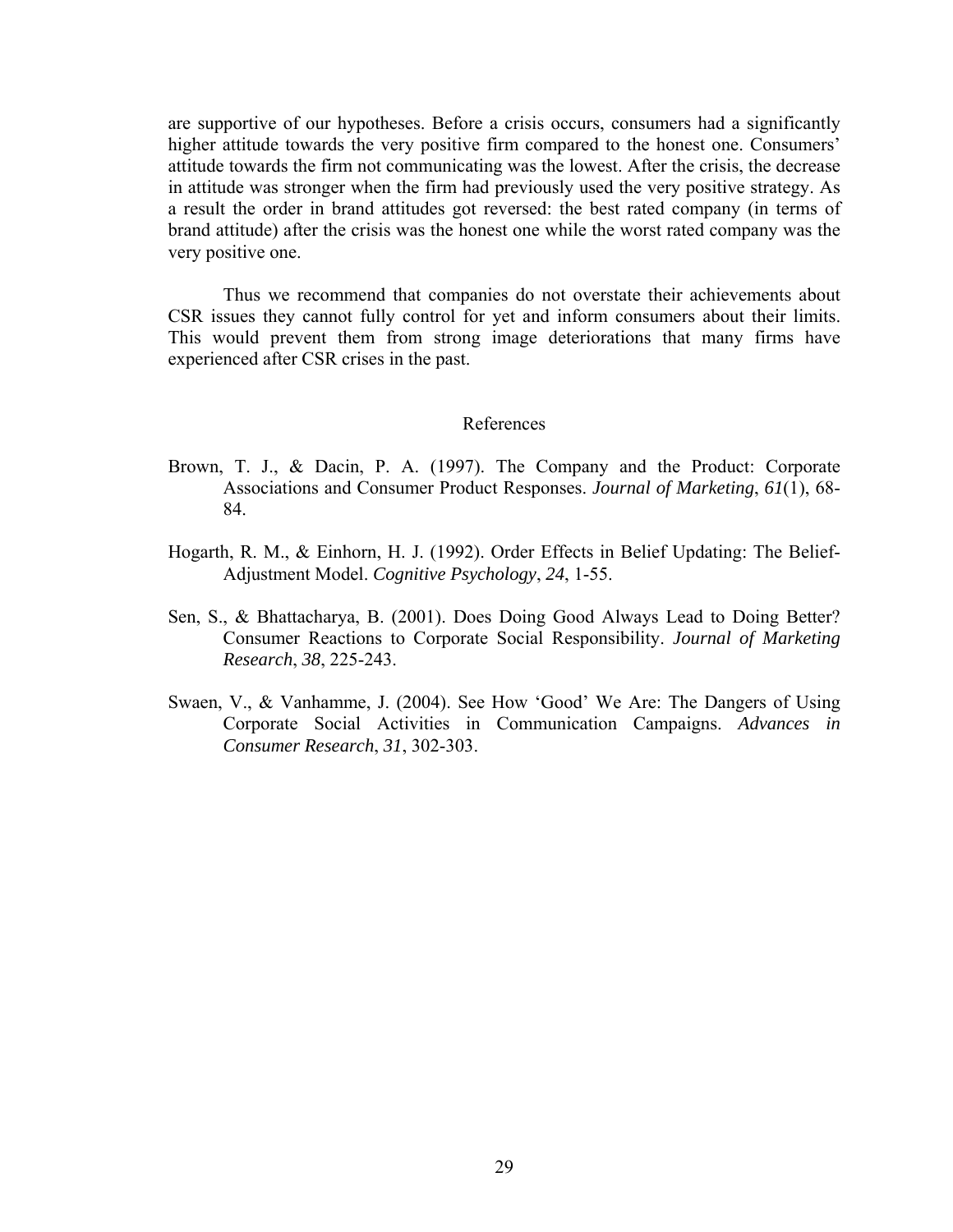are supportive of our hypotheses. Before a crisis occurs, consumers had a significantly higher attitude towards the very positive firm compared to the honest one. Consumers' attitude towards the firm not communicating was the lowest. After the crisis, the decrease in attitude was stronger when the firm had previously used the very positive strategy. As a result the order in brand attitudes got reversed: the best rated company (in terms of brand attitude) after the crisis was the honest one while the worst rated company was the very positive one.

Thus we recommend that companies do not overstate their achievements about CSR issues they cannot fully control for yet and inform consumers about their limits. This would prevent them from strong image deteriorations that many firms have experienced after CSR crises in the past.

## References

Brown, T. J., & Dacin, P. A. (1997). The Company and the Product: Corporate Associations and Consumer Product Responses. *Journal of Marketing*, *61*(1), 68-84.

Hogarth, R. M., & Einhorn, H. J. (1992). Order Effects in Belief Updating: The Belief-Adjustment Model. *Cognitive Psychology*, *24*, 1-55.

Sen, S., & Bhattacharya, B. (2001). Does Doing Good Always Lead to Doing Better? Consumer Reactions to Corporate Social Responsibility. *Journal of Marketing Research*, *38*, 225-243.

Swaen, V., & Vanhamme, J. (2004). See How 'Good' We Are: The Dangers of Using Corporate Social Activities in Communication Campaigns. *Advances in Consumer Research*, *31*, 302-303.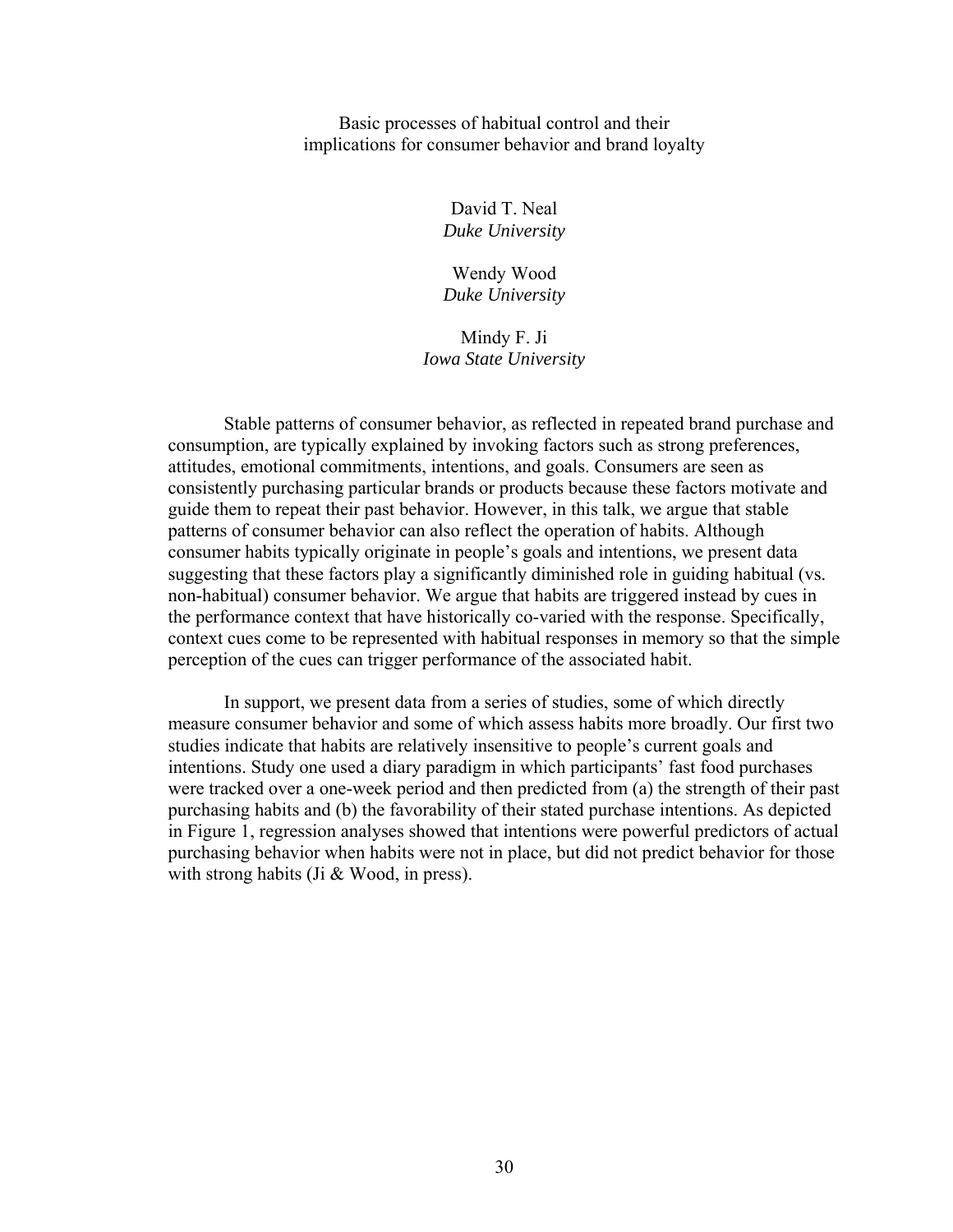# Basic processes of habitual control and their implications for consumer behavior and brand loyalty

David T. Neal
*Duke University*

Wendy Wood
*Duke University*

Mindy F. Ji
*Iowa State University*

Stable patterns of consumer behavior, as reflected in repeated brand purchase and consumption, are typically explained by invoking factors such as strong preferences, attitudes, emotional commitments, intentions, and goals. Consumers are seen as consistently purchasing particular brands or products because these factors motivate and guide them to repeat their past behavior. However, in this talk, we argue that stable patterns of consumer behavior can also reflect the operation of habits. Although consumer habits typically originate in people's goals and intentions, we present data suggesting that these factors play a significantly diminished role in guiding habitual (vs. non-habitual) consumer behavior. We argue that habits are triggered instead by cues in the performance context that have historically co-varied with the response. Specifically, context cues come to be represented with habitual responses in memory so that the simple perception of the cues can trigger performance of the associated habit.

In support, we present data from a series of studies, some of which directly measure consumer behavior and some of which assess habits more broadly. Our first two studies indicate that habits are relatively insensitive to people's current goals and intentions. Study one used a diary paradigm in which participants' fast food purchases were tracked over a one-week period and then predicted from (a) the strength of their past purchasing habits and (b) the favorability of their stated purchase intentions. As depicted in Figure 1, regression analyses showed that intentions were powerful predictors of actual purchasing behavior when habits were not in place, but did not predict behavior for those with strong habits (Ji & Wood, in press).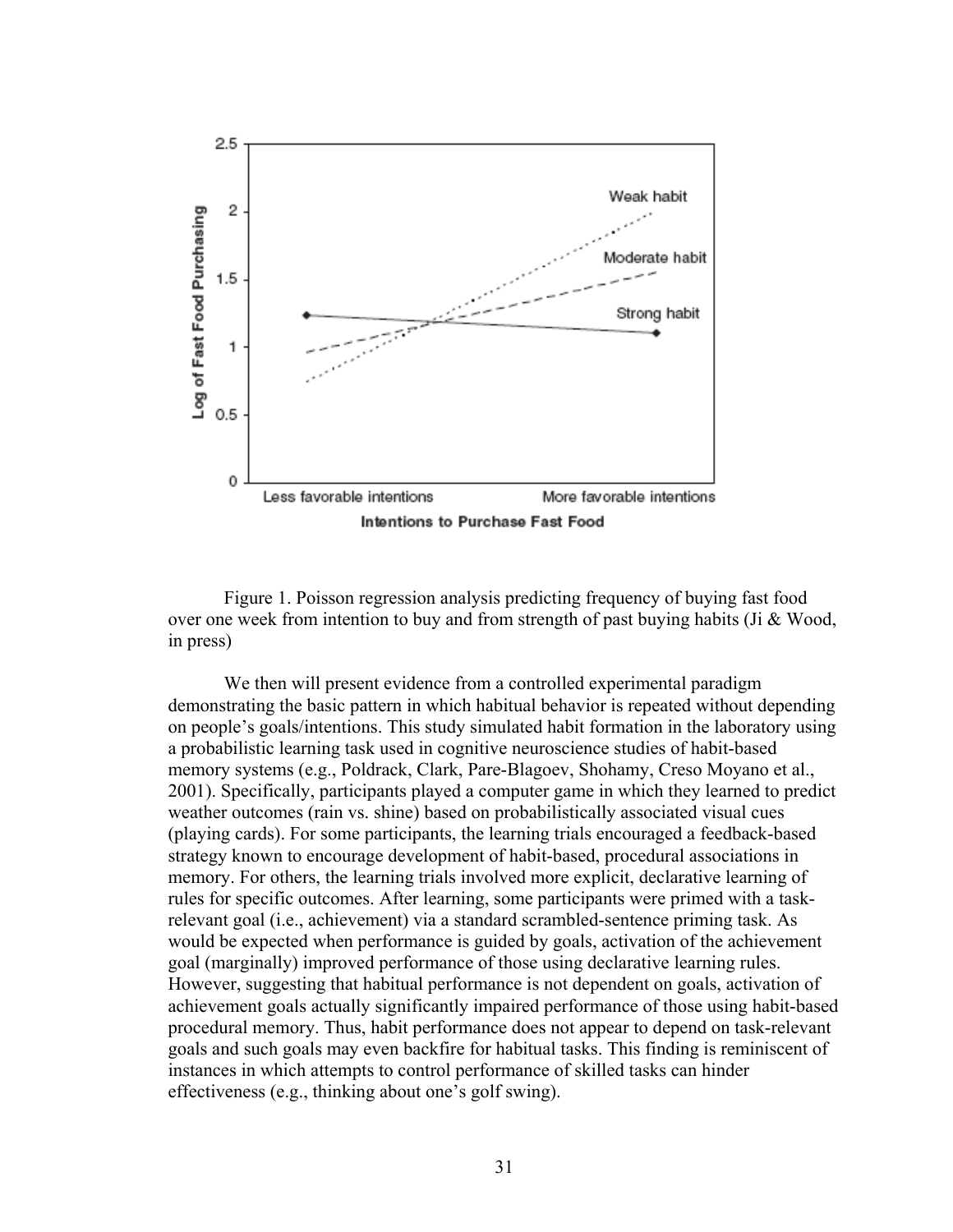Figure 1. Poisson regression analysis predicting frequency of buying fast food over one week from intention to buy and from strength of past buying habits (Ji & Wood, in press)

We then will present evidence from a controlled experimental paradigm demonstrating the basic pattern in which habitual behavior is repeated without depending on people's goals/intentions. This study simulated habit formation in the laboratory using a probabilistic learning task used in cognitive neuroscience studies of habit-based memory systems (e.g., Poldrack, Clark, Pare-Blagoev, Shohamy, Creso Moyano et al., 2001). Specifically, participants played a computer game in which they learned to predict weather outcomes (rain vs. shine) based on probabilistically associated visual cues (playing cards). For some participants, the learning trials encouraged a feedback-based strategy known to encourage development of habit-based, procedural associations in memory. For others, the learning trials involved more explicit, declarative learning of rules for specific outcomes. After learning, some participants were primed with a task-relevant goal (i.e., achievement) via a standard scrambled-sentence priming task. As would be expected when performance is guided by goals, activation of the achievement goal (marginally) improved performance of those using declarative learning rules. However, suggesting that habitual performance is not dependent on goals, activation of achievement goals actually significantly impaired performance of those using habit-based procedural memory. Thus, habit performance does not appear to depend on task-relevant goals and such goals may even backfire for habitual tasks. This finding is reminiscent of instances in which attempts to control performance of skilled tasks can hinder effectiveness (e.g., thinking about one's golf swing).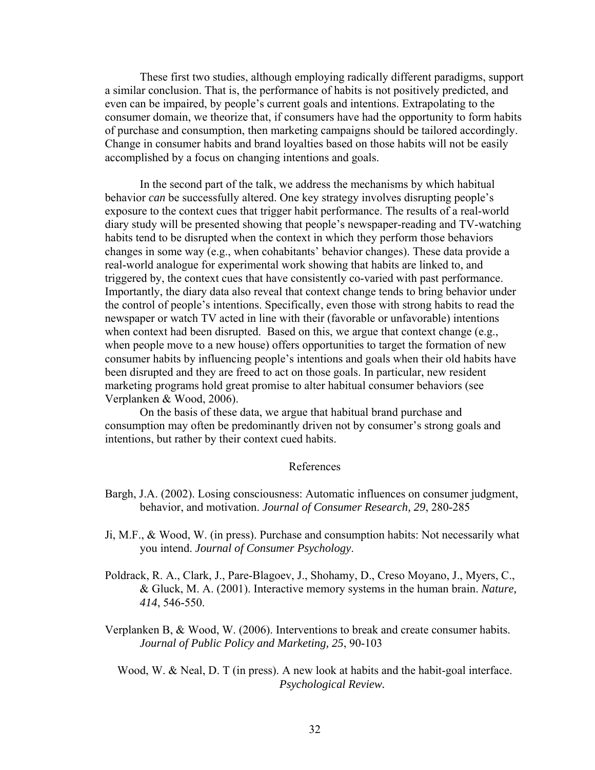These first two studies, although employing radically different paradigms, support a similar conclusion. That is, the performance of habits is not positively predicted, and even can be impaired, by people's current goals and intentions. Extrapolating to the consumer domain, we theorize that, if consumers have had the opportunity to form habits of purchase and consumption, then marketing campaigns should be tailored accordingly. Change in consumer habits and brand loyalties based on those habits will not be easily accomplished by a focus on changing intentions and goals.

In the second part of the talk, we address the mechanisms by which habitual behavior *can* be successfully altered. One key strategy involves disrupting people's exposure to the context cues that trigger habit performance. The results of a real-world diary study will be presented showing that people's newspaper-reading and TV-watching habits tend to be disrupted when the context in which they perform those behaviors changes in some way (e.g., when cohabitants' behavior changes). These data provide a real-world analogue for experimental work showing that habits are linked to, and triggered by, the context cues that have consistently co-varied with past performance. Importantly, the diary data also reveal that context change tends to bring behavior under the control of people's intentions. Specifically, even those with strong habits to read the newspaper or watch TV acted in line with their (favorable or unfavorable) intentions when context had been disrupted. Based on this, we argue that context change (e.g., when people move to a new house) offers opportunities to target the formation of new consumer habits by influencing people's intentions and goals when their old habits have been disrupted and they are freed to act on those goals. In particular, new resident marketing programs hold great promise to alter habitual consumer behaviors (see Verplanken & Wood, 2006).

On the basis of these data, we argue that habitual brand purchase and consumption may often be predominantly driven not by consumer's strong goals and intentions, but rather by their context cued habits.

## References

Bargh, J.A. (2002). Losing consciousness: Automatic influences on consumer judgment, behavior, and motivation. *Journal of Consumer Research, 29*, 280-285

Ji, M.F., & Wood, W. (in press). Purchase and consumption habits: Not necessarily what you intend. *Journal of Consumer Psychology*.

Poldrack, R. A., Clark, J., Pare-Blagoev, J., Shohamy, D., Creso Moyano, J., Myers, C., & Gluck, M. A. (2001). Interactive memory systems in the human brain. *Nature, 414*, 546-550.

Verplanken B, & Wood, W. (2006). Interventions to break and create consumer habits. *Journal of Public Policy and Marketing, 25*, 90-103

Wood, W. & Neal, D. T (in press). A new look at habits and the habit-goal interface. *Psychological Review.*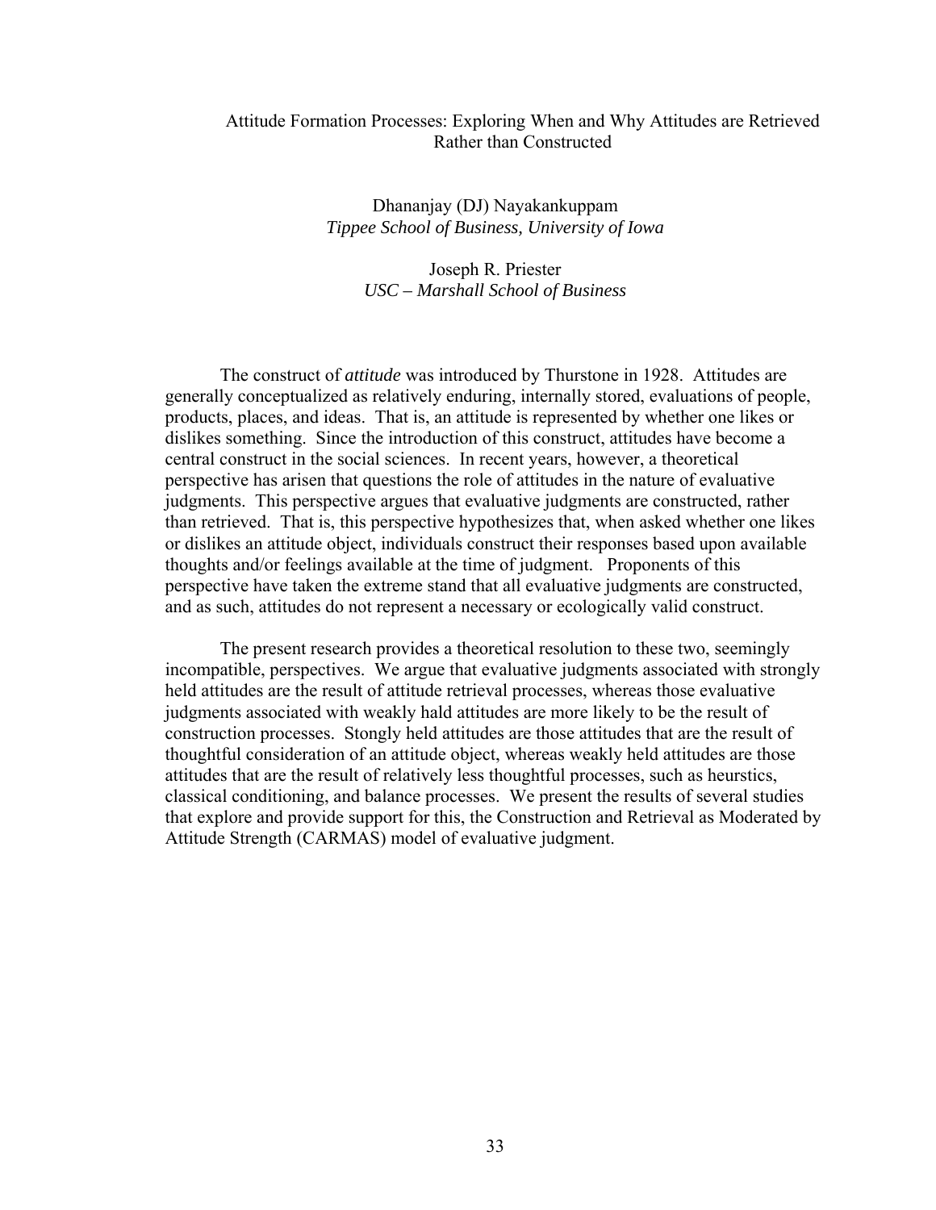# Attitude Formation Processes: Exploring When and Why Attitudes are Retrieved Rather than Constructed

Dhananjay (DJ) Nayakankuppam
*Tippee School of Business, University of Iowa*

Joseph R. Priester
*USC – Marshall School of Business*

The construct of *attitude* was introduced by Thurstone in 1928. Attitudes are generally conceptualized as relatively enduring, internally stored, evaluations of people, products, places, and ideas. That is, an attitude is represented by whether one likes or dislikes something. Since the introduction of this construct, attitudes have become a central construct in the social sciences. In recent years, however, a theoretical perspective has arisen that questions the role of attitudes in the nature of evaluative judgments. This perspective argues that evaluative judgments are constructed, rather than retrieved. That is, this perspective hypothesizes that, when asked whether one likes or dislikes an attitude object, individuals construct their responses based upon available thoughts and/or feelings available at the time of judgment. Proponents of this perspective have taken the extreme stand that all evaluative judgments are constructed, and as such, attitudes do not represent a necessary or ecologically valid construct.

The present research provides a theoretical resolution to these two, seemingly incompatible, perspectives. We argue that evaluative judgments associated with strongly held attitudes are the result of attitude retrieval processes, whereas those evaluative judgments associated with weakly hald attitudes are more likely to be the result of construction processes. Stongly held attitudes are those attitudes that are the result of thoughtful consideration of an attitude object, whereas weakly held attitudes are those attitudes that are the result of relatively less thoughtful processes, such as heurstics, classical conditioning, and balance processes. We present the results of several studies that explore and provide support for this, the Construction and Retrieval as Moderated by Attitude Strength (CARMAS) model of evaluative judgment.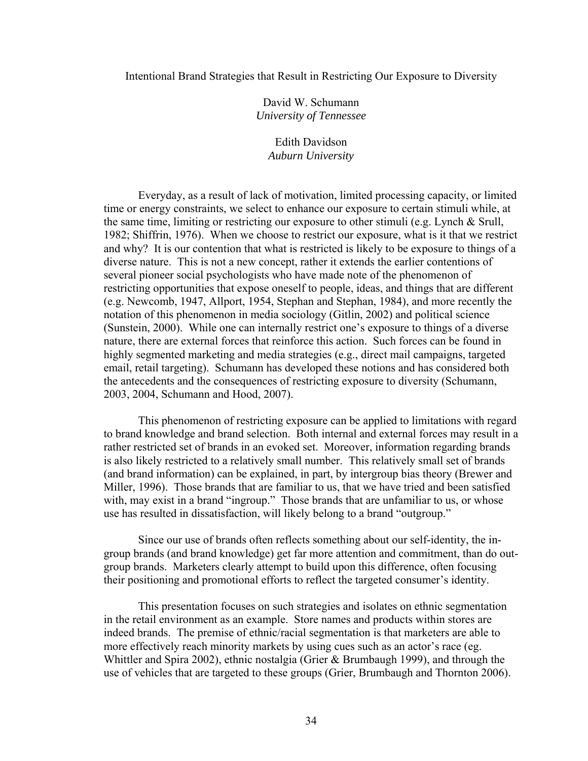# Intentional Brand Strategies that Result in Restricting Our Exposure to Diversity

David W. Schumann  
*University of Tennessee*

Edith Davidson  
*Auburn University*

Everyday, as a result of lack of motivation, limited processing capacity, or limited time or energy constraints, we select to enhance our exposure to certain stimuli while, at the same time, limiting or restricting our exposure to other stimuli (e.g. Lynch & Srull, 1982; Shiffrin, 1976). When we choose to restrict our exposure, what is it that we restrict and why? It is our contention that what is restricted is likely to be exposure to things of a diverse nature. This is not a new concept, rather it extends the earlier contentions of several pioneer social psychologists who have made note of the phenomenon of restricting opportunities that expose oneself to people, ideas, and things that are different (e.g. Newcomb, 1947, Allport, 1954, Stephan and Stephan, 1984), and more recently the notation of this phenomenon in media sociology (Gitlin, 2002) and political science (Sunstein, 2000). While one can internally restrict one's exposure to things of a diverse nature, there are external forces that reinforce this action. Such forces can be found in highly segmented marketing and media strategies (e.g., direct mail campaigns, targeted email, retail targeting). Schumann has developed these notions and has considered both the antecedents and the consequences of restricting exposure to diversity (Schumann, 2003, 2004, Schumann and Hood, 2007).

This phenomenon of restricting exposure can be applied to limitations with regard to brand knowledge and brand selection. Both internal and external forces may result in a rather restricted set of brands in an evoked set. Moreover, information regarding brands is also likely restricted to a relatively small number. This relatively small set of brands (and brand information) can be explained, in part, by intergroup bias theory (Brewer and Miller, 1996). Those brands that are familiar to us, that we have tried and been satisfied with, may exist in a brand "ingroup." Those brands that are unfamiliar to us, or whose use has resulted in dissatisfaction, will likely belong to a brand "outgroup."

Since our use of brands often reflects something about our self-identity, the in-group brands (and brand knowledge) get far more attention and commitment, than do out-group brands. Marketers clearly attempt to build upon this difference, often focusing their positioning and promotional efforts to reflect the targeted consumer's identity.

This presentation focuses on such strategies and isolates on ethnic segmentation in the retail environment as an example. Store names and products within stores are indeed brands. The premise of ethnic/racial segmentation is that marketers are able to more effectively reach minority markets by using cues such as an actor's race (eg. Whittler and Spira 2002), ethnic nostalgia (Grier & Brumbaugh 1999), and through the use of vehicles that are targeted to these groups (Grier, Brumbaugh and Thornton 2006).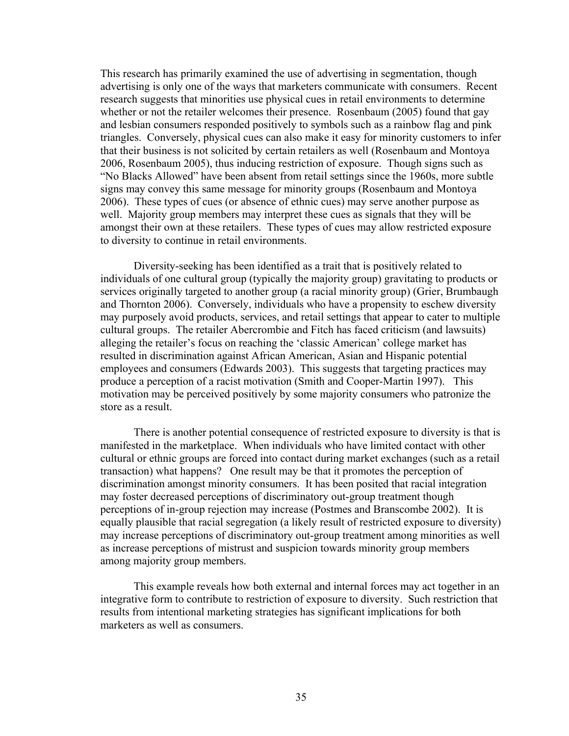This research has primarily examined the use of advertising in segmentation, though advertising is only one of the ways that marketers communicate with consumers. Recent research suggests that minorities use physical cues in retail environments to determine whether or not the retailer welcomes their presence. Rosenbaum (2005) found that gay and lesbian consumers responded positively to symbols such as a rainbow flag and pink triangles. Conversely, physical cues can also make it easy for minority customers to infer that their business is not solicited by certain retailers as well (Rosenbaum and Montoya 2006, Rosenbaum 2005), thus inducing restriction of exposure. Though signs such as "No Blacks Allowed" have been absent from retail settings since the 1960s, more subtle signs may convey this same message for minority groups (Rosenbaum and Montoya 2006). These types of cues (or absence of ethnic cues) may serve another purpose as well. Majority group members may interpret these cues as signals that they will be amongst their own at these retailers. These types of cues may allow restricted exposure to diversity to continue in retail environments.

Diversity-seeking has been identified as a trait that is positively related to individuals of one cultural group (typically the majority group) gravitating to products or services originally targeted to another group (a racial minority group) (Grier, Brumbaugh and Thornton 2006). Conversely, individuals who have a propensity to eschew diversity may purposely avoid products, services, and retail settings that appear to cater to multiple cultural groups. The retailer Abercrombie and Fitch has faced criticism (and lawsuits) alleging the retailer's focus on reaching the 'classic American' college market has resulted in discrimination against African American, Asian and Hispanic potential employees and consumers (Edwards 2003). This suggests that targeting practices may produce a perception of a racist motivation (Smith and Cooper-Martin 1997). This motivation may be perceived positively by some majority consumers who patronize the store as a result.

There is another potential consequence of restricted exposure to diversity is that is manifested in the marketplace. When individuals who have limited contact with other cultural or ethnic groups are forced into contact during market exchanges (such as a retail transaction) what happens? One result may be that it promotes the perception of discrimination amongst minority consumers. It has been posited that racial integration may foster decreased perceptions of discriminatory out-group treatment though perceptions of in-group rejection may increase (Postmes and Branscombe 2002). It is equally plausible that racial segregation (a likely result of restricted exposure to diversity) may increase perceptions of discriminatory out-group treatment among minorities as well as increase perceptions of mistrust and suspicion towards minority group members among majority group members.

This example reveals how both external and internal forces may act together in an integrative form to contribute to restriction of exposure to diversity. Such restriction that results from intentional marketing strategies has significant implications for both marketers as well as consumers.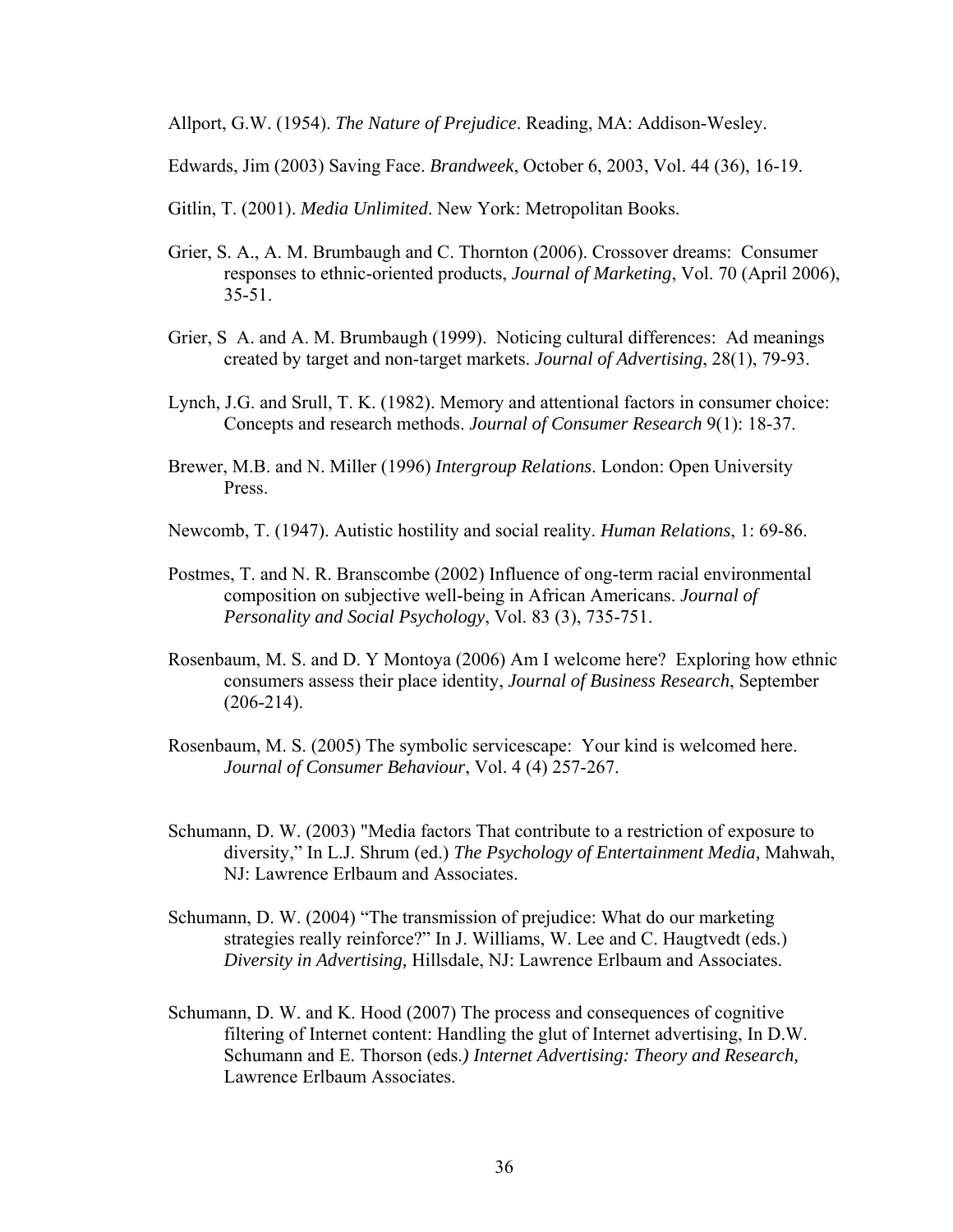Allport, G.W. (1954). *The Nature of Prejudice*. Reading, MA: Addison-Wesley.

Edwards, Jim (2003) Saving Face. *Brandweek*, October 6, 2003, Vol. 44 (36), 16-19.

Gitlin, T. (2001). *Media Unlimited*. New York: Metropolitan Books.

Grier, S. A., A. M. Brumbaugh and C. Thornton (2006). Crossover dreams: Consumer responses to ethnic-oriented products, *Journal of Marketing*, Vol. 70 (April 2006), 35-51.

Grier, S A. and A. M. Brumbaugh (1999). Noticing cultural differences: Ad meanings created by target and non-target markets. *Journal of Advertising*, 28(1), 79-93.

Lynch, J.G. and Srull, T. K. (1982). Memory and attentional factors in consumer choice: Concepts and research methods. *Journal of Consumer Research* 9(1): 18-37.

Brewer, M.B. and N. Miller (1996) *Intergroup Relations*. London: Open University Press.

Newcomb, T. (1947). Autistic hostility and social reality. *Human Relations*, 1: 69-86.

Postmes, T. and N. R. Branscombe (2002) Influence of ong-term racial environmental composition on subjective well-being in African Americans. *Journal of Personality and Social Psychology*, Vol. 83 (3), 735-751.

Rosenbaum, M. S. and D. Y Montoya (2006) Am I welcome here? Exploring how ethnic consumers assess their place identity, *Journal of Business Research*, September (206-214).

Rosenbaum, M. S. (2005) The symbolic servicescape: Your kind is welcomed here. *Journal of Consumer Behaviour*, Vol. 4 (4) 257-267.

Schumann, D. W. (2003) "Media factors That contribute to a restriction of exposure to diversity," In L.J. Shrum (ed.) *The Psychology of Entertainment Media,* Mahwah, NJ: Lawrence Erlbaum and Associates.

Schumann, D. W. (2004) "The transmission of prejudice: What do our marketing strategies really reinforce?" In J. Williams, W. Lee and C. Haugtvedt (eds.) *Diversity in Advertising,* Hillsdale, NJ: Lawrence Erlbaum and Associates.

Schumann, D. W. and K. Hood (2007) The process and consequences of cognitive filtering of Internet content: Handling the glut of Internet advertising, In D.W. Schumann and E. Thorson (eds.*) Internet Advertising: Theory and Research,* Lawrence Erlbaum Associates.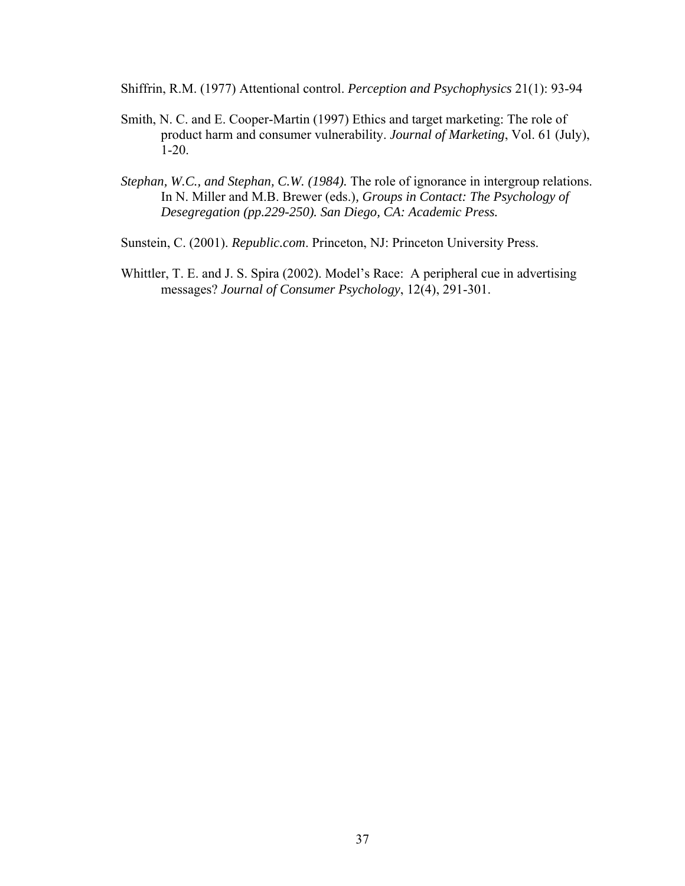Shiffrin, R.M. (1977) Attentional control. *Perception and Psychophysics* 21(1): 93-94

Smith, N. C. and E. Cooper-Martin (1997) Ethics and target marketing: The role of product harm and consumer vulnerability. *Journal of Marketing*, Vol. 61 (July), 1-20.

*Stephan, W.C., and Stephan, C.W. (1984).* The role of ignorance in intergroup relations. In N. Miller and M.B. Brewer (eds.)*, Groups in Contact: The Psychology of Desegregation (pp.229-250). San Diego, CA: Academic Press.*

Sunstein, C. (2001). *Republic.com*. Princeton, NJ: Princeton University Press.

Whittler, T. E. and J. S. Spira (2002). Model's Race: A peripheral cue in advertising messages? *Journal of Consumer Psychology*, 12(4), 291-301.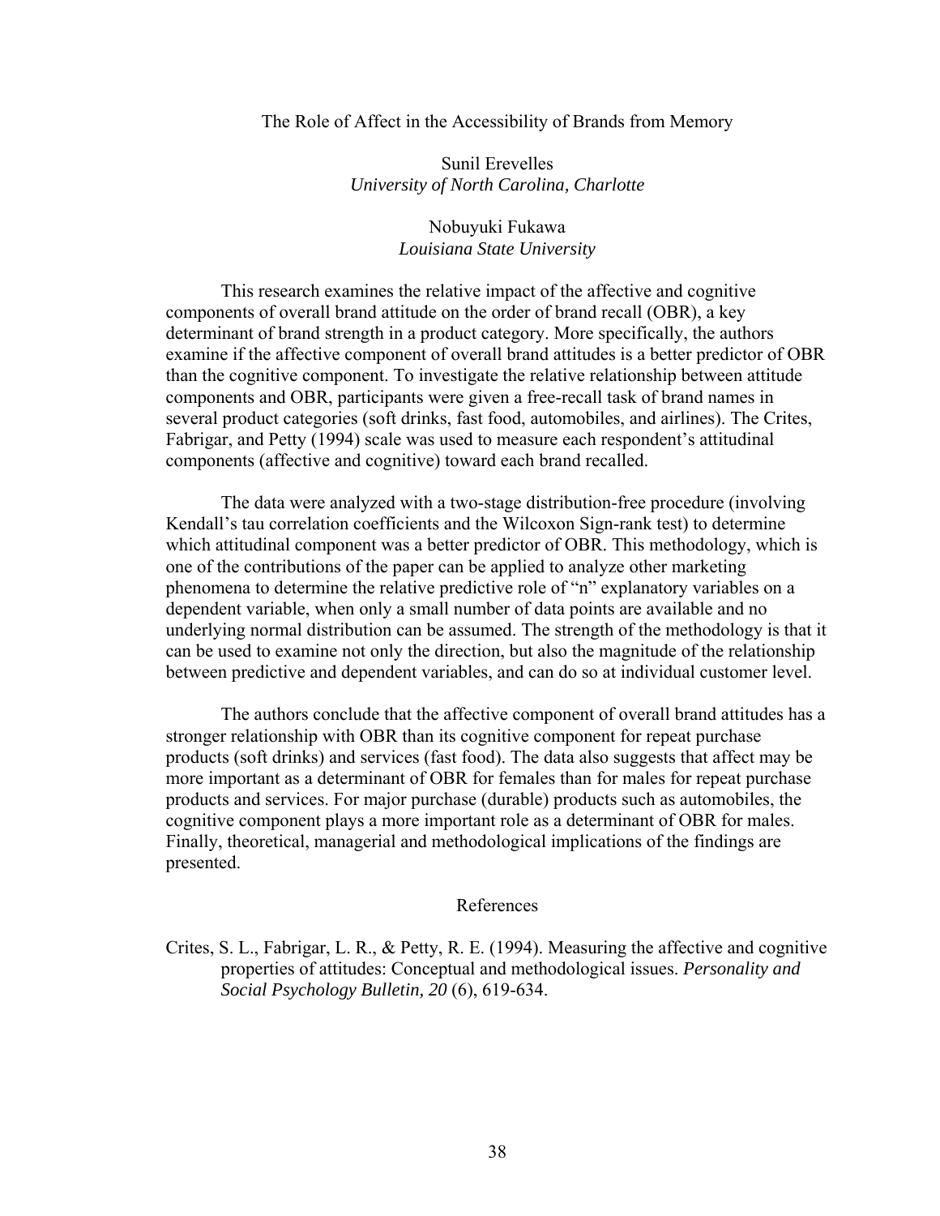# The Role of Affect in the Accessibility of Brands from Memory

Sunil Erevelles
*University of North Carolina, Charlotte*

Nobuyuki Fukawa
*Louisiana State University*

This research examines the relative impact of the affective and cognitive components of overall brand attitude on the order of brand recall (OBR), a key determinant of brand strength in a product category. More specifically, the authors examine if the affective component of overall brand attitudes is a better predictor of OBR than the cognitive component. To investigate the relative relationship between attitude components and OBR, participants were given a free-recall task of brand names in several product categories (soft drinks, fast food, automobiles, and airlines). The Crites, Fabrigar, and Petty (1994) scale was used to measure each respondent's attitudinal components (affective and cognitive) toward each brand recalled.

The data were analyzed with a two-stage distribution-free procedure (involving Kendall's tau correlation coefficients and the Wilcoxon Sign-rank test) to determine which attitudinal component was a better predictor of OBR. This methodology, which is one of the contributions of the paper can be applied to analyze other marketing phenomena to determine the relative predictive role of "n" explanatory variables on a dependent variable, when only a small number of data points are available and no underlying normal distribution can be assumed. The strength of the methodology is that it can be used to examine not only the direction, but also the magnitude of the relationship between predictive and dependent variables, and can do so at individual customer level.

The authors conclude that the affective component of overall brand attitudes has a stronger relationship with OBR than its cognitive component for repeat purchase products (soft drinks) and services (fast food). The data also suggests that affect may be more important as a determinant of OBR for females than for males for repeat purchase products and services. For major purchase (durable) products such as automobiles, the cognitive component plays a more important role as a determinant of OBR for males. Finally, theoretical, managerial and methodological implications of the findings are presented.

## References

Crites, S. L., Fabrigar, L. R., & Petty, R. E. (1994). Measuring the affective and cognitive properties of attitudes: Conceptual and methodological issues. *Personality and Social Psychology Bulletin, 20* (6), 619-634.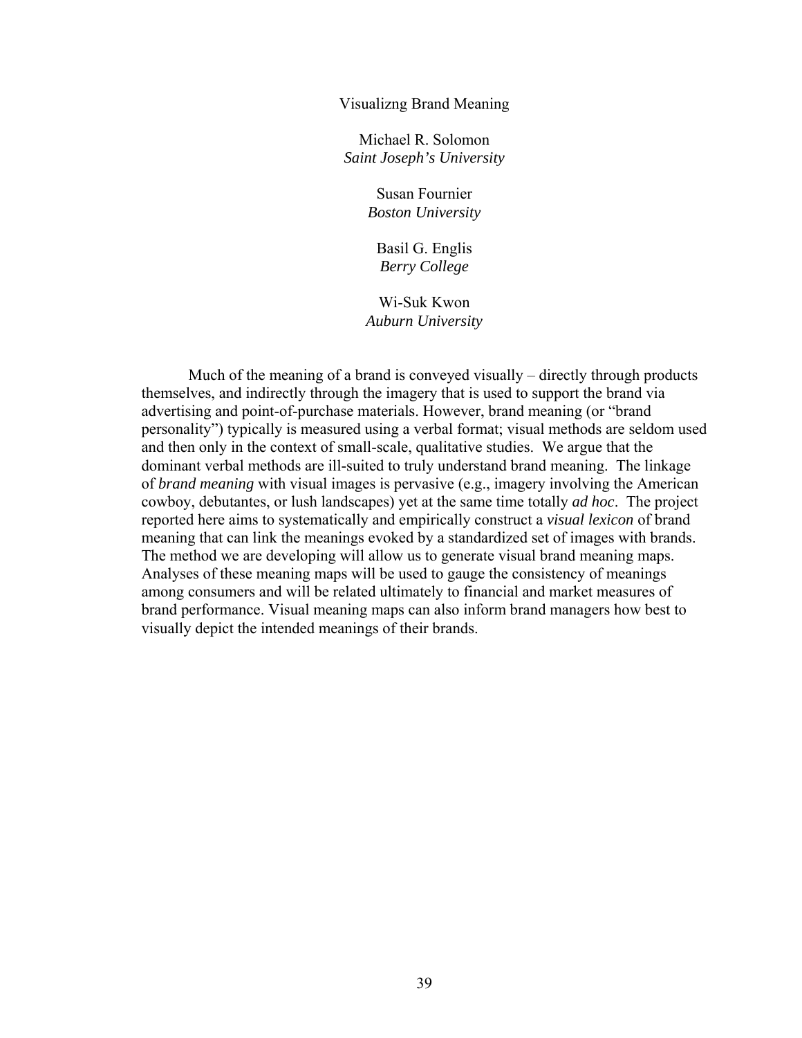# Visualizng Brand Meaning

Michael R. Solomon
*Saint Joseph's University*

Susan Fournier
*Boston University*

Basil G. Englis
*Berry College*

Wi-Suk Kwon
*Auburn University*

Much of the meaning of a brand is conveyed visually – directly through products themselves, and indirectly through the imagery that is used to support the brand via advertising and point-of-purchase materials. However, brand meaning (or "brand personality") typically is measured using a verbal format; visual methods are seldom used and then only in the context of small-scale, qualitative studies. We argue that the dominant verbal methods are ill-suited to truly understand brand meaning. The linkage of *brand meaning* with visual images is pervasive (e.g., imagery involving the American cowboy, debutantes, or lush landscapes) yet at the same time totally *ad hoc*. The project reported here aims to systematically and empirically construct a *visual lexicon* of brand meaning that can link the meanings evoked by a standardized set of images with brands. The method we are developing will allow us to generate visual brand meaning maps. Analyses of these meaning maps will be used to gauge the consistency of meanings among consumers and will be related ultimately to financial and market measures of brand performance. Visual meaning maps can also inform brand managers how best to visually depict the intended meanings of their brands.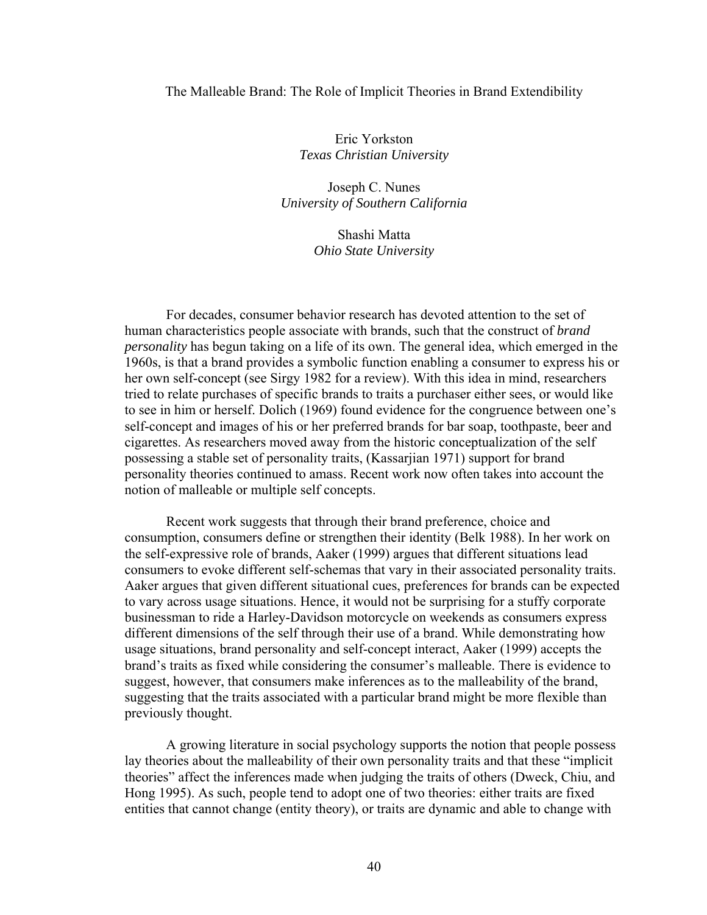The Malleable Brand: The Role of Implicit Theories in Brand Extendibility

Eric Yorkston  
*Texas Christian University*

Joseph C. Nunes  
*University of Southern California*

Shashi Matta  
*Ohio State University*

For decades, consumer behavior research has devoted attention to the set of human characteristics people associate with brands, such that the construct of *brand personality* has begun taking on a life of its own. The general idea, which emerged in the 1960s, is that a brand provides a symbolic function enabling a consumer to express his or her own self-concept (see Sirgy 1982 for a review). With this idea in mind, researchers tried to relate purchases of specific brands to traits a purchaser either sees, or would like to see in him or herself. Dolich (1969) found evidence for the congruence between one's self-concept and images of his or her preferred brands for bar soap, toothpaste, beer and cigarettes. As researchers moved away from the historic conceptualization of the self possessing a stable set of personality traits, (Kassarjian 1971) support for brand personality theories continued to amass. Recent work now often takes into account the notion of malleable or multiple self concepts.

Recent work suggests that through their brand preference, choice and consumption, consumers define or strengthen their identity (Belk 1988). In her work on the self-expressive role of brands, Aaker (1999) argues that different situations lead consumers to evoke different self-schemas that vary in their associated personality traits. Aaker argues that given different situational cues, preferences for brands can be expected to vary across usage situations. Hence, it would not be surprising for a stuffy corporate businessman to ride a Harley-Davidson motorcycle on weekends as consumers express different dimensions of the self through their use of a brand. While demonstrating how usage situations, brand personality and self-concept interact, Aaker (1999) accepts the brand's traits as fixed while considering the consumer's malleable. There is evidence to suggest, however, that consumers make inferences as to the malleability of the brand, suggesting that the traits associated with a particular brand might be more flexible than previously thought.

A growing literature in social psychology supports the notion that people possess lay theories about the malleability of their own personality traits and that these "implicit theories" affect the inferences made when judging the traits of others (Dweck, Chiu, and Hong 1995). As such, people tend to adopt one of two theories: either traits are fixed entities that cannot change (entity theory), or traits are dynamic and able to change with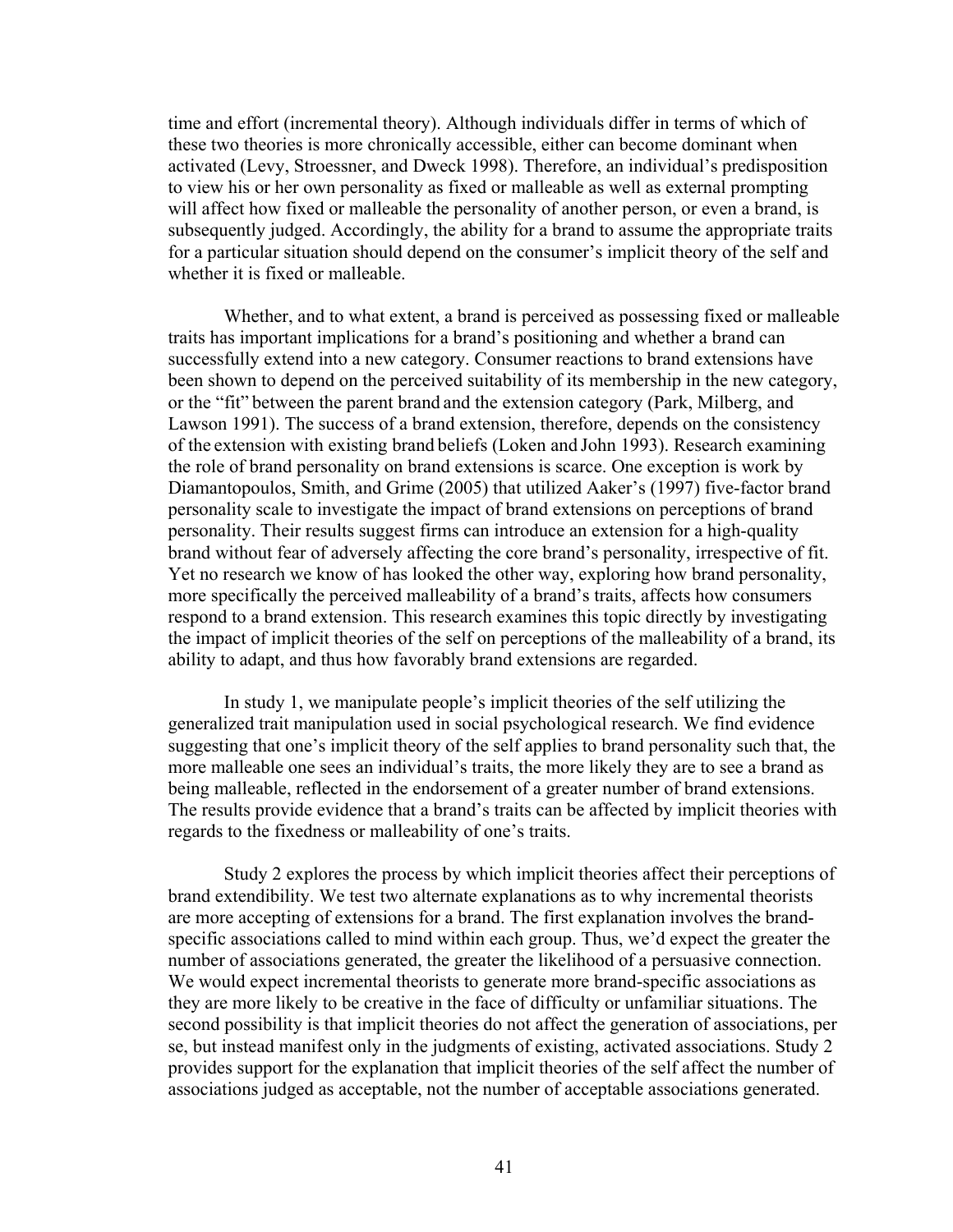time and effort (incremental theory). Although individuals differ in terms of which of these two theories is more chronically accessible, either can become dominant when activated (Levy, Stroessner, and Dweck 1998). Therefore, an individual's predisposition to view his or her own personality as fixed or malleable as well as external prompting will affect how fixed or malleable the personality of another person, or even a brand, is subsequently judged. Accordingly, the ability for a brand to assume the appropriate traits for a particular situation should depend on the consumer's implicit theory of the self and whether it is fixed or malleable.

Whether, and to what extent, a brand is perceived as possessing fixed or malleable traits has important implications for a brand's positioning and whether a brand can successfully extend into a new category. Consumer reactions to brand extensions have been shown to depend on the perceived suitability of its membership in the new category, or the "fit" between the parent brand and the extension category (Park, Milberg, and Lawson 1991). The success of a brand extension, therefore, depends on the consistency of the extension with existing brand beliefs (Loken and John 1993). Research examining the role of brand personality on brand extensions is scarce. One exception is work by Diamantopoulos, Smith, and Grime (2005) that utilized Aaker's (1997) five-factor brand personality scale to investigate the impact of brand extensions on perceptions of brand personality. Their results suggest firms can introduce an extension for a high-quality brand without fear of adversely affecting the core brand's personality, irrespective of fit. Yet no research we know of has looked the other way, exploring how brand personality, more specifically the perceived malleability of a brand's traits, affects how consumers respond to a brand extension. This research examines this topic directly by investigating the impact of implicit theories of the self on perceptions of the malleability of a brand, its ability to adapt, and thus how favorably brand extensions are regarded.

In study 1, we manipulate people's implicit theories of the self utilizing the generalized trait manipulation used in social psychological research. We find evidence suggesting that one's implicit theory of the self applies to brand personality such that, the more malleable one sees an individual's traits, the more likely they are to see a brand as being malleable, reflected in the endorsement of a greater number of brand extensions. The results provide evidence that a brand's traits can be affected by implicit theories with regards to the fixedness or malleability of one's traits.

Study 2 explores the process by which implicit theories affect their perceptions of brand extendibility. We test two alternate explanations as to why incremental theorists are more accepting of extensions for a brand. The first explanation involves the brand-specific associations called to mind within each group. Thus, we'd expect the greater the number of associations generated, the greater the likelihood of a persuasive connection. We would expect incremental theorists to generate more brand-specific associations as they are more likely to be creative in the face of difficulty or unfamiliar situations. The second possibility is that implicit theories do not affect the generation of associations, per se, but instead manifest only in the judgments of existing, activated associations. Study 2 provides support for the explanation that implicit theories of the self affect the number of associations judged as acceptable, not the number of acceptable associations generated.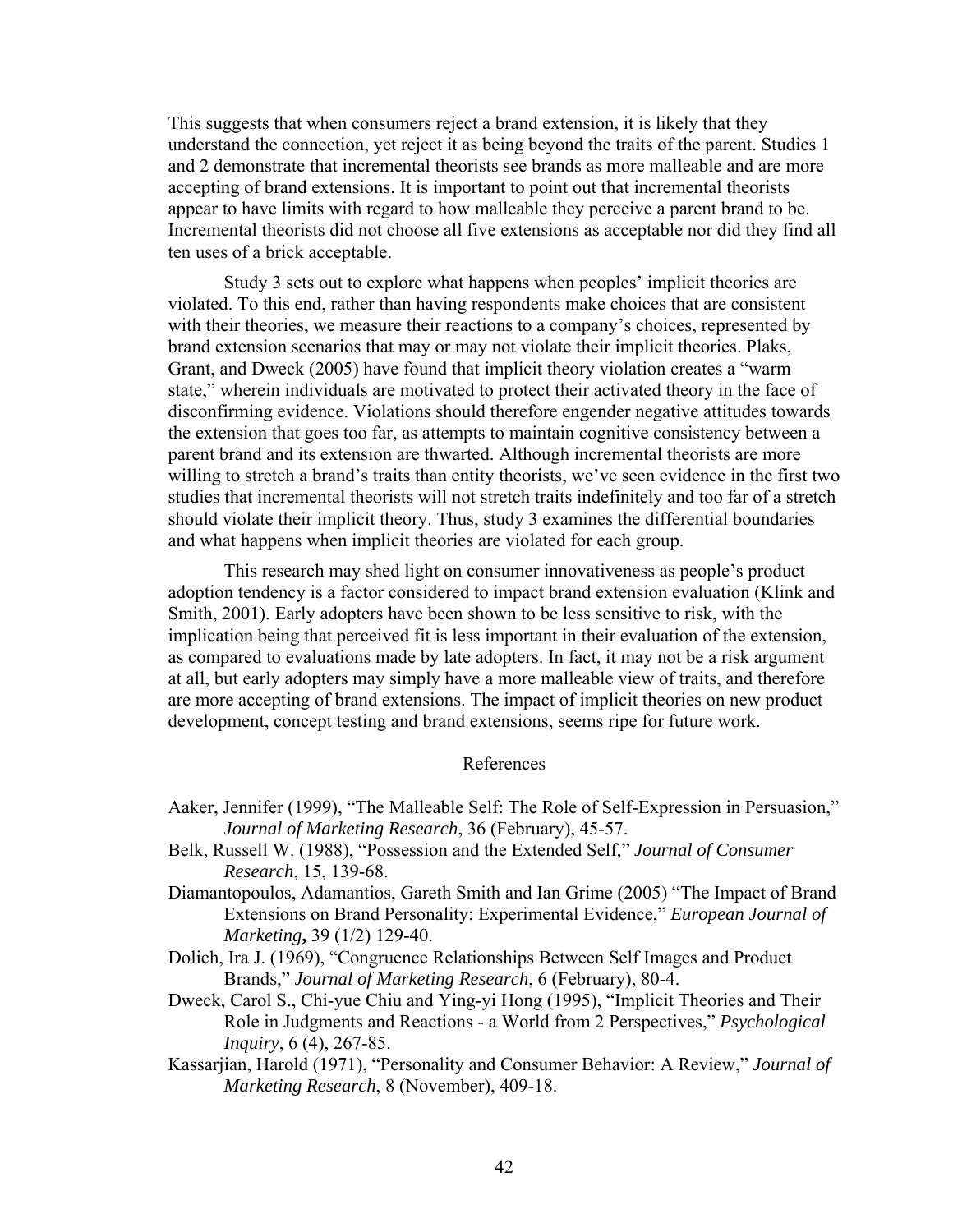This suggests that when consumers reject a brand extension, it is likely that they understand the connection, yet reject it as being beyond the traits of the parent. Studies 1 and 2 demonstrate that incremental theorists see brands as more malleable and are more accepting of brand extensions. It is important to point out that incremental theorists appear to have limits with regard to how malleable they perceive a parent brand to be. Incremental theorists did not choose all five extensions as acceptable nor did they find all ten uses of a brick acceptable.

Study 3 sets out to explore what happens when peoples' implicit theories are violated. To this end, rather than having respondents make choices that are consistent with their theories, we measure their reactions to a company's choices, represented by brand extension scenarios that may or may not violate their implicit theories. Plaks, Grant, and Dweck (2005) have found that implicit theory violation creates a "warm state," wherein individuals are motivated to protect their activated theory in the face of disconfirming evidence. Violations should therefore engender negative attitudes towards the extension that goes too far, as attempts to maintain cognitive consistency between a parent brand and its extension are thwarted. Although incremental theorists are more willing to stretch a brand's traits than entity theorists, we've seen evidence in the first two studies that incremental theorists will not stretch traits indefinitely and too far of a stretch should violate their implicit theory. Thus, study 3 examines the differential boundaries and what happens when implicit theories are violated for each group.

This research may shed light on consumer innovativeness as people's product adoption tendency is a factor considered to impact brand extension evaluation (Klink and Smith, 2001). Early adopters have been shown to be less sensitive to risk, with the implication being that perceived fit is less important in their evaluation of the extension, as compared to evaluations made by late adopters. In fact, it may not be a risk argument at all, but early adopters may simply have a more malleable view of traits, and therefore are more accepting of brand extensions. The impact of implicit theories on new product development, concept testing and brand extensions, seems ripe for future work.

## References

Aaker, Jennifer (1999), "The Malleable Self: The Role of Self-Expression in Persuasion," *Journal of Marketing Research*, 36 (February), 45-57.

Belk, Russell W. (1988), "Possession and the Extended Self," *Journal of Consumer Research*, 15, 139-68.

Diamantopoulos, Adamantios, Gareth Smith and Ian Grime (2005) "The Impact of Brand Extensions on Brand Personality: Experimental Evidence," *European Journal of Marketing*, 39 (1/2) 129-40.

Dolich, Ira J. (1969), "Congruence Relationships Between Self Images and Product Brands," *Journal of Marketing Research*, 6 (February), 80-4.

Dweck, Carol S., Chi-yue Chiu and Ying-yi Hong (1995), "Implicit Theories and Their Role in Judgments and Reactions - a World from 2 Perspectives," *Psychological Inquiry*, 6 (4), 267-85.

Kassarjian, Harold (1971), "Personality and Consumer Behavior: A Review," *Journal of Marketing Research*, 8 (November), 409-18.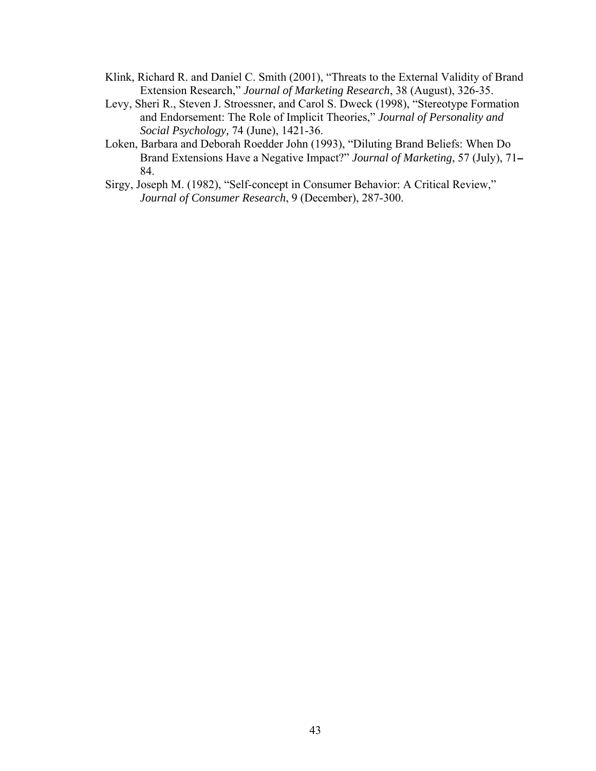Klink, Richard R. and Daniel C. Smith (2001), "Threats to the External Validity of Brand Extension Research," *Journal of Marketing Research*, 38 (August), 326-35.

Levy, Sheri R., Steven J. Stroessner, and Carol S. Dweck (1998), "Stereotype Formation and Endorsement: The Role of Implicit Theories," *Journal of Personality and Social Psychology,* 74 (June), 1421-36.

Loken, Barbara and Deborah Roedder John (1993), "Diluting Brand Beliefs: When Do Brand Extensions Have a Negative Impact?" *Journal of Marketing*, 57 (July), 71–84.

Sirgy, Joseph M. (1982), "Self-concept in Consumer Behavior: A Critical Review," *Journal of Consumer Research*, 9 (December), 287-300.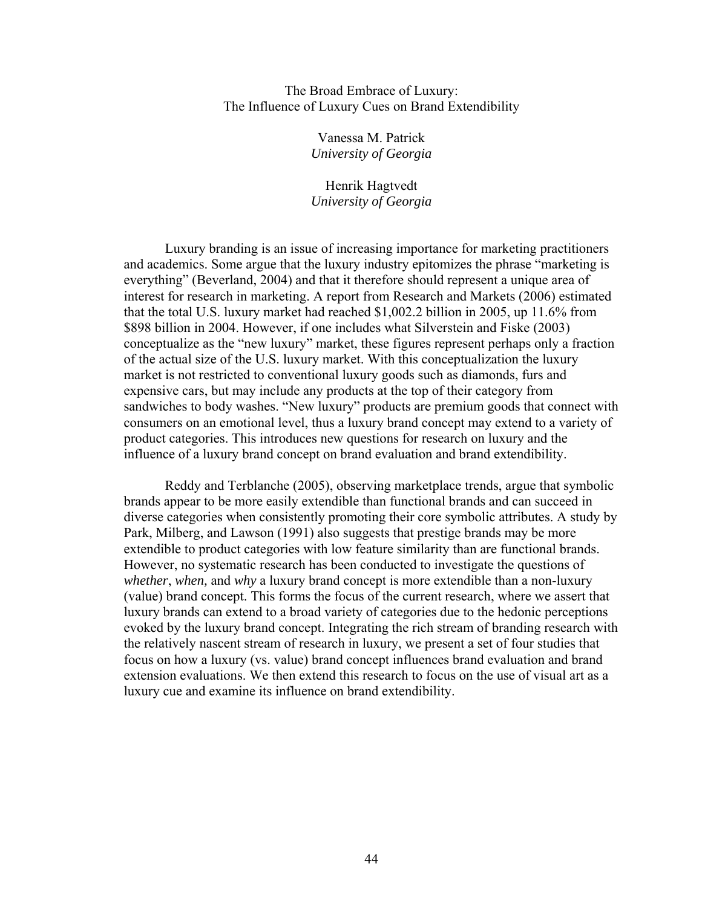# The Broad Embrace of Luxury: The Influence of Luxury Cues on Brand Extendibility

Vanessa M. Patrick
*University of Georgia*

Henrik Hagtvedt
*University of Georgia*

Luxury branding is an issue of increasing importance for marketing practitioners and academics. Some argue that the luxury industry epitomizes the phrase "marketing is everything" (Beverland, 2004) and that it therefore should represent a unique area of interest for research in marketing. A report from Research and Markets (2006) estimated that the total U.S. luxury market had reached $1,002.2 billion in 2005, up 11.6% from $898 billion in 2004. However, if one includes what Silverstein and Fiske (2003) conceptualize as the "new luxury" market, these figures represent perhaps only a fraction of the actual size of the U.S. luxury market. With this conceptualization the luxury market is not restricted to conventional luxury goods such as diamonds, furs and expensive cars, but may include any products at the top of their category from sandwiches to body washes. "New luxury" products are premium goods that connect with consumers on an emotional level, thus a luxury brand concept may extend to a variety of product categories. This introduces new questions for research on luxury and the influence of a luxury brand concept on brand evaluation and brand extendibility.

Reddy and Terblanche (2005), observing marketplace trends, argue that symbolic brands appear to be more easily extendible than functional brands and can succeed in diverse categories when consistently promoting their core symbolic attributes. A study by Park, Milberg, and Lawson (1991) also suggests that prestige brands may be more extendible to product categories with low feature similarity than are functional brands. However, no systematic research has been conducted to investigate the questions of *whether*, *when,* and *why* a luxury brand concept is more extendible than a non-luxury (value) brand concept. This forms the focus of the current research, where we assert that luxury brands can extend to a broad variety of categories due to the hedonic perceptions evoked by the luxury brand concept. Integrating the rich stream of branding research with the relatively nascent stream of research in luxury, we present a set of four studies that focus on how a luxury (vs. value) brand concept influences brand evaluation and brand extension evaluations. We then extend this research to focus on the use of visual art as a luxury cue and examine its influence on brand extendibility.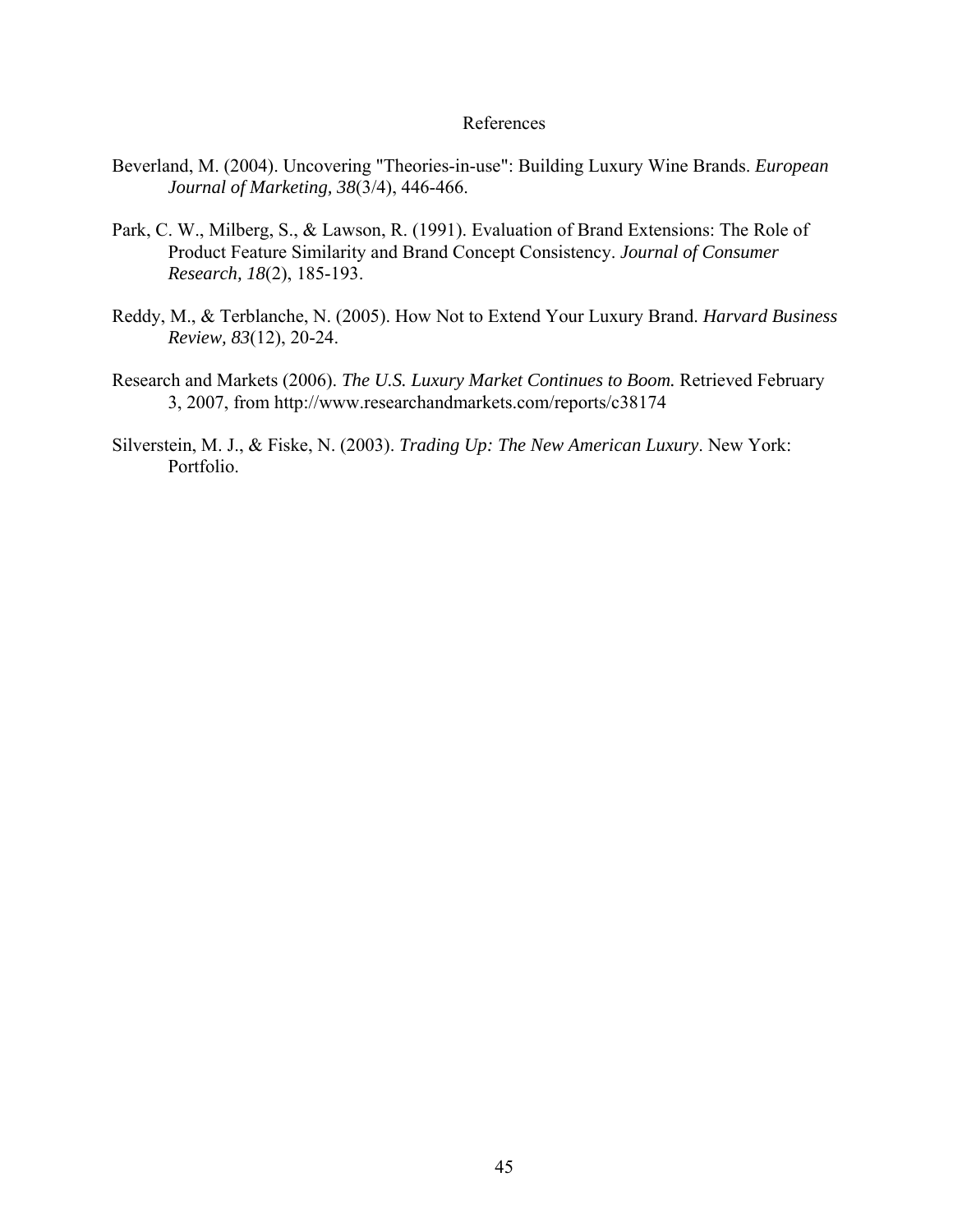# References

Beverland, M. (2004). Uncovering "Theories-in-use": Building Luxury Wine Brands. *European Journal of Marketing, 38*(3/4), 446-466.

Park, C. W., Milberg, S., & Lawson, R. (1991). Evaluation of Brand Extensions: The Role of Product Feature Similarity and Brand Concept Consistency. *Journal of Consumer Research, 18*(2), 185-193.

Reddy, M., & Terblanche, N. (2005). How Not to Extend Your Luxury Brand. *Harvard Business Review, 83*(12), 20-24.

Research and Markets (2006). *The U.S. Luxury Market Continues to Boom.* Retrieved February 3, 2007, from http://www.researchandmarkets.com/reports/c38174

Silverstein, M. J., & Fiske, N. (2003). *Trading Up: The New American Luxury*. New York: Portfolio.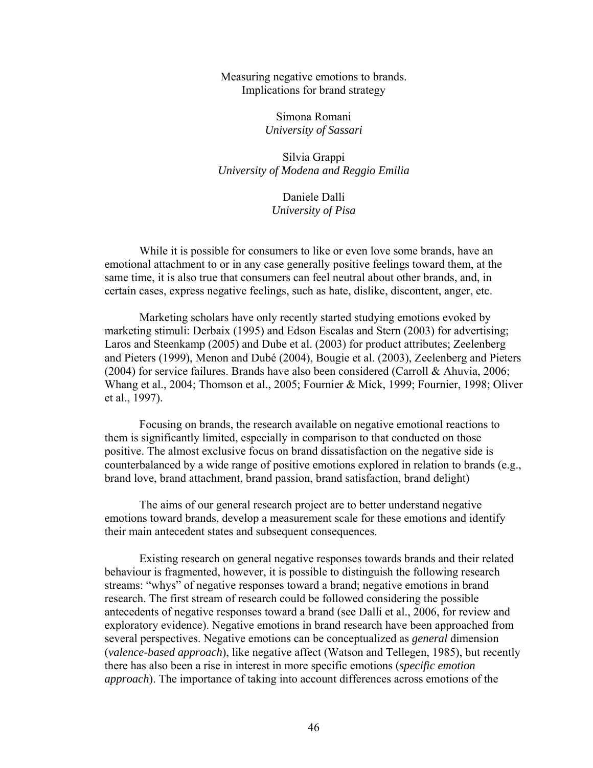Measuring negative emotions to brands.
Implications for brand strategy

Simona Romani
*University of Sassari*

Silvia Grappi
*University of Modena and Reggio Emilia*

Daniele Dalli
*University of Pisa*

While it is possible for consumers to like or even love some brands, have an emotional attachment to or in any case generally positive feelings toward them, at the same time, it is also true that consumers can feel neutral about other brands, and, in certain cases, express negative feelings, such as hate, dislike, discontent, anger, etc.

Marketing scholars have only recently started studying emotions evoked by marketing stimuli: Derbaix (1995) and Edson Escalas and Stern (2003) for advertising; Laros and Steenkamp (2005) and Dube et al. (2003) for product attributes; Zeelenberg and Pieters (1999), Menon and Dubé (2004), Bougie et al. (2003), Zeelenberg and Pieters (2004) for service failures. Brands have also been considered (Carroll & Ahuvia, 2006; Whang et al., 2004; Thomson et al., 2005; Fournier & Mick, 1999; Fournier, 1998; Oliver et al., 1997).

Focusing on brands, the research available on negative emotional reactions to them is significantly limited, especially in comparison to that conducted on those positive. The almost exclusive focus on brand dissatisfaction on the negative side is counterbalanced by a wide range of positive emotions explored in relation to brands (e.g., brand love, brand attachment, brand passion, brand satisfaction, brand delight)

The aims of our general research project are to better understand negative emotions toward brands, develop a measurement scale for these emotions and identify their main antecedent states and subsequent consequences.

Existing research on general negative responses towards brands and their related behaviour is fragmented, however, it is possible to distinguish the following research streams: "whys" of negative responses toward a brand; negative emotions in brand research. The first stream of research could be followed considering the possible antecedents of negative responses toward a brand (see Dalli et al., 2006, for review and exploratory evidence). Negative emotions in brand research have been approached from several perspectives. Negative emotions can be conceptualized as *general* dimension (*valence-based approach*), like negative affect (Watson and Tellegen, 1985), but recently there has also been a rise in interest in more specific emotions (*specific emotion approach*). The importance of taking into account differences across emotions of the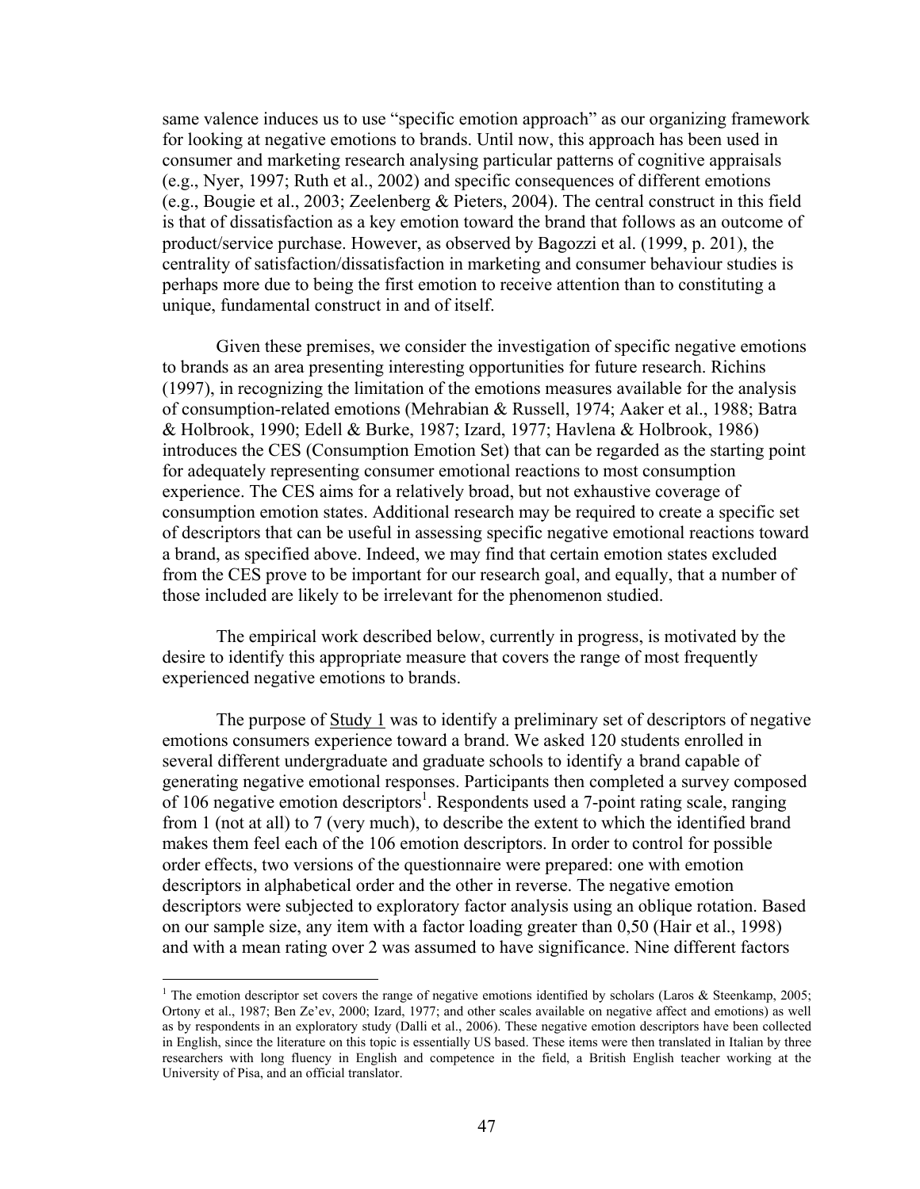same valence induces us to use "specific emotion approach" as our organizing framework for looking at negative emotions to brands. Until now, this approach has been used in consumer and marketing research analysing particular patterns of cognitive appraisals (e.g., Nyer, 1997; Ruth et al., 2002) and specific consequences of different emotions (e.g., Bougie et al., 2003; Zeelenberg & Pieters, 2004). The central construct in this field is that of dissatisfaction as a key emotion toward the brand that follows as an outcome of product/service purchase. However, as observed by Bagozzi et al. (1999, p. 201), the centrality of satisfaction/dissatisfaction in marketing and consumer behaviour studies is perhaps more due to being the first emotion to receive attention than to constituting a unique, fundamental construct in and of itself.

Given these premises, we consider the investigation of specific negative emotions to brands as an area presenting interesting opportunities for future research. Richins (1997), in recognizing the limitation of the emotions measures available for the analysis of consumption-related emotions (Mehrabian & Russell, 1974; Aaker et al., 1988; Batra & Holbrook, 1990; Edell & Burke, 1987; Izard, 1977; Havlena & Holbrook, 1986) introduces the CES (Consumption Emotion Set) that can be regarded as the starting point for adequately representing consumer emotional reactions to most consumption experience. The CES aims for a relatively broad, but not exhaustive coverage of consumption emotion states. Additional research may be required to create a specific set of descriptors that can be useful in assessing specific negative emotional reactions toward a brand, as specified above. Indeed, we may find that certain emotion states excluded from the CES prove to be important for our research goal, and equally, that a number of those included are likely to be irrelevant for the phenomenon studied.

The empirical work described below, currently in progress, is motivated by the desire to identify this appropriate measure that covers the range of most frequently experienced negative emotions to brands.

The purpose of Study 1 was to identify a preliminary set of descriptors of negative emotions consumers experience toward a brand. We asked 120 students enrolled in several different undergraduate and graduate schools to identify a brand capable of generating negative emotional responses. Participants then completed a survey composed of 106 negative emotion descriptors[1]. Respondents used a 7-point rating scale, ranging from 1 (not at all) to 7 (very much), to describe the extent to which the identified brand makes them feel each of the 106 emotion descriptors. In order to control for possible order effects, two versions of the questionnaire were prepared: one with emotion descriptors in alphabetical order and the other in reverse. The negative emotion descriptors were subjected to exploratory factor analysis using an oblique rotation. Based on our sample size, any item with a factor loading greater than 0,50 (Hair et al., 1998) and with a mean rating over 2 was assumed to have significance. Nine different factors

[1] The emotion descriptor set covers the range of negative emotions identified by scholars (Laros & Steenkamp, 2005; Ortony et al., 1987; Ben Ze'ev, 2000; Izard, 1977; and other scales available on negative affect and emotions) as well as by respondents in an exploratory study (Dalli et al., 2006). These negative emotion descriptors have been collected in English, since the literature on this topic is essentially US based. These items were then translated in Italian by three researchers with long fluency in English and competence in the field, a British English teacher working at the University of Pisa, and an official translator.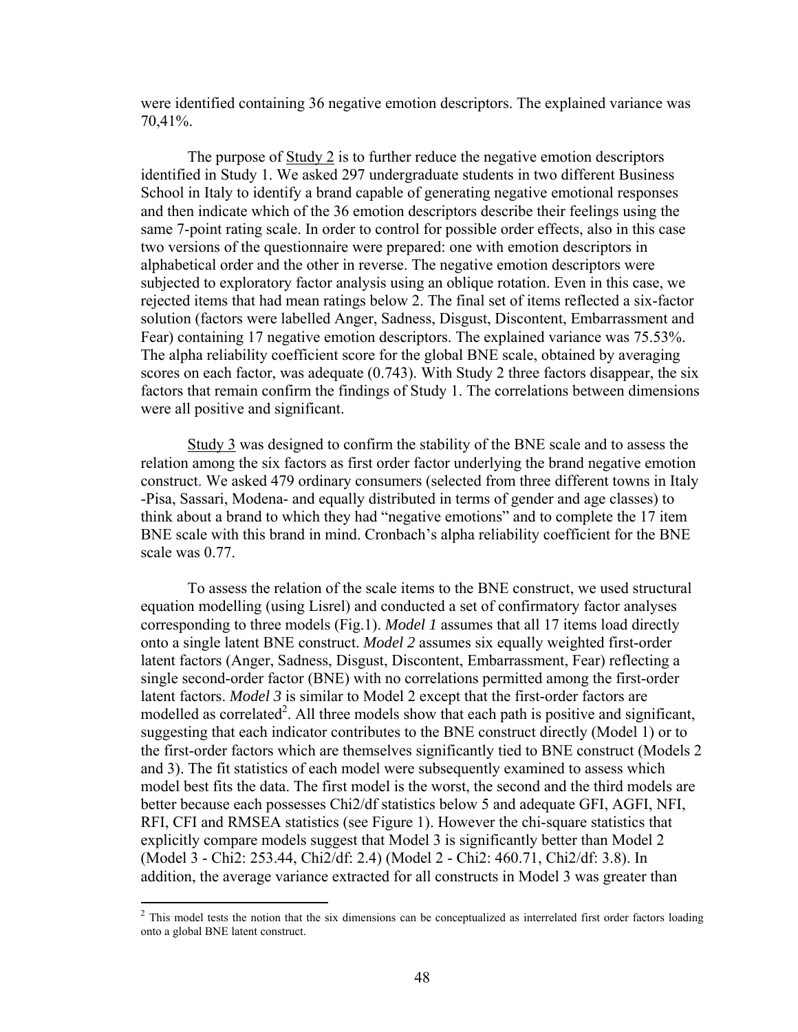were identified containing 36 negative emotion descriptors. The explained variance was 70,41%.

The purpose of Study 2 is to further reduce the negative emotion descriptors identified in Study 1. We asked 297 undergraduate students in two different Business School in Italy to identify a brand capable of generating negative emotional responses and then indicate which of the 36 emotion descriptors describe their feelings using the same 7-point rating scale. In order to control for possible order effects, also in this case two versions of the questionnaire were prepared: one with emotion descriptors in alphabetical order and the other in reverse. The negative emotion descriptors were subjected to exploratory factor analysis using an oblique rotation. Even in this case, we rejected items that had mean ratings below 2. The final set of items reflected a six-factor solution (factors were labelled Anger, Sadness, Disgust, Discontent, Embarrassment and Fear) containing 17 negative emotion descriptors. The explained variance was 75.53%. The alpha reliability coefficient score for the global BNE scale, obtained by averaging scores on each factor, was adequate (0.743). With Study 2 three factors disappear, the six factors that remain confirm the findings of Study 1. The correlations between dimensions were all positive and significant.

Study 3 was designed to confirm the stability of the BNE scale and to assess the relation among the six factors as first order factor underlying the brand negative emotion construct. We asked 479 ordinary consumers (selected from three different towns in Italy -Pisa, Sassari, Modena- and equally distributed in terms of gender and age classes) to think about a brand to which they had "negative emotions" and to complete the 17 item BNE scale with this brand in mind. Cronbach's alpha reliability coefficient for the BNE scale was 0.77.

To assess the relation of the scale items to the BNE construct, we used structural equation modelling (using Lisrel) and conducted a set of confirmatory factor analyses corresponding to three models (Fig.1). *Model 1* assumes that all 17 items load directly onto a single latent BNE construct. *Model 2* assumes six equally weighted first-order latent factors (Anger, Sadness, Disgust, Discontent, Embarrassment, Fear) reflecting a single second-order factor (BNE) with no correlations permitted among the first-order latent factors. *Model 3* is similar to Model 2 except that the first-order factors are modelled as correlated[2]. All three models show that each path is positive and significant, suggesting that each indicator contributes to the BNE construct directly (Model 1) or to the first-order factors which are themselves significantly tied to BNE construct (Models 2 and 3). The fit statistics of each model were subsequently examined to assess which model best fits the data. The first model is the worst, the second and the third models are better because each possesses Chi2/df statistics below 5 and adequate GFI, AGFI, NFI, RFI, CFI and RMSEA statistics (see Figure 1). However the chi-square statistics that explicitly compare models suggest that Model 3 is significantly better than Model 2 (Model 3 - Chi2: 253.44, Chi2/df: 2.4) (Model 2 - Chi2: 460.71, Chi2/df: 3.8). In addition, the average variance extracted for all constructs in Model 3 was greater than

[2] This model tests the notion that the six dimensions can be conceptualized as interrelated first order factors loading onto a global BNE latent construct.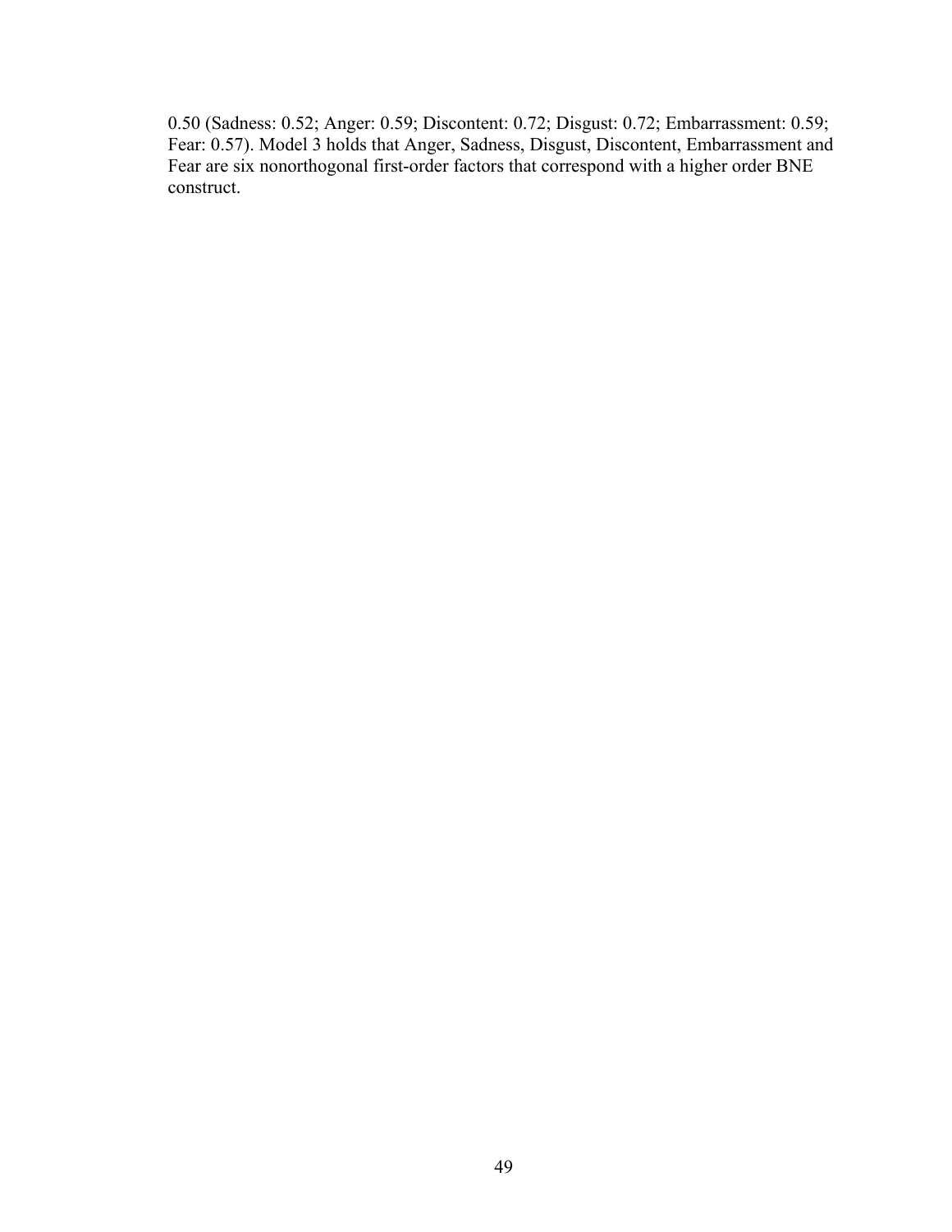0.50 (Sadness: 0.52; Anger: 0.59; Discontent: 0.72; Disgust: 0.72; Embarrassment: 0.59; Fear: 0.57). Model 3 holds that Anger, Sadness, Disgust, Discontent, Embarrassment and Fear are six nonorthogonal first-order factors that correspond with a higher order BNE construct.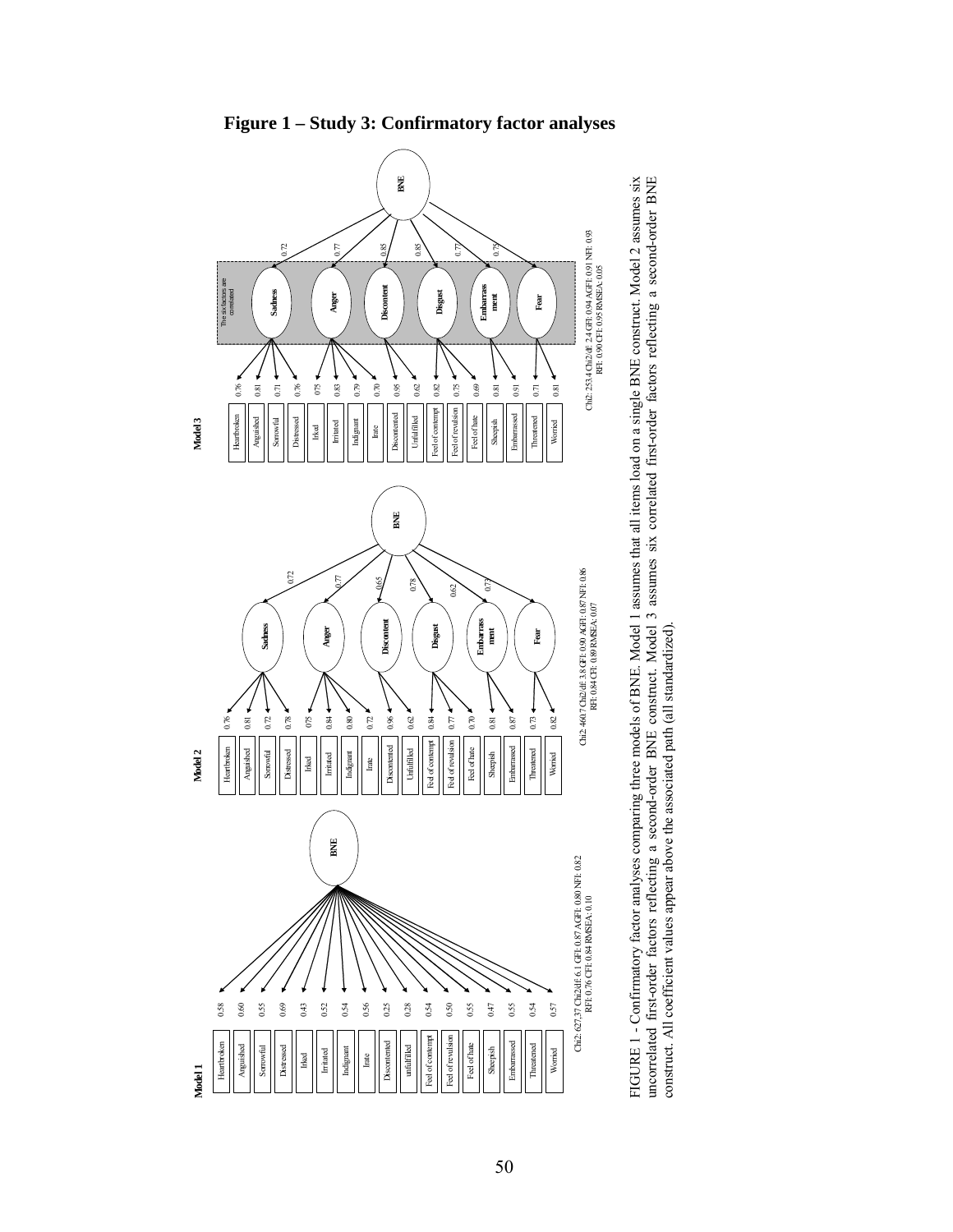**Figure 1 – Study 3: Confirmatory factor analyses**

**Model 1**

| Item | Loading on BNE |
|---|---|
| Heartbroken | 0.58 |
| Anguished | 0.60 |
| Sorrowful | 0.55 |
| Distressed | 0.69 |
| Irked | 0.43 |
| Irritated | 0.52 |
| Indignant | 0.54 |
| Irate | 0.56 |
| Discontented | 0.25 |
| unfulfilled | 0.28 |
| Feel of contempt | 0.54 |
| Feel of revulsion | 0.50 |
| Feel of hate | 0.55 |
| Sheepish | 0.47 |
| Embarrassed | 0.55 |
| Threatened | 0.54 |
| Worried | 0.57 |

Chi2: 627,37 Chi2/df: 6.1 GFI: 0.87 AGFI: 0.80 NFI: 0.82 RFI: 0.76 CFI: 0.84 RMSEA: 0.10

**Model 2**

| Item | Loading | Factor | Factor loading on BNE |
|---|---|---|---|
| Heartbroken | 0.76 | Sadness | 0.72 |
| Anguished | 0.81 | | |
| Sorrowful | 0.72 | | |
| Distressed | 0.78 | | |
| Irked | 0.75 | Anger | 0.77 |
| Irritated | 0.84 | | |
| Indignant | 0.80 | | |
| Irate | 0.72 | | |
| Discontented | 0.96 | Discontent | 0.65 |
| Unfulfilled | 0.62 | | |
| Feel of contempt | 0.84 | Disgust | 0.78 |
| Feel of revulsion | 0.77 | | |
| Feel of hate | 0.70 | | |
| Sheepish | 0.81 | Embarrassment | 0.62 |
| Embarrassed | 0.87 | | |
| Threatened | 0.73 | Fear | 0.73 |
| Worried | 0.82 | | |

Chi2: 460.7 Chi2/df: 3.8 GFI: 0.90 AGFI: 0.87 NFI: 0.86 RFI: 0.84 CFI: 0.89 RMSEA: 0.07

**Model 3**

| Item | Loading | Factor | Factor loading on BNE |
|---|---|---|---|
| Heartbroken | 0.76 | Sadness | 0.72 |
| Anguished | 0.81 | | |
| Sorrowful | 0.71 | | |
| Distressed | 0.76 | | |
| Irked | 0.75 | Anger | 0.77 |
| Irritated | 0.83 | | |
| Indignant | 0.79 | | |
| Irate | 0.70 | | |
| Discontented | 0.95 | Discontent | 0.85 |
| Unfulfilled | 0.62 | | |
| Feel of contempt | 0.82 | Disgust | 0.85 |
| Feel of revulsion | 0.75 | | |
| Feel of hate | 0.69 | | |
| Sheepish | 0.81 | Embarrassment | 0.77 |
| Embarrassed | 0.91 | | |
| Threatened | 0.71 | Fear | 0.79 |
| Worried | 0.81 | | |

The six factors are correlated

Chi2: 253.4 Chi2/df: 2.4 GFI: 0.94 AGFI: 0.91 NFI: 0.93 RFI: 0.90 CFI: 0.95 RMSEA: 0.05

FIGURE 1 - Confirmatory factor analyses comparing three models of BNE. Model 1 assumes that all items load on a single BNE construct. Model 2 assumes six uncorrelated first-order factors reflecting a second-order BNE construct. Model 3 assumes six correlated first-order factors reflecting a second-order BNE construct. All coefficient values appear above the associated path (all standardized).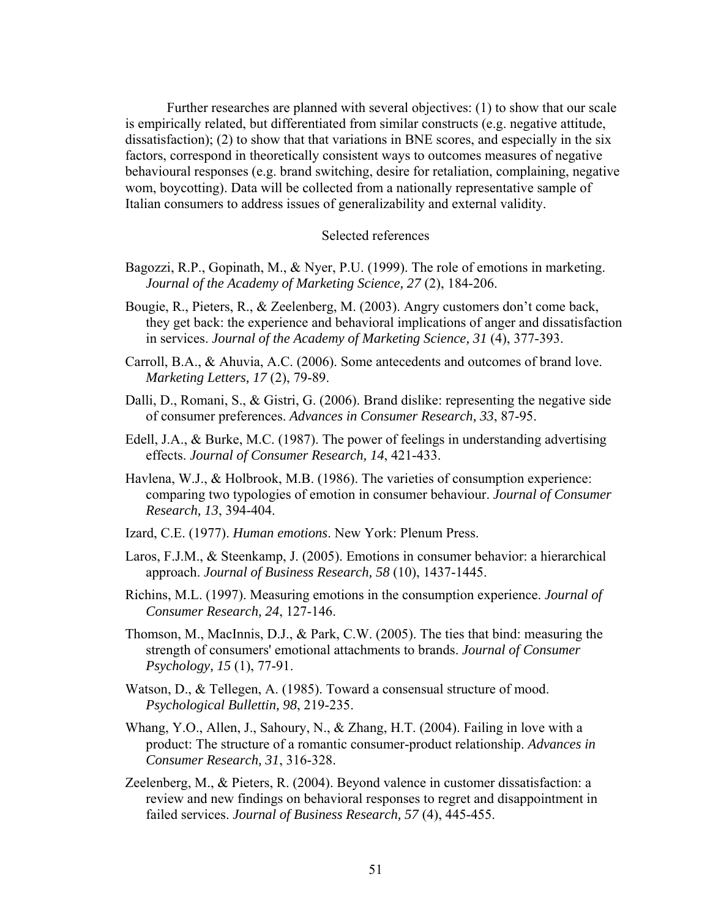Further researches are planned with several objectives: (1) to show that our scale is empirically related, but differentiated from similar constructs (e.g. negative attitude, dissatisfaction); (2) to show that that variations in BNE scores, and especially in the six factors, correspond in theoretically consistent ways to outcomes measures of negative behavioural responses (e.g. brand switching, desire for retaliation, complaining, negative wom, boycotting). Data will be collected from a nationally representative sample of Italian consumers to address issues of generalizability and external validity.

## Selected references

Bagozzi, R.P., Gopinath, M., & Nyer, P.U. (1999). The role of emotions in marketing. *Journal of the Academy of Marketing Science, 27* (2), 184-206.

Bougie, R., Pieters, R., & Zeelenberg, M. (2003). Angry customers don't come back, they get back: the experience and behavioral implications of anger and dissatisfaction in services. *Journal of the Academy of Marketing Science, 31* (4), 377-393.

Carroll, B.A., & Ahuvia, A.C. (2006). Some antecedents and outcomes of brand love. *Marketing Letters, 17* (2), 79-89.

Dalli, D., Romani, S., & Gistri, G. (2006). Brand dislike: representing the negative side of consumer preferences. *Advances in Consumer Research, 33*, 87-95.

Edell, J.A., & Burke, M.C. (1987). The power of feelings in understanding advertising effects. *Journal of Consumer Research, 14*, 421-433.

Havlena, W.J., & Holbrook, M.B. (1986). The varieties of consumption experience: comparing two typologies of emotion in consumer behaviour. *Journal of Consumer Research, 13*, 394-404.

Izard, C.E. (1977). *Human emotions*. New York: Plenum Press.

Laros, F.J.M., & Steenkamp, J. (2005). Emotions in consumer behavior: a hierarchical approach. *Journal of Business Research, 58* (10), 1437-1445.

Richins, M.L. (1997). Measuring emotions in the consumption experience. *Journal of Consumer Research, 24*, 127-146.

Thomson, M., MacInnis, D.J., & Park, C.W. (2005). The ties that bind: measuring the strength of consumers' emotional attachments to brands. *Journal of Consumer Psychology, 15* (1), 77-91.

Watson, D., & Tellegen, A. (1985). Toward a consensual structure of mood. *Psychological Bullettin, 98*, 219-235.

Whang, Y.O., Allen, J., Sahoury, N., & Zhang, H.T. (2004). Failing in love with a product: The structure of a romantic consumer-product relationship. *Advances in Consumer Research, 31*, 316-328.

Zeelenberg, M., & Pieters, R. (2004). Beyond valence in customer dissatisfaction: a review and new findings on behavioral responses to regret and disappointment in failed services. *Journal of Business Research, 57* (4), 445-455.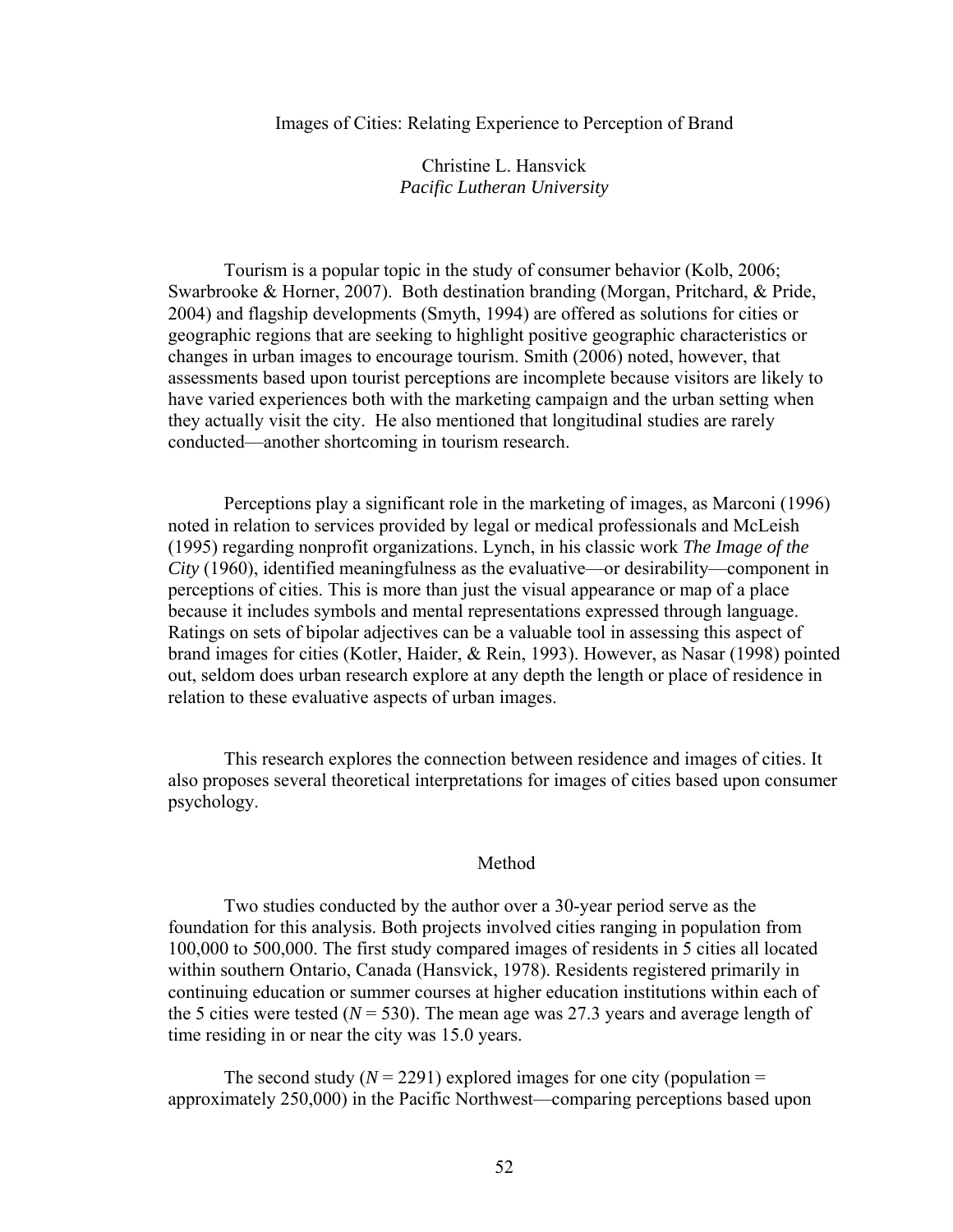# Images of Cities: Relating Experience to Perception of Brand

Christine L. Hansvick
*Pacific Lutheran University*

Tourism is a popular topic in the study of consumer behavior (Kolb, 2006; Swarbrooke & Horner, 2007). Both destination branding (Morgan, Pritchard, & Pride, 2004) and flagship developments (Smyth, 1994) are offered as solutions for cities or geographic regions that are seeking to highlight positive geographic characteristics or changes in urban images to encourage tourism. Smith (2006) noted, however, that assessments based upon tourist perceptions are incomplete because visitors are likely to have varied experiences both with the marketing campaign and the urban setting when they actually visit the city. He also mentioned that longitudinal studies are rarely conducted—another shortcoming in tourism research.

Perceptions play a significant role in the marketing of images, as Marconi (1996) noted in relation to services provided by legal or medical professionals and McLeish (1995) regarding nonprofit organizations. Lynch, in his classic work ***The Image of the City*** (1960), identified meaningfulness as the evaluative—or desirability—component in perceptions of cities. This is more than just the visual appearance or map of a place because it includes symbols and mental representations expressed through language. Ratings on sets of bipolar adjectives can be a valuable tool in assessing this aspect of brand images for cities (Kotler, Haider, & Rein, 1993). However, as Nasar (1998) pointed out, seldom does urban research explore at any depth the length or place of residence in relation to these evaluative aspects of urban images.

This research explores the connection between residence and images of cities. It also proposes several theoretical interpretations for images of cities based upon consumer psychology.

## Method

Two studies conducted by the author over a 30-year period serve as the foundation for this analysis. Both projects involved cities ranging in population from 100,000 to 500,000. The first study compared images of residents in 5 cities all located within southern Ontario, Canada (Hansvick, 1978). Residents registered primarily in continuing education or summer courses at higher education institutions within each of the 5 cities were tested ($N = 530$). The mean age was 27.3 years and average length of time residing in or near the city was 15.0 years.

The second study ($N = 2291$) explored images for one city (population = approximately 250,000) in the Pacific Northwest—comparing perceptions based upon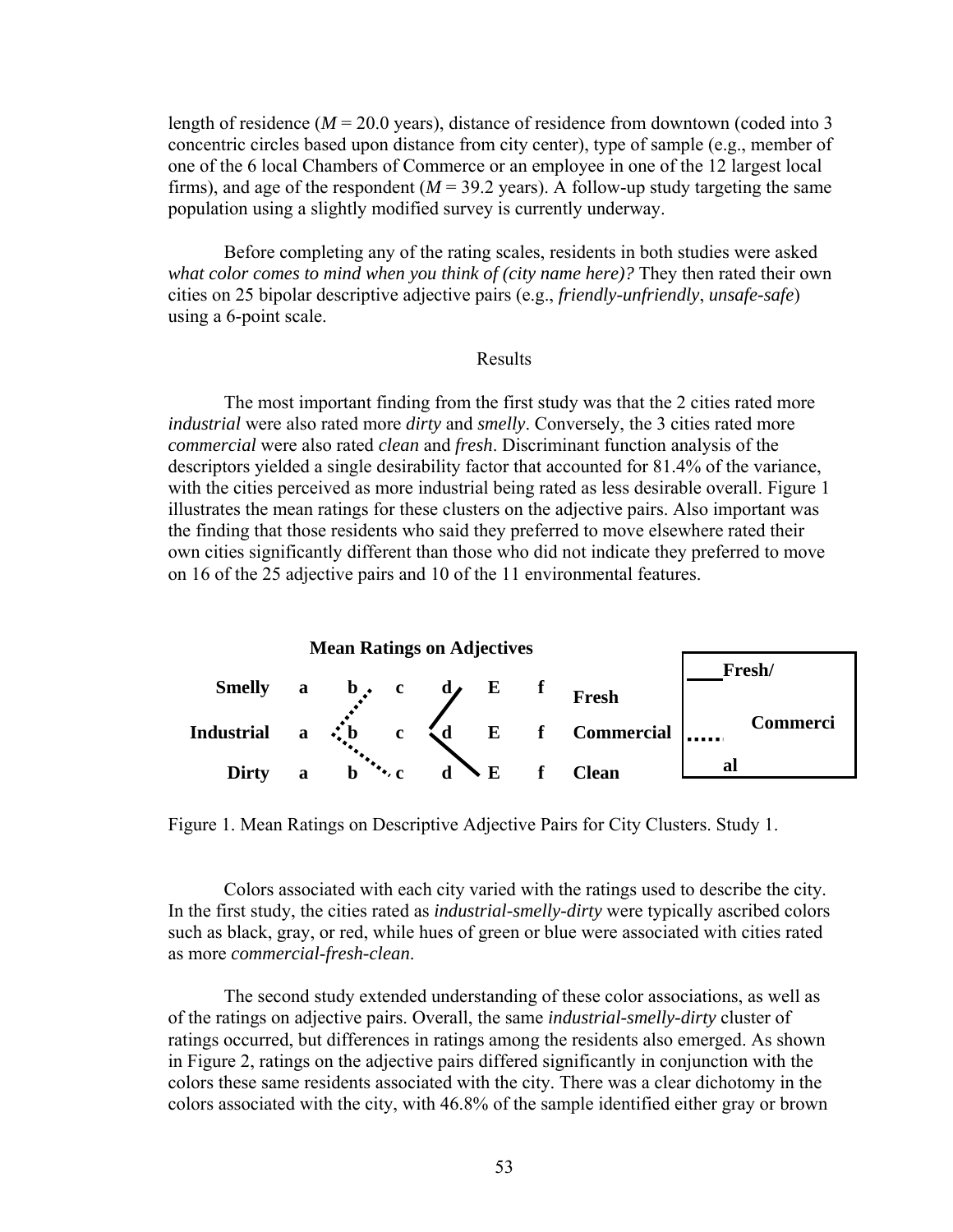length of residence ($M$ = 20.0 years), distance of residence from downtown (coded into 3 concentric circles based upon distance from city center), type of sample (e.g., member of one of the 6 local Chambers of Commerce or an employee in one of the 12 largest local firms), and age of the respondent ($M$ = 39.2 years). A follow-up study targeting the same population using a slightly modified survey is currently underway.

Before completing any of the rating scales, residents in both studies were asked *what color comes to mind when you think of (city name here)?* They then rated their own cities on 25 bipolar descriptive adjective pairs (e.g., *friendly-unfriendly*, *unsafe-safe*) using a 6-point scale.

## Results

The most important finding from the first study was that the 2 cities rated more *industrial* were also rated more *dirty* and *smelly*. Conversely, the 3 cities rated more *commercial* were also rated *clean* and *fresh*. Discriminant function analysis of the descriptors yielded a single desirability factor that accounted for 81.4% of the variance, with the cities perceived as more industrial being rated as less desirable overall. Figure 1 illustrates the mean ratings for these clusters on the adjective pairs. Also important was the finding that those residents who said they preferred to move elsewhere rated their own cities significantly different than those who did not indicate they preferred to move on 16 of the 25 adjective pairs and 10 of the 11 environmental features.

**Mean Ratings on Adjectives**

| | | | | | | | | Legend |
|---|---|---|---|---|---|---|---|---|
| **Smelly** | **a** | **b** | **c** | **d** | **E** | **f** | **Fresh** | ____ Fresh/Commercial |
| **Industrial** | **a** | **b** | **c** | **d** | **E** | **f** | **Commercial** | ..... al |
| **Dirty** | **a** | **b** | **c** | **d** | **E** | **f** | **Clean** | |

Figure 1. Mean Ratings on Descriptive Adjective Pairs for City Clusters. Study 1.

Colors associated with each city varied with the ratings used to describe the city. In the first study, the cities rated as *industrial-smelly-dirty* were typically ascribed colors such as black, gray, or red, while hues of green or blue were associated with cities rated as more *commercial-fresh-clean*.

The second study extended understanding of these color associations, as well as of the ratings on adjective pairs. Overall, the same *industrial-smelly-dirty* cluster of ratings occurred, but differences in ratings among the residents also emerged. As shown in Figure 2, ratings on the adjective pairs differed significantly in conjunction with the colors these same residents associated with the city. There was a clear dichotomy in the colors associated with the city, with 46.8% of the sample identified either gray or brown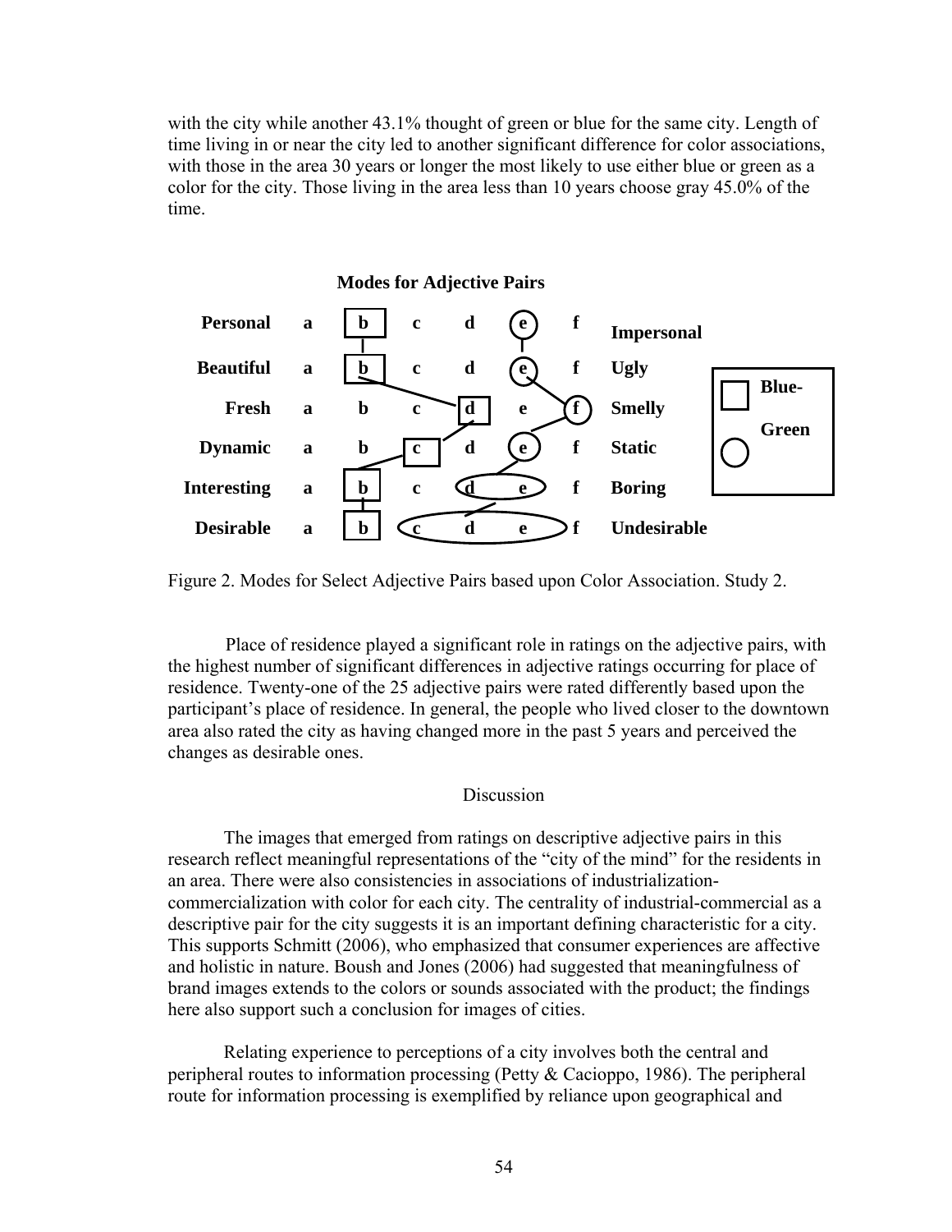with the city while another 43.1% thought of green or blue for the same city. Length of time living in or near the city led to another significant difference for color associations, with those in the area 30 years or longer the most likely to use either blue or green as a color for the city. Those living in the area less than 10 years choose gray 45.0% of the time.

**Modes for Adjective Pairs**

| | | | | | | | |
|---|---|---|---|---|---|---|---|
| **Personal** | a | b | c | d | e | f | **Impersonal** |
| **Beautiful** | a | b | c | d | e | f | **Ugly** |
| **Fresh** | a | b | c | d | e | f | **Smelly** |
| **Dynamic** | a | b | c | d | e | f | **Static** |
| **Interesting** | a | b | c | d | e | f | **Boring** |
| **Desirable** | a | b | c | d | e | f | **Undesirable** |

Blue-

Green

Figure 2. Modes for Select Adjective Pairs based upon Color Association. Study 2.

Place of residence played a significant role in ratings on the adjective pairs, with the highest number of significant differences in adjective ratings occurring for place of residence. Twenty-one of the 25 adjective pairs were rated differently based upon the participant's place of residence. In general, the people who lived closer to the downtown area also rated the city as having changed more in the past 5 years and perceived the changes as desirable ones.

## Discussion

The images that emerged from ratings on descriptive adjective pairs in this research reflect meaningful representations of the "city of the mind" for the residents in an area. There were also consistencies in associations of industrialization-commercialization with color for each city. The centrality of industrial-commercial as a descriptive pair for the city suggests it is an important defining characteristic for a city. This supports Schmitt (2006), who emphasized that consumer experiences are affective and holistic in nature. Boush and Jones (2006) had suggested that meaningfulness of brand images extends to the colors or sounds associated with the product; the findings here also support such a conclusion for images of cities.

Relating experience to perceptions of a city involves both the central and peripheral routes to information processing (Petty & Cacioppo, 1986). The peripheral route for information processing is exemplified by reliance upon geographical and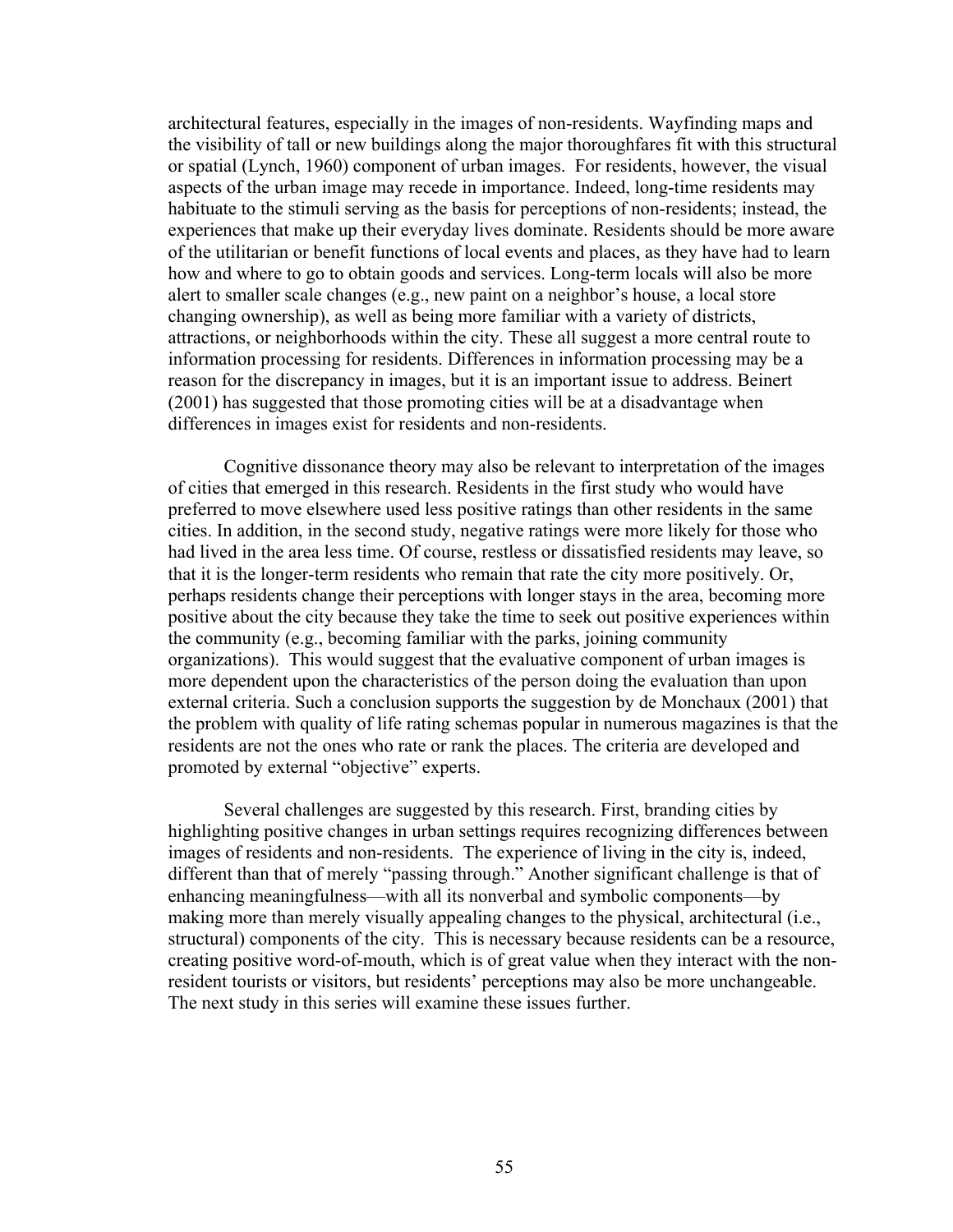architectural features, especially in the images of non-residents. Wayfinding maps and the visibility of tall or new buildings along the major thoroughfares fit with this structural or spatial (Lynch, 1960) component of urban images. For residents, however, the visual aspects of the urban image may recede in importance. Indeed, long-time residents may habituate to the stimuli serving as the basis for perceptions of non-residents; instead, the experiences that make up their everyday lives dominate. Residents should be more aware of the utilitarian or benefit functions of local events and places, as they have had to learn how and where to go to obtain goods and services. Long-term locals will also be more alert to smaller scale changes (e.g., new paint on a neighbor's house, a local store changing ownership), as well as being more familiar with a variety of districts, attractions, or neighborhoods within the city. These all suggest a more central route to information processing for residents. Differences in information processing may be a reason for the discrepancy in images, but it is an important issue to address. Beinert (2001) has suggested that those promoting cities will be at a disadvantage when differences in images exist for residents and non-residents.

Cognitive dissonance theory may also be relevant to interpretation of the images of cities that emerged in this research. Residents in the first study who would have preferred to move elsewhere used less positive ratings than other residents in the same cities. In addition, in the second study, negative ratings were more likely for those who had lived in the area less time. Of course, restless or dissatisfied residents may leave, so that it is the longer-term residents who remain that rate the city more positively. Or, perhaps residents change their perceptions with longer stays in the area, becoming more positive about the city because they take the time to seek out positive experiences within the community (e.g., becoming familiar with the parks, joining community organizations). This would suggest that the evaluative component of urban images is more dependent upon the characteristics of the person doing the evaluation than upon external criteria. Such a conclusion supports the suggestion by de Monchaux (2001) that the problem with quality of life rating schemas popular in numerous magazines is that the residents are not the ones who rate or rank the places. The criteria are developed and promoted by external "objective" experts.

Several challenges are suggested by this research. First, branding cities by highlighting positive changes in urban settings requires recognizing differences between images of residents and non-residents. The experience of living in the city is, indeed, different than that of merely "passing through." Another significant challenge is that of enhancing meaningfulness—with all its nonverbal and symbolic components—by making more than merely visually appealing changes to the physical, architectural (i.e., structural) components of the city. This is necessary because residents can be a resource, creating positive word-of-mouth, which is of great value when they interact with the non-resident tourists or visitors, but residents' perceptions may also be more unchangeable. The next study in this series will examine these issues further.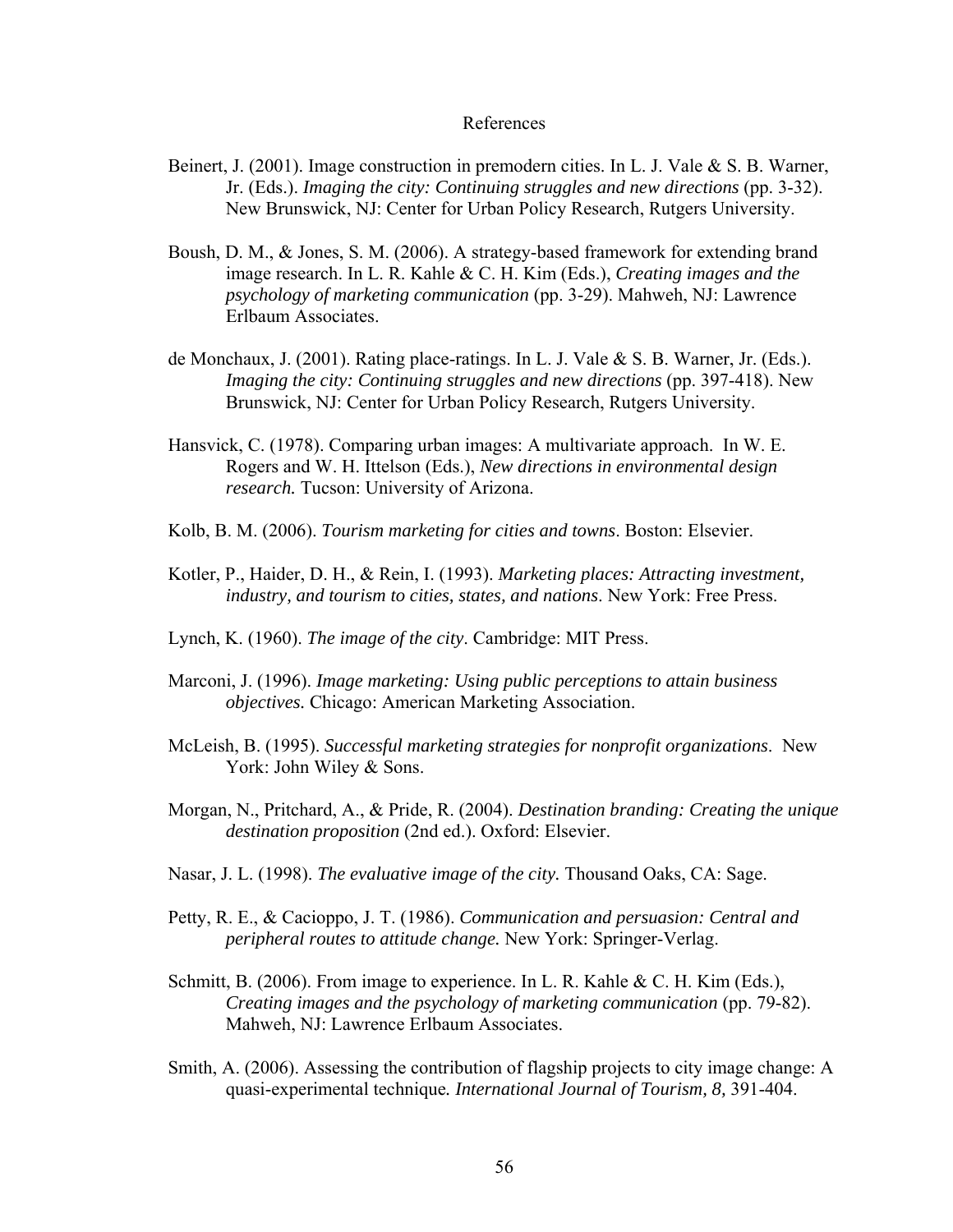# References

Beinert, J. (2001). Image construction in premodern cities. In L. J. Vale & S. B. Warner, Jr. (Eds.). *Imaging the city: Continuing struggles and new directions* (pp. 3-32). New Brunswick, NJ: Center for Urban Policy Research, Rutgers University.

Boush, D. M., & Jones, S. M. (2006). A strategy-based framework for extending brand image research. In L. R. Kahle & C. H. Kim (Eds.), *Creating images and the psychology of marketing communication* (pp. 3-29). Mahweh, NJ: Lawrence Erlbaum Associates.

de Monchaux, J. (2001). Rating place-ratings. In L. J. Vale & S. B. Warner, Jr. (Eds.). *Imaging the city: Continuing struggles and new directions* (pp. 397-418). New Brunswick, NJ: Center for Urban Policy Research, Rutgers University.

Hansvick, C. (1978). Comparing urban images: A multivariate approach. In W. E. Rogers and W. H. Ittelson (Eds.), *New directions in environmental design research.* Tucson: University of Arizona.

Kolb, B. M. (2006). *Tourism marketing for cities and towns*. Boston: Elsevier.

Kotler, P., Haider, D. H., & Rein, I. (1993). *Marketing places: Attracting investment, industry, and tourism to cities, states, and nations*. New York: Free Press.

Lynch, K. (1960). *The image of the city*. Cambridge: MIT Press.

Marconi, J. (1996). *Image marketing: Using public perceptions to attain business objectives.* Chicago: American Marketing Association.

McLeish, B. (1995). *Successful marketing strategies for nonprofit organizations*. New York: John Wiley & Sons.

Morgan, N., Pritchard, A., & Pride, R. (2004). *Destination branding: Creating the unique destination proposition* (2nd ed.). Oxford: Elsevier.

Nasar, J. L. (1998). *The evaluative image of the city.* Thousand Oaks, CA: Sage.

Petty, R. E., & Cacioppo, J. T. (1986). *Communication and persuasion: Central and peripheral routes to attitude change.* New York: Springer-Verlag.

Schmitt, B. (2006). From image to experience. In L. R. Kahle & C. H. Kim (Eds.), *Creating images and the psychology of marketing communication* (pp. 79-82). Mahweh, NJ: Lawrence Erlbaum Associates.

Smith, A. (2006). Assessing the contribution of flagship projects to city image change: A quasi-experimental technique*. International Journal of Tourism, 8,* 391-404.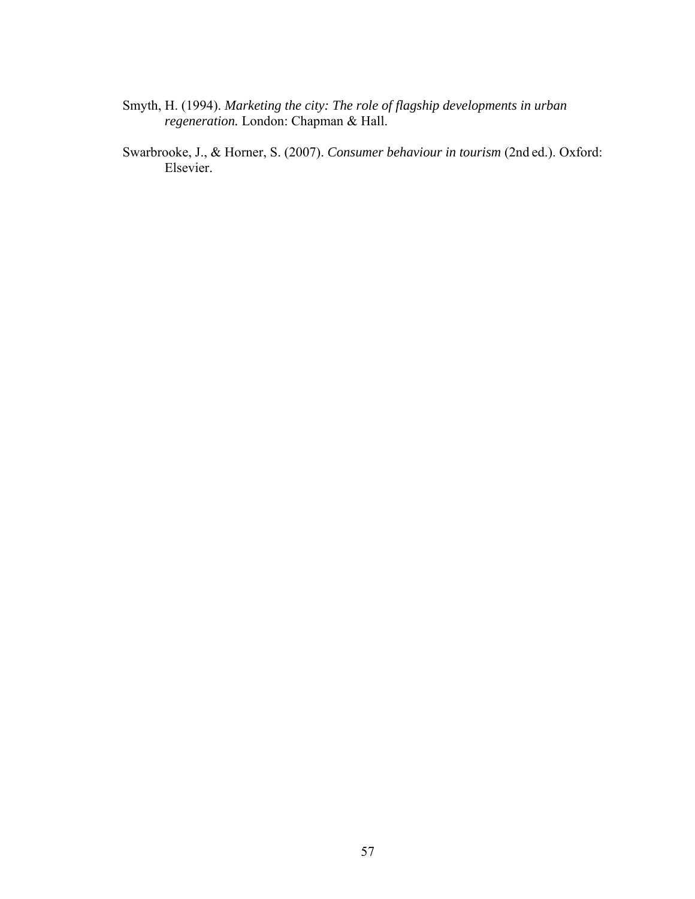Smyth, H. (1994). *Marketing the city: The role of flagship developments in urban regeneration.* London: Chapman & Hall.

Swarbrooke, J., & Horner, S. (2007). *Consumer behaviour in tourism* (2nd ed.). Oxford: Elsevier.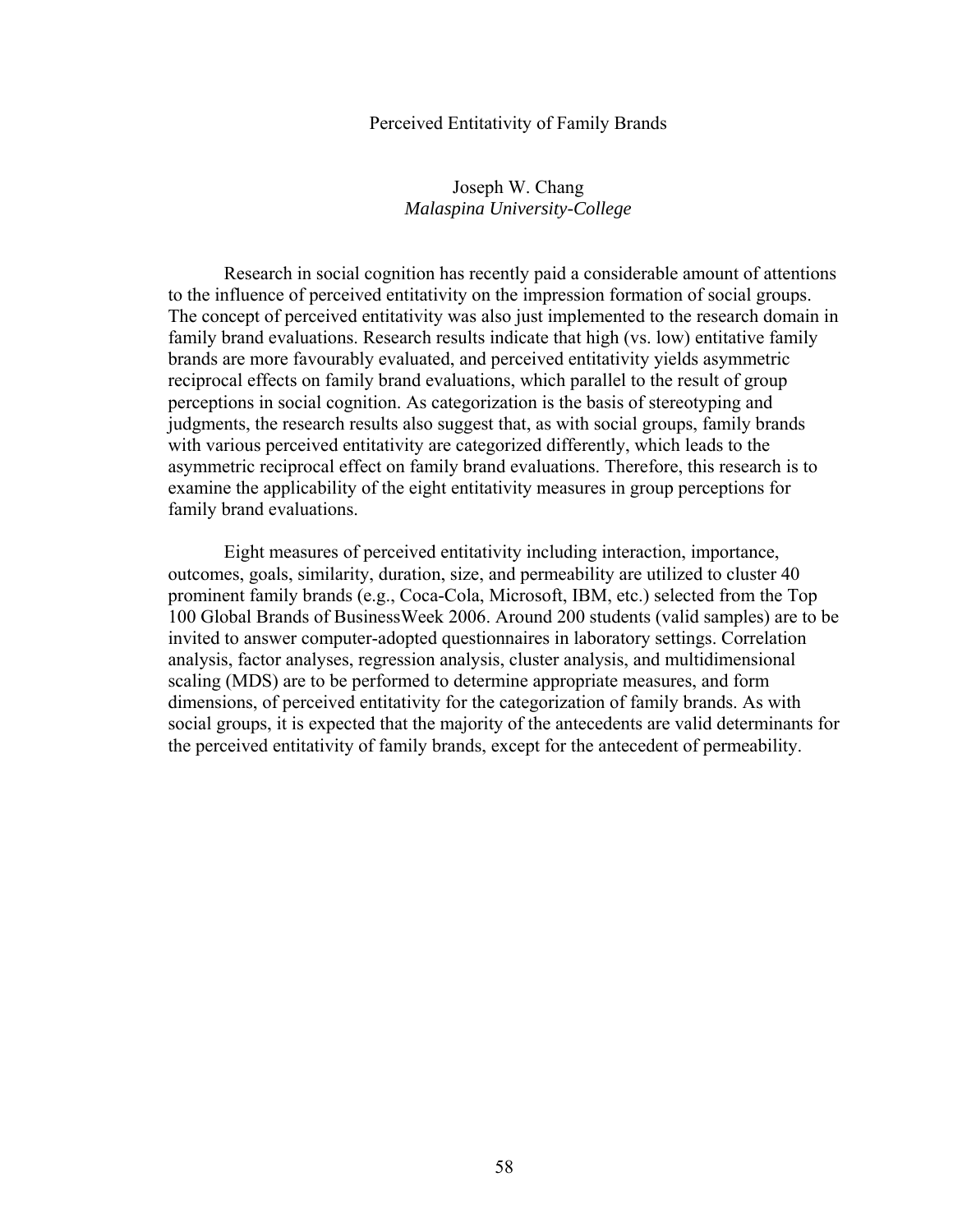# Perceived Entitativity of Family Brands

Joseph W. Chang
*Malaspina University-College*

Research in social cognition has recently paid a considerable amount of attentions to the influence of perceived entitativity on the impression formation of social groups. The concept of perceived entitativity was also just implemented to the research domain in family brand evaluations. Research results indicate that high (vs. low) entitative family brands are more favourably evaluated, and perceived entitativity yields asymmetric reciprocal effects on family brand evaluations, which parallel to the result of group perceptions in social cognition. As categorization is the basis of stereotyping and judgments, the research results also suggest that, as with social groups, family brands with various perceived entitativity are categorized differently, which leads to the asymmetric reciprocal effect on family brand evaluations. Therefore, this research is to examine the applicability of the eight entitativity measures in group perceptions for family brand evaluations.

Eight measures of perceived entitativity including interaction, importance, outcomes, goals, similarity, duration, size, and permeability are utilized to cluster 40 prominent family brands (e.g., Coca-Cola, Microsoft, IBM, etc.) selected from the Top 100 Global Brands of BusinessWeek 2006. Around 200 students (valid samples) are to be invited to answer computer-adopted questionnaires in laboratory settings. Correlation analysis, factor analyses, regression analysis, cluster analysis, and multidimensional scaling (MDS) are to be performed to determine appropriate measures, and form dimensions, of perceived entitativity for the categorization of family brands. As with social groups, it is expected that the majority of the antecedents are valid determinants for the perceived entitativity of family brands, except for the antecedent of permeability.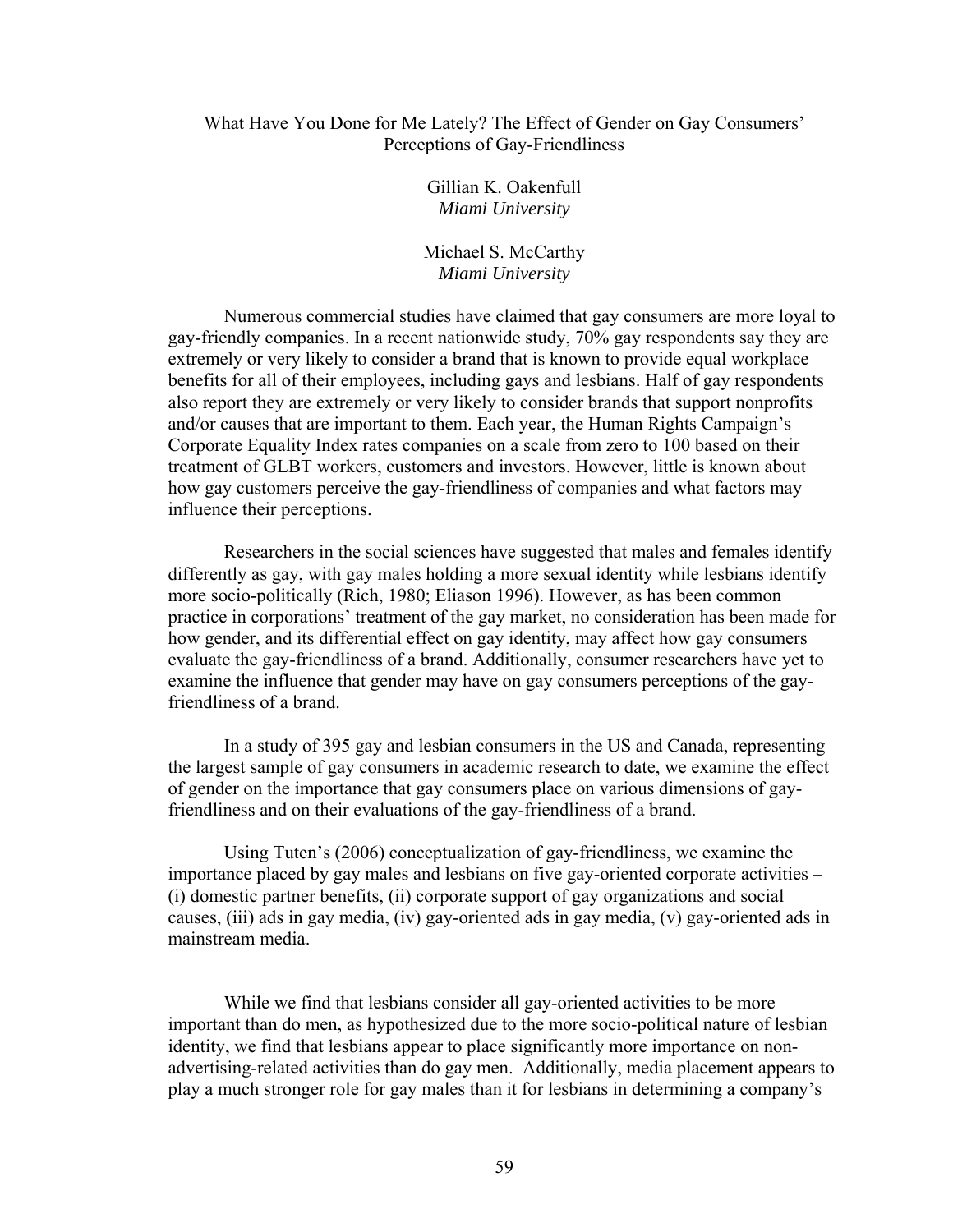# What Have You Done for Me Lately? The Effect of Gender on Gay Consumers' Perceptions of Gay-Friendliness

Gillian K. Oakenfull  
*Miami University*

Michael S. McCarthy  
*Miami University*

Numerous commercial studies have claimed that gay consumers are more loyal to gay-friendly companies. In a recent nationwide study, 70% gay respondents say they are extremely or very likely to consider a brand that is known to provide equal workplace benefits for all of their employees, including gays and lesbians. Half of gay respondents also report they are extremely or very likely to consider brands that support nonprofits and/or causes that are important to them. Each year, the Human Rights Campaign's Corporate Equality Index rates companies on a scale from zero to 100 based on their treatment of GLBT workers, customers and investors. However, little is known about how gay customers perceive the gay-friendliness of companies and what factors may influence their perceptions.

Researchers in the social sciences have suggested that males and females identify differently as gay, with gay males holding a more sexual identity while lesbians identify more socio-politically (Rich, 1980; Eliason 1996). However, as has been common practice in corporations' treatment of the gay market, no consideration has been made for how gender, and its differential effect on gay identity, may affect how gay consumers evaluate the gay-friendliness of a brand. Additionally, consumer researchers have yet to examine the influence that gender may have on gay consumers perceptions of the gay-friendliness of a brand.

In a study of 395 gay and lesbian consumers in the US and Canada, representing the largest sample of gay consumers in academic research to date, we examine the effect of gender on the importance that gay consumers place on various dimensions of gay-friendliness and on their evaluations of the gay-friendliness of a brand.

Using Tuten's (2006) conceptualization of gay-friendliness, we examine the importance placed by gay males and lesbians on five gay-oriented corporate activities – (i) domestic partner benefits, (ii) corporate support of gay organizations and social causes, (iii) ads in gay media, (iv) gay-oriented ads in gay media, (v) gay-oriented ads in mainstream media.

While we find that lesbians consider all gay-oriented activities to be more important than do men, as hypothesized due to the more socio-political nature of lesbian identity, we find that lesbians appear to place significantly more importance on non-advertising-related activities than do gay men. Additionally, media placement appears to play a much stronger role for gay males than it for lesbians in determining a company's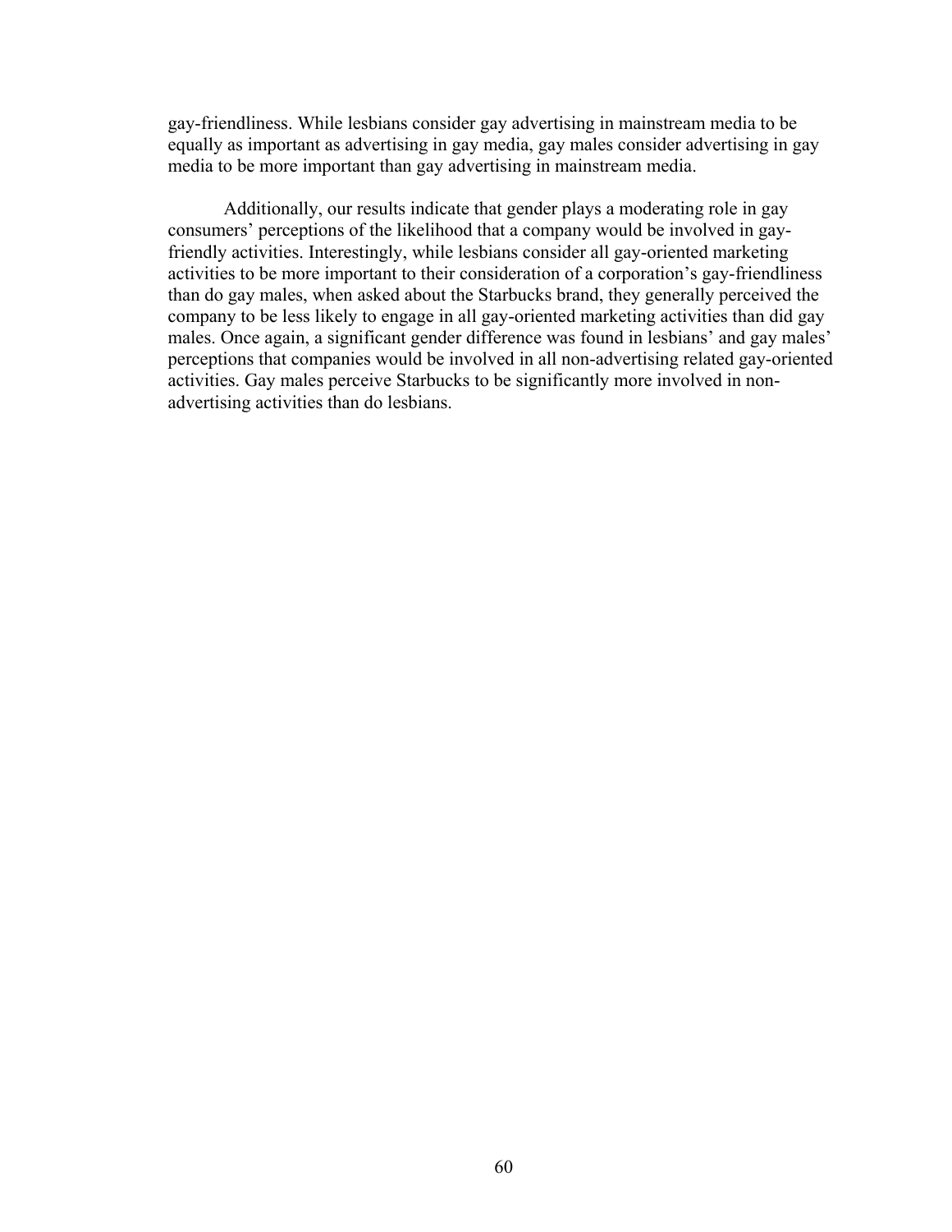gay-friendliness. While lesbians consider gay advertising in mainstream media to be equally as important as advertising in gay media, gay males consider advertising in gay media to be more important than gay advertising in mainstream media.

Additionally, our results indicate that gender plays a moderating role in gay consumers' perceptions of the likelihood that a company would be involved in gay-friendly activities. Interestingly, while lesbians consider all gay-oriented marketing activities to be more important to their consideration of a corporation's gay-friendliness than do gay males, when asked about the Starbucks brand, they generally perceived the company to be less likely to engage in all gay-oriented marketing activities than did gay males. Once again, a significant gender difference was found in lesbians' and gay males' perceptions that companies would be involved in all non-advertising related gay-oriented activities. Gay males perceive Starbucks to be significantly more involved in non-advertising activities than do lesbians.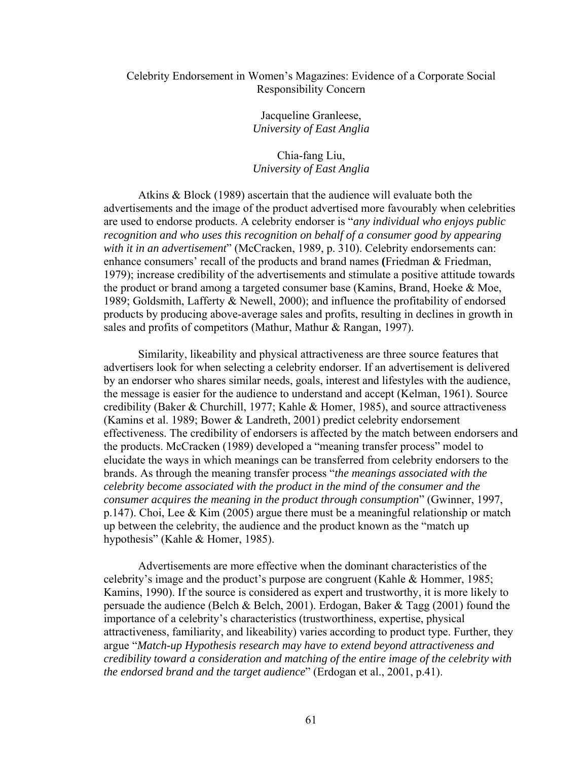# Celebrity Endorsement in Women's Magazines: Evidence of a Corporate Social Responsibility Concern

Jacqueline Granleese,
*University of East Anglia*

Chia-fang Liu,
*University of East Anglia*

Atkins & Block (1989) ascertain that the audience will evaluate both the advertisements and the image of the product advertised more favourably when celebrities are used to endorse products. A celebrity endorser is "*any individual who enjoys public recognition and who uses this recognition on behalf of a consumer good by appearing with it in an advertisement*" (McCracken, 1989, p. 310). Celebrity endorsements can: enhance consumers' recall of the products and brand names **(**Friedman & Friedman, 1979); increase credibility of the advertisements and stimulate a positive attitude towards the product or brand among a targeted consumer base (Kamins, Brand, Hoeke & Moe, 1989; Goldsmith, Lafferty & Newell, 2000); and influence the profitability of endorsed products by producing above-average sales and profits, resulting in declines in growth in sales and profits of competitors (Mathur, Mathur & Rangan, 1997).

Similarity, likeability and physical attractiveness are three source features that advertisers look for when selecting a celebrity endorser. If an advertisement is delivered by an endorser who shares similar needs, goals, interest and lifestyles with the audience, the message is easier for the audience to understand and accept (Kelman, 1961). Source credibility (Baker & Churchill, 1977; Kahle & Homer, 1985), and source attractiveness (Kamins et al. 1989; Bower & Landreth, 2001) predict celebrity endorsement effectiveness. The credibility of endorsers is affected by the match between endorsers and the products. McCracken (1989) developed a "meaning transfer process" model to elucidate the ways in which meanings can be transferred from celebrity endorsers to the brands. As through the meaning transfer process "*the meanings associated with the celebrity become associated with the product in the mind of the consumer and the consumer acquires the meaning in the product through consumption*" (Gwinner, 1997, p.147). Choi, Lee & Kim (2005) argue there must be a meaningful relationship or match up between the celebrity, the audience and the product known as the "match up hypothesis" (Kahle & Homer, 1985).

Advertisements are more effective when the dominant characteristics of the celebrity's image and the product's purpose are congruent (Kahle & Hommer, 1985; Kamins, 1990). If the source is considered as expert and trustworthy, it is more likely to persuade the audience (Belch & Belch, 2001). Erdogan, Baker & Tagg (2001) found the importance of a celebrity's characteristics (trustworthiness, expertise, physical attractiveness, familiarity, and likeability) varies according to product type. Further, they argue "*Match-up Hypothesis research may have to extend beyond attractiveness and credibility toward a consideration and matching of the entire image of the celebrity with the endorsed brand and the target audience*" (Erdogan et al., 2001, p.41).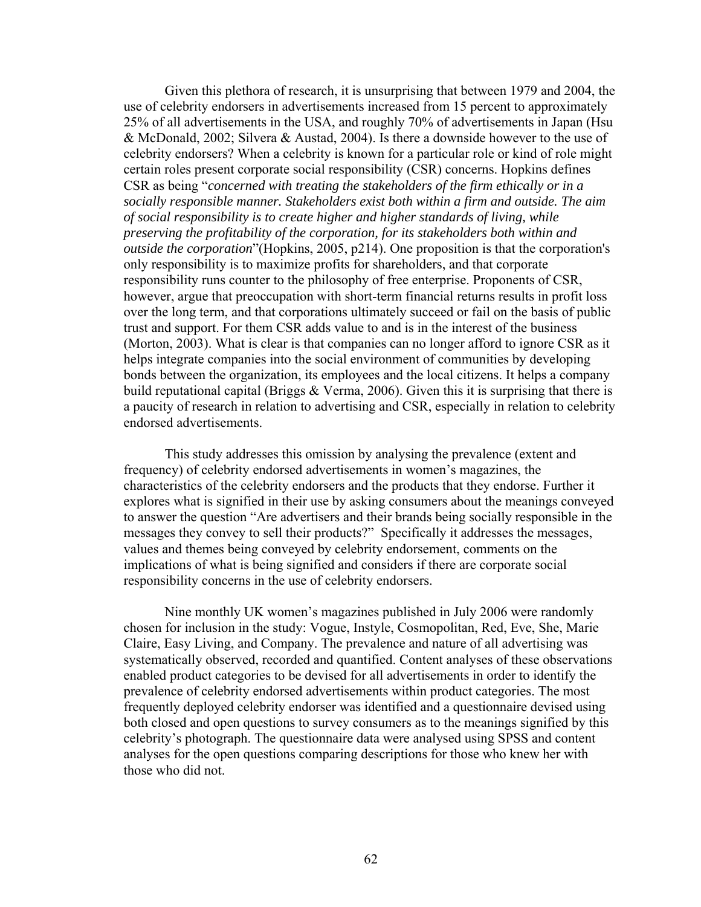Given this plethora of research, it is unsurprising that between 1979 and 2004, the use of celebrity endorsers in advertisements increased from 15 percent to approximately 25% of all advertisements in the USA, and roughly 70% of advertisements in Japan (Hsu & McDonald, 2002; Silvera & Austad, 2004). Is there a downside however to the use of celebrity endorsers? When a celebrity is known for a particular role or kind of role might certain roles present corporate social responsibility (CSR) concerns. Hopkins defines CSR as being "*concerned with treating the stakeholders of the firm ethically or in a socially responsible manner. Stakeholders exist both within a firm and outside. The aim of social responsibility is to create higher and higher standards of living, while preserving the profitability of the corporation, for its stakeholders both within and outside the corporation*"(Hopkins, 2005, p214). One proposition is that the corporation's only responsibility is to maximize profits for shareholders, and that corporate responsibility runs counter to the philosophy of free enterprise. Proponents of CSR, however, argue that preoccupation with short-term financial returns results in profit loss over the long term, and that corporations ultimately succeed or fail on the basis of public trust and support. For them CSR adds value to and is in the interest of the business (Morton, 2003). What is clear is that companies can no longer afford to ignore CSR as it helps integrate companies into the social environment of communities by developing bonds between the organization, its employees and the local citizens. It helps a company build reputational capital (Briggs & Verma, 2006). Given this it is surprising that there is a paucity of research in relation to advertising and CSR, especially in relation to celebrity endorsed advertisements.

This study addresses this omission by analysing the prevalence (extent and frequency) of celebrity endorsed advertisements in women's magazines, the characteristics of the celebrity endorsers and the products that they endorse. Further it explores what is signified in their use by asking consumers about the meanings conveyed to answer the question "Are advertisers and their brands being socially responsible in the messages they convey to sell their products?" Specifically it addresses the messages, values and themes being conveyed by celebrity endorsement, comments on the implications of what is being signified and considers if there are corporate social responsibility concerns in the use of celebrity endorsers.

Nine monthly UK women's magazines published in July 2006 were randomly chosen for inclusion in the study: Vogue, Instyle, Cosmopolitan, Red, Eve, She, Marie Claire, Easy Living, and Company. The prevalence and nature of all advertising was systematically observed, recorded and quantified. Content analyses of these observations enabled product categories to be devised for all advertisements in order to identify the prevalence of celebrity endorsed advertisements within product categories. The most frequently deployed celebrity endorser was identified and a questionnaire devised using both closed and open questions to survey consumers as to the meanings signified by this celebrity's photograph. The questionnaire data were analysed using SPSS and content analyses for the open questions comparing descriptions for those who knew her with those who did not.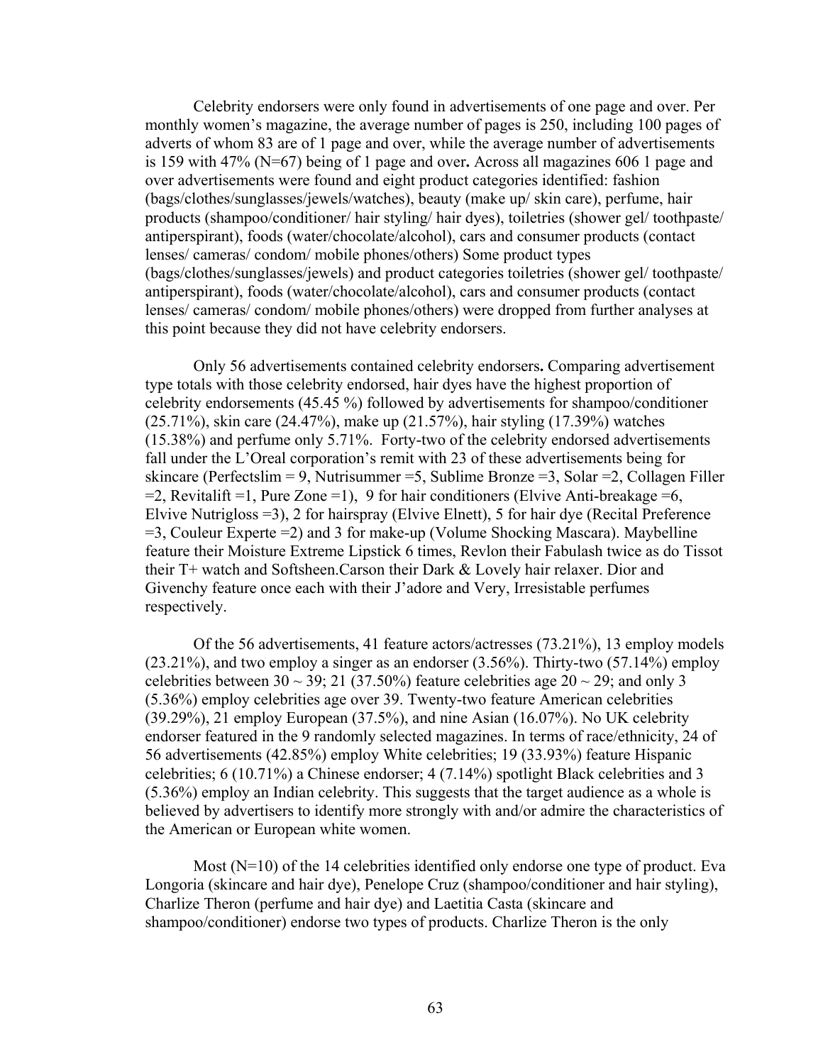Celebrity endorsers were only found in advertisements of one page and over. Per monthly women's magazine, the average number of pages is 250, including 100 pages of adverts of whom 83 are of 1 page and over, while the average number of advertisements is 159 with 47% (N=67) being of 1 page and over**.** Across all magazines 606 1 page and over advertisements were found and eight product categories identified: fashion (bags/clothes/sunglasses/jewels/watches), beauty (make up/ skin care), perfume, hair products (shampoo/conditioner/ hair styling/ hair dyes), toiletries (shower gel/ toothpaste/ antiperspirant), foods (water/chocolate/alcohol), cars and consumer products (contact lenses/ cameras/ condom/ mobile phones/others) Some product types (bags/clothes/sunglasses/jewels) and product categories toiletries (shower gel/ toothpaste/ antiperspirant), foods (water/chocolate/alcohol), cars and consumer products (contact lenses/ cameras/ condom/ mobile phones/others) were dropped from further analyses at this point because they did not have celebrity endorsers.

Only 56 advertisements contained celebrity endorsers**.** Comparing advertisement type totals with those celebrity endorsed, hair dyes have the highest proportion of celebrity endorsements (45.45 %) followed by advertisements for shampoo/conditioner (25.71%), skin care (24.47%), make up (21.57%), hair styling (17.39%) watches (15.38%) and perfume only 5.71%. Forty-two of the celebrity endorsed advertisements fall under the L'Oreal corporation's remit with 23 of these advertisements being for skincare (Perfectslim = 9, Nutrisummer =5, Sublime Bronze =3, Solar =2, Collagen Filler =2, Revitalift =1, Pure Zone =1), 9 for hair conditioners (Elvive Anti-breakage =6, Elvive Nutrigloss =3), 2 for hairspray (Elvive Elnett), 5 for hair dye (Recital Preference =3, Couleur Experte =2) and 3 for make-up (Volume Shocking Mascara). Maybelline feature their Moisture Extreme Lipstick 6 times, Revlon their Fabulash twice as do Tissot their T+ watch and Softsheen.Carson their Dark & Lovely hair relaxer. Dior and Givenchy feature once each with their J'adore and Very, Irresistable perfumes respectively.

Of the 56 advertisements, 41 feature actors/actresses (73.21%), 13 employ models (23.21%), and two employ a singer as an endorser (3.56%). Thirty-two (57.14%) employ celebrities between 30 ~ 39; 21 (37.50%) feature celebrities age 20 ~ 29; and only 3 (5.36%) employ celebrities age over 39. Twenty-two feature American celebrities (39.29%), 21 employ European (37.5%), and nine Asian (16.07%). No UK celebrity endorser featured in the 9 randomly selected magazines. In terms of race/ethnicity, 24 of 56 advertisements (42.85%) employ White celebrities; 19 (33.93%) feature Hispanic celebrities; 6 (10.71%) a Chinese endorser; 4 (7.14%) spotlight Black celebrities and 3 (5.36%) employ an Indian celebrity. This suggests that the target audience as a whole is believed by advertisers to identify more strongly with and/or admire the characteristics of the American or European white women.

Most (N=10) of the 14 celebrities identified only endorse one type of product. Eva Longoria (skincare and hair dye), Penelope Cruz (shampoo/conditioner and hair styling), Charlize Theron (perfume and hair dye) and Laetitia Casta (skincare and shampoo/conditioner) endorse two types of products. Charlize Theron is the only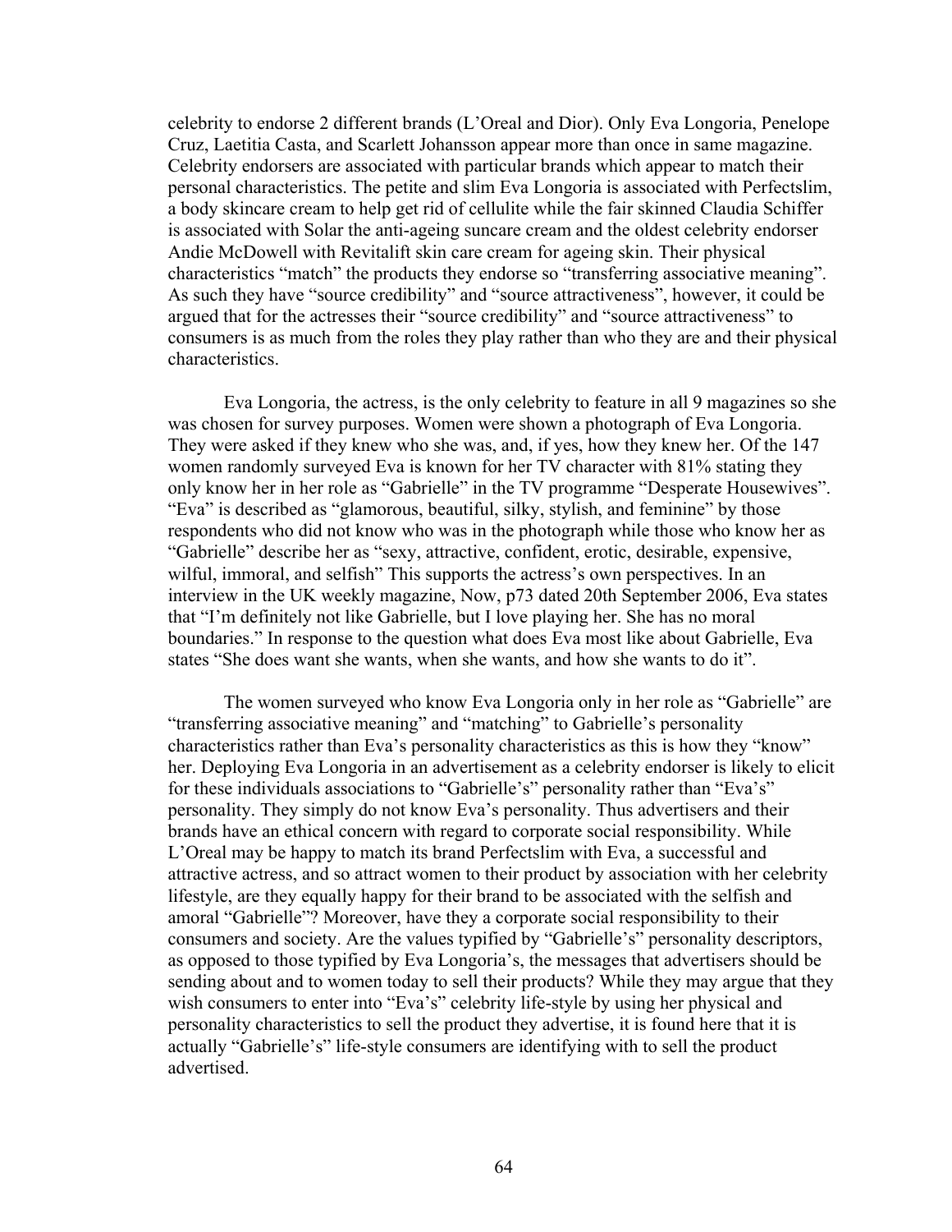celebrity to endorse 2 different brands (L'Oreal and Dior). Only Eva Longoria, Penelope Cruz, Laetitia Casta, and Scarlett Johansson appear more than once in same magazine. Celebrity endorsers are associated with particular brands which appear to match their personal characteristics. The petite and slim Eva Longoria is associated with Perfectslim, a body skincare cream to help get rid of cellulite while the fair skinned Claudia Schiffer is associated with Solar the anti-ageing suncare cream and the oldest celebrity endorser Andie McDowell with Revitalift skin care cream for ageing skin. Their physical characteristics "match" the products they endorse so "transferring associative meaning". As such they have "source credibility" and "source attractiveness", however, it could be argued that for the actresses their "source credibility" and "source attractiveness" to consumers is as much from the roles they play rather than who they are and their physical characteristics.

Eva Longoria, the actress, is the only celebrity to feature in all 9 magazines so she was chosen for survey purposes. Women were shown a photograph of Eva Longoria. They were asked if they knew who she was, and, if yes, how they knew her. Of the 147 women randomly surveyed Eva is known for her TV character with 81% stating they only know her in her role as "Gabrielle" in the TV programme "Desperate Housewives". "Eva" is described as "glamorous, beautiful, silky, stylish, and feminine" by those respondents who did not know who was in the photograph while those who know her as "Gabrielle" describe her as "sexy, attractive, confident, erotic, desirable, expensive, wilful, immoral, and selfish" This supports the actress's own perspectives. In an interview in the UK weekly magazine, Now, p73 dated 20th September 2006, Eva states that "I'm definitely not like Gabrielle, but I love playing her. She has no moral boundaries." In response to the question what does Eva most like about Gabrielle, Eva states "She does want she wants, when she wants, and how she wants to do it".

The women surveyed who know Eva Longoria only in her role as "Gabrielle" are "transferring associative meaning" and "matching" to Gabrielle's personality characteristics rather than Eva's personality characteristics as this is how they "know" her. Deploying Eva Longoria in an advertisement as a celebrity endorser is likely to elicit for these individuals associations to "Gabrielle's" personality rather than "Eva's" personality. They simply do not know Eva's personality. Thus advertisers and their brands have an ethical concern with regard to corporate social responsibility. While L'Oreal may be happy to match its brand Perfectslim with Eva, a successful and attractive actress, and so attract women to their product by association with her celebrity lifestyle, are they equally happy for their brand to be associated with the selfish and amoral "Gabrielle"? Moreover, have they a corporate social responsibility to their consumers and society. Are the values typified by "Gabrielle's" personality descriptors, as opposed to those typified by Eva Longoria's, the messages that advertisers should be sending about and to women today to sell their products? While they may argue that they wish consumers to enter into "Eva's" celebrity life-style by using her physical and personality characteristics to sell the product they advertise, it is found here that it is actually "Gabrielle's" life-style consumers are identifying with to sell the product advertised.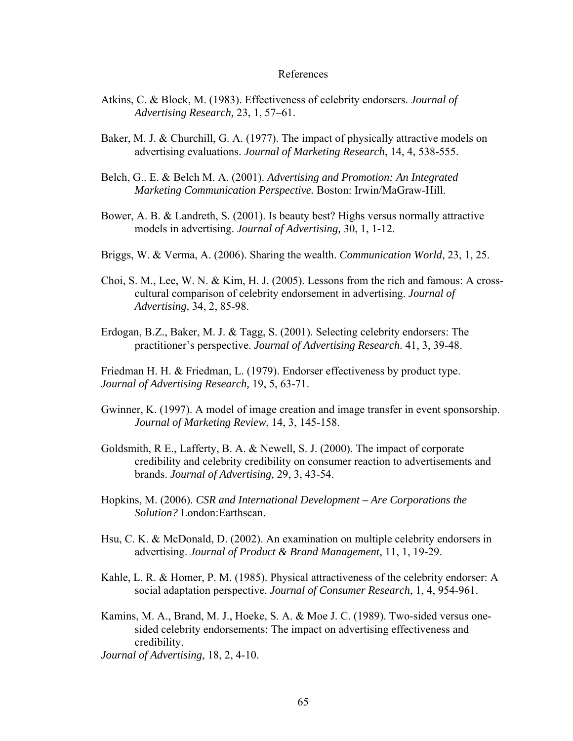# References

Atkins, C. & Block, M. (1983). Effectiveness of celebrity endorsers. *Journal of Advertising Research,* 23, 1, 57–61.

Baker, M. J. & Churchill, G. A. (1977). The impact of physically attractive models on advertising evaluations. *Journal of Marketing Research*, 14, 4, 538-555.

Belch, G.. E. & Belch M. A. (2001). *Advertising and Promotion: An Integrated Marketing Communication Perspective.* Boston: Irwin/MaGraw-Hill.

Bower, A. B. & Landreth, S. (2001). Is beauty best? Highs versus normally attractive models in advertising. *Journal of Advertising,* 30, 1, 1-12.

Briggs, W. & Verma, A. (2006). Sharing the wealth. *Communication World*, 23, 1, 25.

Choi, S. M., Lee, W. N. & Kim, H. J. (2005). Lessons from the rich and famous: A cross-cultural comparison of celebrity endorsement in advertising. *Journal of Advertising,* 34, 2, 85-98.

Erdogan, B.Z., Baker, M. J. & Tagg, S. (2001). Selecting celebrity endorsers: The practitioner's perspective. *Journal of Advertising Research*. 41, 3, 39-48.

Friedman H. H. & Friedman, L. (1979). Endorser effectiveness by product type. *Journal of Advertising Research,* 19, 5, 63-71.

Gwinner, K. (1997). A model of image creation and image transfer in event sponsorship. *Journal of Marketing Review*, 14, 3, 145-158.

Goldsmith, R E., Lafferty, B. A. & Newell, S. J. (2000). The impact of corporate credibility and celebrity credibility on consumer reaction to advertisements and brands. *Journal of Advertising,* 29, 3, 43-54.

Hopkins, M. (2006). *CSR and International Development – Are Corporations the Solution?* London:Earthscan.

Hsu, C. K. & McDonald, D. (2002). An examination on multiple celebrity endorsers in advertising. *Journal of Product & Brand Management*, 11, 1, 19-29.

Kahle, L. R. & Homer, P. M. (1985). Physical attractiveness of the celebrity endorser: A social adaptation perspective. *Journal of Consumer Research*, 1, 4, 954-961.

Kamins, M. A., Brand, M. J., Hoeke, S. A. & Moe J. C. (1989). Two-sided versus one-sided celebrity endorsements: The impact on advertising effectiveness and credibility. *Journal of Advertising*, 18, 2, 4-10.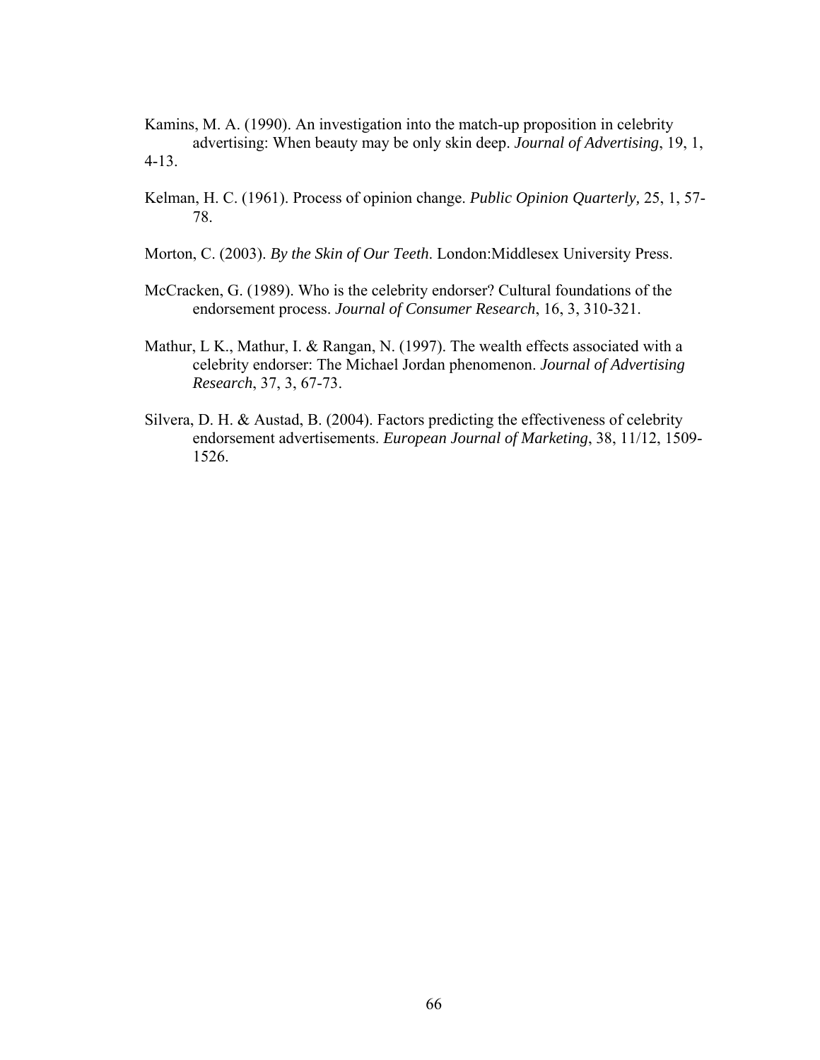Kamins, M. A. (1990). An investigation into the match-up proposition in celebrity advertising: When beauty may be only skin deep. *Journal of Advertising*, 19, 1, 4-13.

Kelman, H. C. (1961). Process of opinion change. *Public Opinion Quarterly,* 25, 1, 57-78.

Morton, C. (2003). *By the Skin of Our Teeth*. London:Middlesex University Press.

McCracken, G. (1989). Who is the celebrity endorser? Cultural foundations of the endorsement process. *Journal of Consumer Research*, 16, 3, 310-321.

Mathur, L K., Mathur, I. & Rangan, N. (1997). The wealth effects associated with a celebrity endorser: The Michael Jordan phenomenon. *Journal of Advertising Research*, 37, 3, 67-73.

Silvera, D. H. & Austad, B. (2004). Factors predicting the effectiveness of celebrity endorsement advertisements. *European Journal of Marketing*, 38, 11/12, 1509-1526.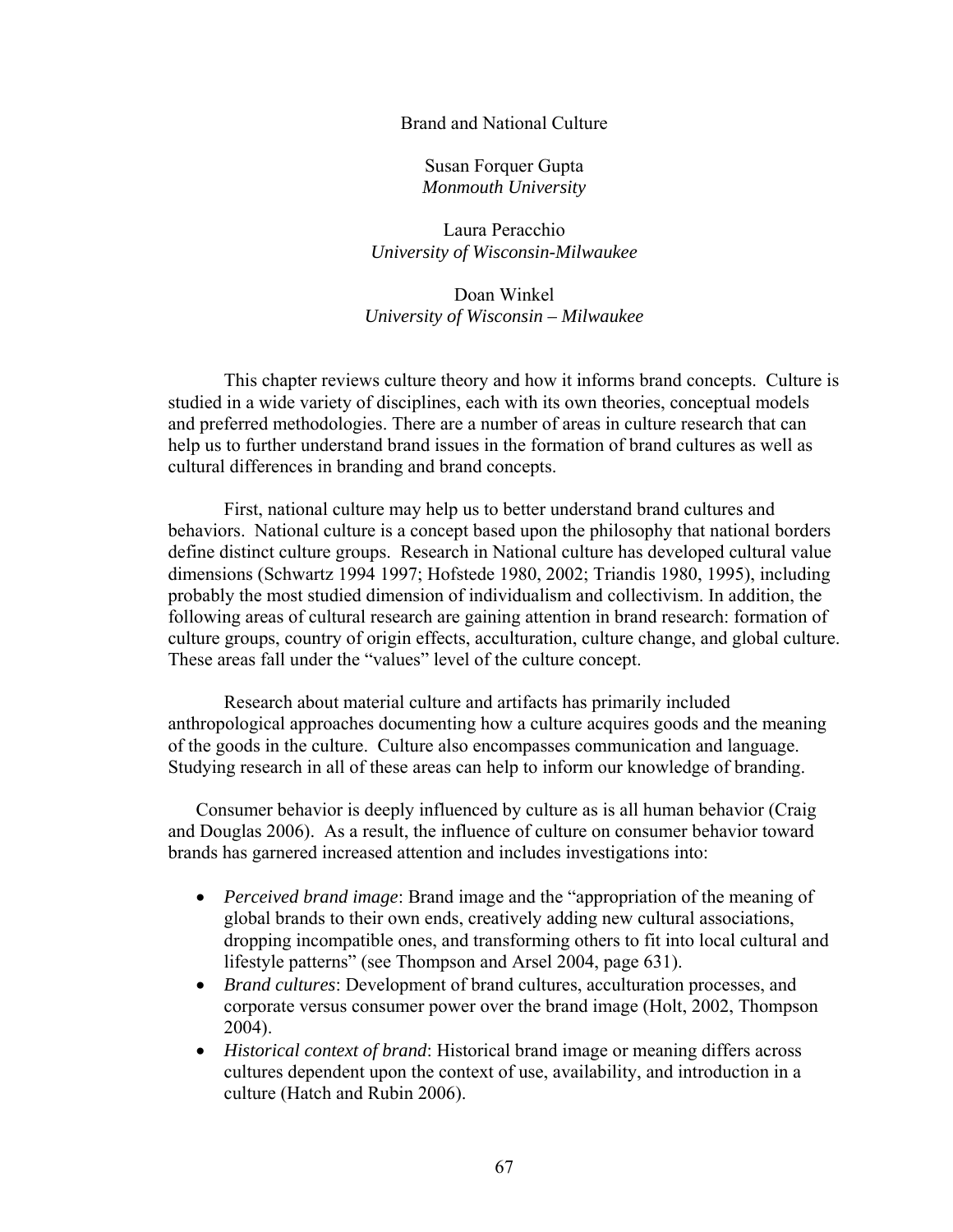# Brand and National Culture

Susan Forquer Gupta
*Monmouth University*

Laura Peracchio
*University of Wisconsin-Milwaukee*

Doan Winkel
*University of Wisconsin – Milwaukee*

This chapter reviews culture theory and how it informs brand concepts. Culture is studied in a wide variety of disciplines, each with its own theories, conceptual models and preferred methodologies. There are a number of areas in culture research that can help us to further understand brand issues in the formation of brand cultures as well as cultural differences in branding and brand concepts.

First, national culture may help us to better understand brand cultures and behaviors. National culture is a concept based upon the philosophy that national borders define distinct culture groups. Research in National culture has developed cultural value dimensions (Schwartz 1994 1997; Hofstede 1980, 2002; Triandis 1980, 1995), including probably the most studied dimension of individualism and collectivism. In addition, the following areas of cultural research are gaining attention in brand research: formation of culture groups, country of origin effects, acculturation, culture change, and global culture. These areas fall under the "values" level of the culture concept.

Research about material culture and artifacts has primarily included anthropological approaches documenting how a culture acquires goods and the meaning of the goods in the culture. Culture also encompasses communication and language. Studying research in all of these areas can help to inform our knowledge of branding.

Consumer behavior is deeply influenced by culture as is all human behavior (Craig and Douglas 2006). As a result, the influence of culture on consumer behavior toward brands has garnered increased attention and includes investigations into:

- *Perceived brand image*: Brand image and the "appropriation of the meaning of global brands to their own ends, creatively adding new cultural associations, dropping incompatible ones, and transforming others to fit into local cultural and lifestyle patterns" (see Thompson and Arsel 2004, page 631).
- *Brand cultures*: Development of brand cultures, acculturation processes, and corporate versus consumer power over the brand image (Holt, 2002, Thompson 2004).
- *Historical context of brand*: Historical brand image or meaning differs across cultures dependent upon the context of use, availability, and introduction in a culture (Hatch and Rubin 2006).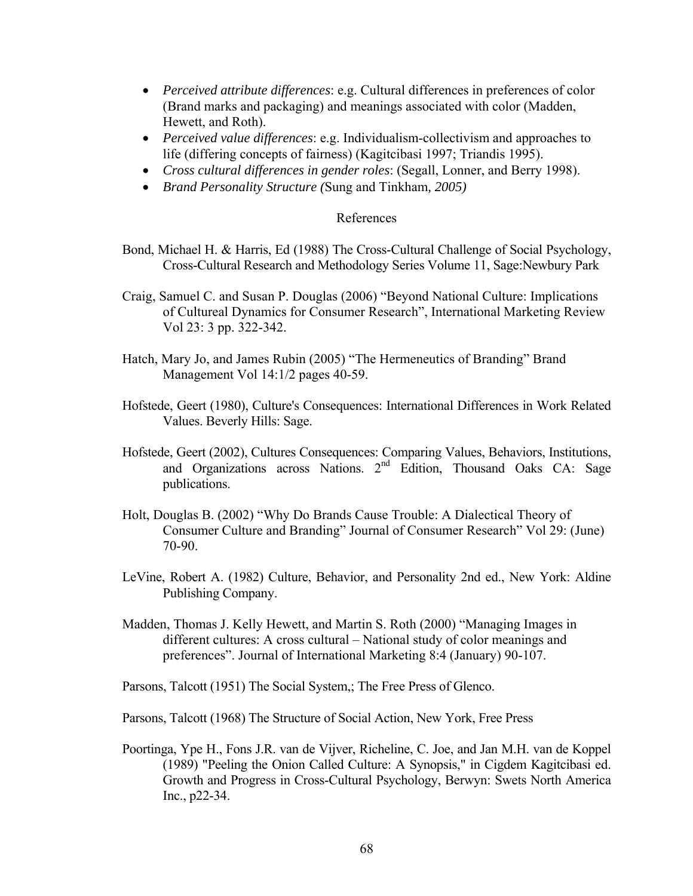- *Perceived attribute differences*: e.g. Cultural differences in preferences of color (Brand marks and packaging) and meanings associated with color (Madden, Hewett, and Roth).
- *Perceived value differences*: e.g. Individualism-collectivism and approaches to life (differing concepts of fairness) (Kagitcibasi 1997; Triandis 1995).
- *Cross cultural differences in gender roles*: (Segall, Lonner, and Berry 1998).
- *Brand Personality Structure (*Sung and Tinkham*, 2005)*

References

Bond, Michael H. & Harris, Ed (1988) The Cross-Cultural Challenge of Social Psychology, Cross-Cultural Research and Methodology Series Volume 11, Sage:Newbury Park

Craig, Samuel C. and Susan P. Douglas (2006) "Beyond National Culture: Implications of Cultureal Dynamics for Consumer Research", International Marketing Review Vol 23: 3 pp. 322-342.

Hatch, Mary Jo, and James Rubin (2005) "The Hermeneutics of Branding" Brand Management Vol 14:1/2 pages 40-59.

Hofstede, Geert (1980), Culture's Consequences: International Differences in Work Related Values. Beverly Hills: Sage.

Hofstede, Geert (2002), Cultures Consequences: Comparing Values, Behaviors, Institutions, and Organizations across Nations. 2nd Edition, Thousand Oaks CA: Sage publications.

Holt, Douglas B. (2002) "Why Do Brands Cause Trouble: A Dialectical Theory of Consumer Culture and Branding" Journal of Consumer Research" Vol 29: (June) 70-90.

LeVine, Robert A. (1982) Culture, Behavior, and Personality 2nd ed., New York: Aldine Publishing Company.

Madden, Thomas J. Kelly Hewett, and Martin S. Roth (2000) "Managing Images in different cultures: A cross cultural – National study of color meanings and preferences". Journal of International Marketing 8:4 (January) 90-107.

Parsons, Talcott (1951) The Social System,; The Free Press of Glenco.

Parsons, Talcott (1968) The Structure of Social Action, New York, Free Press

Poortinga, Ype H., Fons J.R. van de Vijver, Richeline, C. Joe, and Jan M.H. van de Koppel (1989) "Peeling the Onion Called Culture: A Synopsis," in Cigdem Kagitcibasi ed. Growth and Progress in Cross-Cultural Psychology, Berwyn: Swets North America Inc., p22-34.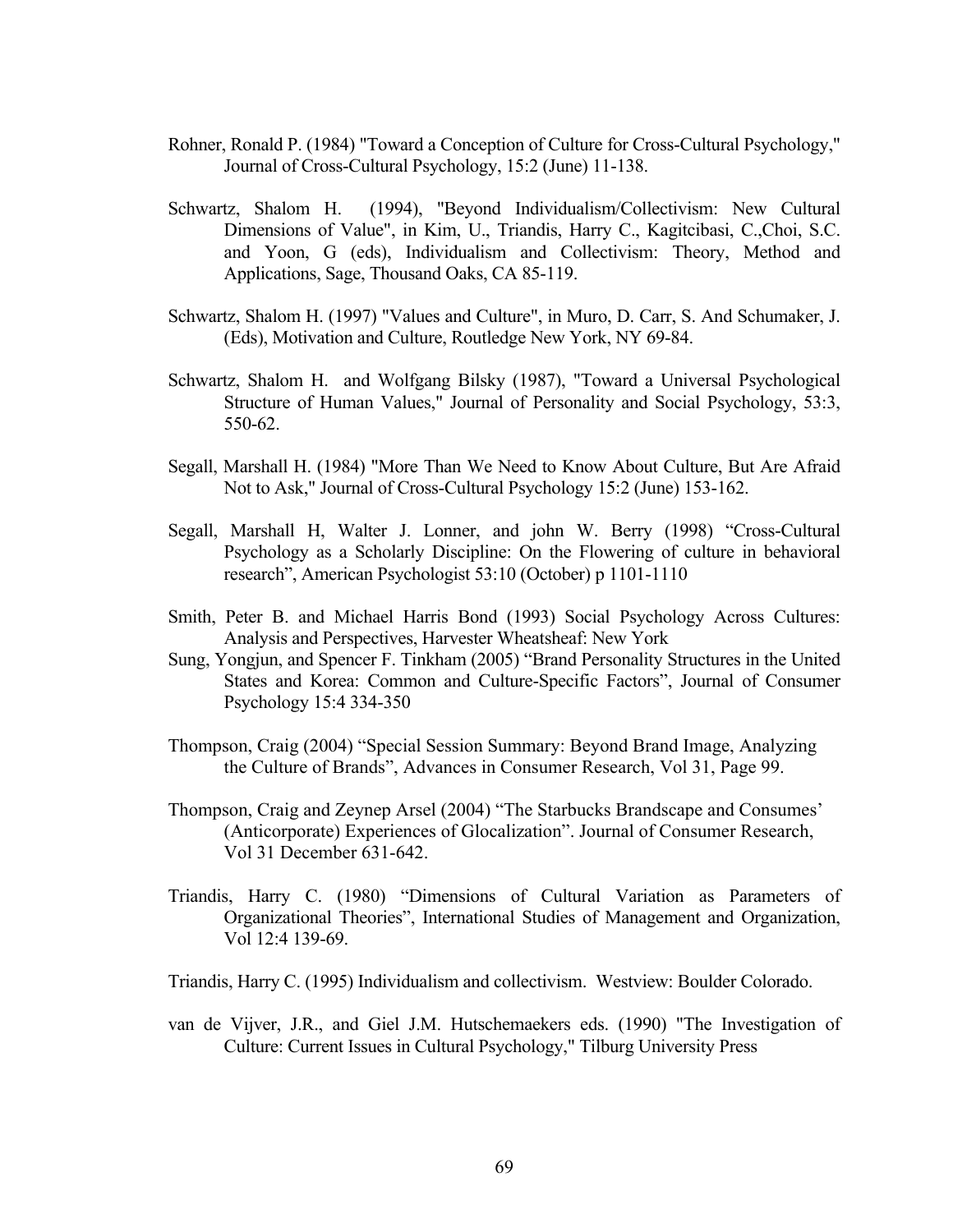Rohner, Ronald P. (1984) "Toward a Conception of Culture for Cross-Cultural Psychology," Journal of Cross-Cultural Psychology, 15:2 (June) 11-138.

Schwartz, Shalom H. (1994), "Beyond Individualism/Collectivism: New Cultural Dimensions of Value", in Kim, U., Triandis, Harry C., Kagitcibasi, C.,Choi, S.C. and Yoon, G (eds), Individualism and Collectivism: Theory, Method and Applications, Sage, Thousand Oaks, CA 85-119.

Schwartz, Shalom H. (1997) "Values and Culture", in Muro, D. Carr, S. And Schumaker, J. (Eds), Motivation and Culture, Routledge New York, NY 69-84.

Schwartz, Shalom H. and Wolfgang Bilsky (1987), "Toward a Universal Psychological Structure of Human Values," Journal of Personality and Social Psychology, 53:3, 550-62.

Segall, Marshall H. (1984) "More Than We Need to Know About Culture, But Are Afraid Not to Ask," Journal of Cross-Cultural Psychology 15:2 (June) 153-162.

Segall, Marshall H, Walter J. Lonner, and john W. Berry (1998) "Cross-Cultural Psychology as a Scholarly Discipline: On the Flowering of culture in behavioral research", American Psychologist 53:10 (October) p 1101-1110

Smith, Peter B. and Michael Harris Bond (1993) Social Psychology Across Cultures: Analysis and Perspectives, Harvester Wheatsheaf: New York

Sung, Yongjun, and Spencer F. Tinkham (2005) "Brand Personality Structures in the United States and Korea: Common and Culture-Specific Factors", Journal of Consumer Psychology 15:4 334-350

Thompson, Craig (2004) "Special Session Summary: Beyond Brand Image, Analyzing the Culture of Brands", Advances in Consumer Research, Vol 31, Page 99.

Thompson, Craig and Zeynep Arsel (2004) "The Starbucks Brandscape and Consumes' (Anticorporate) Experiences of Glocalization". Journal of Consumer Research, Vol 31 December 631-642.

Triandis, Harry C. (1980) "Dimensions of Cultural Variation as Parameters of Organizational Theories", International Studies of Management and Organization, Vol 12:4 139-69.

Triandis, Harry C. (1995) Individualism and collectivism. Westview: Boulder Colorado.

van de Vijver, J.R., and Giel J.M. Hutschemaekers eds. (1990) "The Investigation of Culture: Current Issues in Cultural Psychology," Tilburg University Press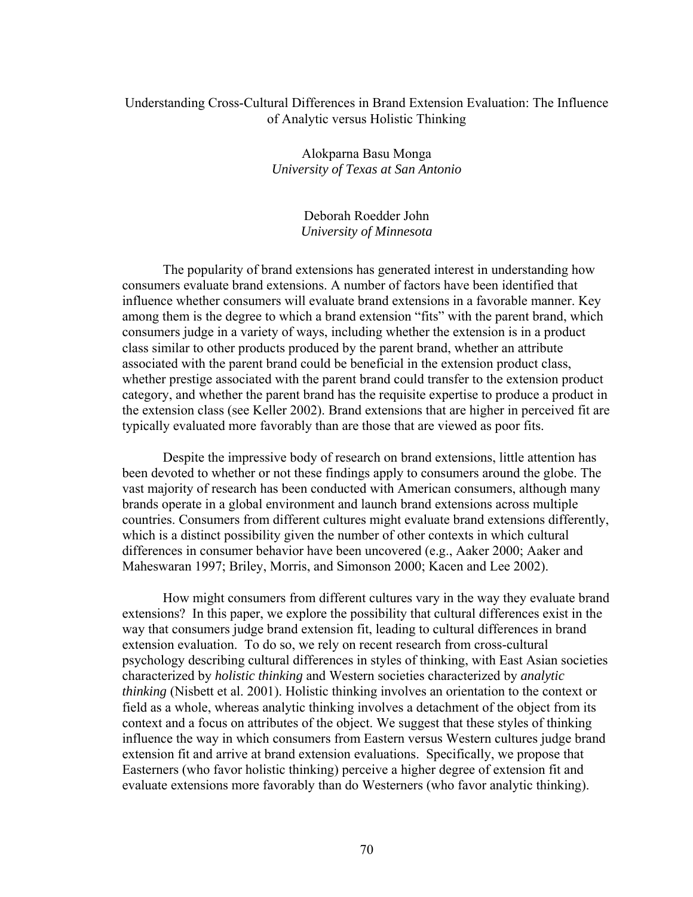# Understanding Cross-Cultural Differences in Brand Extension Evaluation: The Influence of Analytic versus Holistic Thinking

Alokparna Basu Monga
*University of Texas at San Antonio*

Deborah Roedder John
*University of Minnesota*

The popularity of brand extensions has generated interest in understanding how consumers evaluate brand extensions. A number of factors have been identified that influence whether consumers will evaluate brand extensions in a favorable manner. Key among them is the degree to which a brand extension "fits" with the parent brand, which consumers judge in a variety of ways, including whether the extension is in a product class similar to other products produced by the parent brand, whether an attribute associated with the parent brand could be beneficial in the extension product class, whether prestige associated with the parent brand could transfer to the extension product category, and whether the parent brand has the requisite expertise to produce a product in the extension class (see Keller 2002). Brand extensions that are higher in perceived fit are typically evaluated more favorably than are those that are viewed as poor fits.

Despite the impressive body of research on brand extensions, little attention has been devoted to whether or not these findings apply to consumers around the globe. The vast majority of research has been conducted with American consumers, although many brands operate in a global environment and launch brand extensions across multiple countries. Consumers from different cultures might evaluate brand extensions differently, which is a distinct possibility given the number of other contexts in which cultural differences in consumer behavior have been uncovered (e.g., Aaker 2000; Aaker and Maheswaran 1997; Briley, Morris, and Simonson 2000; Kacen and Lee 2002).

How might consumers from different cultures vary in the way they evaluate brand extensions? In this paper, we explore the possibility that cultural differences exist in the way that consumers judge brand extension fit, leading to cultural differences in brand extension evaluation. To do so, we rely on recent research from cross-cultural psychology describing cultural differences in styles of thinking, with East Asian societies characterized by *holistic thinking* and Western societies characterized by *analytic thinking* (Nisbett et al. 2001). Holistic thinking involves an orientation to the context or field as a whole, whereas analytic thinking involves a detachment of the object from its context and a focus on attributes of the object. We suggest that these styles of thinking influence the way in which consumers from Eastern versus Western cultures judge brand extension fit and arrive at brand extension evaluations. Specifically, we propose that Easterners (who favor holistic thinking) perceive a higher degree of extension fit and evaluate extensions more favorably than do Westerners (who favor analytic thinking).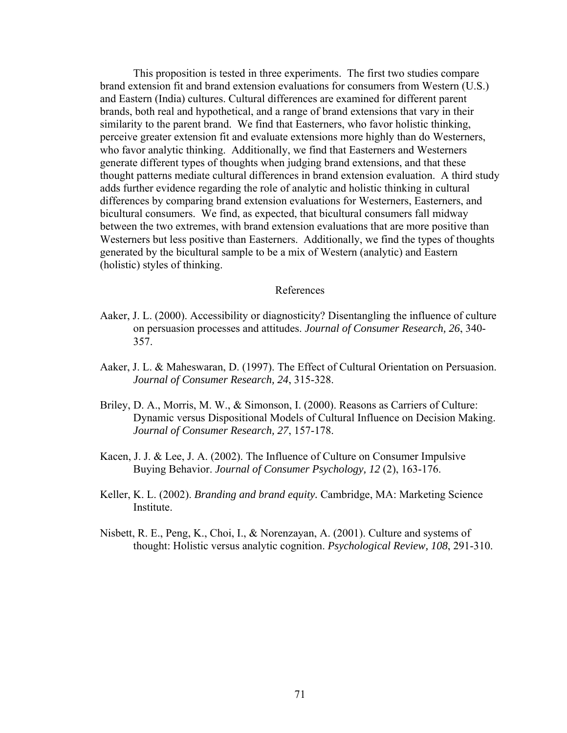This proposition is tested in three experiments. The first two studies compare brand extension fit and brand extension evaluations for consumers from Western (U.S.) and Eastern (India) cultures. Cultural differences are examined for different parent brands, both real and hypothetical, and a range of brand extensions that vary in their similarity to the parent brand. We find that Easterners, who favor holistic thinking, perceive greater extension fit and evaluate extensions more highly than do Westerners, who favor analytic thinking. Additionally, we find that Easterners and Westerners generate different types of thoughts when judging brand extensions, and that these thought patterns mediate cultural differences in brand extension evaluation. A third study adds further evidence regarding the role of analytic and holistic thinking in cultural differences by comparing brand extension evaluations for Westerners, Easterners, and bicultural consumers. We find, as expected, that bicultural consumers fall midway between the two extremes, with brand extension evaluations that are more positive than Westerners but less positive than Easterners. Additionally, we find the types of thoughts generated by the bicultural sample to be a mix of Western (analytic) and Eastern (holistic) styles of thinking.

## References

Aaker, J. L. (2000). Accessibility or diagnosticity? Disentangling the influence of culture on persuasion processes and attitudes. *Journal of Consumer Research, 26*, 340-357.

Aaker, J. L. & Maheswaran, D. (1997). The Effect of Cultural Orientation on Persuasion. *Journal of Consumer Research, 24*, 315-328.

Briley, D. A., Morris, M. W., & Simonson, I. (2000). Reasons as Carriers of Culture: Dynamic versus Dispositional Models of Cultural Influence on Decision Making. *Journal of Consumer Research, 27*, 157-178.

Kacen, J. J. & Lee, J. A. (2002). The Influence of Culture on Consumer Impulsive Buying Behavior. *Journal of Consumer Psychology, 12* (2), 163-176.

Keller, K. L. (2002). *Branding and brand equity.* Cambridge, MA: Marketing Science Institute.

Nisbett, R. E., Peng, K., Choi, I., & Norenzayan, A. (2001). Culture and systems of thought: Holistic versus analytic cognition. *Psychological Review, 108*, 291-310.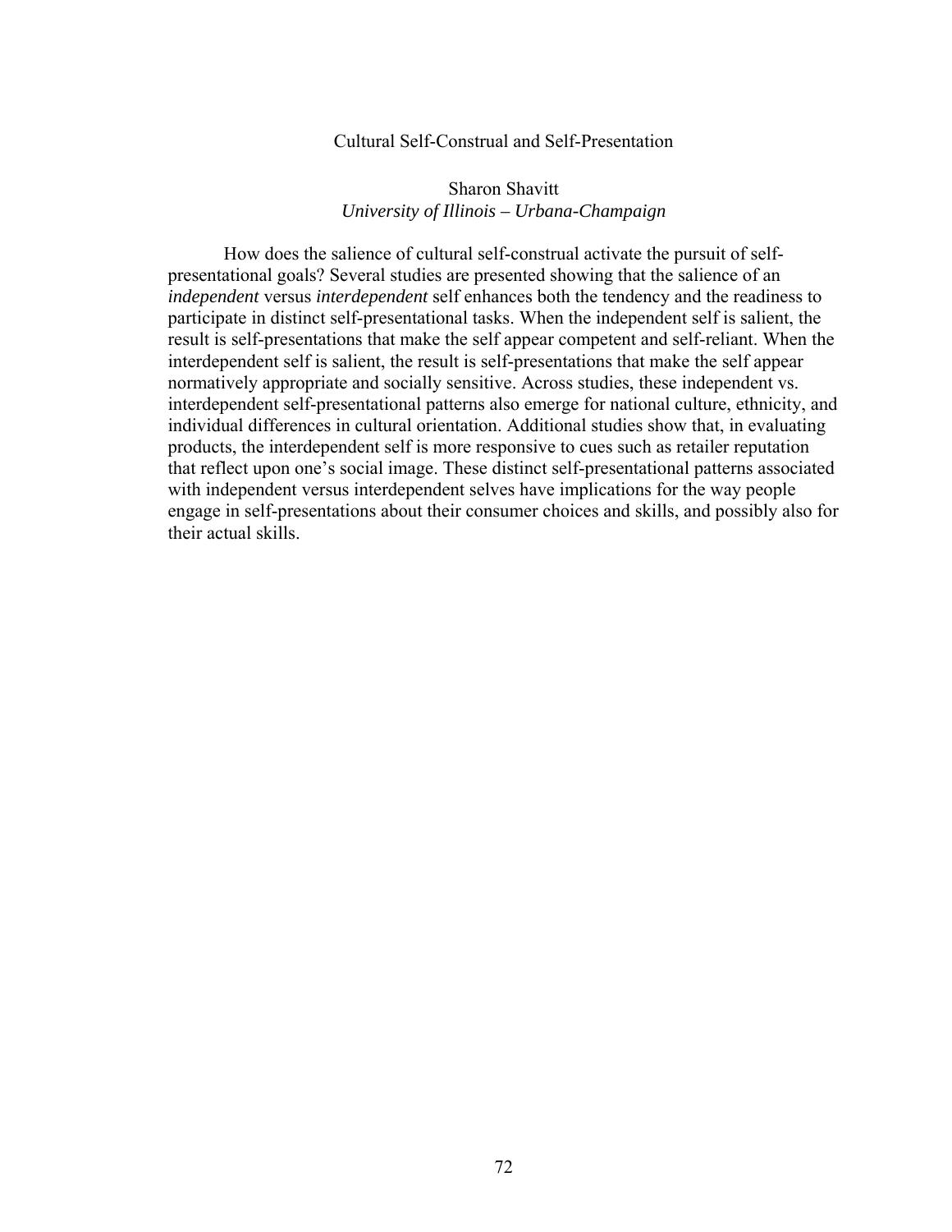# Cultural Self-Construal and Self-Presentation

Sharon Shavitt
*University of Illinois – Urbana-Champaign*

How does the salience of cultural self-construal activate the pursuit of self-presentational goals? Several studies are presented showing that the salience of an *independent* versus *interdependent* self enhances both the tendency and the readiness to participate in distinct self-presentational tasks. When the independent self is salient, the result is self-presentations that make the self appear competent and self-reliant. When the interdependent self is salient, the result is self-presentations that make the self appear normatively appropriate and socially sensitive. Across studies, these independent vs. interdependent self-presentational patterns also emerge for national culture, ethnicity, and individual differences in cultural orientation. Additional studies show that, in evaluating products, the interdependent self is more responsive to cues such as retailer reputation that reflect upon one's social image. These distinct self-presentational patterns associated with independent versus interdependent selves have implications for the way people engage in self-presentations about their consumer choices and skills, and possibly also for their actual skills.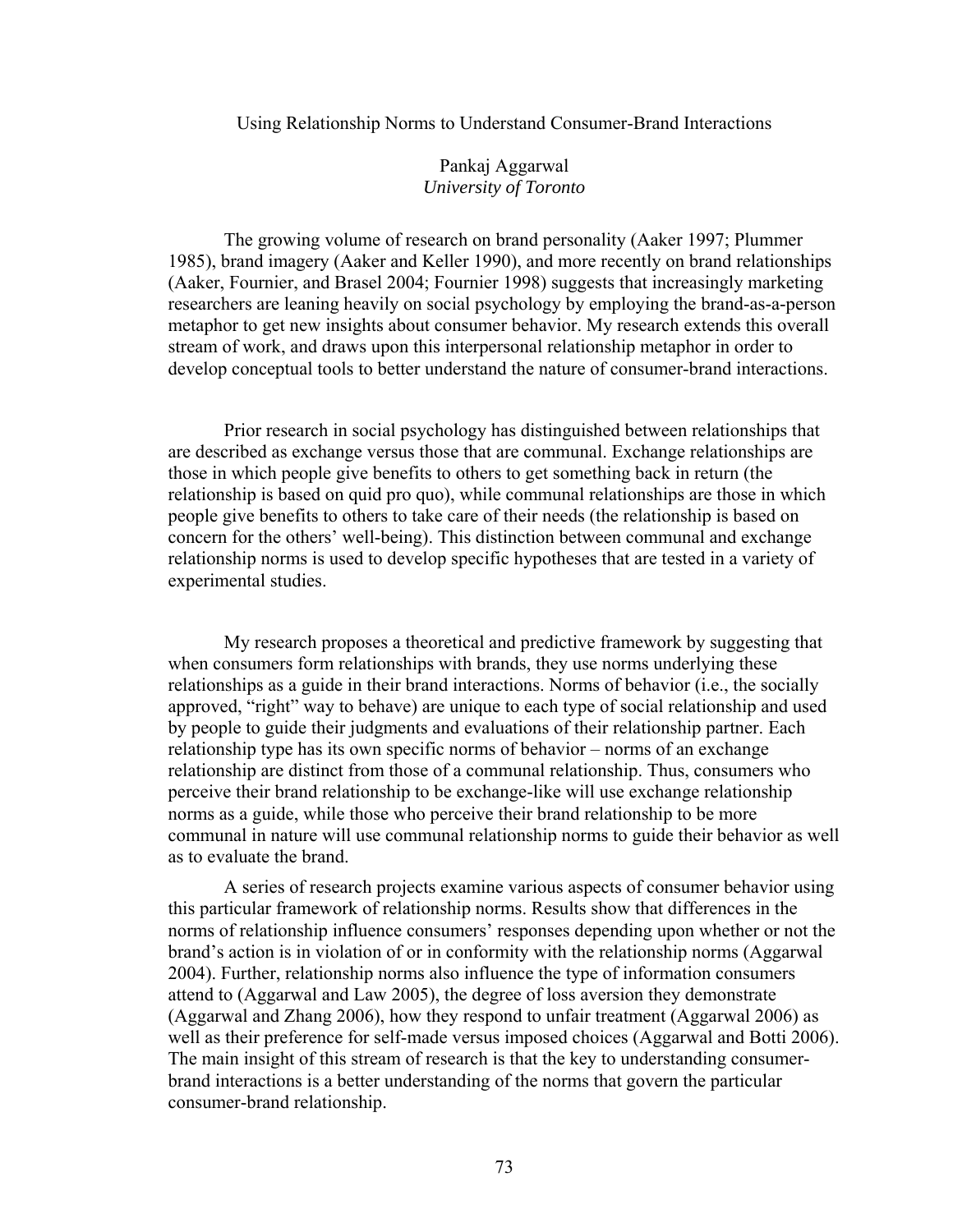# Using Relationship Norms to Understand Consumer-Brand Interactions

Pankaj Aggarwal
*University of Toronto*

The growing volume of research on brand personality (Aaker 1997; Plummer 1985), brand imagery (Aaker and Keller 1990), and more recently on brand relationships (Aaker, Fournier, and Brasel 2004; Fournier 1998) suggests that increasingly marketing researchers are leaning heavily on social psychology by employing the brand-as-a-person metaphor to get new insights about consumer behavior. My research extends this overall stream of work, and draws upon this interpersonal relationship metaphor in order to develop conceptual tools to better understand the nature of consumer-brand interactions.

Prior research in social psychology has distinguished between relationships that are described as exchange versus those that are communal. Exchange relationships are those in which people give benefits to others to get something back in return (the relationship is based on quid pro quo), while communal relationships are those in which people give benefits to others to take care of their needs (the relationship is based on concern for the others' well-being). This distinction between communal and exchange relationship norms is used to develop specific hypotheses that are tested in a variety of experimental studies.

My research proposes a theoretical and predictive framework by suggesting that when consumers form relationships with brands, they use norms underlying these relationships as a guide in their brand interactions. Norms of behavior (i.e., the socially approved, "right" way to behave) are unique to each type of social relationship and used by people to guide their judgments and evaluations of their relationship partner. Each relationship type has its own specific norms of behavior – norms of an exchange relationship are distinct from those of a communal relationship. Thus, consumers who perceive their brand relationship to be exchange-like will use exchange relationship norms as a guide, while those who perceive their brand relationship to be more communal in nature will use communal relationship norms to guide their behavior as well as to evaluate the brand.

A series of research projects examine various aspects of consumer behavior using this particular framework of relationship norms. Results show that differences in the norms of relationship influence consumers' responses depending upon whether or not the brand's action is in violation of or in conformity with the relationship norms (Aggarwal 2004). Further, relationship norms also influence the type of information consumers attend to (Aggarwal and Law 2005), the degree of loss aversion they demonstrate (Aggarwal and Zhang 2006), how they respond to unfair treatment (Aggarwal 2006) as well as their preference for self-made versus imposed choices (Aggarwal and Botti 2006). The main insight of this stream of research is that the key to understanding consumer-brand interactions is a better understanding of the norms that govern the particular consumer-brand relationship.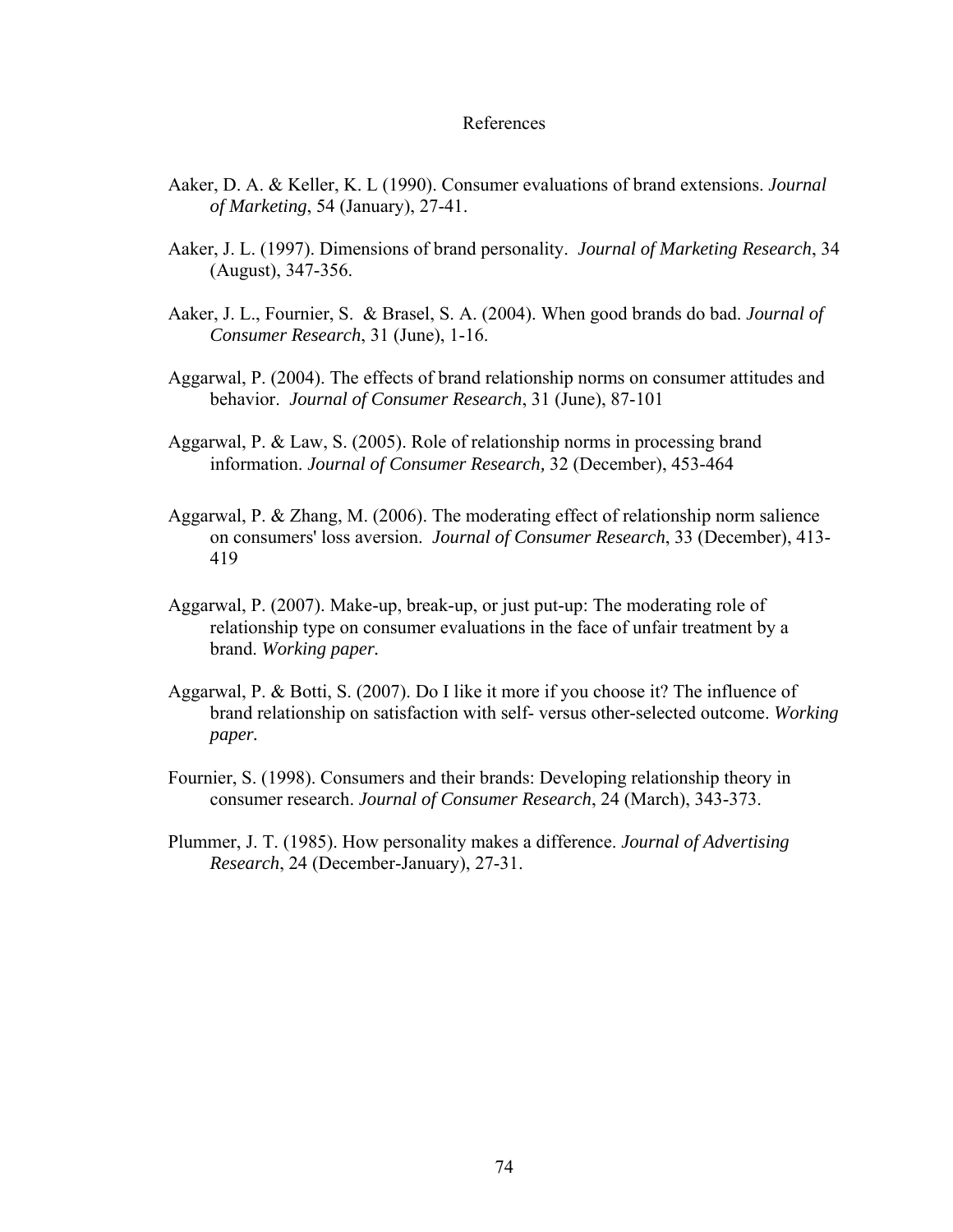# References

Aaker, D. A. & Keller, K. L (1990). Consumer evaluations of brand extensions. *Journal of Marketing*, 54 (January), 27-41.

Aaker, J. L. (1997). Dimensions of brand personality. *Journal of Marketing Research*, 34 (August), 347-356.

Aaker, J. L., Fournier, S. & Brasel, S. A. (2004). When good brands do bad. *Journal of Consumer Research*, 31 (June), 1-16.

Aggarwal, P. (2004). The effects of brand relationship norms on consumer attitudes and behavior. *Journal of Consumer Research*, 31 (June), 87-101

Aggarwal, P. & Law, S. (2005). Role of relationship norms in processing brand information. *Journal of Consumer Research,* 32 (December), 453-464

Aggarwal, P. & Zhang, M. (2006). The moderating effect of relationship norm salience on consumers' loss aversion. *Journal of Consumer Research*, 33 (December), 413-419

Aggarwal, P. (2007). Make-up, break-up, or just put-up: The moderating role of relationship type on consumer evaluations in the face of unfair treatment by a brand. *Working paper.*

Aggarwal, P. & Botti, S. (2007). Do I like it more if you choose it? The influence of brand relationship on satisfaction with self- versus other-selected outcome. *Working paper.*

Fournier, S. (1998). Consumers and their brands: Developing relationship theory in consumer research. *Journal of Consumer Research*, 24 (March), 343-373.

Plummer, J. T. (1985). How personality makes a difference. *Journal of Advertising Research*, 24 (December-January), 27-31.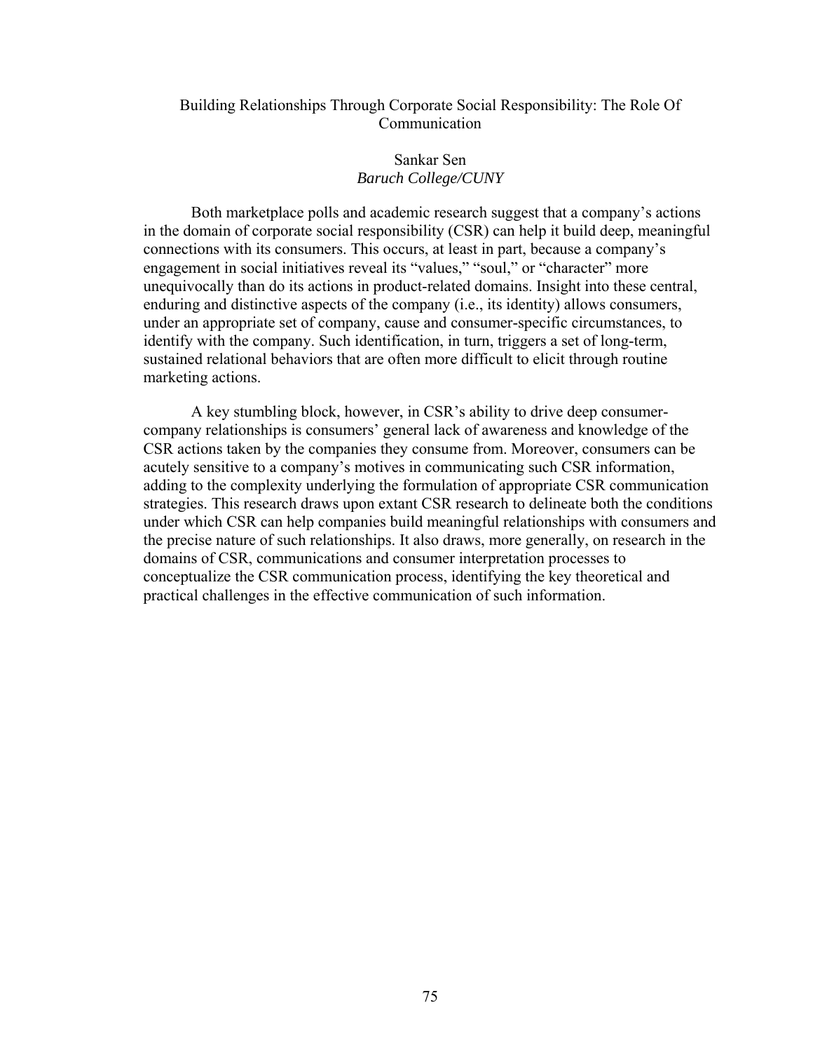# Building Relationships Through Corporate Social Responsibility: The Role Of Communication

Sankar Sen
*Baruch College/CUNY*

Both marketplace polls and academic research suggest that a company's actions in the domain of corporate social responsibility (CSR) can help it build deep, meaningful connections with its consumers. This occurs, at least in part, because a company's engagement in social initiatives reveal its "values," "soul," or "character" more unequivocally than do its actions in product-related domains. Insight into these central, enduring and distinctive aspects of the company (i.e., its identity) allows consumers, under an appropriate set of company, cause and consumer-specific circumstances, to identify with the company. Such identification, in turn, triggers a set of long-term, sustained relational behaviors that are often more difficult to elicit through routine marketing actions.

A key stumbling block, however, in CSR's ability to drive deep consumer-company relationships is consumers' general lack of awareness and knowledge of the CSR actions taken by the companies they consume from. Moreover, consumers can be acutely sensitive to a company's motives in communicating such CSR information, adding to the complexity underlying the formulation of appropriate CSR communication strategies. This research draws upon extant CSR research to delineate both the conditions under which CSR can help companies build meaningful relationships with consumers and the precise nature of such relationships. It also draws, more generally, on research in the domains of CSR, communications and consumer interpretation processes to conceptualize the CSR communication process, identifying the key theoretical and practical challenges in the effective communication of such information.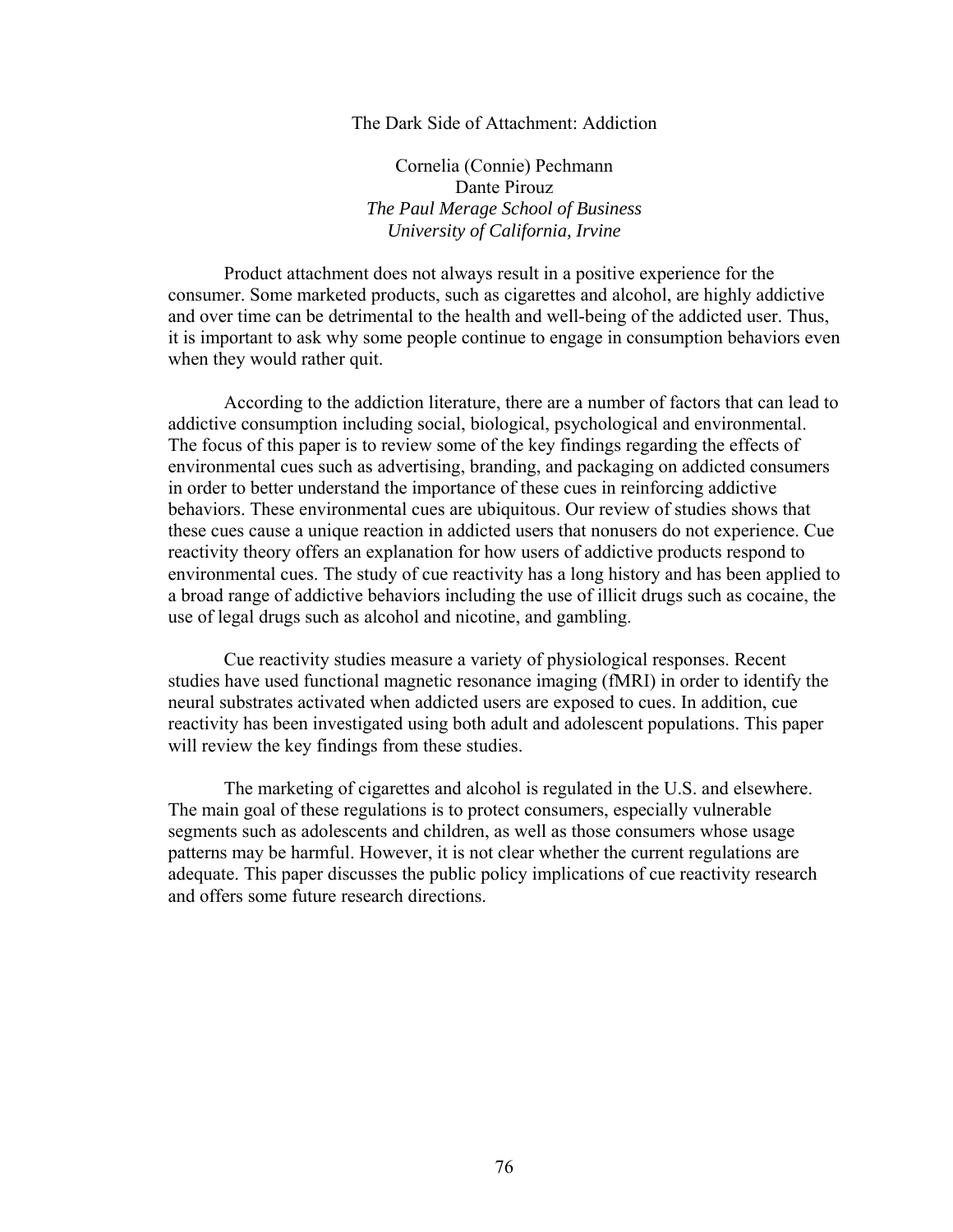# The Dark Side of Attachment: Addiction

Cornelia (Connie) Pechmann
Dante Pirouz
*The Paul Merage School of Business*
*University of California, Irvine*

Product attachment does not always result in a positive experience for the consumer. Some marketed products, such as cigarettes and alcohol, are highly addictive and over time can be detrimental to the health and well-being of the addicted user. Thus, it is important to ask why some people continue to engage in consumption behaviors even when they would rather quit.

According to the addiction literature, there are a number of factors that can lead to addictive consumption including social, biological, psychological and environmental. The focus of this paper is to review some of the key findings regarding the effects of environmental cues such as advertising, branding, and packaging on addicted consumers in order to better understand the importance of these cues in reinforcing addictive behaviors. These environmental cues are ubiquitous. Our review of studies shows that these cues cause a unique reaction in addicted users that nonusers do not experience. Cue reactivity theory offers an explanation for how users of addictive products respond to environmental cues. The study of cue reactivity has a long history and has been applied to a broad range of addictive behaviors including the use of illicit drugs such as cocaine, the use of legal drugs such as alcohol and nicotine, and gambling.

Cue reactivity studies measure a variety of physiological responses. Recent studies have used functional magnetic resonance imaging (fMRI) in order to identify the neural substrates activated when addicted users are exposed to cues. In addition, cue reactivity has been investigated using both adult and adolescent populations. This paper will review the key findings from these studies.

The marketing of cigarettes and alcohol is regulated in the U.S. and elsewhere. The main goal of these regulations is to protect consumers, especially vulnerable segments such as adolescents and children, as well as those consumers whose usage patterns may be harmful. However, it is not clear whether the current regulations are adequate. This paper discusses the public policy implications of cue reactivity research and offers some future research directions.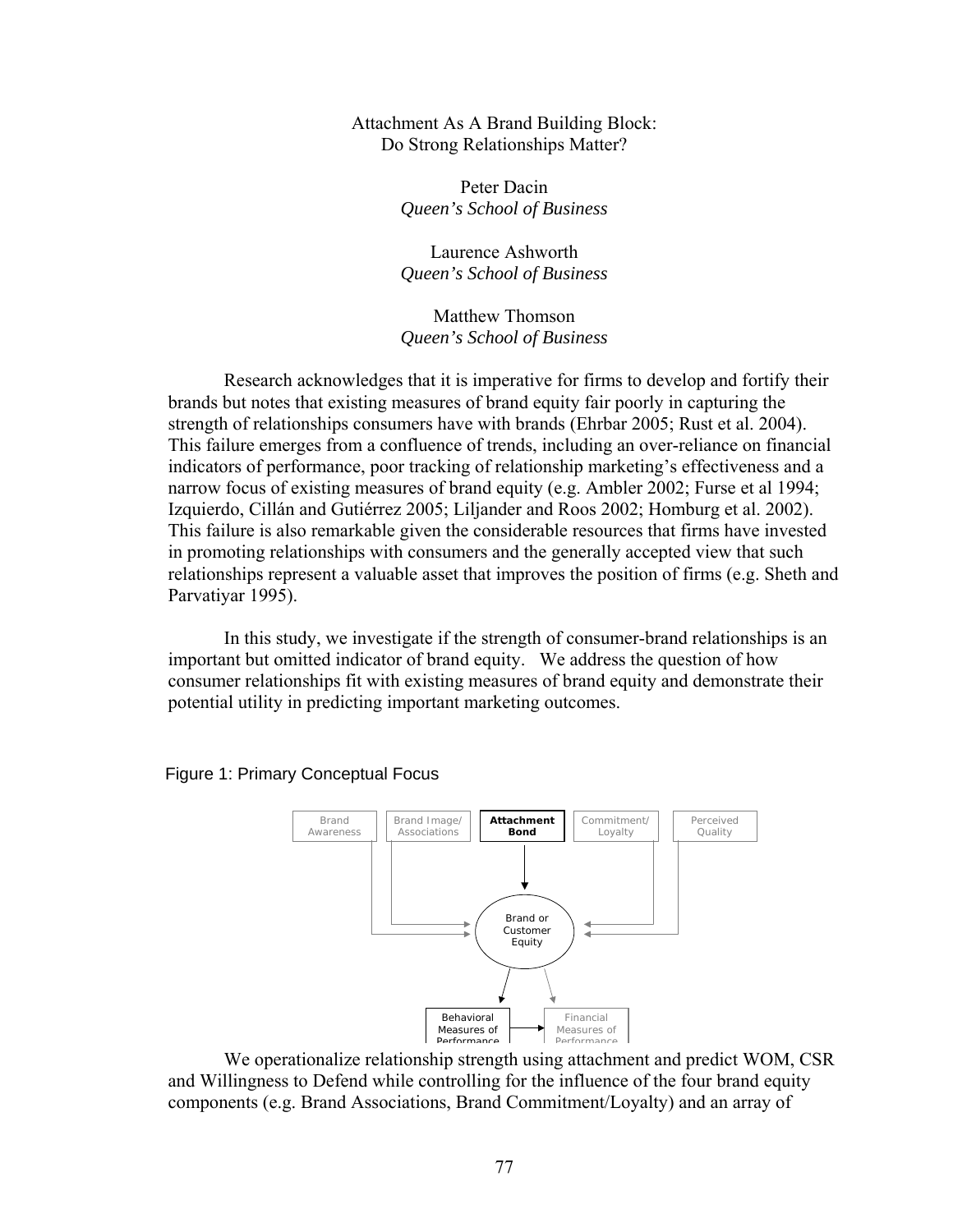Attachment As A Brand Building Block:
Do Strong Relationships Matter?

Peter Dacin
*Queen's School of Business*

Laurence Ashworth
*Queen's School of Business*

Matthew Thomson
*Queen's School of Business*

Research acknowledges that it is imperative for firms to develop and fortify their brands but notes that existing measures of brand equity fair poorly in capturing the strength of relationships consumers have with brands (Ehrbar 2005; Rust et al. 2004). This failure emerges from a confluence of trends, including an over-reliance on financial indicators of performance, poor tracking of relationship marketing's effectiveness and a narrow focus of existing measures of brand equity (e.g. Ambler 2002; Furse et al 1994; Izquierdo, Cillán and Gutiérrez 2005; Liljander and Roos 2002; Homburg et al. 2002). This failure is also remarkable given the considerable resources that firms have invested in promoting relationships with consumers and the generally accepted view that such relationships represent a valuable asset that improves the position of firms (e.g. Sheth and Parvatiyar 1995).

In this study, we investigate if the strength of consumer-brand relationships is an important but omitted indicator of brand equity. We address the question of how consumer relationships fit with existing measures of brand equity and demonstrate their potential utility in predicting important marketing outcomes.

Figure 1: Primary Conceptual Focus

Brand Awareness | Brand Image/ Associations | **Attachment Bond** | Commitment/ Loyalty | Perceived Quality

Brand or Customer Equity

Behavioral Measures of Performance | Financial Measures of Performance

We operationalize relationship strength using attachment and predict WOM, CSR and Willingness to Defend while controlling for the influence of the four brand equity components (e.g. Brand Associations, Brand Commitment/Loyalty) and an array of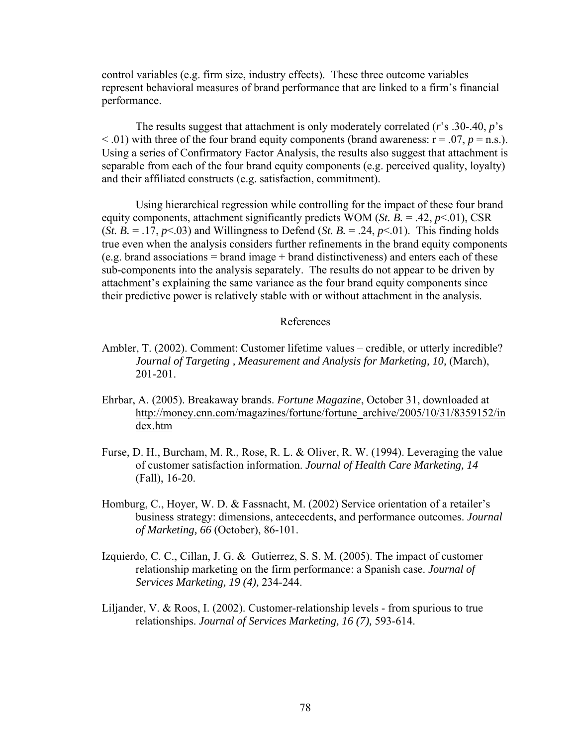control variables (e.g. firm size, industry effects). These three outcome variables represent behavioral measures of brand performance that are linked to a firm's financial performance.

The results suggest that attachment is only moderately correlated (*r*'s .30-.40, *p*'s $< .01$) with three of the four brand equity components (brand awareness: $r = .07$, $p$ = n.s.). Using a series of Confirmatory Factor Analysis, the results also suggest that attachment is separable from each of the four brand equity components (e.g. perceived quality, loyalty) and their affiliated constructs (e.g. satisfaction, commitment).

Using hierarchical regression while controlling for the impact of these four brand equity components, attachment significantly predicts WOM (*St. B.* = .42, $p<.01$), CSR (*St. B.* = .17, $p<.03$) and Willingness to Defend (*St. B.* = .24, $p<.01$). This finding holds true even when the analysis considers further refinements in the brand equity components (e.g. brand associations = brand image + brand distinctiveness) and enters each of these sub-components into the analysis separately. The results do not appear to be driven by attachment's explaining the same variance as the four brand equity components since their predictive power is relatively stable with or without attachment in the analysis.

## References

Ambler, T. (2002). Comment: Customer lifetime values – credible, or utterly incredible? *Journal of Targeting , Measurement and Analysis for Marketing, 10,* (March), 201-201.

Ehrbar, A. (2005). Breakaway brands. *Fortune Magazine*, October 31, downloaded at http://money.cnn.com/magazines/fortune/fortune_archive/2005/10/31/8359152/index.htm

Furse, D. H., Burcham, M. R., Rose, R. L. & Oliver, R. W. (1994). Leveraging the value of customer satisfaction information. *Journal of Health Care Marketing, 14* (Fall), 16-20.

Homburg, C., Hoyer, W. D. & Fassnacht, M. (2002) Service orientation of a retailer's business strategy: dimensions, antececdents, and performance outcomes. *Journal of Marketing, 66* (October), 86-101.

Izquierdo, C. C., Cillan, J. G. & Gutierrez, S. S. M. (2005). The impact of customer relationship marketing on the firm performance: a Spanish case. *Journal of Services Marketing, 19 (4),* 234-244.

Liljander, V. & Roos, I. (2002). Customer-relationship levels - from spurious to true relationships. *Journal of Services Marketing, 16 (7),* 593-614.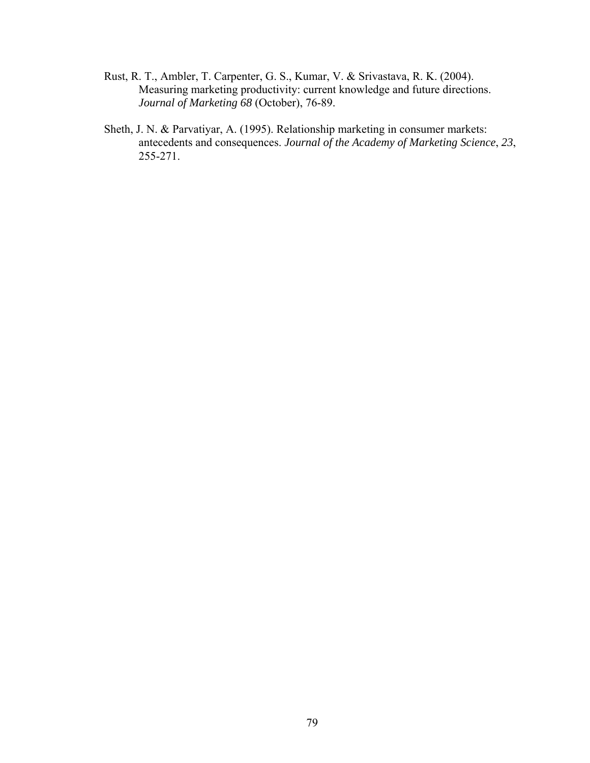Rust, R. T., Ambler, T. Carpenter, G. S., Kumar, V. & Srivastava, R. K. (2004). Measuring marketing productivity: current knowledge and future directions. *Journal of Marketing 68* (October), 76-89.

Sheth, J. N. & Parvatiyar, A. (1995). Relationship marketing in consumer markets: antecedents and consequences. *Journal of the Academy of Marketing Science*, *23*, 255-271.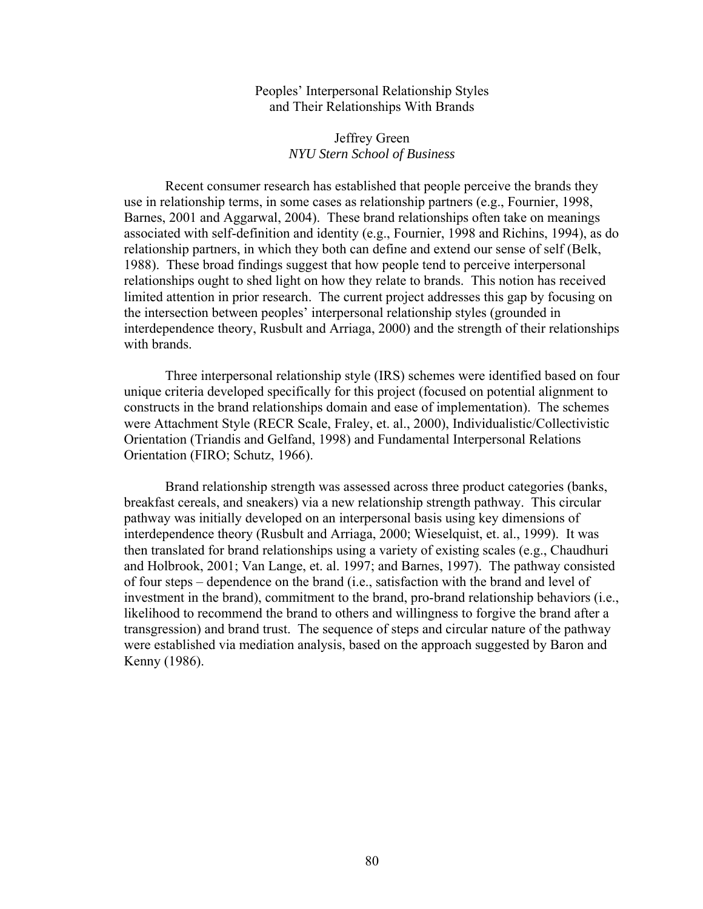# Peoples' Interpersonal Relationship Styles and Their Relationships With Brands

Jeffrey Green
*NYU Stern School of Business*

Recent consumer research has established that people perceive the brands they use in relationship terms, in some cases as relationship partners (e.g., Fournier, 1998, Barnes, 2001 and Aggarwal, 2004). These brand relationships often take on meanings associated with self-definition and identity (e.g., Fournier, 1998 and Richins, 1994), as do relationship partners, in which they both can define and extend our sense of self (Belk, 1988). These broad findings suggest that how people tend to perceive interpersonal relationships ought to shed light on how they relate to brands. This notion has received limited attention in prior research. The current project addresses this gap by focusing on the intersection between peoples' interpersonal relationship styles (grounded in interdependence theory, Rusbult and Arriaga, 2000) and the strength of their relationships with brands.

Three interpersonal relationship style (IRS) schemes were identified based on four unique criteria developed specifically for this project (focused on potential alignment to constructs in the brand relationships domain and ease of implementation). The schemes were Attachment Style (RECR Scale, Fraley, et. al., 2000), Individualistic/Collectivistic Orientation (Triandis and Gelfand, 1998) and Fundamental Interpersonal Relations Orientation (FIRO; Schutz, 1966).

Brand relationship strength was assessed across three product categories (banks, breakfast cereals, and sneakers) via a new relationship strength pathway. This circular pathway was initially developed on an interpersonal basis using key dimensions of interdependence theory (Rusbult and Arriaga, 2000; Wieselquist, et. al., 1999). It was then translated for brand relationships using a variety of existing scales (e.g., Chaudhuri and Holbrook, 2001; Van Lange, et. al. 1997; and Barnes, 1997). The pathway consisted of four steps – dependence on the brand (i.e., satisfaction with the brand and level of investment in the brand), commitment to the brand, pro-brand relationship behaviors (i.e., likelihood to recommend the brand to others and willingness to forgive the brand after a transgression) and brand trust. The sequence of steps and circular nature of the pathway were established via mediation analysis, based on the approach suggested by Baron and Kenny (1986).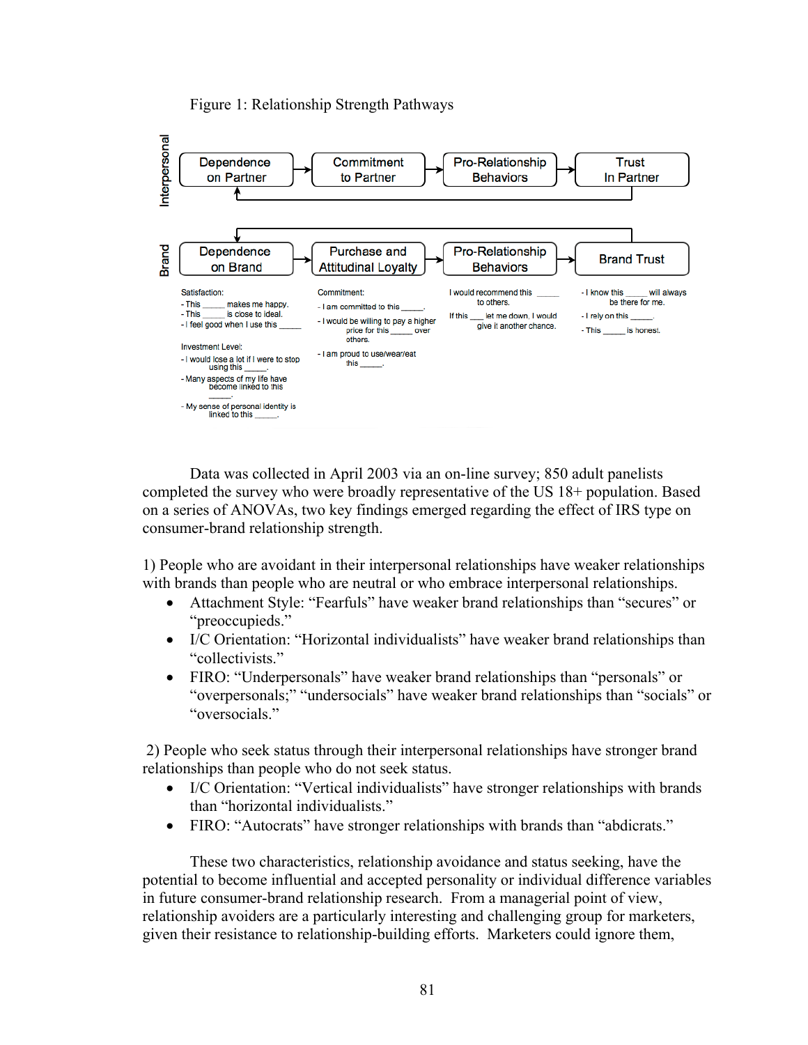Figure 1: Relationship Strength Pathways

Interpersonal: Dependence on Partner → Commitment to Partner → Pro-Relationship Behaviors → Trust In Partner (→ back to Dependence on Partner)

Brand: Dependence on Brand → Purchase and Attitudinal Loyalty → Pro-Relationship Behaviors → Brand Trust (→ back to Dependence on Brand)

Satisfaction:
- This _____ makes me happy.
- This _____ is close to ideal.
- I feel good when I use this _____

Investment Level:
- I would lose a lot if I were to stop using this _____.
- Many aspects of my life have become linked to this _____.
- My sense of personal identity is linked to this _____.

Commitment:
- I am committed to this _____.
- I would be willing to pay a higher price for this _____ over others.
- I am proud to use/wear/eat this _____.

I would recommend this _____ to others.

If this ___ let me down, I would give it another chance.

- I know this _____ will always be there for me.
- I rely on this _____.
- This _____ is honest.

Data was collected in April 2003 via an on-line survey; 850 adult panelists completed the survey who were broadly representative of the US 18+ population. Based on a series of ANOVAs, two key findings emerged regarding the effect of IRS type on consumer-brand relationship strength.

1) People who are avoidant in their interpersonal relationships have weaker relationships with brands than people who are neutral or who embrace interpersonal relationships.

- Attachment Style: "Fearfuls" have weaker brand relationships than "secures" or "preoccupieds."
- I/C Orientation: "Horizontal individualists" have weaker brand relationships than "collectivists."
- FIRO: "Underpersonals" have weaker brand relationships than "personals" or "overpersonals;" "undersocials" have weaker brand relationships than "socials" or "oversocials."

2) People who seek status through their interpersonal relationships have stronger brand relationships than people who do not seek status.

- I/C Orientation: "Vertical individualists" have stronger relationships with brands than "horizontal individualists."
- FIRO: "Autocrats" have stronger relationships with brands than "abdicrats."

These two characteristics, relationship avoidance and status seeking, have the potential to become influential and accepted personality or individual difference variables in future consumer-brand relationship research. From a managerial point of view, relationship avoiders are a particularly interesting and challenging group for marketers, given their resistance to relationship-building efforts. Marketers could ignore them,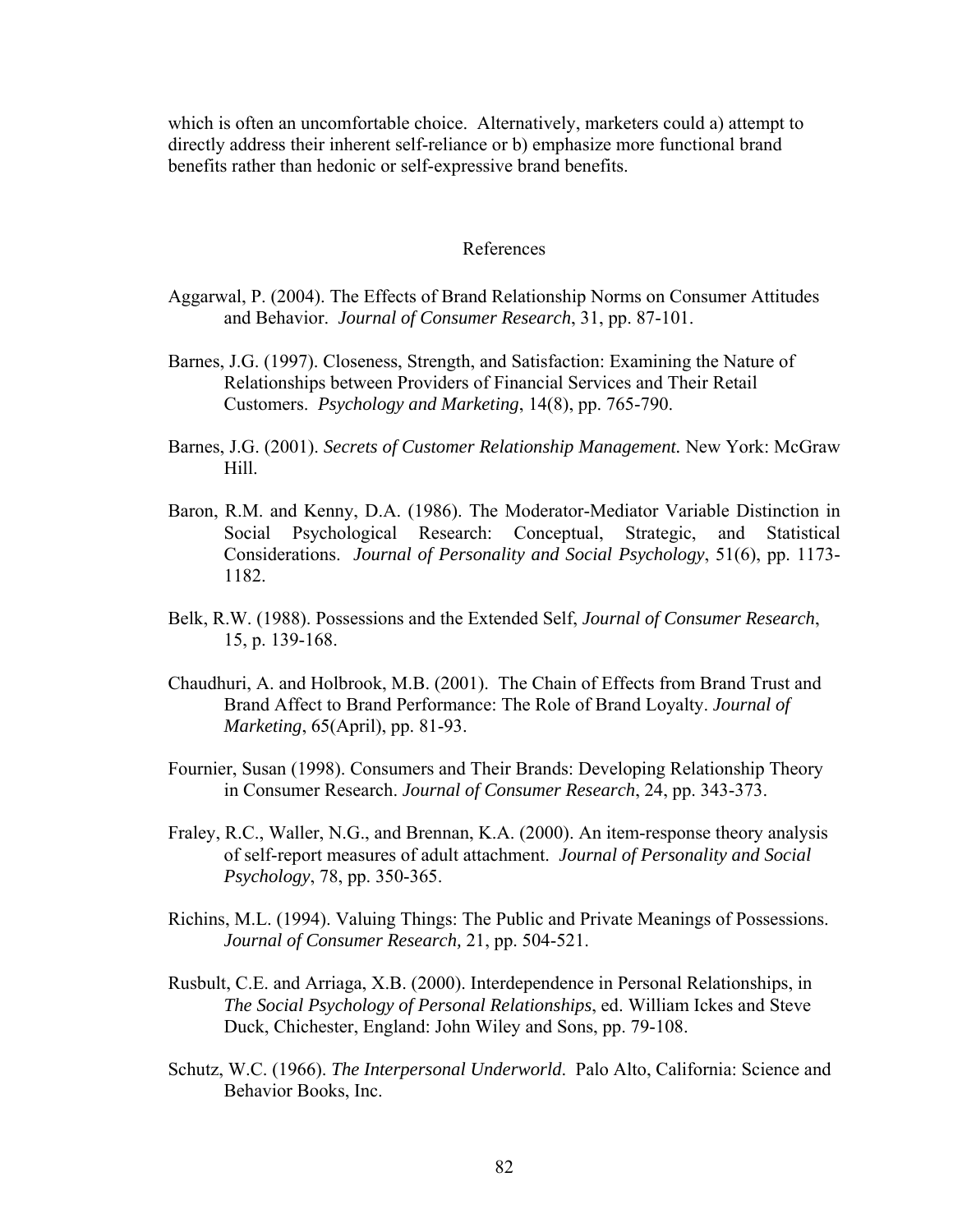which is often an uncomfortable choice. Alternatively, marketers could a) attempt to directly address their inherent self-reliance or b) emphasize more functional brand benefits rather than hedonic or self-expressive brand benefits.

## References

Aggarwal, P. (2004). The Effects of Brand Relationship Norms on Consumer Attitudes and Behavior. *Journal of Consumer Research*, 31, pp. 87-101.

Barnes, J.G. (1997). Closeness, Strength, and Satisfaction: Examining the Nature of Relationships between Providers of Financial Services and Their Retail Customers. *Psychology and Marketing*, 14(8), pp. 765-790.

Barnes, J.G. (2001). *Secrets of Customer Relationship Management.* New York: McGraw Hill.

Baron, R.M. and Kenny, D.A. (1986). The Moderator-Mediator Variable Distinction in Social Psychological Research: Conceptual, Strategic, and Statistical Considerations. *Journal of Personality and Social Psychology*, 51(6), pp. 1173-1182.

Belk, R.W. (1988). Possessions and the Extended Self, *Journal of Consumer Research*, 15, p. 139-168.

Chaudhuri, A. and Holbrook, M.B. (2001). The Chain of Effects from Brand Trust and Brand Affect to Brand Performance: The Role of Brand Loyalty. *Journal of Marketing*, 65(April), pp. 81-93.

Fournier, Susan (1998). Consumers and Their Brands: Developing Relationship Theory in Consumer Research. *Journal of Consumer Research*, 24, pp. 343-373.

Fraley, R.C., Waller, N.G., and Brennan, K.A. (2000). An item-response theory analysis of self-report measures of adult attachment. *Journal of Personality and Social Psychology*, 78, pp. 350-365.

Richins, M.L. (1994). Valuing Things: The Public and Private Meanings of Possessions. *Journal of Consumer Research,* 21, pp. 504-521.

Rusbult, C.E. and Arriaga, X.B. (2000). Interdependence in Personal Relationships, in *The Social Psychology of Personal Relationships*, ed. William Ickes and Steve Duck, Chichester, England: John Wiley and Sons, pp. 79-108.

Schutz, W.C. (1966). *The Interpersonal Underworld*. Palo Alto, California: Science and Behavior Books, Inc.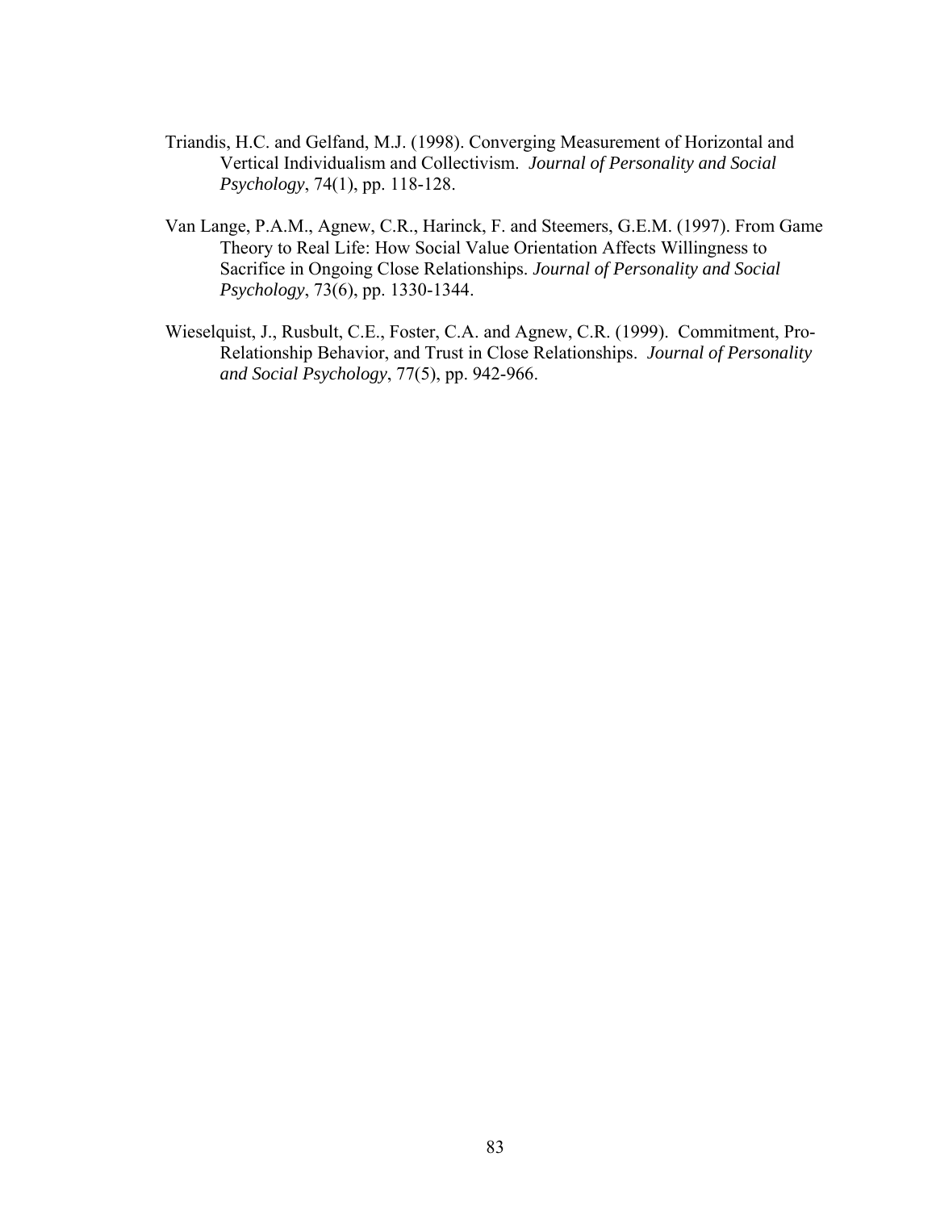Triandis, H.C. and Gelfand, M.J. (1998). Converging Measurement of Horizontal and Vertical Individualism and Collectivism. *Journal of Personality and Social Psychology*, 74(1), pp. 118-128.

Van Lange, P.A.M., Agnew, C.R., Harinck, F. and Steemers, G.E.M. (1997). From Game Theory to Real Life: How Social Value Orientation Affects Willingness to Sacrifice in Ongoing Close Relationships. *Journal of Personality and Social Psychology*, 73(6), pp. 1330-1344.

Wieselquist, J., Rusbult, C.E., Foster, C.A. and Agnew, C.R. (1999). Commitment, Pro-Relationship Behavior, and Trust in Close Relationships. *Journal of Personality and Social Psychology*, 77(5), pp. 942-966.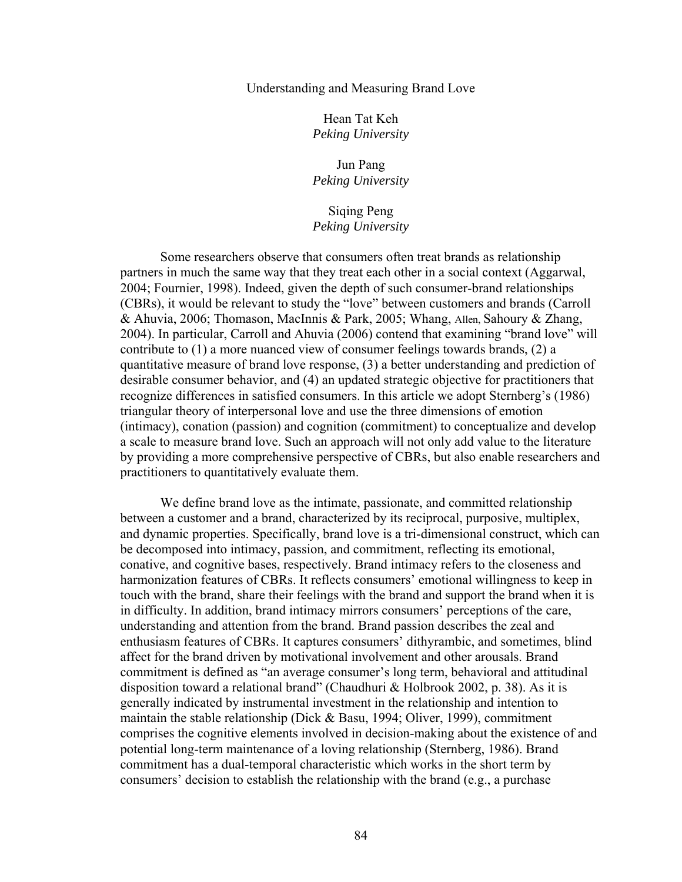# Understanding and Measuring Brand Love

Hean Tat Keh
*Peking University*

Jun Pang
*Peking University*

Siqing Peng
*Peking University*

Some researchers observe that consumers often treat brands as relationship partners in much the same way that they treat each other in a social context (Aggarwal, 2004; Fournier, 1998). Indeed, given the depth of such consumer-brand relationships (CBRs), it would be relevant to study the "love" between customers and brands (Carroll & Ahuvia, 2006; Thomason, MacInnis & Park, 2005; Whang, Allen, Sahoury & Zhang, 2004). In particular, Carroll and Ahuvia (2006) contend that examining "brand love" will contribute to (1) a more nuanced view of consumer feelings towards brands, (2) a quantitative measure of brand love response, (3) a better understanding and prediction of desirable consumer behavior, and (4) an updated strategic objective for practitioners that recognize differences in satisfied consumers. In this article we adopt Sternberg's (1986) triangular theory of interpersonal love and use the three dimensions of emotion (intimacy), conation (passion) and cognition (commitment) to conceptualize and develop a scale to measure brand love. Such an approach will not only add value to the literature by providing a more comprehensive perspective of CBRs, but also enable researchers and practitioners to quantitatively evaluate them.

We define brand love as the intimate, passionate, and committed relationship between a customer and a brand, characterized by its reciprocal, purposive, multiplex, and dynamic properties. Specifically, brand love is a tri-dimensional construct, which can be decomposed into intimacy, passion, and commitment, reflecting its emotional, conative, and cognitive bases, respectively. Brand intimacy refers to the closeness and harmonization features of CBRs. It reflects consumers' emotional willingness to keep in touch with the brand, share their feelings with the brand and support the brand when it is in difficulty. In addition, brand intimacy mirrors consumers' perceptions of the care, understanding and attention from the brand. Brand passion describes the zeal and enthusiasm features of CBRs. It captures consumers' dithyrambic, and sometimes, blind affect for the brand driven by motivational involvement and other arousals. Brand commitment is defined as "an average consumer's long term, behavioral and attitudinal disposition toward a relational brand" (Chaudhuri & Holbrook 2002, p. 38). As it is generally indicated by instrumental investment in the relationship and intention to maintain the stable relationship (Dick & Basu, 1994; Oliver, 1999), commitment comprises the cognitive elements involved in decision-making about the existence of and potential long-term maintenance of a loving relationship (Sternberg, 1986). Brand commitment has a dual-temporal characteristic which works in the short term by consumers' decision to establish the relationship with the brand (e.g., a purchase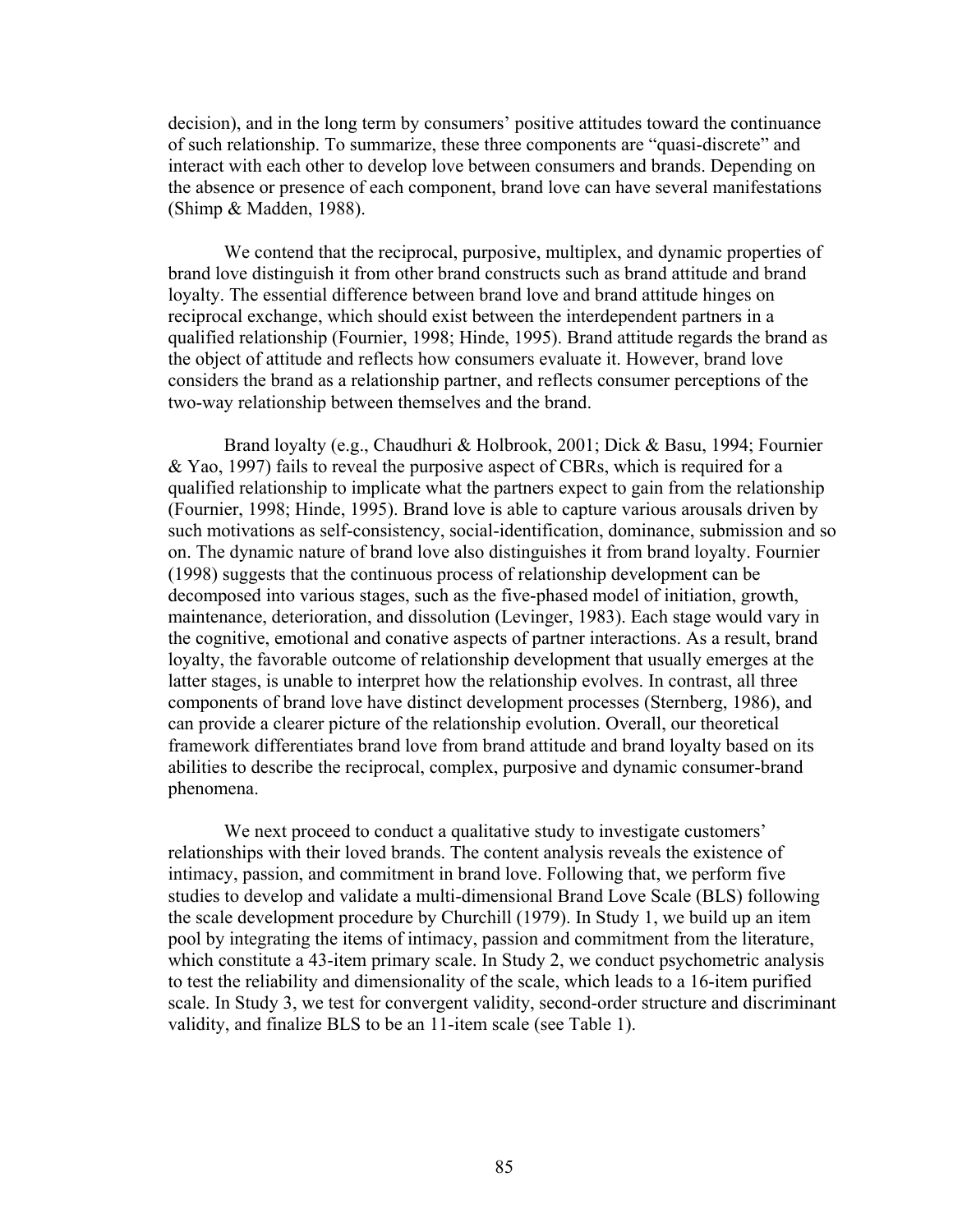decision), and in the long term by consumers' positive attitudes toward the continuance of such relationship. To summarize, these three components are "quasi-discrete" and interact with each other to develop love between consumers and brands. Depending on the absence or presence of each component, brand love can have several manifestations (Shimp & Madden, 1988).

We contend that the reciprocal, purposive, multiplex, and dynamic properties of brand love distinguish it from other brand constructs such as brand attitude and brand loyalty. The essential difference between brand love and brand attitude hinges on reciprocal exchange, which should exist between the interdependent partners in a qualified relationship (Fournier, 1998; Hinde, 1995). Brand attitude regards the brand as the object of attitude and reflects how consumers evaluate it. However, brand love considers the brand as a relationship partner, and reflects consumer perceptions of the two-way relationship between themselves and the brand.

Brand loyalty (e.g., Chaudhuri & Holbrook, 2001; Dick & Basu, 1994; Fournier & Yao, 1997) fails to reveal the purposive aspect of CBRs, which is required for a qualified relationship to implicate what the partners expect to gain from the relationship (Fournier, 1998; Hinde, 1995). Brand love is able to capture various arousals driven by such motivations as self-consistency, social-identification, dominance, submission and so on. The dynamic nature of brand love also distinguishes it from brand loyalty. Fournier (1998) suggests that the continuous process of relationship development can be decomposed into various stages, such as the five-phased model of initiation, growth, maintenance, deterioration, and dissolution (Levinger, 1983). Each stage would vary in the cognitive, emotional and conative aspects of partner interactions. As a result, brand loyalty, the favorable outcome of relationship development that usually emerges at the latter stages, is unable to interpret how the relationship evolves. In contrast, all three components of brand love have distinct development processes (Sternberg, 1986), and can provide a clearer picture of the relationship evolution. Overall, our theoretical framework differentiates brand love from brand attitude and brand loyalty based on its abilities to describe the reciprocal, complex, purposive and dynamic consumer-brand phenomena.

We next proceed to conduct a qualitative study to investigate customers' relationships with their loved brands. The content analysis reveals the existence of intimacy, passion, and commitment in brand love. Following that, we perform five studies to develop and validate a multi-dimensional Brand Love Scale (BLS) following the scale development procedure by Churchill (1979). In Study 1, we build up an item pool by integrating the items of intimacy, passion and commitment from the literature, which constitute a 43-item primary scale. In Study 2, we conduct psychometric analysis to test the reliability and dimensionality of the scale, which leads to a 16-item purified scale. In Study 3, we test for convergent validity, second-order structure and discriminant validity, and finalize BLS to be an 11-item scale (see Table 1).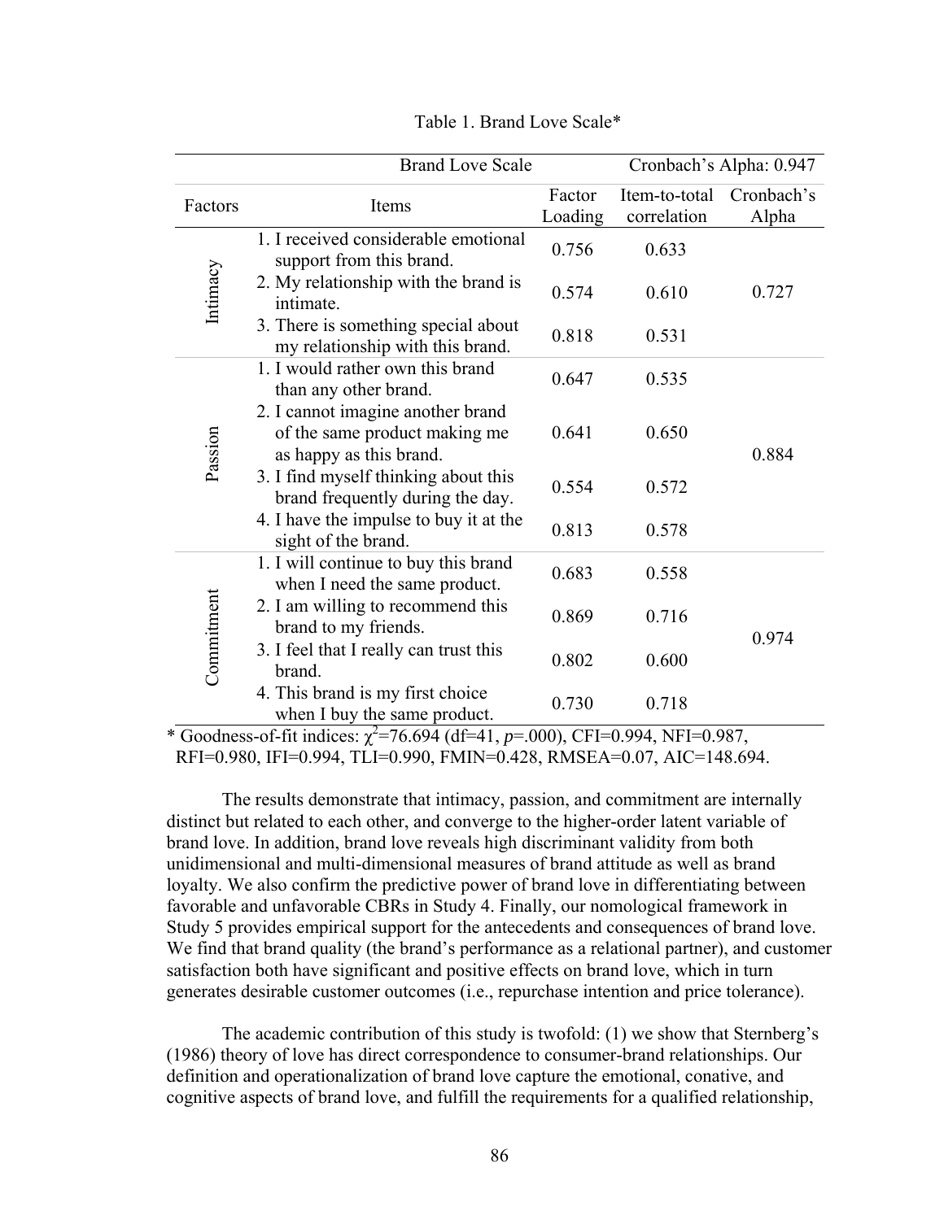Table 1. Brand Love Scale*

| | Brand Love Scale | | | Cronbach's Alpha: 0.947 |
|---|---|---|---|---|
| Factors | Items | Factor Loading | Item-to-total correlation | Cronbach's Alpha |
| Intimacy | 1. I received considerable emotional support from this brand. | 0.756 | 0.633 | 0.727 |
| | 2. My relationship with the brand is intimate. | 0.574 | 0.610 | |
| | 3. There is something special about my relationship with this brand. | 0.818 | 0.531 | |
| Passion | 1. I would rather own this brand than any other brand. | 0.647 | 0.535 | 0.884 |
| | 2. I cannot imagine another brand of the same product making me as happy as this brand. | 0.641 | 0.650 | |
| | 3. I find myself thinking about this brand frequently during the day. | 0.554 | 0.572 | |
| | 4. I have the impulse to buy it at the sight of the brand. | 0.813 | 0.578 | |
| Commitment | 1. I will continue to buy this brand when I need the same product. | 0.683 | 0.558 | 0.974 |
| | 2. I am willing to recommend this brand to my friends. | 0.869 | 0.716 | |
| | 3. I feel that I really can trust this brand. | 0.802 | 0.600 | |
| | 4. This brand is my first choice when I buy the same product. | 0.730 | 0.718 | |

\* Goodness-of-fit indices: $\chi^2$=76.694 (df=41, *p*=.000), CFI=0.994, NFI=0.987, RFI=0.980, IFI=0.994, TLI=0.990, FMIN=0.428, RMSEA=0.07, AIC=148.694.

The results demonstrate that intimacy, passion, and commitment are internally distinct but related to each other, and converge to the higher-order latent variable of brand love. In addition, brand love reveals high discriminant validity from both unidimensional and multi-dimensional measures of brand attitude as well as brand loyalty. We also confirm the predictive power of brand love in differentiating between favorable and unfavorable CBRs in Study 4. Finally, our nomological framework in Study 5 provides empirical support for the antecedents and consequences of brand love. We find that brand quality (the brand's performance as a relational partner), and customer satisfaction both have significant and positive effects on brand love, which in turn generates desirable customer outcomes (i.e., repurchase intention and price tolerance).

The academic contribution of this study is twofold: (1) we show that Sternberg's (1986) theory of love has direct correspondence to consumer-brand relationships. Our definition and operationalization of brand love capture the emotional, conative, and cognitive aspects of brand love, and fulfill the requirements for a qualified relationship,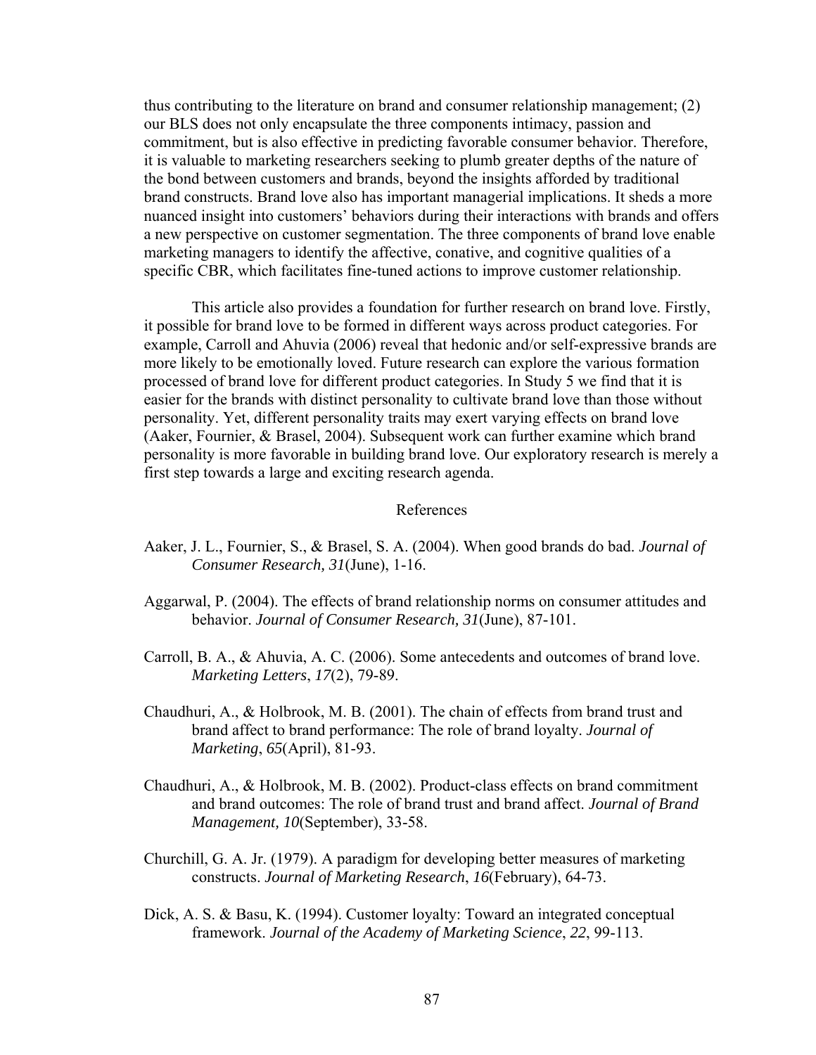thus contributing to the literature on brand and consumer relationship management; (2) our BLS does not only encapsulate the three components intimacy, passion and commitment, but is also effective in predicting favorable consumer behavior. Therefore, it is valuable to marketing researchers seeking to plumb greater depths of the nature of the bond between customers and brands, beyond the insights afforded by traditional brand constructs. Brand love also has important managerial implications. It sheds a more nuanced insight into customers' behaviors during their interactions with brands and offers a new perspective on customer segmentation. The three components of brand love enable marketing managers to identify the affective, conative, and cognitive qualities of a specific CBR, which facilitates fine-tuned actions to improve customer relationship.

This article also provides a foundation for further research on brand love. Firstly, it possible for brand love to be formed in different ways across product categories. For example, Carroll and Ahuvia (2006) reveal that hedonic and/or self-expressive brands are more likely to be emotionally loved. Future research can explore the various formation processed of brand love for different product categories. In Study 5 we find that it is easier for the brands with distinct personality to cultivate brand love than those without personality. Yet, different personality traits may exert varying effects on brand love (Aaker, Fournier, & Brasel, 2004). Subsequent work can further examine which brand personality is more favorable in building brand love. Our exploratory research is merely a first step towards a large and exciting research agenda.

## References

Aaker, J. L., Fournier, S., & Brasel, S. A. (2004). When good brands do bad. *Journal of Consumer Research, 31*(June), 1-16.

Aggarwal, P. (2004). The effects of brand relationship norms on consumer attitudes and behavior. *Journal of Consumer Research, 31*(June), 87-101.

Carroll, B. A., & Ahuvia, A. C. (2006). Some antecedents and outcomes of brand love. *Marketing Letters*, *17*(2), 79-89.

Chaudhuri, A., & Holbrook, M. B. (2001). The chain of effects from brand trust and brand affect to brand performance: The role of brand loyalty. *Journal of Marketing*, *65*(April), 81-93.

Chaudhuri, A., & Holbrook, M. B. (2002). Product-class effects on brand commitment and brand outcomes: The role of brand trust and brand affect. *Journal of Brand Management, 10*(September), 33-58.

Churchill, G. A. Jr. (1979). A paradigm for developing better measures of marketing constructs. *Journal of Marketing Research*, *16*(February), 64-73.

Dick, A. S. & Basu, K. (1994). Customer loyalty: Toward an integrated conceptual framework. *Journal of the Academy of Marketing Science*, *22*, 99-113.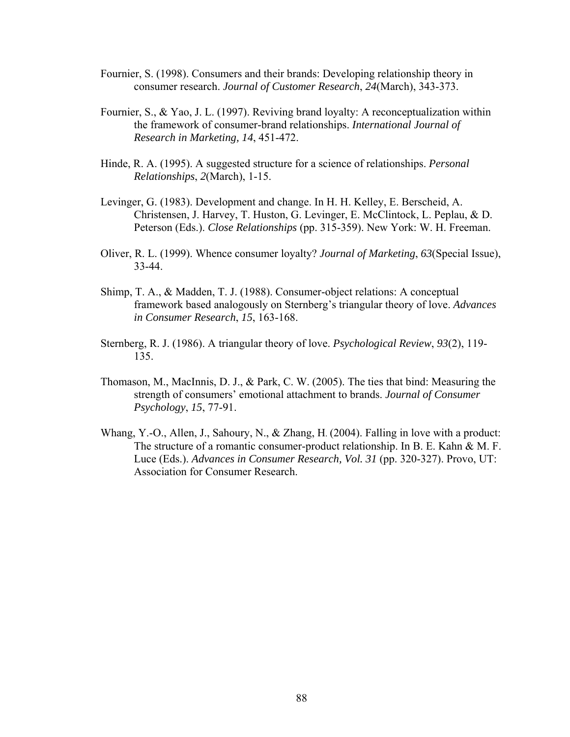Fournier, S. (1998). Consumers and their brands: Developing relationship theory in consumer research. *Journal of Customer Research*, *24*(March), 343-373.

Fournier, S., & Yao, J. L. (1997). Reviving brand loyalty: A reconceptualization within the framework of consumer-brand relationships. *International Journal of Research in Marketing, 14*, 451-472.

Hinde, R. A. (1995). A suggested structure for a science of relationships. *Personal Relationships*, *2*(March), 1-15.

Levinger, G. (1983). Development and change. In H. H. Kelley, E. Berscheid, A. Christensen, J. Harvey, T. Huston, G. Levinger, E. McClintock, L. Peplau, & D. Peterson (Eds.). *Close Relationships* (pp. 315-359). New York: W. H. Freeman.

Oliver, R. L. (1999). Whence consumer loyalty? *Journal of Marketing*, *63*(Special Issue), 33-44.

Shimp, T. A., & Madden, T. J. (1988). Consumer-object relations: A conceptual framework based analogously on Sternberg's triangular theory of love. *Advances in Consumer Research*, *15*, 163-168.

Sternberg, R. J. (1986). A triangular theory of love. *Psychological Review*, *93*(2), 119-135.

Thomason, M., MacInnis, D. J., & Park, C. W. (2005). The ties that bind: Measuring the strength of consumers' emotional attachment to brands. *Journal of Consumer Psychology*, *15*, 77-91.

Whang, Y.-O., Allen, J., Sahoury, N., & Zhang, H. (2004). Falling in love with a product: The structure of a romantic consumer-product relationship. In B. E. Kahn & M. F. Luce (Eds.). *Advances in Consumer Research, Vol. 31* (pp. 320-327). Provo, UT: Association for Consumer Research.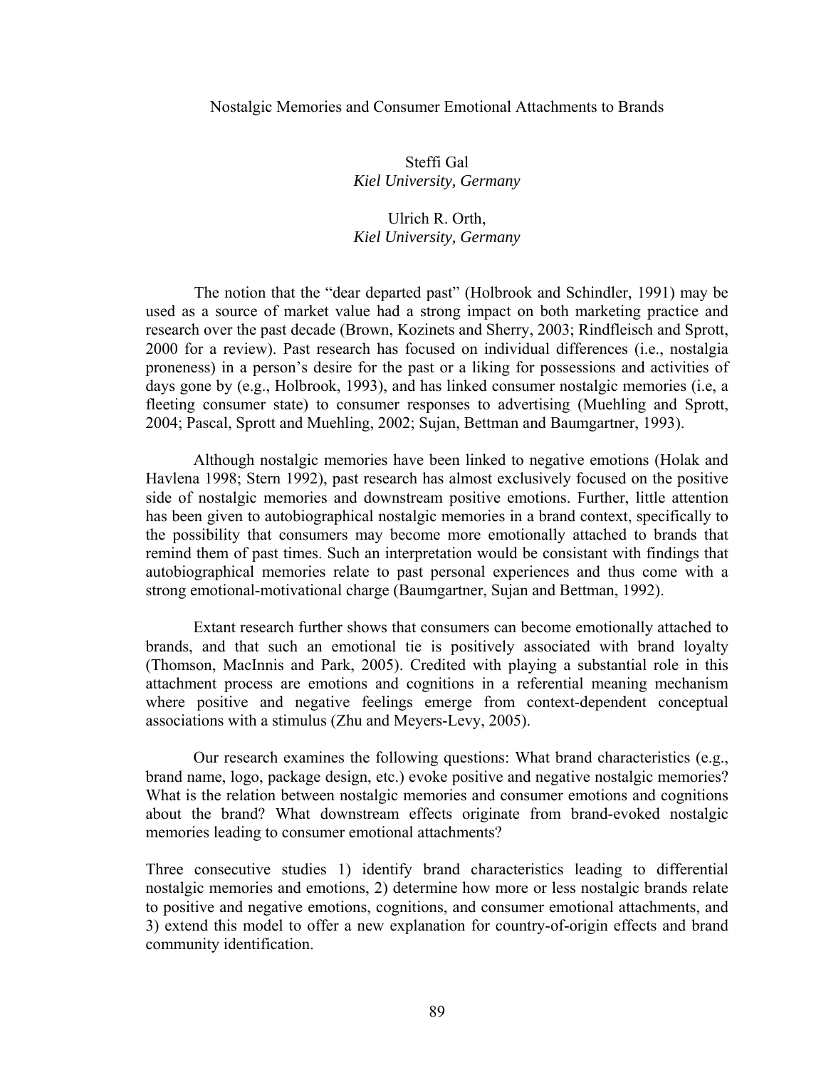# Nostalgic Memories and Consumer Emotional Attachments to Brands

Steffi Gal
*Kiel University, Germany*

Ulrich R. Orth,
*Kiel University, Germany*

The notion that the "dear departed past" (Holbrook and Schindler, 1991) may be used as a source of market value had a strong impact on both marketing practice and research over the past decade (Brown, Kozinets and Sherry, 2003; Rindfleisch and Sprott, 2000 for a review). Past research has focused on individual differences (i.e., nostalgia proneness) in a person's desire for the past or a liking for possessions and activities of days gone by (e.g., Holbrook, 1993), and has linked consumer nostalgic memories (i.e, a fleeting consumer state) to consumer responses to advertising (Muehling and Sprott, 2004; Pascal, Sprott and Muehling, 2002; Sujan, Bettman and Baumgartner, 1993).

Although nostalgic memories have been linked to negative emotions (Holak and Havlena 1998; Stern 1992), past research has almost exclusively focused on the positive side of nostalgic memories and downstream positive emotions. Further, little attention has been given to autobiographical nostalgic memories in a brand context, specifically to the possibility that consumers may become more emotionally attached to brands that remind them of past times. Such an interpretation would be consistant with findings that autobiographical memories relate to past personal experiences and thus come with a strong emotional-motivational charge (Baumgartner, Sujan and Bettman, 1992).

Extant research further shows that consumers can become emotionally attached to brands, and that such an emotional tie is positively associated with brand loyalty (Thomson, MacInnis and Park, 2005). Credited with playing a substantial role in this attachment process are emotions and cognitions in a referential meaning mechanism where positive and negative feelings emerge from context-dependent conceptual associations with a stimulus (Zhu and Meyers-Levy, 2005).

Our research examines the following questions: What brand characteristics (e.g., brand name, logo, package design, etc.) evoke positive and negative nostalgic memories? What is the relation between nostalgic memories and consumer emotions and cognitions about the brand? What downstream effects originate from brand-evoked nostalgic memories leading to consumer emotional attachments?

Three consecutive studies 1) identify brand characteristics leading to differential nostalgic memories and emotions, 2) determine how more or less nostalgic brands relate to positive and negative emotions, cognitions, and consumer emotional attachments, and 3) extend this model to offer a new explanation for country-of-origin effects and brand community identification.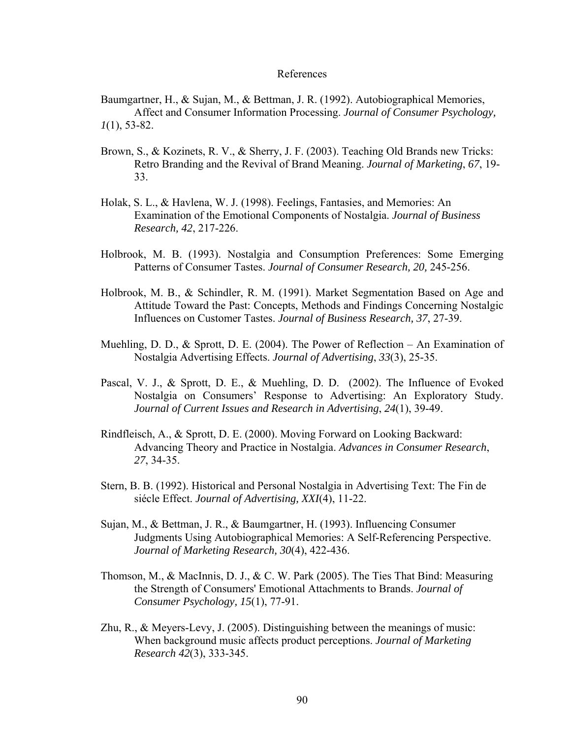# References

Baumgartner, H., & Sujan, M., & Bettman, J. R. (1992). Autobiographical Memories, Affect and Consumer Information Processing. *Journal of Consumer Psychology, 1*(1), 53-82.

Brown, S., & Kozinets, R. V., & Sherry, J. F. (2003). Teaching Old Brands new Tricks: Retro Branding and the Revival of Brand Meaning. *Journal of Marketing*, *67*, 19-33.

Holak, S. L., & Havlena, W. J. (1998). Feelings, Fantasies, and Memories: An Examination of the Emotional Components of Nostalgia. *Journal of Business Research, 42*, 217-226.

Holbrook, M. B. (1993). Nostalgia and Consumption Preferences: Some Emerging Patterns of Consumer Tastes. *Journal of Consumer Research, 20,* 245-256.

Holbrook, M. B., & Schindler, R. M. (1991). Market Segmentation Based on Age and Attitude Toward the Past: Concepts, Methods and Findings Concerning Nostalgic Influences on Customer Tastes. *Journal of Business Research, 37*, 27-39.

Muehling, D. D., & Sprott, D. E. (2004). The Power of Reflection – An Examination of Nostalgia Advertising Effects. *Journal of Advertising*, *33*(3), 25-35.

Pascal, V. J., & Sprott, D. E., & Muehling, D. D. (2002). The Influence of Evoked Nostalgia on Consumers' Response to Advertising: An Exploratory Study. *Journal of Current Issues and Research in Advertising*, *24*(1), 39-49.

Rindfleisch, A., & Sprott, D. E. (2000). Moving Forward on Looking Backward: Advancing Theory and Practice in Nostalgia. *Advances in Consumer Research*, *27*, 34-35.

Stern, B. B. (1992). Historical and Personal Nostalgia in Advertising Text: The Fin de siécle Effect. *Journal of Advertising, XXI*(4), 11-22.

Sujan, M., & Bettman, J. R., & Baumgartner, H. (1993). Influencing Consumer Judgments Using Autobiographical Memories: A Self-Referencing Perspective. *Journal of Marketing Research, 30*(4), 422-436.

Thomson, M., & MacInnis, D. J., & C. W. Park (2005). The Ties That Bind: Measuring the Strength of Consumers' Emotional Attachments to Brands. *Journal of Consumer Psychology, 15*(1), 77-91.

Zhu, R., & Meyers-Levy, J. (2005). Distinguishing between the meanings of music: When background music affects product perceptions. *Journal of Marketing Research 42*(3), 333-345.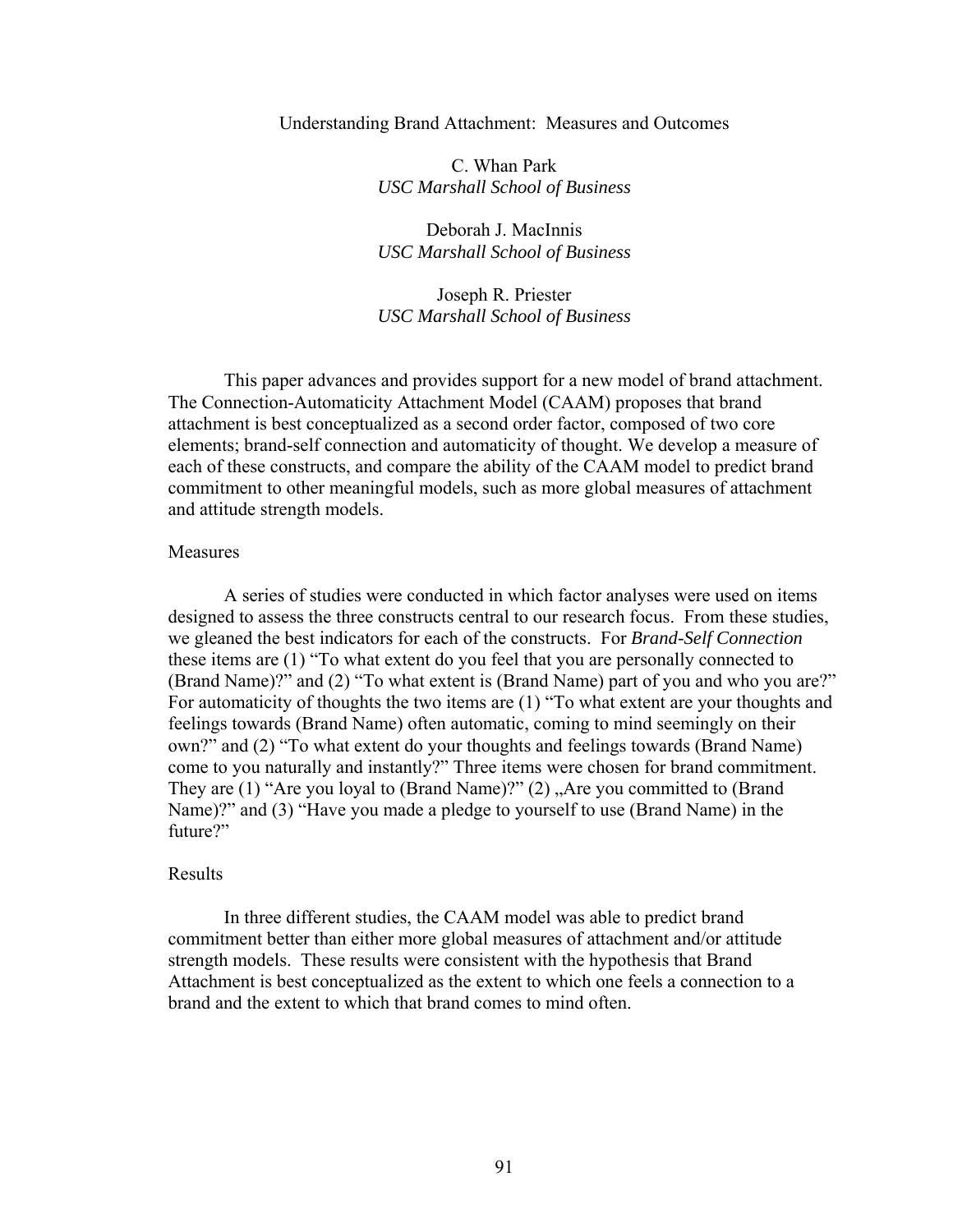# Understanding Brand Attachment: Measures and Outcomes

C. Whan Park
*USC Marshall School of Business*

Deborah J. MacInnis
*USC Marshall School of Business*

Joseph R. Priester
*USC Marshall School of Business*

This paper advances and provides support for a new model of brand attachment. The Connection-Automaticity Attachment Model (CAAM) proposes that brand attachment is best conceptualized as a second order factor, composed of two core elements; brand-self connection and automaticity of thought. We develop a measure of each of these constructs, and compare the ability of the CAAM model to predict brand commitment to other meaningful models, such as more global measures of attachment and attitude strength models.

## Measures

A series of studies were conducted in which factor analyses were used on items designed to assess the three constructs central to our research focus. From these studies, we gleaned the best indicators for each of the constructs. For *Brand-Self Connection* these items are (1) "To what extent do you feel that you are personally connected to (Brand Name)?" and (2) "To what extent is (Brand Name) part of you and who you are?" For automaticity of thoughts the two items are (1) "To what extent are your thoughts and feelings towards (Brand Name) often automatic, coming to mind seemingly on their own?" and (2) "To what extent do your thoughts and feelings towards (Brand Name) come to you naturally and instantly?" Three items were chosen for brand commitment. They are (1) "Are you loyal to (Brand Name)?" (2) „Are you committed to (Brand Name)?" and (3) "Have you made a pledge to yourself to use (Brand Name) in the future?"

## Results

In three different studies, the CAAM model was able to predict brand commitment better than either more global measures of attachment and/or attitude strength models. These results were consistent with the hypothesis that Brand Attachment is best conceptualized as the extent to which one feels a connection to a brand and the extent to which that brand comes to mind often.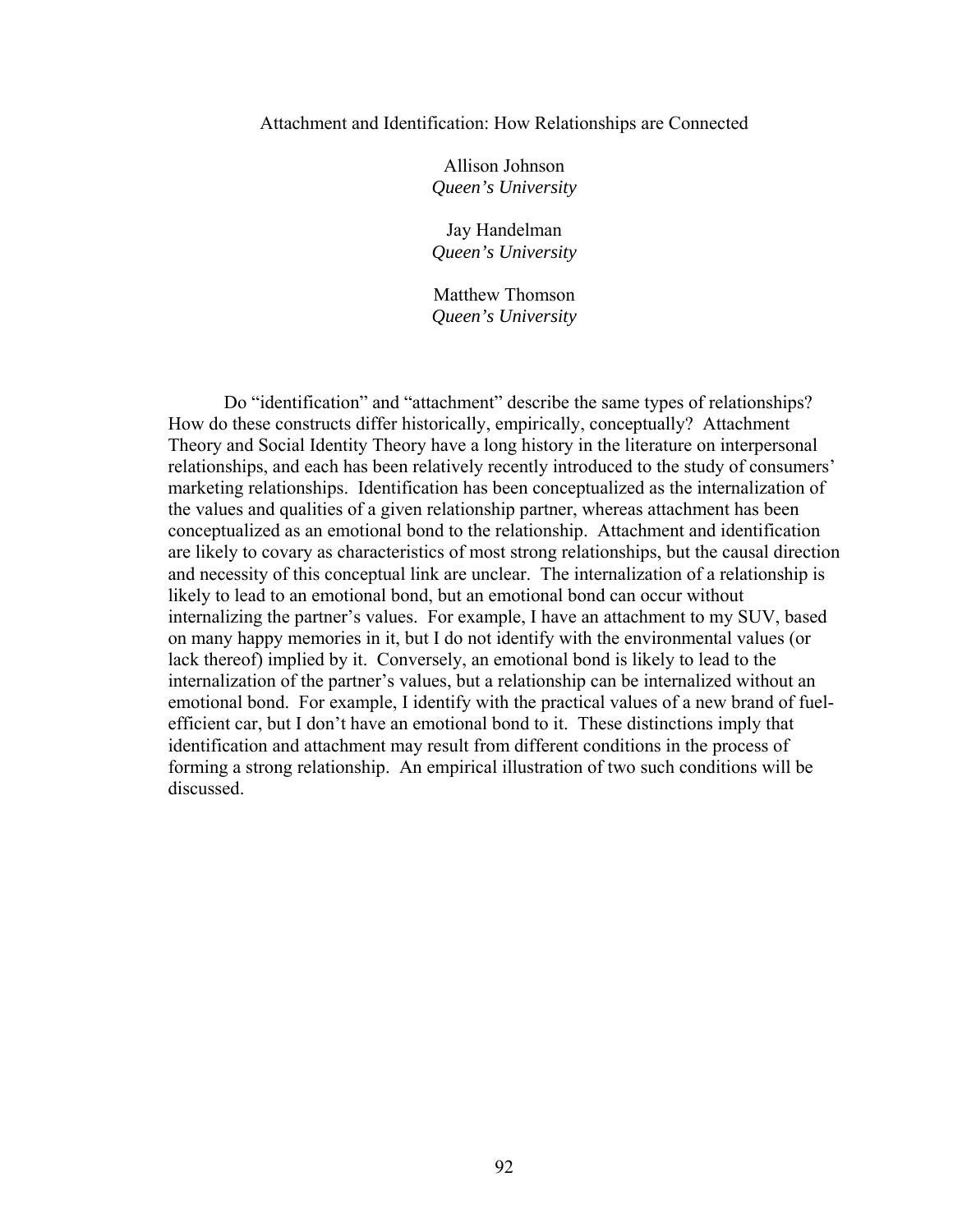# Attachment and Identification: How Relationships are Connected

Allison Johnson
*Queen's University*

Jay Handelman
*Queen's University*

Matthew Thomson
*Queen's University*

Do "identification" and "attachment" describe the same types of relationships? How do these constructs differ historically, empirically, conceptually? Attachment Theory and Social Identity Theory have a long history in the literature on interpersonal relationships, and each has been relatively recently introduced to the study of consumers' marketing relationships. Identification has been conceptualized as the internalization of the values and qualities of a given relationship partner, whereas attachment has been conceptualized as an emotional bond to the relationship. Attachment and identification are likely to covary as characteristics of most strong relationships, but the causal direction and necessity of this conceptual link are unclear. The internalization of a relationship is likely to lead to an emotional bond, but an emotional bond can occur without internalizing the partner's values. For example, I have an attachment to my SUV, based on many happy memories in it, but I do not identify with the environmental values (or lack thereof) implied by it. Conversely, an emotional bond is likely to lead to the internalization of the partner's values, but a relationship can be internalized without an emotional bond. For example, I identify with the practical values of a new brand of fuel-efficient car, but I don't have an emotional bond to it. These distinctions imply that identification and attachment may result from different conditions in the process of forming a strong relationship. An empirical illustration of two such conditions will be discussed.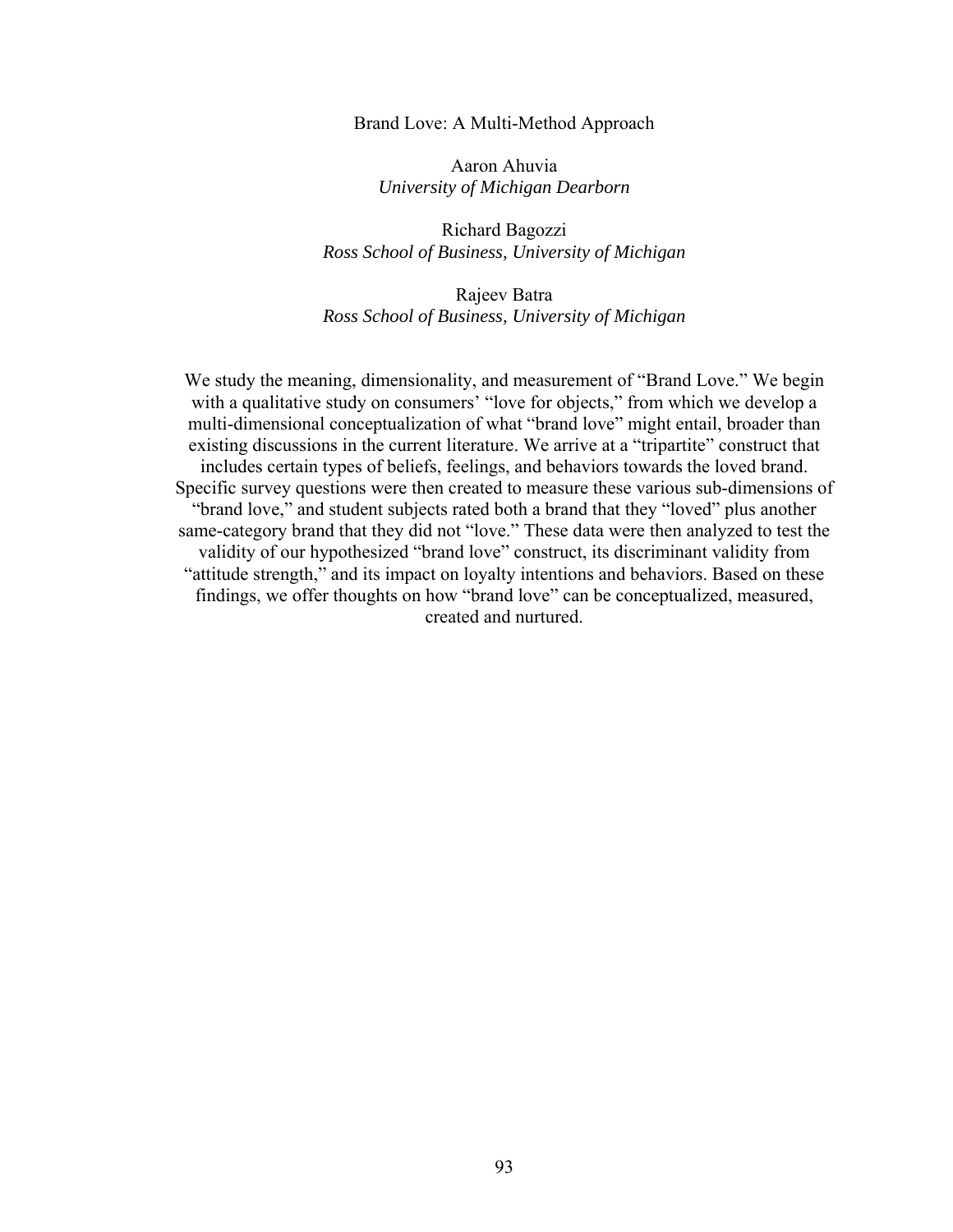# Brand Love: A Multi-Method Approach

Aaron Ahuvia
*University of Michigan Dearborn*

Richard Bagozzi
*Ross School of Business, University of Michigan*

Rajeev Batra
*Ross School of Business, University of Michigan*

We study the meaning, dimensionality, and measurement of "Brand Love." We begin with a qualitative study on consumers' "love for objects," from which we develop a multi-dimensional conceptualization of what "brand love" might entail, broader than existing discussions in the current literature. We arrive at a "tripartite" construct that includes certain types of beliefs, feelings, and behaviors towards the loved brand. Specific survey questions were then created to measure these various sub-dimensions of "brand love," and student subjects rated both a brand that they "loved" plus another same-category brand that they did not "love." These data were then analyzed to test the validity of our hypothesized "brand love" construct, its discriminant validity from "attitude strength," and its impact on loyalty intentions and behaviors. Based on these findings, we offer thoughts on how "brand love" can be conceptualized, measured, created and nurtured.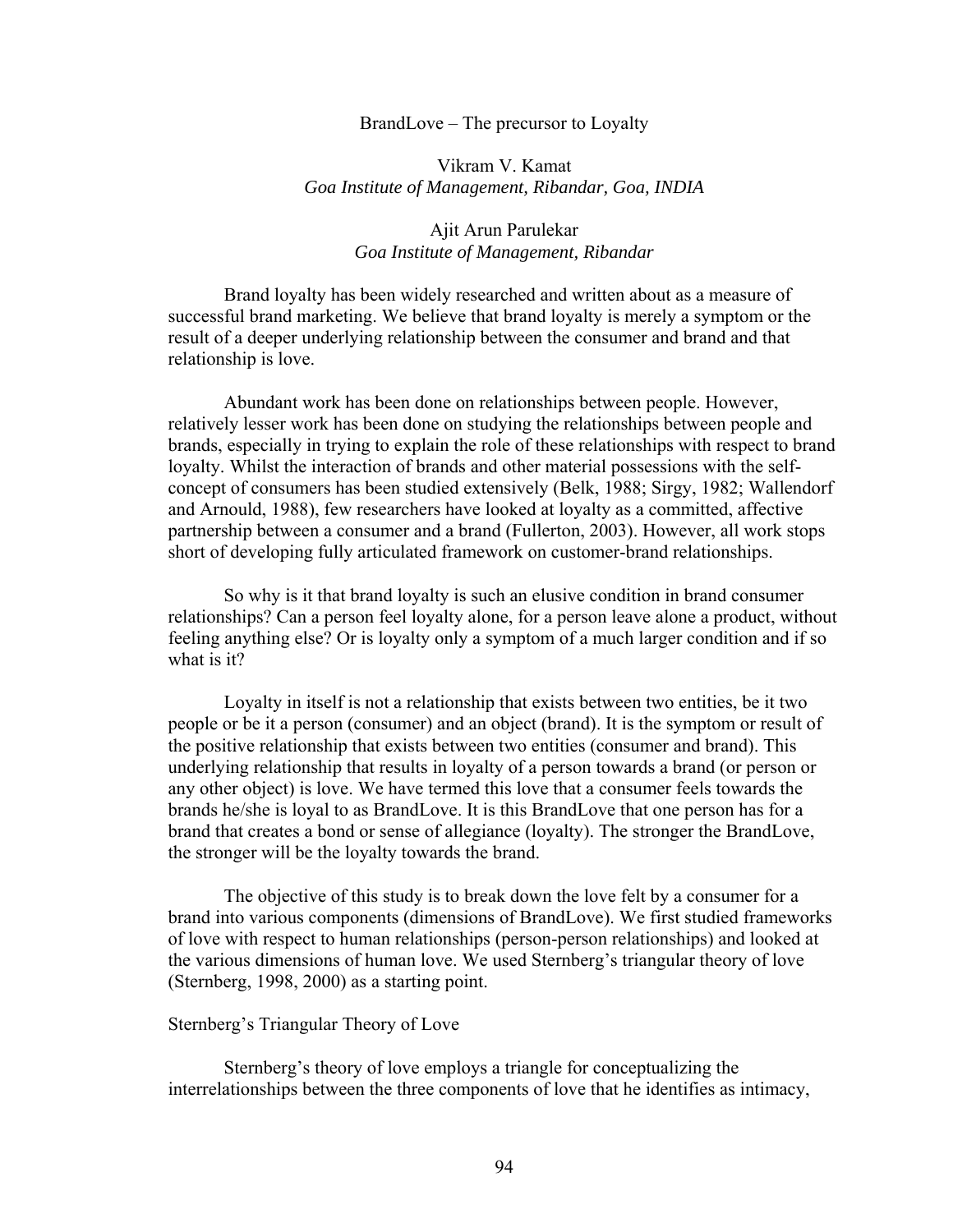# BrandLove – The precursor to Loyalty

Vikram V. Kamat
*Goa Institute of Management, Ribandar, Goa, INDIA*

Ajit Arun Parulekar
*Goa Institute of Management, Ribandar*

Brand loyalty has been widely researched and written about as a measure of successful brand marketing. We believe that brand loyalty is merely a symptom or the result of a deeper underlying relationship between the consumer and brand and that relationship is love.

Abundant work has been done on relationships between people. However, relatively lesser work has been done on studying the relationships between people and brands, especially in trying to explain the role of these relationships with respect to brand loyalty. Whilst the interaction of brands and other material possessions with the self-concept of consumers has been studied extensively (Belk, 1988; Sirgy, 1982; Wallendorf and Arnould, 1988), few researchers have looked at loyalty as a committed, affective partnership between a consumer and a brand (Fullerton, 2003). However, all work stops short of developing fully articulated framework on customer-brand relationships.

So why is it that brand loyalty is such an elusive condition in brand consumer relationships? Can a person feel loyalty alone, for a person leave alone a product, without feeling anything else? Or is loyalty only a symptom of a much larger condition and if so what is it?

Loyalty in itself is not a relationship that exists between two entities, be it two people or be it a person (consumer) and an object (brand). It is the symptom or result of the positive relationship that exists between two entities (consumer and brand). This underlying relationship that results in loyalty of a person towards a brand (or person or any other object) is love. We have termed this love that a consumer feels towards the brands he/she is loyal to as BrandLove. It is this BrandLove that one person has for a brand that creates a bond or sense of allegiance (loyalty). The stronger the BrandLove, the stronger will be the loyalty towards the brand.

The objective of this study is to break down the love felt by a consumer for a brand into various components (dimensions of BrandLove). We first studied frameworks of love with respect to human relationships (person-person relationships) and looked at the various dimensions of human love. We used Sternberg's triangular theory of love (Sternberg, 1998, 2000) as a starting point.

## Sternberg's Triangular Theory of Love

Sternberg's theory of love employs a triangle for conceptualizing the interrelationships between the three components of love that he identifies as intimacy,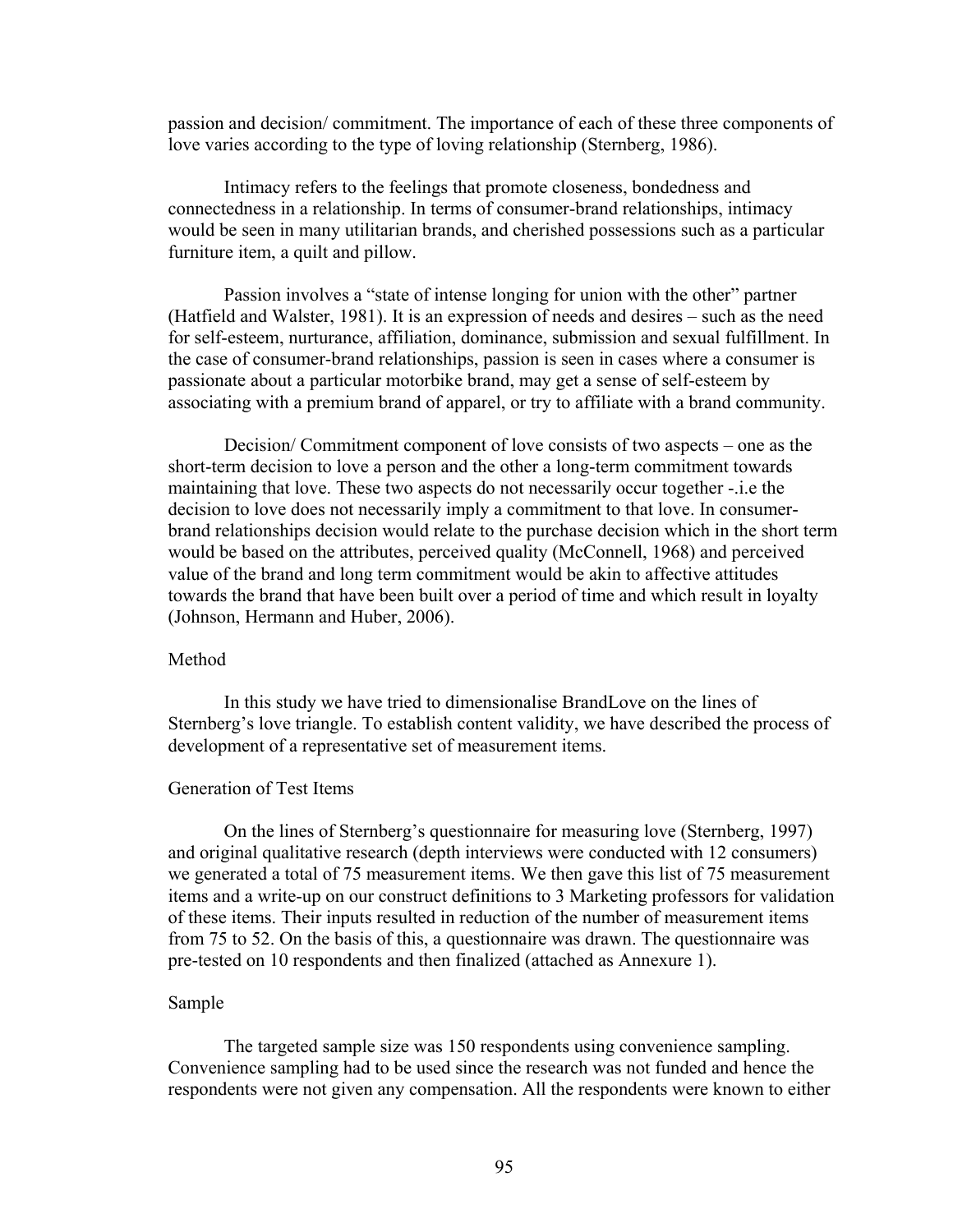passion and decision/ commitment. The importance of each of these three components of love varies according to the type of loving relationship (Sternberg, 1986).

Intimacy refers to the feelings that promote closeness, bondedness and connectedness in a relationship. In terms of consumer-brand relationships, intimacy would be seen in many utilitarian brands, and cherished possessions such as a particular furniture item, a quilt and pillow.

Passion involves a "state of intense longing for union with the other" partner (Hatfield and Walster, 1981). It is an expression of needs and desires – such as the need for self-esteem, nurturance, affiliation, dominance, submission and sexual fulfillment. In the case of consumer-brand relationships, passion is seen in cases where a consumer is passionate about a particular motorbike brand, may get a sense of self-esteem by associating with a premium brand of apparel, or try to affiliate with a brand community.

Decision/ Commitment component of love consists of two aspects – one as the short-term decision to love a person and the other a long-term commitment towards maintaining that love. These two aspects do not necessarily occur together -.i.e the decision to love does not necessarily imply a commitment to that love. In consumer-brand relationships decision would relate to the purchase decision which in the short term would be based on the attributes, perceived quality (McConnell, 1968) and perceived value of the brand and long term commitment would be akin to affective attitudes towards the brand that have been built over a period of time and which result in loyalty (Johnson, Hermann and Huber, 2006).

## Method

In this study we have tried to dimensionalise BrandLove on the lines of Sternberg's love triangle. To establish content validity, we have described the process of development of a representative set of measurement items.

### Generation of Test Items

On the lines of Sternberg's questionnaire for measuring love (Sternberg, 1997) and original qualitative research (depth interviews were conducted with 12 consumers) we generated a total of 75 measurement items. We then gave this list of 75 measurement items and a write-up on our construct definitions to 3 Marketing professors for validation of these items. Their inputs resulted in reduction of the number of measurement items from 75 to 52. On the basis of this, a questionnaire was drawn. The questionnaire was pre-tested on 10 respondents and then finalized (attached as Annexure 1).

### Sample

The targeted sample size was 150 respondents using convenience sampling. Convenience sampling had to be used since the research was not funded and hence the respondents were not given any compensation. All the respondents were known to either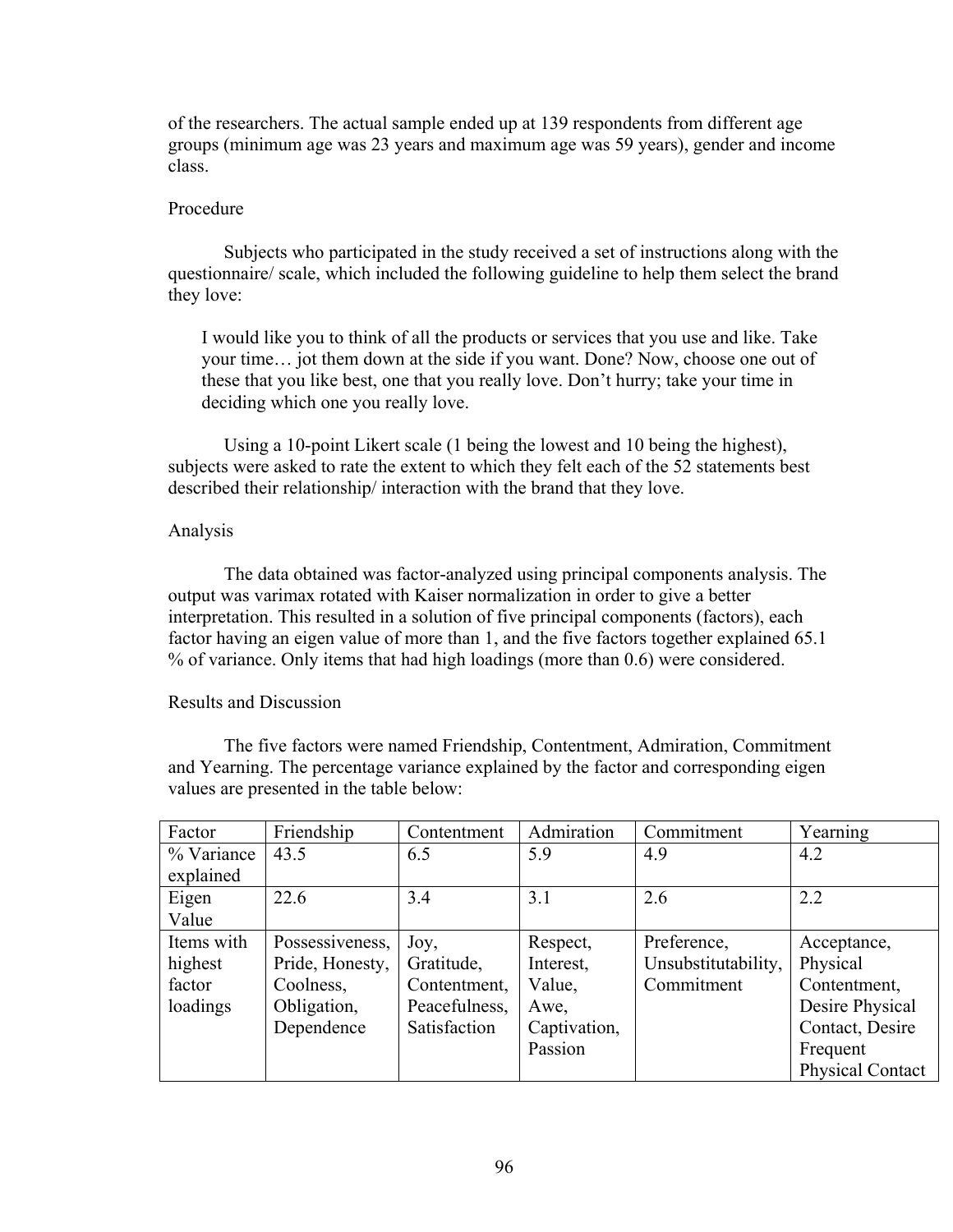of the researchers. The actual sample ended up at 139 respondents from different age groups (minimum age was 23 years and maximum age was 59 years), gender and income class.

### Procedure

Subjects who participated in the study received a set of instructions along with the questionnaire/ scale, which included the following guideline to help them select the brand they love:

> I would like you to think of all the products or services that you use and like. Take your time… jot them down at the side if you want. Done? Now, choose one out of these that you like best, one that you really love. Don't hurry; take your time in deciding which one you really love.

Using a 10-point Likert scale (1 being the lowest and 10 being the highest), subjects were asked to rate the extent to which they felt each of the 52 statements best described their relationship/ interaction with the brand that they love.

### Analysis

The data obtained was factor-analyzed using principal components analysis. The output was varimax rotated with Kaiser normalization in order to give a better interpretation. This resulted in a solution of five principal components (factors), each factor having an eigen value of more than 1, and the five factors together explained 65.1 % of variance. Only items that had high loadings (more than 0.6) were considered.

### Results and Discussion

The five factors were named Friendship, Contentment, Admiration, Commitment and Yearning. The percentage variance explained by the factor and corresponding eigen values are presented in the table below:

| Factor | Friendship | Contentment | Admiration | Commitment | Yearning |
|---|---|---|---|---|---|
| % Variance explained | 43.5 | 6.5 | 5.9 | 4.9 | 4.2 |
| Eigen Value | 22.6 | 3.4 | 3.1 | 2.6 | 2.2 |
| Items with highest factor loadings | Possessiveness, Pride, Honesty, Coolness, Obligation, Dependence | Joy, Gratitude, Contentment, Peacefulness, Satisfaction | Respect, Interest, Value, Awe, Captivation, Passion | Preference, Unsubstitutability, Commitment | Acceptance, Physical Contentment, Desire Physical Contact, Desire Frequent Physical Contact |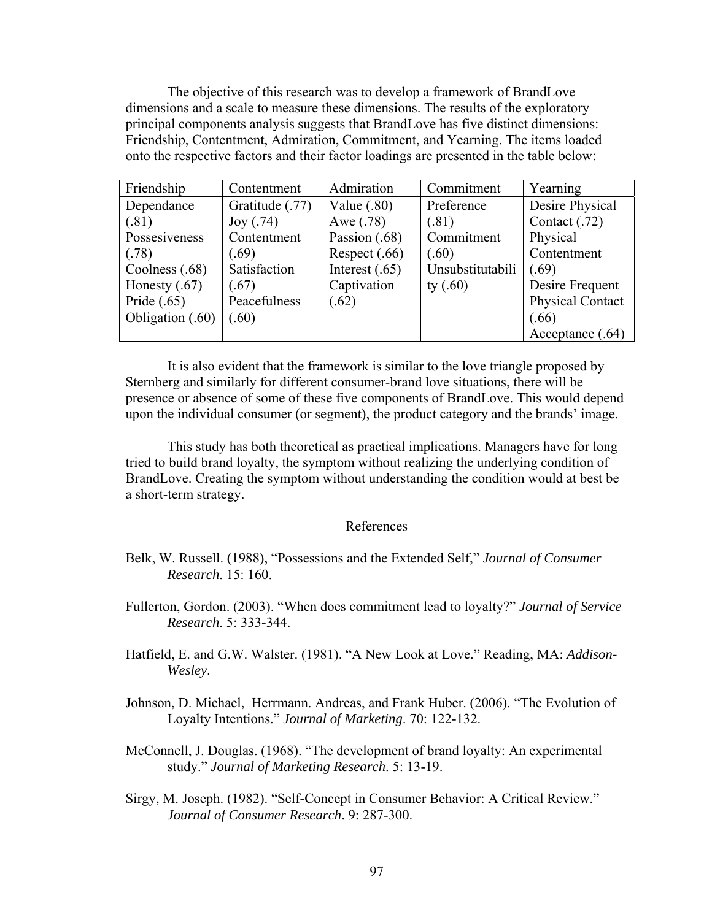The objective of this research was to develop a framework of BrandLove dimensions and a scale to measure these dimensions. The results of the exploratory principal components analysis suggests that BrandLove has five distinct dimensions: Friendship, Contentment, Admiration, Commitment, and Yearning. The items loaded onto the respective factors and their factor loadings are presented in the table below:

| Friendship | Contentment | Admiration | Commitment | Yearning |
|---|---|---|---|---|
| Dependance (.81) | Gratitude (.77) | Value (.80) | Preference (.81) | Desire Physical Contact (.72) |
| Possesiveness (.78) | Joy (.74) | Awe (.78) | Commitment (.60) | Physical Contentment (.69) |
| Coolness (.68) | Contentment (.69) | Passion (.68) | Unsubstitutability (.60) | Desire Frequent Physical Contact (.66) |
| Honesty (.67) | Satisfaction (.67) | Respect (.66) | | Acceptance (.64) |
| Pride (.65) | Peacefulness (.60) | Interest (.65) | | |
| Obligation (.60) | | Captivation (.62) | | |

It is also evident that the framework is similar to the love triangle proposed by Sternberg and similarly for different consumer-brand love situations, there will be presence or absence of some of these five components of BrandLove. This would depend upon the individual consumer (or segment), the product category and the brands' image.

This study has both theoretical as practical implications. Managers have for long tried to build brand loyalty, the symptom without realizing the underlying condition of BrandLove. Creating the symptom without understanding the condition would at best be a short-term strategy.

## References

Belk, W. Russell. (1988), "Possessions and the Extended Self," *Journal of Consumer Research*. 15: 160.

Fullerton, Gordon. (2003). "When does commitment lead to loyalty?" *Journal of Service Research*. 5: 333-344.

Hatfield, E. and G.W. Walster. (1981). "A New Look at Love." Reading, MA: *Addison-Wesley*.

Johnson, D. Michael, Herrmann. Andreas, and Frank Huber. (2006). "The Evolution of Loyalty Intentions." *Journal of Marketing*. 70: 122-132.

McConnell, J. Douglas. (1968). "The development of brand loyalty: An experimental study." *Journal of Marketing Research*. 5: 13-19.

Sirgy, M. Joseph. (1982). "Self-Concept in Consumer Behavior: A Critical Review." *Journal of Consumer Research*. 9: 287-300.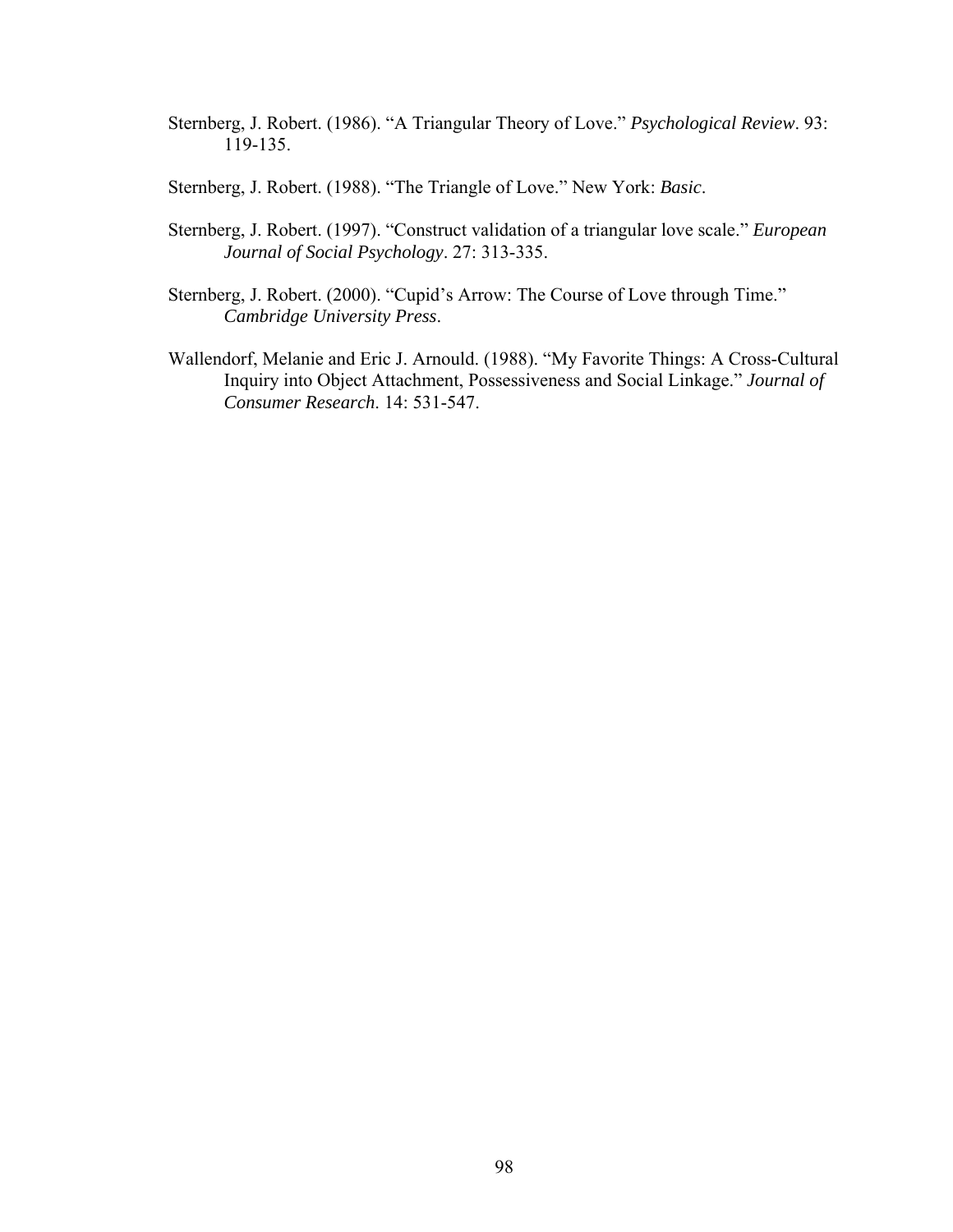Sternberg, J. Robert. (1986). “A Triangular Theory of Love.” *Psychological Review*. 93: 119-135.

Sternberg, J. Robert. (1988). “The Triangle of Love.” New York: *Basic*.

Sternberg, J. Robert. (1997). “Construct validation of a triangular love scale.” *European Journal of Social Psychology*. 27: 313-335.

Sternberg, J. Robert. (2000). “Cupid’s Arrow: The Course of Love through Time.” *Cambridge University Press*.

Wallendorf, Melanie and Eric J. Arnould. (1988). “My Favorite Things: A Cross-Cultural Inquiry into Object Attachment, Possessiveness and Social Linkage.” *Journal of Consumer Research*. 14: 531-547.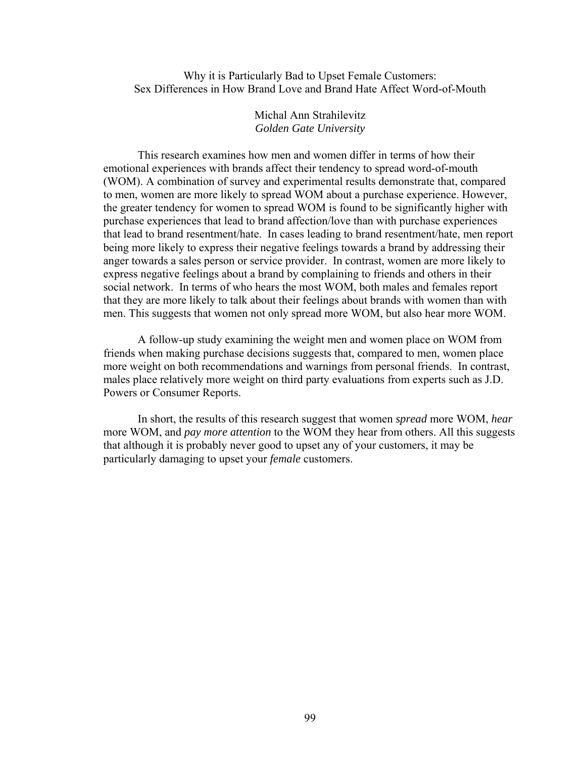# Why it is Particularly Bad to Upset Female Customers: Sex Differences in How Brand Love and Brand Hate Affect Word-of-Mouth

Michal Ann Strahilevitz
*Golden Gate University*

This research examines how men and women differ in terms of how their emotional experiences with brands affect their tendency to spread word-of-mouth (WOM). A combination of survey and experimental results demonstrate that, compared to men, women are more likely to spread WOM about a purchase experience. However, the greater tendency for women to spread WOM is found to be significantly higher with purchase experiences that lead to brand affection/love than with purchase experiences that lead to brand resentment/hate. In cases leading to brand resentment/hate, men report being more likely to express their negative feelings towards a brand by addressing their anger towards a sales person or service provider. In contrast, women are more likely to express negative feelings about a brand by complaining to friends and others in their social network. In terms of who hears the most WOM, both males and females report that they are more likely to talk about their feelings about brands with women than with men. This suggests that women not only spread more WOM, but also hear more WOM.

A follow-up study examining the weight men and women place on WOM from friends when making purchase decisions suggests that, compared to men, women place more weight on both recommendations and warnings from personal friends. In contrast, males place relatively more weight on third party evaluations from experts such as J.D. Powers or Consumer Reports.

In short, the results of this research suggest that women *spread* more WOM, *hear* more WOM, and *pay more attention* to the WOM they hear from others. All this suggests that although it is probably never good to upset any of your customers, it may be particularly damaging to upset your *female* customers.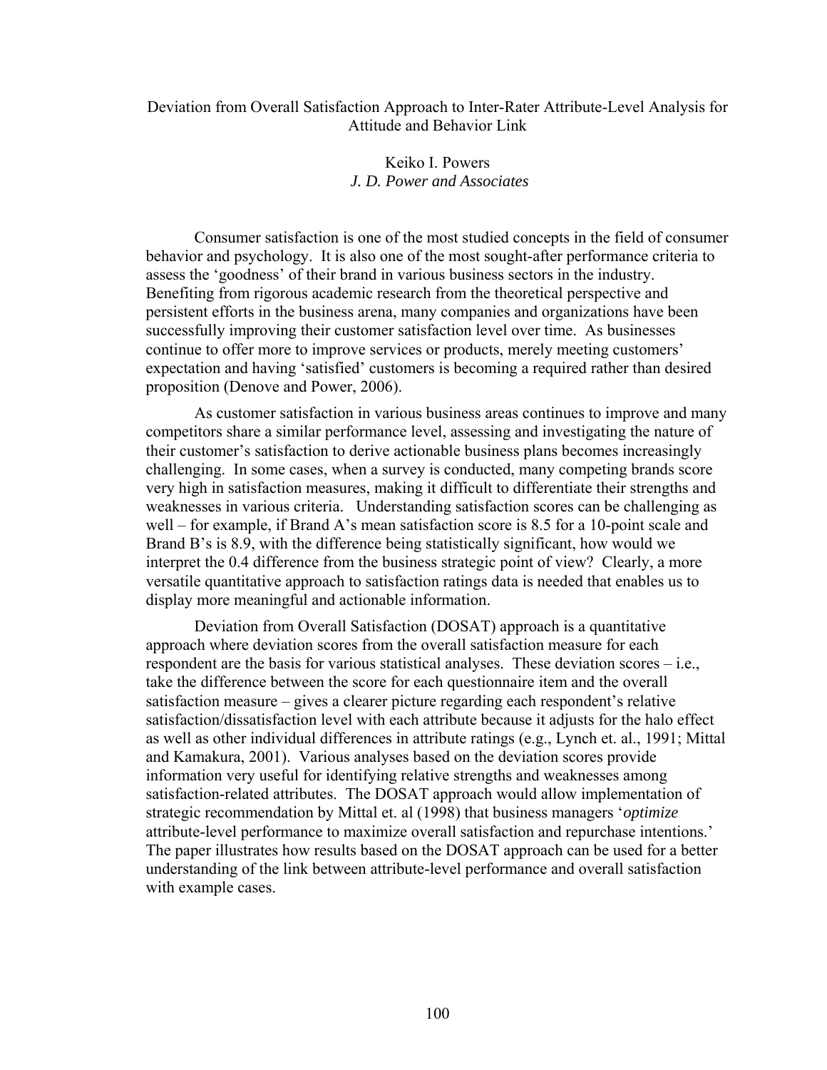# Deviation from Overall Satisfaction Approach to Inter-Rater Attribute-Level Analysis for Attitude and Behavior Link

Keiko I. Powers
*J. D. Power and Associates*

Consumer satisfaction is one of the most studied concepts in the field of consumer behavior and psychology. It is also one of the most sought-after performance criteria to assess the 'goodness' of their brand in various business sectors in the industry. Benefiting from rigorous academic research from the theoretical perspective and persistent efforts in the business arena, many companies and organizations have been successfully improving their customer satisfaction level over time. As businesses continue to offer more to improve services or products, merely meeting customers' expectation and having 'satisfied' customers is becoming a required rather than desired proposition (Denove and Power, 2006).

As customer satisfaction in various business areas continues to improve and many competitors share a similar performance level, assessing and investigating the nature of their customer's satisfaction to derive actionable business plans becomes increasingly challenging. In some cases, when a survey is conducted, many competing brands score very high in satisfaction measures, making it difficult to differentiate their strengths and weaknesses in various criteria. Understanding satisfaction scores can be challenging as well – for example, if Brand A's mean satisfaction score is 8.5 for a 10-point scale and Brand B's is 8.9, with the difference being statistically significant, how would we interpret the 0.4 difference from the business strategic point of view? Clearly, a more versatile quantitative approach to satisfaction ratings data is needed that enables us to display more meaningful and actionable information.

Deviation from Overall Satisfaction (DOSAT) approach is a quantitative approach where deviation scores from the overall satisfaction measure for each respondent are the basis for various statistical analyses. These deviation scores – i.e., take the difference between the score for each questionnaire item and the overall satisfaction measure – gives a clearer picture regarding each respondent's relative satisfaction/dissatisfaction level with each attribute because it adjusts for the halo effect as well as other individual differences in attribute ratings (e.g., Lynch et. al., 1991; Mittal and Kamakura, 2001). Various analyses based on the deviation scores provide information very useful for identifying relative strengths and weaknesses among satisfaction-related attributes. The DOSAT approach would allow implementation of strategic recommendation by Mittal et. al (1998) that business managers '*optimize* attribute-level performance to maximize overall satisfaction and repurchase intentions.' The paper illustrates how results based on the DOSAT approach can be used for a better understanding of the link between attribute-level performance and overall satisfaction with example cases.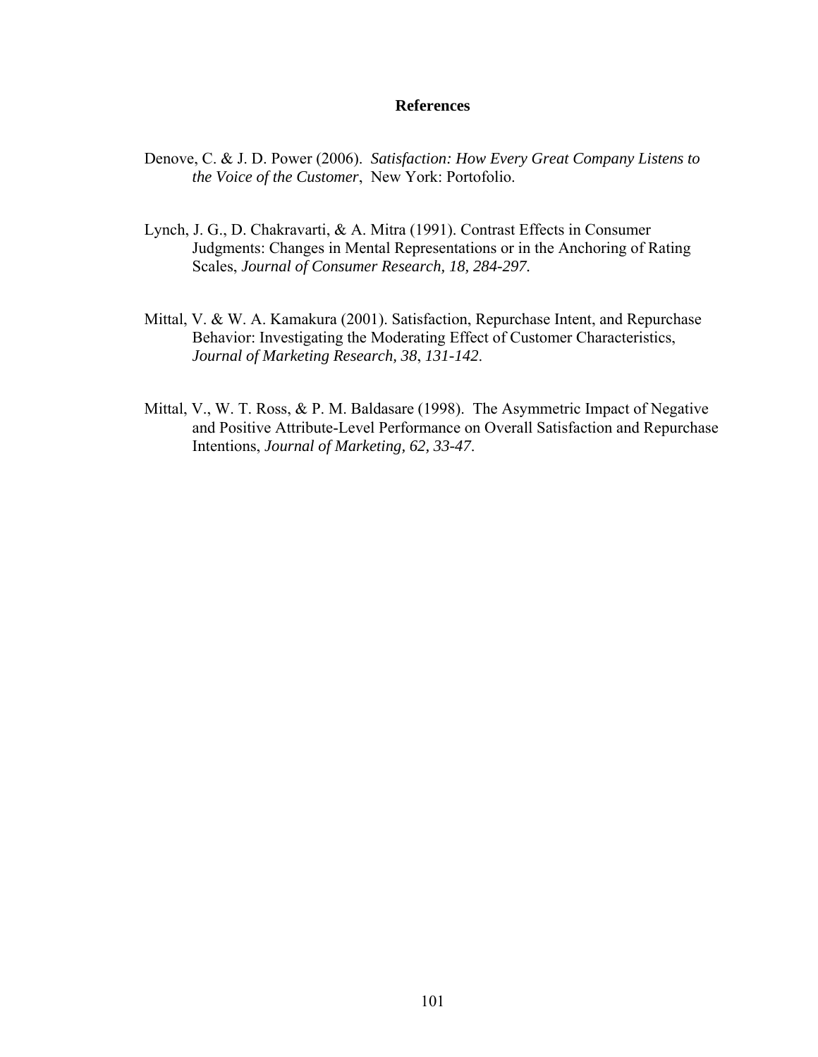# References

Denove, C. & J. D. Power (2006). *Satisfaction: How Every Great Company Listens to the Voice of the Customer*, New York: Portofolio.

Lynch, J. G., D. Chakravarti, & A. Mitra (1991). Contrast Effects in Consumer Judgments: Changes in Mental Representations or in the Anchoring of Rating Scales, *Journal of Consumer Research, 18, 284-297.*

Mittal, V. & W. A. Kamakura (2001). Satisfaction, Repurchase Intent, and Repurchase Behavior: Investigating the Moderating Effect of Customer Characteristics, *Journal of Marketing Research, 38*, *131-142*.

Mittal, V., W. T. Ross, & P. M. Baldasare (1998). The Asymmetric Impact of Negative and Positive Attribute-Level Performance on Overall Satisfaction and Repurchase Intentions, *Journal of Marketing, 62, 33-47*.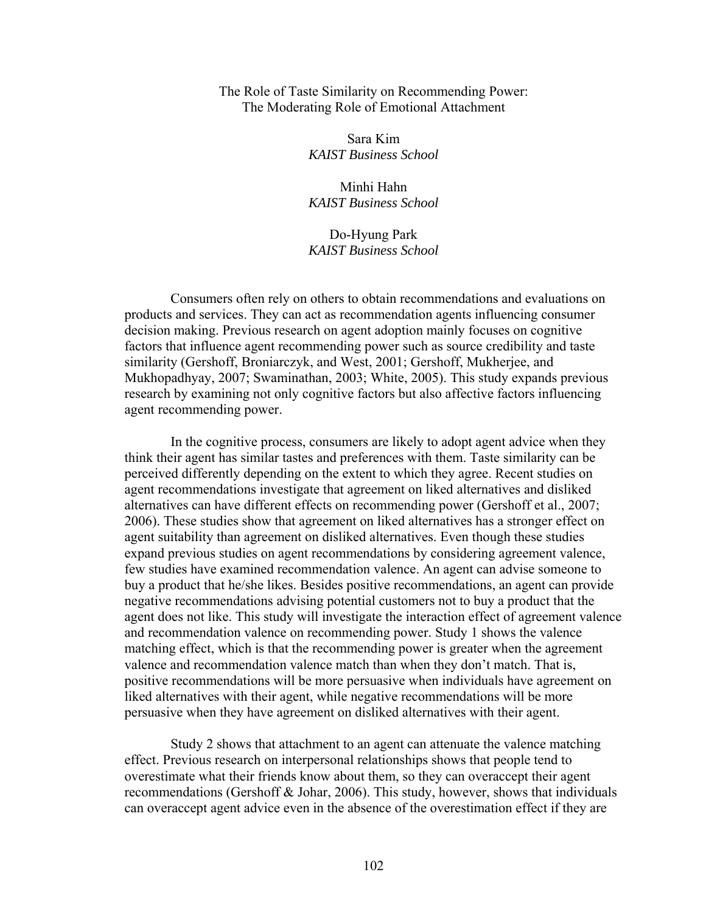# The Role of Taste Similarity on Recommending Power: The Moderating Role of Emotional Attachment

Sara Kim  
*KAIST Business School*

Minhi Hahn  
*KAIST Business School*

Do-Hyung Park  
*KAIST Business School*

Consumers often rely on others to obtain recommendations and evaluations on products and services. They can act as recommendation agents influencing consumer decision making. Previous research on agent adoption mainly focuses on cognitive factors that influence agent recommending power such as source credibility and taste similarity (Gershoff, Broniarczyk, and West, 2001; Gershoff, Mukherjee, and Mukhopadhyay, 2007; Swaminathan, 2003; White, 2005). This study expands previous research by examining not only cognitive factors but also affective factors influencing agent recommending power.

In the cognitive process, consumers are likely to adopt agent advice when they think their agent has similar tastes and preferences with them. Taste similarity can be perceived differently depending on the extent to which they agree. Recent studies on agent recommendations investigate that agreement on liked alternatives and disliked alternatives can have different effects on recommending power (Gershoff et al., 2007; 2006). These studies show that agreement on liked alternatives has a stronger effect on agent suitability than agreement on disliked alternatives. Even though these studies expand previous studies on agent recommendations by considering agreement valence, few studies have examined recommendation valence. An agent can advise someone to buy a product that he/she likes. Besides positive recommendations, an agent can provide negative recommendations advising potential customers not to buy a product that the agent does not like. This study will investigate the interaction effect of agreement valence and recommendation valence on recommending power. Study 1 shows the valence matching effect, which is that the recommending power is greater when the agreement valence and recommendation valence match than when they don't match. That is, positive recommendations will be more persuasive when individuals have agreement on liked alternatives with their agent, while negative recommendations will be more persuasive when they have agreement on disliked alternatives with their agent.

Study 2 shows that attachment to an agent can attenuate the valence matching effect. Previous research on interpersonal relationships shows that people tend to overestimate what their friends know about them, so they can overaccept their agent recommendations (Gershoff & Johar, 2006). This study, however, shows that individuals can overaccept agent advice even in the absence of the overestimation effect if they are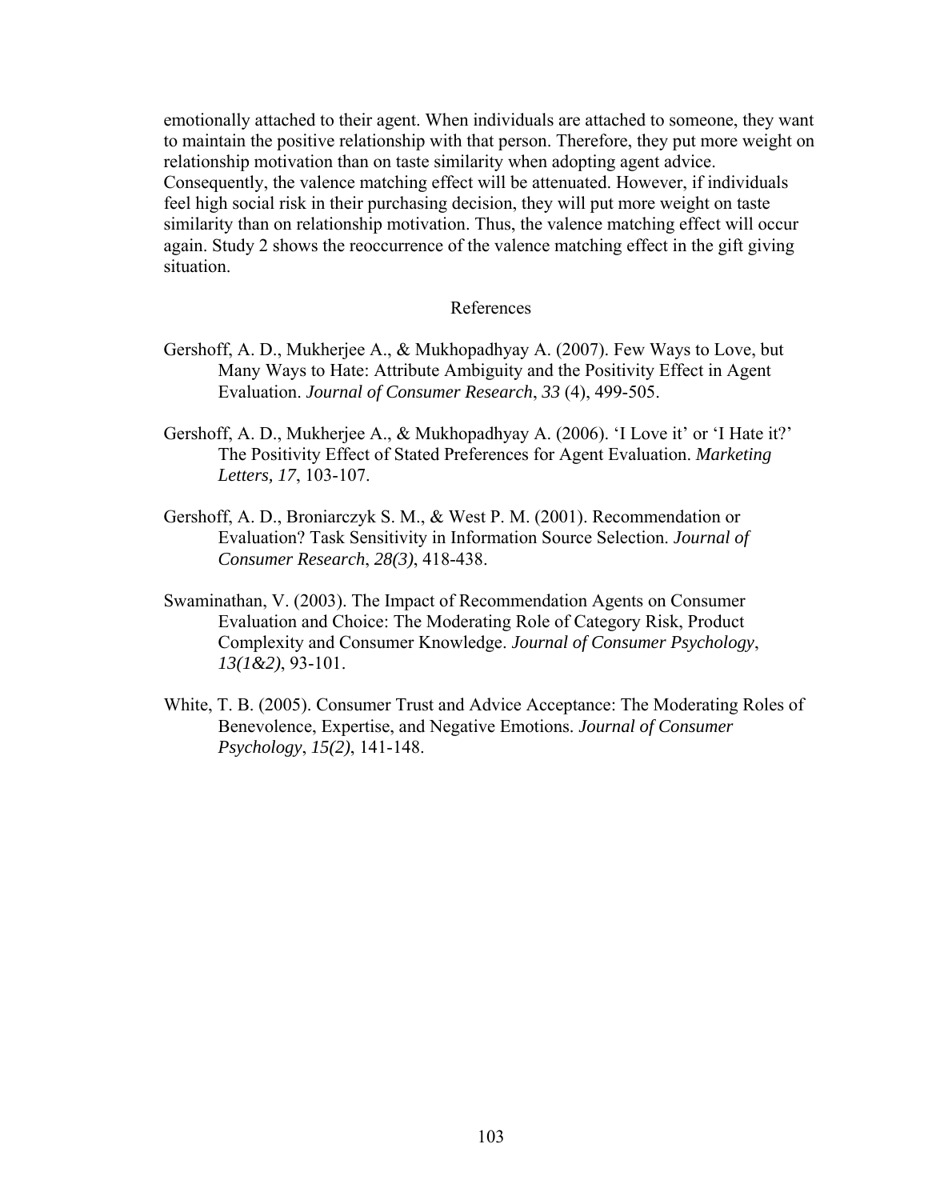emotionally attached to their agent. When individuals are attached to someone, they want to maintain the positive relationship with that person. Therefore, they put more weight on relationship motivation than on taste similarity when adopting agent advice. Consequently, the valence matching effect will be attenuated. However, if individuals feel high social risk in their purchasing decision, they will put more weight on taste similarity than on relationship motivation. Thus, the valence matching effect will occur again. Study 2 shows the reoccurrence of the valence matching effect in the gift giving situation.

## References

Gershoff, A. D., Mukherjee A., & Mukhopadhyay A. (2007). Few Ways to Love, but Many Ways to Hate: Attribute Ambiguity and the Positivity Effect in Agent Evaluation. *Journal of Consumer Research*, *33* (4), 499-505.

Gershoff, A. D., Mukherjee A., & Mukhopadhyay A. (2006). 'I Love it' or 'I Hate it?' The Positivity Effect of Stated Preferences for Agent Evaluation. *Marketing Letters, 17*, 103-107.

Gershoff, A. D., Broniarczyk S. M., & West P. M. (2001). Recommendation or Evaluation? Task Sensitivity in Information Source Selection. *Journal of Consumer Research*, *28(3)*, 418-438.

Swaminathan, V. (2003). The Impact of Recommendation Agents on Consumer Evaluation and Choice: The Moderating Role of Category Risk, Product Complexity and Consumer Knowledge. *Journal of Consumer Psychology*, *13(1&2)*, 93-101.

White, T. B. (2005). Consumer Trust and Advice Acceptance: The Moderating Roles of Benevolence, Expertise, and Negative Emotions. *Journal of Consumer Psychology*, *15(2)*, 141-148.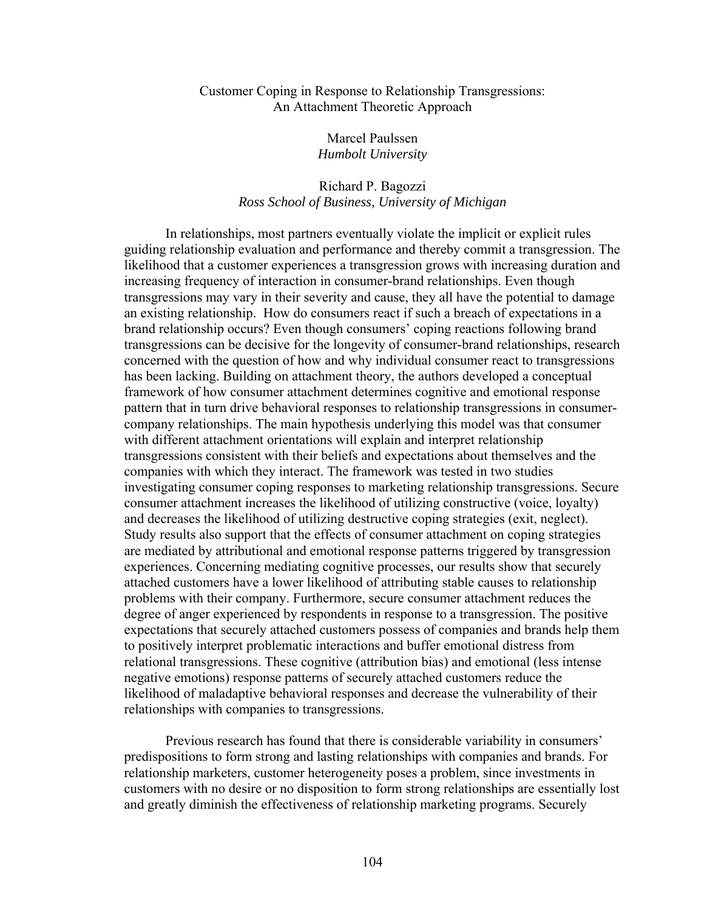Customer Coping in Response to Relationship Transgressions:
An Attachment Theoretic Approach

Marcel Paulssen
*Humbolt University*

Richard P. Bagozzi
*Ross School of Business, University of Michigan*

In relationships, most partners eventually violate the implicit or explicit rules guiding relationship evaluation and performance and thereby commit a transgression. The likelihood that a customer experiences a transgression grows with increasing duration and increasing frequency of interaction in consumer-brand relationships. Even though transgressions may vary in their severity and cause, they all have the potential to damage an existing relationship. How do consumers react if such a breach of expectations in a brand relationship occurs? Even though consumers' coping reactions following brand transgressions can be decisive for the longevity of consumer-brand relationships, research concerned with the question of how and why individual consumer react to transgressions has been lacking. Building on attachment theory, the authors developed a conceptual framework of how consumer attachment determines cognitive and emotional response pattern that in turn drive behavioral responses to relationship transgressions in consumer-company relationships. The main hypothesis underlying this model was that consumer with different attachment orientations will explain and interpret relationship transgressions consistent with their beliefs and expectations about themselves and the companies with which they interact. The framework was tested in two studies investigating consumer coping responses to marketing relationship transgressions. Secure consumer attachment increases the likelihood of utilizing constructive (voice, loyalty) and decreases the likelihood of utilizing destructive coping strategies (exit, neglect). Study results also support that the effects of consumer attachment on coping strategies are mediated by attributional and emotional response patterns triggered by transgression experiences. Concerning mediating cognitive processes, our results show that securely attached customers have a lower likelihood of attributing stable causes to relationship problems with their company. Furthermore, secure consumer attachment reduces the degree of anger experienced by respondents in response to a transgression. The positive expectations that securely attached customers possess of companies and brands help them to positively interpret problematic interactions and buffer emotional distress from relational transgressions. These cognitive (attribution bias) and emotional (less intense negative emotions) response patterns of securely attached customers reduce the likelihood of maladaptive behavioral responses and decrease the vulnerability of their relationships with companies to transgressions.

Previous research has found that there is considerable variability in consumers' predispositions to form strong and lasting relationships with companies and brands. For relationship marketers, customer heterogeneity poses a problem, since investments in customers with no desire or no disposition to form strong relationships are essentially lost and greatly diminish the effectiveness of relationship marketing programs. Securely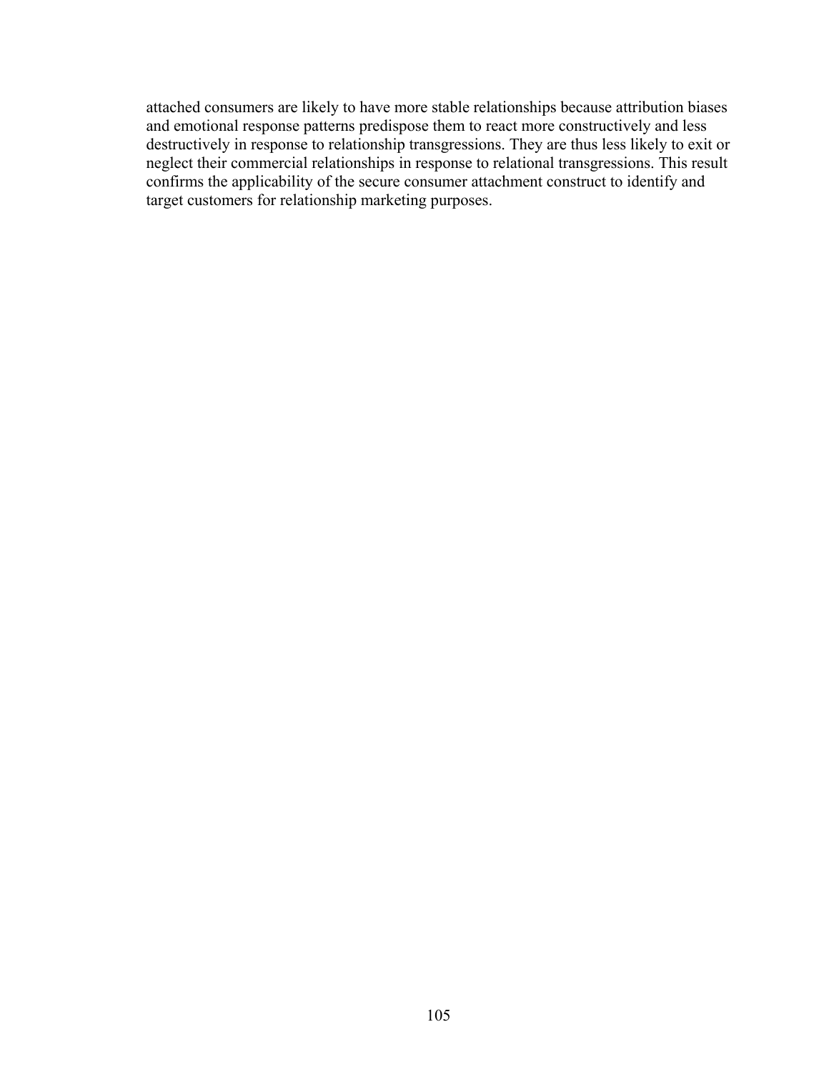attached consumers are likely to have more stable relationships because attribution biases and emotional response patterns predispose them to react more constructively and less destructively in response to relationship transgressions. They are thus less likely to exit or neglect their commercial relationships in response to relational transgressions. This result confirms the applicability of the secure consumer attachment construct to identify and target customers for relationship marketing purposes.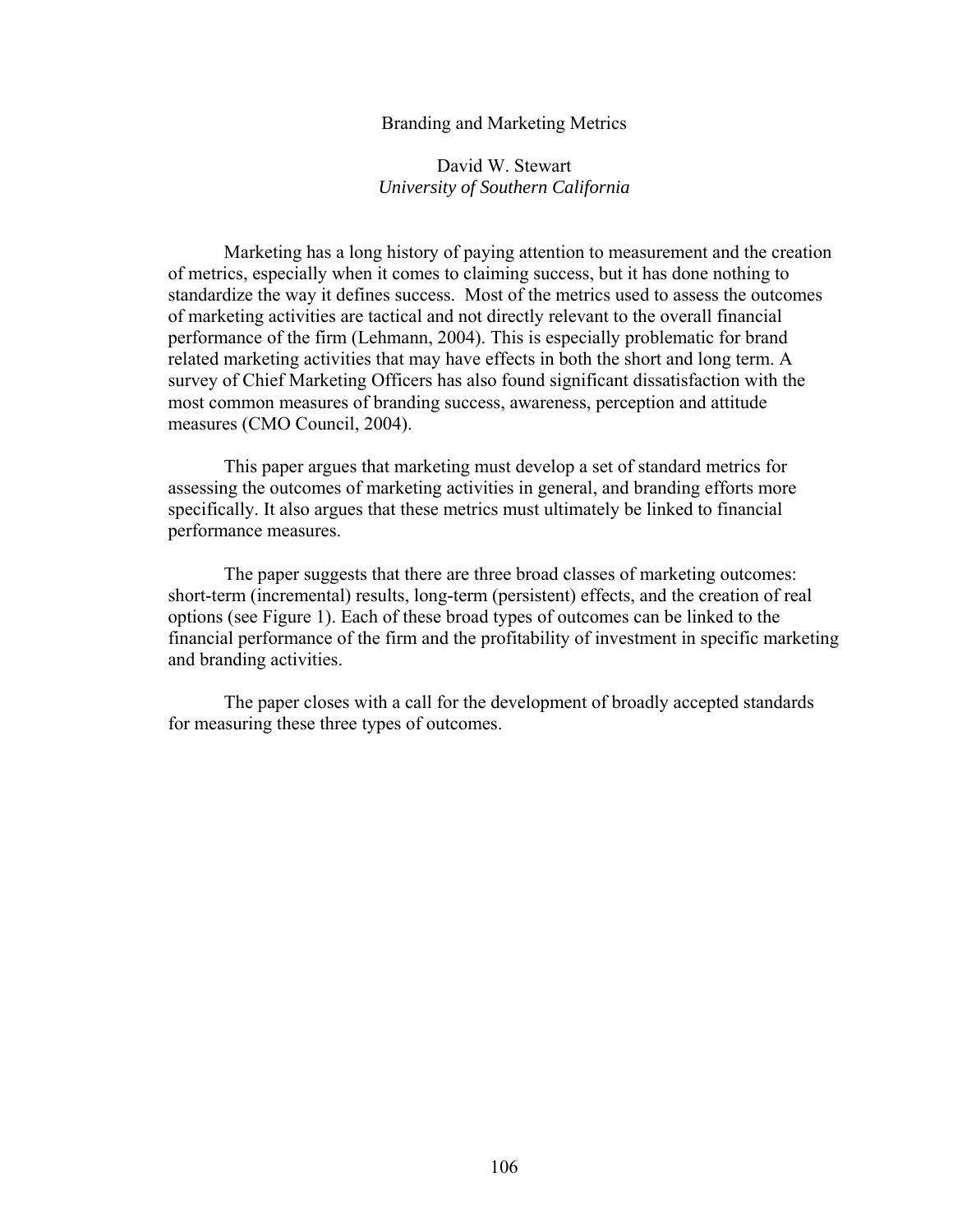# Branding and Marketing Metrics

David W. Stewart
*University of Southern California*

Marketing has a long history of paying attention to measurement and the creation of metrics, especially when it comes to claiming success, but it has done nothing to standardize the way it defines success. Most of the metrics used to assess the outcomes of marketing activities are tactical and not directly relevant to the overall financial performance of the firm (Lehmann, 2004). This is especially problematic for brand related marketing activities that may have effects in both the short and long term. A survey of Chief Marketing Officers has also found significant dissatisfaction with the most common measures of branding success, awareness, perception and attitude measures (CMO Council, 2004).

This paper argues that marketing must develop a set of standard metrics for assessing the outcomes of marketing activities in general, and branding efforts more specifically. It also argues that these metrics must ultimately be linked to financial performance measures.

The paper suggests that there are three broad classes of marketing outcomes: short-term (incremental) results, long-term (persistent) effects, and the creation of real options (see Figure 1). Each of these broad types of outcomes can be linked to the financial performance of the firm and the profitability of investment in specific marketing and branding activities.

The paper closes with a call for the development of broadly accepted standards for measuring these three types of outcomes.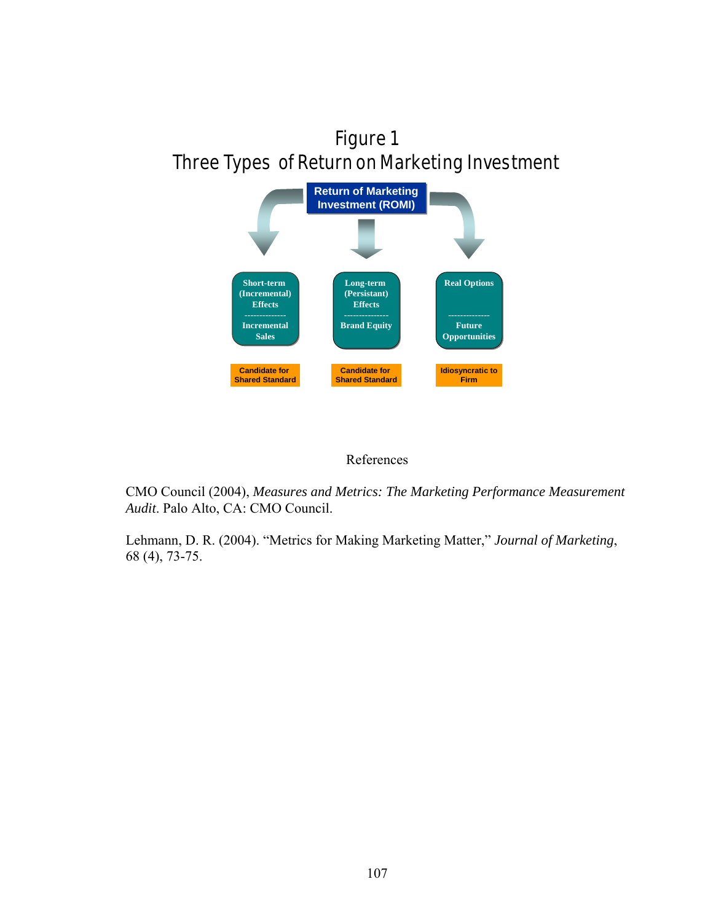Figure 1
Three Types of Return on Marketing Investment

Return of Marketing Investment (ROMI)

Short-term (Incremental) Effects
--------------
Incremental Sales

Long-term (Persistant) Effects
--------------
Brand Equity

Real Options
--------------
Future Opportunities

Candidate for Shared Standard

Candidate for Shared Standard

Idiosyncratic to Firm

## References

CMO Council (2004), *Measures and Metrics: The Marketing Performance Measurement Audit*. Palo Alto, CA: CMO Council.

Lehmann, D. R. (2004). "Metrics for Making Marketing Matter," *Journal of Marketing*, 68 (4), 73-75.